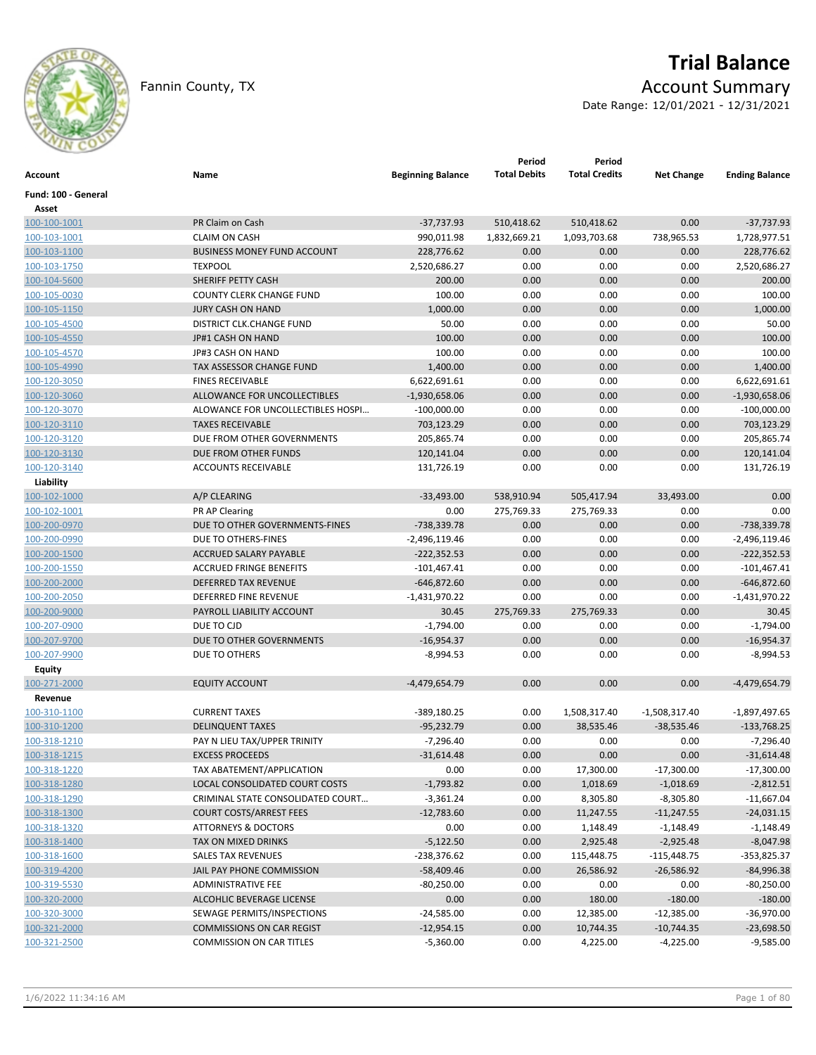# Trial Balance

Fannin County, TX

## Account Summary

Date Range: 12/01/2021 - 12/31/2021

| Account | Name | Beginning Balance | Period Total Debits | Period Total Credits | Net Change | Ending Balance |
|---|---|---|---|---|---|---|
| **Fund: 100 - General** | | | | | | |
| **Asset** | | | | | | |
| 100-100-1001 | PR Claim on Cash | -37,737.93 | 510,418.62 | 510,418.62 | 0.00 | -37,737.93 |
| 100-103-1001 | CLAIM ON CASH | 990,011.98 | 1,832,669.21 | 1,093,703.68 | 738,965.53 | 1,728,977.51 |
| 100-103-1100 | BUSINESS MONEY FUND ACCOUNT | 228,776.62 | 0.00 | 0.00 | 0.00 | 228,776.62 |
| 100-103-1750 | TEXPOOL | 2,520,686.27 | 0.00 | 0.00 | 0.00 | 2,520,686.27 |
| 100-104-5600 | SHERIFF PETTY CASH | 200.00 | 0.00 | 0.00 | 0.00 | 200.00 |
| 100-105-0030 | COUNTY CLERK CHANGE FUND | 100.00 | 0.00 | 0.00 | 0.00 | 100.00 |
| 100-105-1150 | JURY CASH ON HAND | 1,000.00 | 0.00 | 0.00 | 0.00 | 1,000.00 |
| 100-105-4500 | DISTRICT CLK.CHANGE FUND | 50.00 | 0.00 | 0.00 | 0.00 | 50.00 |
| 100-105-4550 | JP#1 CASH ON HAND | 100.00 | 0.00 | 0.00 | 0.00 | 100.00 |
| 100-105-4570 | JP#3 CASH ON HAND | 100.00 | 0.00 | 0.00 | 0.00 | 100.00 |
| 100-105-4990 | TAX ASSESSOR CHANGE FUND | 1,400.00 | 0.00 | 0.00 | 0.00 | 1,400.00 |
| 100-120-3050 | FINES RECEIVABLE | 6,622,691.61 | 0.00 | 0.00 | 0.00 | 6,622,691.61 |
| 100-120-3060 | ALLOWANCE FOR UNCOLLECTIBLES | -1,930,658.06 | 0.00 | 0.00 | 0.00 | -1,930,658.06 |
| 100-120-3070 | ALOWANCE FOR UNCOLLECTIBLES HOSPI… | -100,000.00 | 0.00 | 0.00 | 0.00 | -100,000.00 |
| 100-120-3110 | TAXES RECEIVABLE | 703,123.29 | 0.00 | 0.00 | 0.00 | 703,123.29 |
| 100-120-3120 | DUE FROM OTHER GOVERNMENTS | 205,865.74 | 0.00 | 0.00 | 0.00 | 205,865.74 |
| 100-120-3130 | DUE FROM OTHER FUNDS | 120,141.04 | 0.00 | 0.00 | 0.00 | 120,141.04 |
| 100-120-3140 | ACCOUNTS RECEIVABLE | 131,726.19 | 0.00 | 0.00 | 0.00 | 131,726.19 |
| **Liability** | | | | | | |
| 100-102-1000 | A/P CLEARING | -33,493.00 | 538,910.94 | 505,417.94 | 33,493.00 | 0.00 |
| 100-102-1001 | PR AP Clearing | 0.00 | 275,769.33 | 275,769.33 | 0.00 | 0.00 |
| 100-200-0970 | DUE TO OTHER GOVERNMENTS-FINES | -738,339.78 | 0.00 | 0.00 | 0.00 | -738,339.78 |
| 100-200-0990 | DUE TO OTHERS-FINES | -2,496,119.46 | 0.00 | 0.00 | 0.00 | -2,496,119.46 |
| 100-200-1500 | ACCRUED SALARY PAYABLE | -222,352.53 | 0.00 | 0.00 | 0.00 | -222,352.53 |
| 100-200-1550 | ACCRUED FRINGE BENEFITS | -101,467.41 | 0.00 | 0.00 | 0.00 | -101,467.41 |
| 100-200-2000 | DEFERRED TAX REVENUE | -646,872.60 | 0.00 | 0.00 | 0.00 | -646,872.60 |
| 100-200-2050 | DEFERRED FINE REVENUE | -1,431,970.22 | 0.00 | 0.00 | 0.00 | -1,431,970.22 |
| 100-200-9000 | PAYROLL LIABILITY ACCOUNT | 30.45 | 275,769.33 | 275,769.33 | 0.00 | 30.45 |
| 100-207-0900 | DUE TO CJD | -1,794.00 | 0.00 | 0.00 | 0.00 | -1,794.00 |
| 100-207-9700 | DUE TO OTHER GOVERNMENTS | -16,954.37 | 0.00 | 0.00 | 0.00 | -16,954.37 |
| 100-207-9900 | DUE TO OTHERS | -8,994.53 | 0.00 | 0.00 | 0.00 | -8,994.53 |
| **Equity** | | | | | | |
| 100-271-2000 | EQUITY ACCOUNT | -4,479,654.79 | 0.00 | 0.00 | 0.00 | -4,479,654.79 |
| **Revenue** | | | | | | |
| 100-310-1100 | CURRENT TAXES | -389,180.25 | 0.00 | 1,508,317.40 | -1,508,317.40 | -1,897,497.65 |
| 100-310-1200 | DELINQUENT TAXES | -95,232.79 | 0.00 | 38,535.46 | -38,535.46 | -133,768.25 |
| 100-318-1210 | PAY N LIEU TAX/UPPER TRINITY | -7,296.40 | 0.00 | 0.00 | 0.00 | -7,296.40 |
| 100-318-1215 | EXCESS PROCEEDS | -31,614.48 | 0.00 | 0.00 | 0.00 | -31,614.48 |
| 100-318-1220 | TAX ABATEMENT/APPLICATION | 0.00 | 0.00 | 17,300.00 | -17,300.00 | -17,300.00 |
| 100-318-1280 | LOCAL CONSOLIDATED COURT COSTS | -1,793.82 | 0.00 | 1,018.69 | -1,018.69 | -2,812.51 |
| 100-318-1290 | CRIMINAL STATE CONSOLIDATED COURT… | -3,361.24 | 0.00 | 8,305.80 | -8,305.80 | -11,667.04 |
| 100-318-1300 | COURT COSTS/ARREST FEES | -12,783.60 | 0.00 | 11,247.55 | -11,247.55 | -24,031.15 |
| 100-318-1320 | ATTORNEYS & DOCTORS | 0.00 | 0.00 | 1,148.49 | -1,148.49 | -1,148.49 |
| 100-318-1400 | TAX ON MIXED DRINKS | -5,122.50 | 0.00 | 2,925.48 | -2,925.48 | -8,047.98 |
| 100-318-1600 | SALES TAX REVENUES | -238,376.62 | 0.00 | 115,448.75 | -115,448.75 | -353,825.37 |
| 100-319-4200 | JAIL PAY PHONE COMMISSION | -58,409.46 | 0.00 | 26,586.92 | -26,586.92 | -84,996.38 |
| 100-319-5530 | ADMINISTRATIVE FEE | -80,250.00 | 0.00 | 0.00 | 0.00 | -80,250.00 |
| 100-320-2000 | ALCOHLIC BEVERAGE LICENSE | 0.00 | 0.00 | 180.00 | -180.00 | -180.00 |
| 100-320-3000 | SEWAGE PERMITS/INSPECTIONS | -24,585.00 | 0.00 | 12,385.00 | -12,385.00 | -36,970.00 |
| 100-321-2000 | COMMISSIONS ON CAR REGIST | -12,954.15 | 0.00 | 10,744.35 | -10,744.35 | -23,698.50 |
| 100-321-2500 | COMMISSION ON CAR TITLES | -5,360.00 | 0.00 | 4,225.00 | -4,225.00 | -9,585.00 |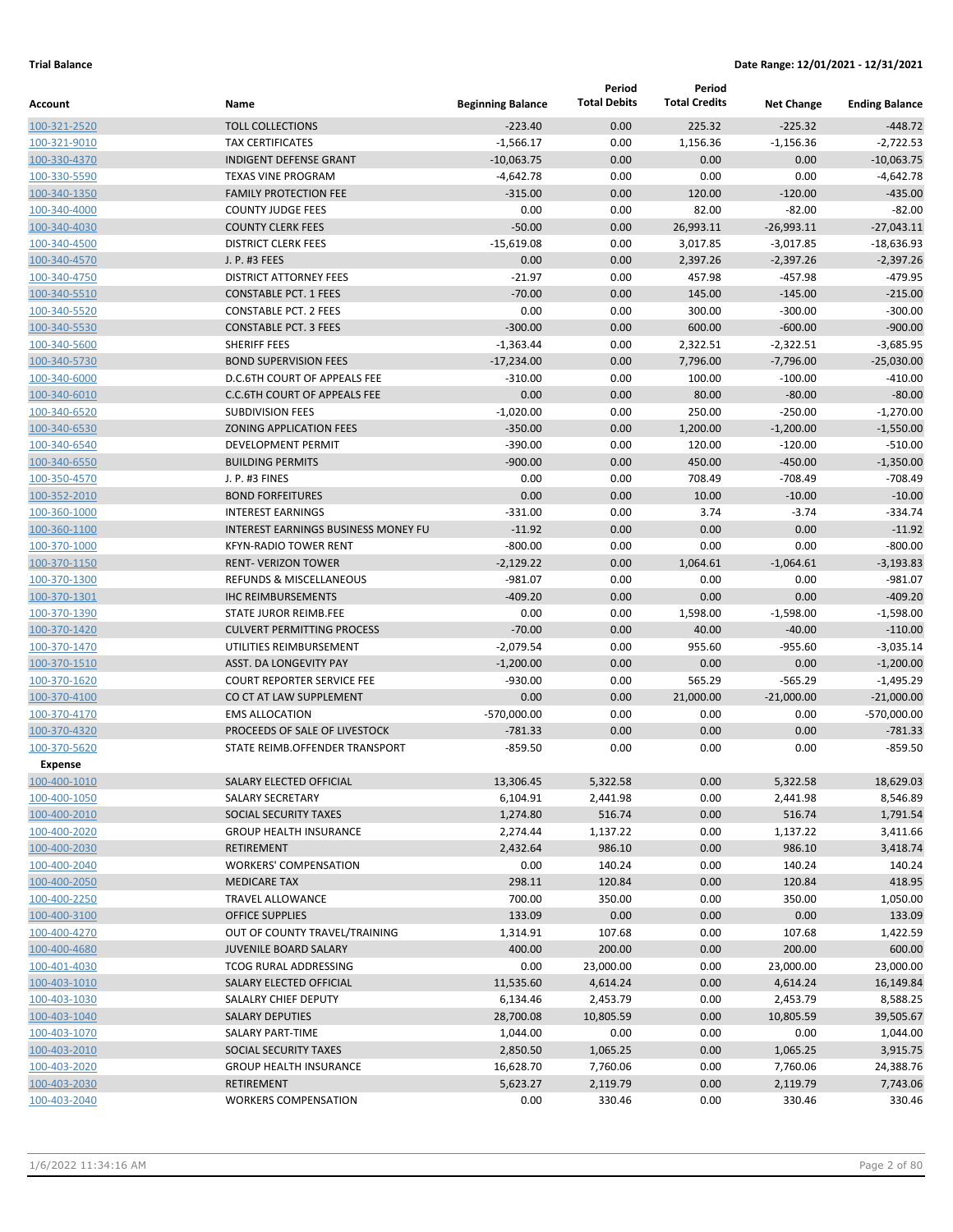**Trial Balance** | **Date Range: 12/01/2021 - 12/31/2021**

| Account | Name | Beginning Balance | Period Total Debits | Period Total Credits | Net Change | Ending Balance |
|---|---|---|---|---|---|---|
| 100-321-2520 | TOLL COLLECTIONS | -223.40 | 0.00 | 225.32 | -225.32 | -448.72 |
| 100-321-9010 | TAX CERTIFICATES | -1,566.17 | 0.00 | 1,156.36 | -1,156.36 | -2,722.53 |
| 100-330-4370 | INDIGENT DEFENSE GRANT | -10,063.75 | 0.00 | 0.00 | 0.00 | -10,063.75 |
| 100-330-5590 | TEXAS VINE PROGRAM | -4,642.78 | 0.00 | 0.00 | 0.00 | -4,642.78 |
| 100-340-1350 | FAMILY PROTECTION FEE | -315.00 | 0.00 | 120.00 | -120.00 | -435.00 |
| 100-340-4000 | COUNTY JUDGE FEES | 0.00 | 0.00 | 82.00 | -82.00 | -82.00 |
| 100-340-4030 | COUNTY CLERK FEES | -50.00 | 0.00 | 26,993.11 | -26,993.11 | -27,043.11 |
| 100-340-4500 | DISTRICT CLERK FEES | -15,619.08 | 0.00 | 3,017.85 | -3,017.85 | -18,636.93 |
| 100-340-4570 | J. P. #3 FEES | 0.00 | 0.00 | 2,397.26 | -2,397.26 | -2,397.26 |
| 100-340-4750 | DISTRICT ATTORNEY FEES | -21.97 | 0.00 | 457.98 | -457.98 | -479.95 |
| 100-340-5510 | CONSTABLE PCT. 1 FEES | -70.00 | 0.00 | 145.00 | -145.00 | -215.00 |
| 100-340-5520 | CONSTABLE PCT. 2 FEES | 0.00 | 0.00 | 300.00 | -300.00 | -300.00 |
| 100-340-5530 | CONSTABLE PCT. 3 FEES | -300.00 | 0.00 | 600.00 | -600.00 | -900.00 |
| 100-340-5600 | SHERIFF FEES | -1,363.44 | 0.00 | 2,322.51 | -2,322.51 | -3,685.95 |
| 100-340-5730 | BOND SUPERVISION FEES | -17,234.00 | 0.00 | 7,796.00 | -7,796.00 | -25,030.00 |
| 100-340-6000 | D.C.6TH COURT OF APPEALS FEE | -310.00 | 0.00 | 100.00 | -100.00 | -410.00 |
| 100-340-6010 | C.C.6TH COURT OF APPEALS FEE | 0.00 | 0.00 | 80.00 | -80.00 | -80.00 |
| 100-340-6520 | SUBDIVISION FEES | -1,020.00 | 0.00 | 250.00 | -250.00 | -1,270.00 |
| 100-340-6530 | ZONING APPLICATION FEES | -350.00 | 0.00 | 1,200.00 | -1,200.00 | -1,550.00 |
| 100-340-6540 | DEVELOPMENT PERMIT | -390.00 | 0.00 | 120.00 | -120.00 | -510.00 |
| 100-340-6550 | BUILDING PERMITS | -900.00 | 0.00 | 450.00 | -450.00 | -1,350.00 |
| 100-350-4570 | J. P. #3 FINES | 0.00 | 0.00 | 708.49 | -708.49 | -708.49 |
| 100-352-2010 | BOND FORFEITURES | 0.00 | 0.00 | 10.00 | -10.00 | -10.00 |
| 100-360-1000 | INTEREST EARNINGS | -331.00 | 0.00 | 3.74 | -3.74 | -334.74 |
| 100-360-1100 | INTEREST EARNINGS BUSINESS MONEY FU | -11.92 | 0.00 | 0.00 | 0.00 | -11.92 |
| 100-370-1000 | KFYN-RADIO TOWER RENT | -800.00 | 0.00 | 0.00 | 0.00 | -800.00 |
| 100-370-1150 | RENT- VERIZON TOWER | -2,129.22 | 0.00 | 1,064.61 | -1,064.61 | -3,193.83 |
| 100-370-1300 | REFUNDS & MISCELLANEOUS | -981.07 | 0.00 | 0.00 | 0.00 | -981.07 |
| 100-370-1301 | IHC REIMBURSEMENTS | -409.20 | 0.00 | 0.00 | 0.00 | -409.20 |
| 100-370-1390 | STATE JUROR REIMB.FEE | 0.00 | 0.00 | 1,598.00 | -1,598.00 | -1,598.00 |
| 100-370-1420 | CULVERT PERMITTING PROCESS | -70.00 | 0.00 | 40.00 | -40.00 | -110.00 |
| 100-370-1470 | UTILITIES REIMBURSEMENT | -2,079.54 | 0.00 | 955.60 | -955.60 | -3,035.14 |
| 100-370-1510 | ASST. DA LONGEVITY PAY | -1,200.00 | 0.00 | 0.00 | 0.00 | -1,200.00 |
| 100-370-1620 | COURT REPORTER SERVICE FEE | -930.00 | 0.00 | 565.29 | -565.29 | -1,495.29 |
| 100-370-4100 | CO CT AT LAW SUPPLEMENT | 0.00 | 0.00 | 21,000.00 | -21,000.00 | -21,000.00 |
| 100-370-4170 | EMS ALLOCATION | -570,000.00 | 0.00 | 0.00 | 0.00 | -570,000.00 |
| 100-370-4320 | PROCEEDS OF SALE OF LIVESTOCK | -781.33 | 0.00 | 0.00 | 0.00 | -781.33 |
| 100-370-5620 | STATE REIMB.OFFENDER TRANSPORT | -859.50 | 0.00 | 0.00 | 0.00 | -859.50 |
| **Expense** | | | | | | |
| 100-400-1010 | SALARY ELECTED OFFICIAL | 13,306.45 | 5,322.58 | 0.00 | 5,322.58 | 18,629.03 |
| 100-400-1050 | SALARY SECRETARY | 6,104.91 | 2,441.98 | 0.00 | 2,441.98 | 8,546.89 |
| 100-400-2010 | SOCIAL SECURITY TAXES | 1,274.80 | 516.74 | 0.00 | 516.74 | 1,791.54 |
| 100-400-2020 | GROUP HEALTH INSURANCE | 2,274.44 | 1,137.22 | 0.00 | 1,137.22 | 3,411.66 |
| 100-400-2030 | RETIREMENT | 2,432.64 | 986.10 | 0.00 | 986.10 | 3,418.74 |
| 100-400-2040 | WORKERS' COMPENSATION | 0.00 | 140.24 | 0.00 | 140.24 | 140.24 |
| 100-400-2050 | MEDICARE TAX | 298.11 | 120.84 | 0.00 | 120.84 | 418.95 |
| 100-400-2250 | TRAVEL ALLOWANCE | 700.00 | 350.00 | 0.00 | 350.00 | 1,050.00 |
| 100-400-3100 | OFFICE SUPPLIES | 133.09 | 0.00 | 0.00 | 0.00 | 133.09 |
| 100-400-4270 | OUT OF COUNTY TRAVEL/TRAINING | 1,314.91 | 107.68 | 0.00 | 107.68 | 1,422.59 |
| 100-400-4680 | JUVENILE BOARD SALARY | 400.00 | 200.00 | 0.00 | 200.00 | 600.00 |
| 100-401-4030 | TCOG RURAL ADDRESSING | 0.00 | 23,000.00 | 0.00 | 23,000.00 | 23,000.00 |
| 100-403-1010 | SALARY ELECTED OFFICIAL | 11,535.60 | 4,614.24 | 0.00 | 4,614.24 | 16,149.84 |
| 100-403-1030 | SALALRY CHIEF DEPUTY | 6,134.46 | 2,453.79 | 0.00 | 2,453.79 | 8,588.25 |
| 100-403-1040 | SALARY DEPUTIES | 28,700.08 | 10,805.59 | 0.00 | 10,805.59 | 39,505.67 |
| 100-403-1070 | SALARY PART-TIME | 1,044.00 | 0.00 | 0.00 | 0.00 | 1,044.00 |
| 100-403-2010 | SOCIAL SECURITY TAXES | 2,850.50 | 1,065.25 | 0.00 | 1,065.25 | 3,915.75 |
| 100-403-2020 | GROUP HEALTH INSURANCE | 16,628.70 | 7,760.06 | 0.00 | 7,760.06 | 24,388.76 |
| 100-403-2030 | RETIREMENT | 5,623.27 | 2,119.79 | 0.00 | 2,119.79 | 7,743.06 |
| 100-403-2040 | WORKERS COMPENSATION | 0.00 | 330.46 | 0.00 | 330.46 | 330.46 |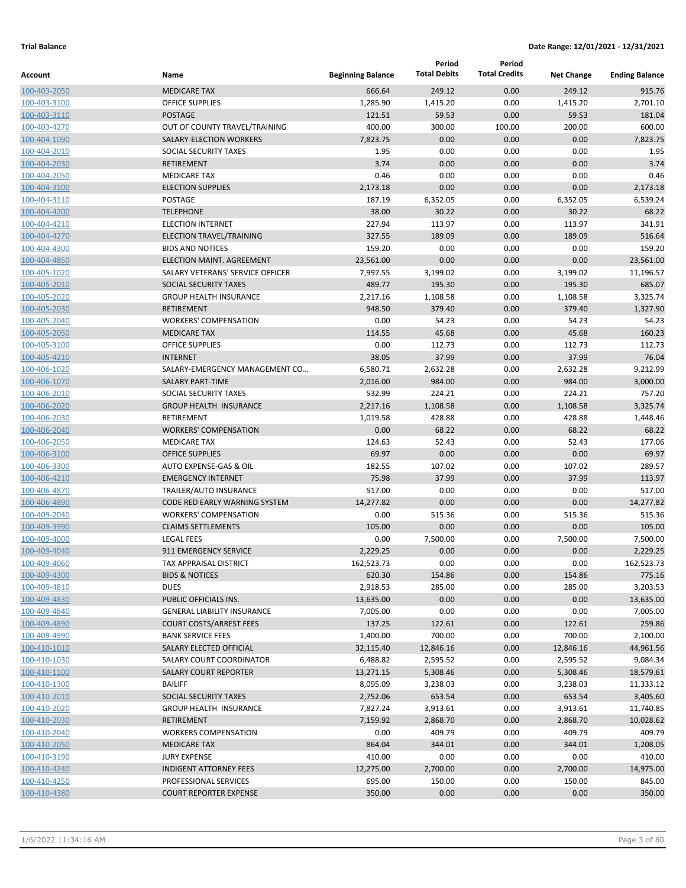**Trial Balance** **Date Range: 12/01/2021 - 12/31/2021**

| Account | Name | Beginning Balance | Period Total Debits | Period Total Credits | Net Change | Ending Balance |
|---|---|---|---|---|---|---|
| 100-403-2050 | MEDICARE TAX | 666.64 | 249.12 | 0.00 | 249.12 | 915.76 |
| 100-403-3100 | OFFICE SUPPLIES | 1,285.90 | 1,415.20 | 0.00 | 1,415.20 | 2,701.10 |
| 100-403-3110 | POSTAGE | 121.51 | 59.53 | 0.00 | 59.53 | 181.04 |
| 100-403-4270 | OUT OF COUNTY TRAVEL/TRAINING | 400.00 | 300.00 | 100.00 | 200.00 | 600.00 |
| 100-404-1090 | SALARY-ELECTION WORKERS | 7,823.75 | 0.00 | 0.00 | 0.00 | 7,823.75 |
| 100-404-2010 | SOCIAL SECURITY TAXES | 1.95 | 0.00 | 0.00 | 0.00 | 1.95 |
| 100-404-2030 | RETIREMENT | 3.74 | 0.00 | 0.00 | 0.00 | 3.74 |
| 100-404-2050 | MEDICARE TAX | 0.46 | 0.00 | 0.00 | 0.00 | 0.46 |
| 100-404-3100 | ELECTION SUPPLIES | 2,173.18 | 0.00 | 0.00 | 0.00 | 2,173.18 |
| 100-404-3110 | POSTAGE | 187.19 | 6,352.05 | 0.00 | 6,352.05 | 6,539.24 |
| 100-404-4200 | TELEPHONE | 38.00 | 30.22 | 0.00 | 30.22 | 68.22 |
| 100-404-4210 | ELECTION INTERNET | 227.94 | 113.97 | 0.00 | 113.97 | 341.91 |
| 100-404-4270 | ELECTION TRAVEL/TRAINING | 327.55 | 189.09 | 0.00 | 189.09 | 516.64 |
| 100-404-4300 | BIDS AND NOTICES | 159.20 | 0.00 | 0.00 | 0.00 | 159.20 |
| 100-404-4850 | ELECTION MAINT. AGREEMENT | 23,561.00 | 0.00 | 0.00 | 0.00 | 23,561.00 |
| 100-405-1020 | SALARY VETERANS' SERVICE OFFICER | 7,997.55 | 3,199.02 | 0.00 | 3,199.02 | 11,196.57 |
| 100-405-2010 | SOCIAL SECURITY TAXES | 489.77 | 195.30 | 0.00 | 195.30 | 685.07 |
| 100-405-2020 | GROUP HEALTH INSURANCE | 2,217.16 | 1,108.58 | 0.00 | 1,108.58 | 3,325.74 |
| 100-405-2030 | RETIREMENT | 948.50 | 379.40 | 0.00 | 379.40 | 1,327.90 |
| 100-405-2040 | WORKERS' COMPENSATION | 0.00 | 54.23 | 0.00 | 54.23 | 54.23 |
| 100-405-2050 | MEDICARE TAX | 114.55 | 45.68 | 0.00 | 45.68 | 160.23 |
| 100-405-3100 | OFFICE SUPPLIES | 0.00 | 112.73 | 0.00 | 112.73 | 112.73 |
| 100-405-4210 | INTERNET | 38.05 | 37.99 | 0.00 | 37.99 | 76.04 |
| 100-406-1020 | SALARY-EMERGENCY MANAGEMENT CO... | 6,580.71 | 2,632.28 | 0.00 | 2,632.28 | 9,212.99 |
| 100-406-1070 | SALARY PART-TIME | 2,016.00 | 984.00 | 0.00 | 984.00 | 3,000.00 |
| 100-406-2010 | SOCIAL SECURITY TAXES | 532.99 | 224.21 | 0.00 | 224.21 | 757.20 |
| 100-406-2020 | GROUP HEALTH INSURANCE | 2,217.16 | 1,108.58 | 0.00 | 1,108.58 | 3,325.74 |
| 100-406-2030 | RETIREMENT | 1,019.58 | 428.88 | 0.00 | 428.88 | 1,448.46 |
| 100-406-2040 | WORKERS' COMPENSATION | 0.00 | 68.22 | 0.00 | 68.22 | 68.22 |
| 100-406-2050 | MEDICARE TAX | 124.63 | 52.43 | 0.00 | 52.43 | 177.06 |
| 100-406-3100 | OFFICE SUPPLIES | 69.97 | 0.00 | 0.00 | 0.00 | 69.97 |
| 100-406-3300 | AUTO EXPENSE-GAS & OIL | 182.55 | 107.02 | 0.00 | 107.02 | 289.57 |
| 100-406-4210 | EMERGENCY INTERNET | 75.98 | 37.99 | 0.00 | 37.99 | 113.97 |
| 100-406-4870 | TRAILER/AUTO INSURANCE | 517.00 | 0.00 | 0.00 | 0.00 | 517.00 |
| 100-406-4890 | CODE RED EARLY WARNING SYSTEM | 14,277.82 | 0.00 | 0.00 | 0.00 | 14,277.82 |
| 100-409-2040 | WORKERS' COMPENSATION | 0.00 | 515.36 | 0.00 | 515.36 | 515.36 |
| 100-409-3990 | CLAIMS SETTLEMENTS | 105.00 | 0.00 | 0.00 | 0.00 | 105.00 |
| 100-409-4000 | LEGAL FEES | 0.00 | 7,500.00 | 0.00 | 7,500.00 | 7,500.00 |
| 100-409-4040 | 911 EMERGENCY SERVICE | 2,229.25 | 0.00 | 0.00 | 0.00 | 2,229.25 |
| 100-409-4060 | TAX APPRAISAL DISTRICT | 162,523.73 | 0.00 | 0.00 | 0.00 | 162,523.73 |
| 100-409-4300 | BIDS & NOTICES | 620.30 | 154.86 | 0.00 | 154.86 | 775.16 |
| 100-409-4810 | DUES | 2,918.53 | 285.00 | 0.00 | 285.00 | 3,203.53 |
| 100-409-4830 | PUBLIC OFFICIALS INS. | 13,635.00 | 0.00 | 0.00 | 0.00 | 13,635.00 |
| 100-409-4840 | GENERAL LIABILITY INSURANCE | 7,005.00 | 0.00 | 0.00 | 0.00 | 7,005.00 |
| 100-409-4890 | COURT COSTS/ARREST FEES | 137.25 | 122.61 | 0.00 | 122.61 | 259.86 |
| 100-409-4990 | BANK SERVICE FEES | 1,400.00 | 700.00 | 0.00 | 700.00 | 2,100.00 |
| 100-410-1010 | SALARY ELECTED OFFICIAL | 32,115.40 | 12,846.16 | 0.00 | 12,846.16 | 44,961.56 |
| 100-410-1030 | SALARY COURT COORDINATOR | 6,488.82 | 2,595.52 | 0.00 | 2,595.52 | 9,084.34 |
| 100-410-1100 | SALARY COURT REPORTER | 13,271.15 | 5,308.46 | 0.00 | 5,308.46 | 18,579.61 |
| 100-410-1300 | BAILIFF | 8,095.09 | 3,238.03 | 0.00 | 3,238.03 | 11,333.12 |
| 100-410-2010 | SOCIAL SECURITY TAXES | 2,752.06 | 653.54 | 0.00 | 653.54 | 3,405.60 |
| 100-410-2020 | GROUP HEALTH INSURANCE | 7,827.24 | 3,913.61 | 0.00 | 3,913.61 | 11,740.85 |
| 100-410-2030 | RETIREMENT | 7,159.92 | 2,868.70 | 0.00 | 2,868.70 | 10,028.62 |
| 100-410-2040 | WORKERS COMPENSATION | 0.00 | 409.79 | 0.00 | 409.79 | 409.79 |
| 100-410-2050 | MEDICARE TAX | 864.04 | 344.01 | 0.00 | 344.01 | 1,208.05 |
| 100-410-3190 | JURY EXPENSE | 410.00 | 0.00 | 0.00 | 0.00 | 410.00 |
| 100-410-4240 | INDIGENT ATTORNEY FEES | 12,275.00 | 2,700.00 | 0.00 | 2,700.00 | 14,975.00 |
| 100-410-4250 | PROFESSIONAL SERVICES | 695.00 | 150.00 | 0.00 | 150.00 | 845.00 |
| 100-410-4380 | COURT REPORTER EXPENSE | 350.00 | 0.00 | 0.00 | 0.00 | 350.00 |

1/6/2022 11:34:16 AM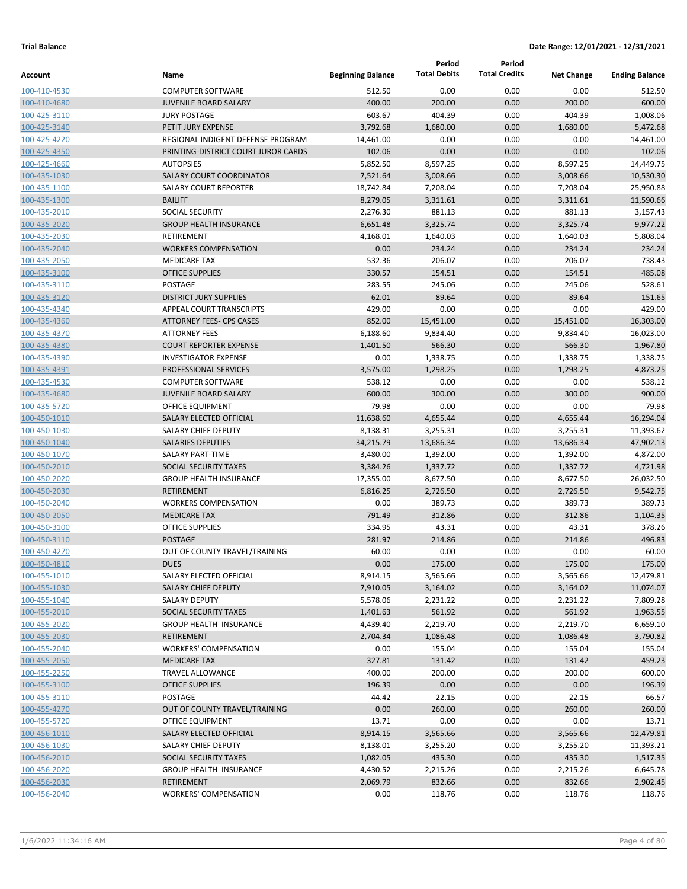**Trial Balance** **Date Range: 12/01/2021 - 12/31/2021**

| Account | Name | Beginning Balance | Period Total Debits | Period Total Credits | Net Change | Ending Balance |
|---|---|---|---|---|---|---|
| 100-410-4530 | COMPUTER SOFTWARE | 512.50 | 0.00 | 0.00 | 0.00 | 512.50 |
| 100-410-4680 | JUVENILE BOARD SALARY | 400.00 | 200.00 | 0.00 | 200.00 | 600.00 |
| 100-425-3110 | JURY POSTAGE | 603.67 | 404.39 | 0.00 | 404.39 | 1,008.06 |
| 100-425-3140 | PETIT JURY EXPENSE | 3,792.68 | 1,680.00 | 0.00 | 1,680.00 | 5,472.68 |
| 100-425-4220 | REGIONAL INDIGENT DEFENSE PROGRAM | 14,461.00 | 0.00 | 0.00 | 0.00 | 14,461.00 |
| 100-425-4350 | PRINTING-DISTRICT COURT JUROR CARDS | 102.06 | 0.00 | 0.00 | 0.00 | 102.06 |
| 100-425-4660 | AUTOPSIES | 5,852.50 | 8,597.25 | 0.00 | 8,597.25 | 14,449.75 |
| 100-435-1030 | SALARY COURT COORDINATOR | 7,521.64 | 3,008.66 | 0.00 | 3,008.66 | 10,530.30 |
| 100-435-1100 | SALARY COURT REPORTER | 18,742.84 | 7,208.04 | 0.00 | 7,208.04 | 25,950.88 |
| 100-435-1300 | BAILIFF | 8,279.05 | 3,311.61 | 0.00 | 3,311.61 | 11,590.66 |
| 100-435-2010 | SOCIAL SECURITY | 2,276.30 | 881.13 | 0.00 | 881.13 | 3,157.43 |
| 100-435-2020 | GROUP HEALTH INSURANCE | 6,651.48 | 3,325.74 | 0.00 | 3,325.74 | 9,977.22 |
| 100-435-2030 | RETIREMENT | 4,168.01 | 1,640.03 | 0.00 | 1,640.03 | 5,808.04 |
| 100-435-2040 | WORKERS COMPENSATION | 0.00 | 234.24 | 0.00 | 234.24 | 234.24 |
| 100-435-2050 | MEDICARE TAX | 532.36 | 206.07 | 0.00 | 206.07 | 738.43 |
| 100-435-3100 | OFFICE SUPPLIES | 330.57 | 154.51 | 0.00 | 154.51 | 485.08 |
| 100-435-3110 | POSTAGE | 283.55 | 245.06 | 0.00 | 245.06 | 528.61 |
| 100-435-3120 | DISTRICT JURY SUPPLIES | 62.01 | 89.64 | 0.00 | 89.64 | 151.65 |
| 100-435-4340 | APPEAL COURT TRANSCRIPTS | 429.00 | 0.00 | 0.00 | 0.00 | 429.00 |
| 100-435-4360 | ATTORNEY FEES- CPS CASES | 852.00 | 15,451.00 | 0.00 | 15,451.00 | 16,303.00 |
| 100-435-4370 | ATTORNEY FEES | 6,188.60 | 9,834.40 | 0.00 | 9,834.40 | 16,023.00 |
| 100-435-4380 | COURT REPORTER EXPENSE | 1,401.50 | 566.30 | 0.00 | 566.30 | 1,967.80 |
| 100-435-4390 | INVESTIGATOR EXPENSE | 0.00 | 1,338.75 | 0.00 | 1,338.75 | 1,338.75 |
| 100-435-4391 | PROFESSIONAL SERVICES | 3,575.00 | 1,298.25 | 0.00 | 1,298.25 | 4,873.25 |
| 100-435-4530 | COMPUTER SOFTWARE | 538.12 | 0.00 | 0.00 | 0.00 | 538.12 |
| 100-435-4680 | JUVENILE BOARD SALARY | 600.00 | 300.00 | 0.00 | 300.00 | 900.00 |
| 100-435-5720 | OFFICE EQUIPMENT | 79.98 | 0.00 | 0.00 | 0.00 | 79.98 |
| 100-450-1010 | SALARY ELECTED OFFICIAL | 11,638.60 | 4,655.44 | 0.00 | 4,655.44 | 16,294.04 |
| 100-450-1030 | SALARY CHIEF DEPUTY | 8,138.31 | 3,255.31 | 0.00 | 3,255.31 | 11,393.62 |
| 100-450-1040 | SALARIES DEPUTIES | 34,215.79 | 13,686.34 | 0.00 | 13,686.34 | 47,902.13 |
| 100-450-1070 | SALARY PART-TIME | 3,480.00 | 1,392.00 | 0.00 | 1,392.00 | 4,872.00 |
| 100-450-2010 | SOCIAL SECURITY TAXES | 3,384.26 | 1,337.72 | 0.00 | 1,337.72 | 4,721.98 |
| 100-450-2020 | GROUP HEALTH INSURANCE | 17,355.00 | 8,677.50 | 0.00 | 8,677.50 | 26,032.50 |
| 100-450-2030 | RETIREMENT | 6,816.25 | 2,726.50 | 0.00 | 2,726.50 | 9,542.75 |
| 100-450-2040 | WORKERS COMPENSATION | 0.00 | 389.73 | 0.00 | 389.73 | 389.73 |
| 100-450-2050 | MEDICARE TAX | 791.49 | 312.86 | 0.00 | 312.86 | 1,104.35 |
| 100-450-3100 | OFFICE SUPPLIES | 334.95 | 43.31 | 0.00 | 43.31 | 378.26 |
| 100-450-3110 | POSTAGE | 281.97 | 214.86 | 0.00 | 214.86 | 496.83 |
| 100-450-4270 | OUT OF COUNTY TRAVEL/TRAINING | 60.00 | 0.00 | 0.00 | 0.00 | 60.00 |
| 100-450-4810 | DUES | 0.00 | 175.00 | 0.00 | 175.00 | 175.00 |
| 100-455-1010 | SALARY ELECTED OFFICIAL | 8,914.15 | 3,565.66 | 0.00 | 3,565.66 | 12,479.81 |
| 100-455-1030 | SALARY CHIEF DEPUTY | 7,910.05 | 3,164.02 | 0.00 | 3,164.02 | 11,074.07 |
| 100-455-1040 | SALARY DEPUTY | 5,578.06 | 2,231.22 | 0.00 | 2,231.22 | 7,809.28 |
| 100-455-2010 | SOCIAL SECURITY TAXES | 1,401.63 | 561.92 | 0.00 | 561.92 | 1,963.55 |
| 100-455-2020 | GROUP HEALTH INSURANCE | 4,439.40 | 2,219.70 | 0.00 | 2,219.70 | 6,659.10 |
| 100-455-2030 | RETIREMENT | 2,704.34 | 1,086.48 | 0.00 | 1,086.48 | 3,790.82 |
| 100-455-2040 | WORKERS' COMPENSATION | 0.00 | 155.04 | 0.00 | 155.04 | 155.04 |
| 100-455-2050 | MEDICARE TAX | 327.81 | 131.42 | 0.00 | 131.42 | 459.23 |
| 100-455-2250 | TRAVEL ALLOWANCE | 400.00 | 200.00 | 0.00 | 200.00 | 600.00 |
| 100-455-3100 | OFFICE SUPPLIES | 196.39 | 0.00 | 0.00 | 0.00 | 196.39 |
| 100-455-3110 | POSTAGE | 44.42 | 22.15 | 0.00 | 22.15 | 66.57 |
| 100-455-4270 | OUT OF COUNTY TRAVEL/TRAINING | 0.00 | 260.00 | 0.00 | 260.00 | 260.00 |
| 100-455-5720 | OFFICE EQUIPMENT | 13.71 | 0.00 | 0.00 | 0.00 | 13.71 |
| 100-456-1010 | SALARY ELECTED OFFICIAL | 8,914.15 | 3,565.66 | 0.00 | 3,565.66 | 12,479.81 |
| 100-456-1030 | SALARY CHIEF DEPUTY | 8,138.01 | 3,255.20 | 0.00 | 3,255.20 | 11,393.21 |
| 100-456-2010 | SOCIAL SECURITY TAXES | 1,082.05 | 435.30 | 0.00 | 435.30 | 1,517.35 |
| 100-456-2020 | GROUP HEALTH INSURANCE | 4,430.52 | 2,215.26 | 0.00 | 2,215.26 | 6,645.78 |
| 100-456-2030 | RETIREMENT | 2,069.79 | 832.66 | 0.00 | 832.66 | 2,902.45 |
| 100-456-2040 | WORKERS' COMPENSATION | 0.00 | 118.76 | 0.00 | 118.76 | 118.76 |

1/6/2022 11:34:16 AM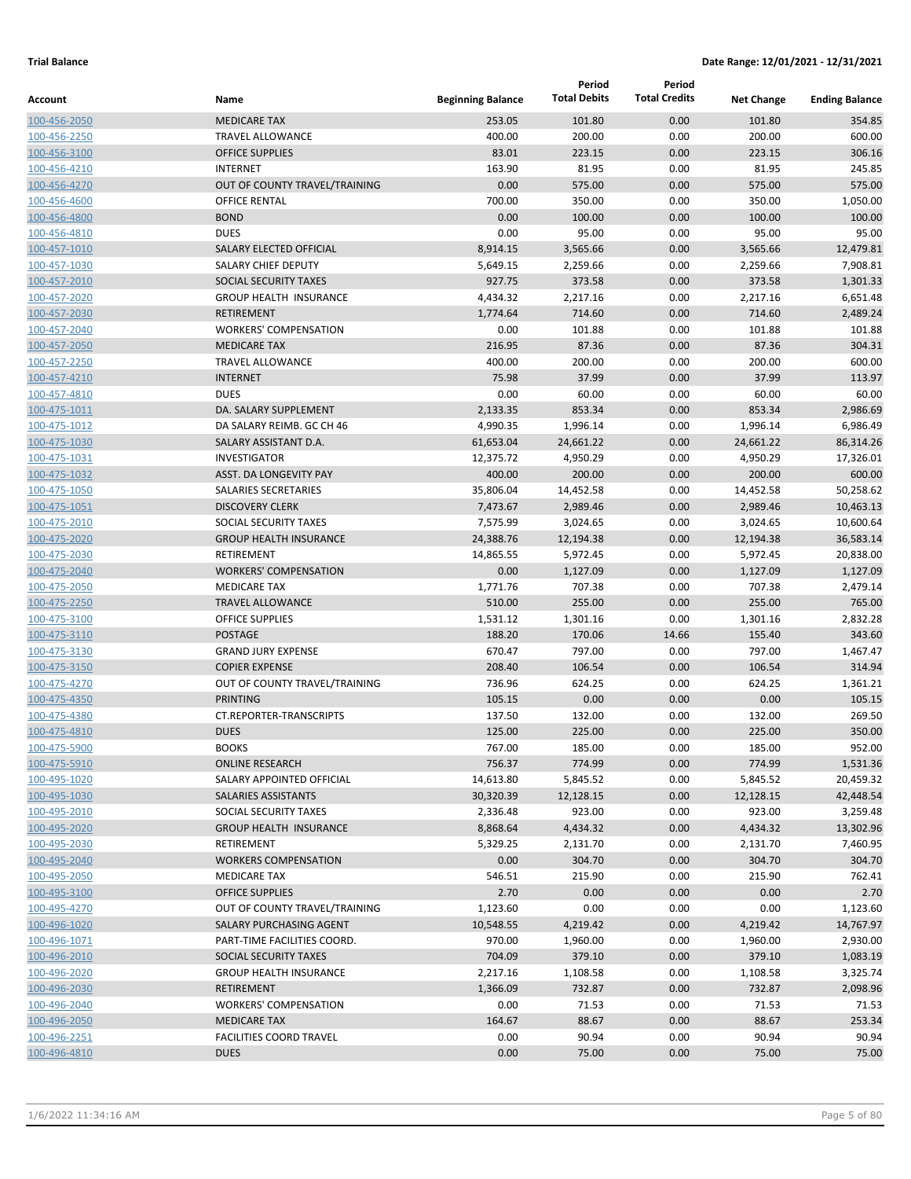**Trial Balance** **Date Range: 12/01/2021 - 12/31/2021**

| Account | Name | Beginning Balance | Period Total Debits | Period Total Credits | Net Change | Ending Balance |
|---|---|---|---|---|---|---|
| 100-456-2050 | MEDICARE TAX | 253.05 | 101.80 | 0.00 | 101.80 | 354.85 |
| 100-456-2250 | TRAVEL ALLOWANCE | 400.00 | 200.00 | 0.00 | 200.00 | 600.00 |
| 100-456-3100 | OFFICE SUPPLIES | 83.01 | 223.15 | 0.00 | 223.15 | 306.16 |
| 100-456-4210 | INTERNET | 163.90 | 81.95 | 0.00 | 81.95 | 245.85 |
| 100-456-4270 | OUT OF COUNTY TRAVEL/TRAINING | 0.00 | 575.00 | 0.00 | 575.00 | 575.00 |
| 100-456-4600 | OFFICE RENTAL | 700.00 | 350.00 | 0.00 | 350.00 | 1,050.00 |
| 100-456-4800 | BOND | 0.00 | 100.00 | 0.00 | 100.00 | 100.00 |
| 100-456-4810 | DUES | 0.00 | 95.00 | 0.00 | 95.00 | 95.00 |
| 100-457-1010 | SALARY ELECTED OFFICIAL | 8,914.15 | 3,565.66 | 0.00 | 3,565.66 | 12,479.81 |
| 100-457-1030 | SALARY CHIEF DEPUTY | 5,649.15 | 2,259.66 | 0.00 | 2,259.66 | 7,908.81 |
| 100-457-2010 | SOCIAL SECURITY TAXES | 927.75 | 373.58 | 0.00 | 373.58 | 1,301.33 |
| 100-457-2020 | GROUP HEALTH INSURANCE | 4,434.32 | 2,217.16 | 0.00 | 2,217.16 | 6,651.48 |
| 100-457-2030 | RETIREMENT | 1,774.64 | 714.60 | 0.00 | 714.60 | 2,489.24 |
| 100-457-2040 | WORKERS' COMPENSATION | 0.00 | 101.88 | 0.00 | 101.88 | 101.88 |
| 100-457-2050 | MEDICARE TAX | 216.95 | 87.36 | 0.00 | 87.36 | 304.31 |
| 100-457-2250 | TRAVEL ALLOWANCE | 400.00 | 200.00 | 0.00 | 200.00 | 600.00 |
| 100-457-4210 | INTERNET | 75.98 | 37.99 | 0.00 | 37.99 | 113.97 |
| 100-457-4810 | DUES | 0.00 | 60.00 | 0.00 | 60.00 | 60.00 |
| 100-475-1011 | DA. SALARY SUPPLEMENT | 2,133.35 | 853.34 | 0.00 | 853.34 | 2,986.69 |
| 100-475-1012 | DA SALARY REIMB. GC CH 46 | 4,990.35 | 1,996.14 | 0.00 | 1,996.14 | 6,986.49 |
| 100-475-1030 | SALARY ASSISTANT D.A. | 61,653.04 | 24,661.22 | 0.00 | 24,661.22 | 86,314.26 |
| 100-475-1031 | INVESTIGATOR | 12,375.72 | 4,950.29 | 0.00 | 4,950.29 | 17,326.01 |
| 100-475-1032 | ASST. DA LONGEVITY PAY | 400.00 | 200.00 | 0.00 | 200.00 | 600.00 |
| 100-475-1050 | SALARIES SECRETARIES | 35,806.04 | 14,452.58 | 0.00 | 14,452.58 | 50,258.62 |
| 100-475-1051 | DISCOVERY CLERK | 7,473.67 | 2,989.46 | 0.00 | 2,989.46 | 10,463.13 |
| 100-475-2010 | SOCIAL SECURITY TAXES | 7,575.99 | 3,024.65 | 0.00 | 3,024.65 | 10,600.64 |
| 100-475-2020 | GROUP HEALTH INSURANCE | 24,388.76 | 12,194.38 | 0.00 | 12,194.38 | 36,583.14 |
| 100-475-2030 | RETIREMENT | 14,865.55 | 5,972.45 | 0.00 | 5,972.45 | 20,838.00 |
| 100-475-2040 | WORKERS' COMPENSATION | 0.00 | 1,127.09 | 0.00 | 1,127.09 | 1,127.09 |
| 100-475-2050 | MEDICARE TAX | 1,771.76 | 707.38 | 0.00 | 707.38 | 2,479.14 |
| 100-475-2250 | TRAVEL ALLOWANCE | 510.00 | 255.00 | 0.00 | 255.00 | 765.00 |
| 100-475-3100 | OFFICE SUPPLIES | 1,531.12 | 1,301.16 | 0.00 | 1,301.16 | 2,832.28 |
| 100-475-3110 | POSTAGE | 188.20 | 170.06 | 14.66 | 155.40 | 343.60 |
| 100-475-3130 | GRAND JURY EXPENSE | 670.47 | 797.00 | 0.00 | 797.00 | 1,467.47 |
| 100-475-3150 | COPIER EXPENSE | 208.40 | 106.54 | 0.00 | 106.54 | 314.94 |
| 100-475-4270 | OUT OF COUNTY TRAVEL/TRAINING | 736.96 | 624.25 | 0.00 | 624.25 | 1,361.21 |
| 100-475-4350 | PRINTING | 105.15 | 0.00 | 0.00 | 0.00 | 105.15 |
| 100-475-4380 | CT.REPORTER-TRANSCRIPTS | 137.50 | 132.00 | 0.00 | 132.00 | 269.50 |
| 100-475-4810 | DUES | 125.00 | 225.00 | 0.00 | 225.00 | 350.00 |
| 100-475-5900 | BOOKS | 767.00 | 185.00 | 0.00 | 185.00 | 952.00 |
| 100-475-5910 | ONLINE RESEARCH | 756.37 | 774.99 | 0.00 | 774.99 | 1,531.36 |
| 100-495-1020 | SALARY APPOINTED OFFICIAL | 14,613.80 | 5,845.52 | 0.00 | 5,845.52 | 20,459.32 |
| 100-495-1030 | SALARIES ASSISTANTS | 30,320.39 | 12,128.15 | 0.00 | 12,128.15 | 42,448.54 |
| 100-495-2010 | SOCIAL SECURITY TAXES | 2,336.48 | 923.00 | 0.00 | 923.00 | 3,259.48 |
| 100-495-2020 | GROUP HEALTH INSURANCE | 8,868.64 | 4,434.32 | 0.00 | 4,434.32 | 13,302.96 |
| 100-495-2030 | RETIREMENT | 5,329.25 | 2,131.70 | 0.00 | 2,131.70 | 7,460.95 |
| 100-495-2040 | WORKERS COMPENSATION | 0.00 | 304.70 | 0.00 | 304.70 | 304.70 |
| 100-495-2050 | MEDICARE TAX | 546.51 | 215.90 | 0.00 | 215.90 | 762.41 |
| 100-495-3100 | OFFICE SUPPLIES | 2.70 | 0.00 | 0.00 | 0.00 | 2.70 |
| 100-495-4270 | OUT OF COUNTY TRAVEL/TRAINING | 1,123.60 | 0.00 | 0.00 | 0.00 | 1,123.60 |
| 100-496-1020 | SALARY PURCHASING AGENT | 10,548.55 | 4,219.42 | 0.00 | 4,219.42 | 14,767.97 |
| 100-496-1071 | PART-TIME FACILITIES COORD. | 970.00 | 1,960.00 | 0.00 | 1,960.00 | 2,930.00 |
| 100-496-2010 | SOCIAL SECURITY TAXES | 704.09 | 379.10 | 0.00 | 379.10 | 1,083.19 |
| 100-496-2020 | GROUP HEALTH INSURANCE | 2,217.16 | 1,108.58 | 0.00 | 1,108.58 | 3,325.74 |
| 100-496-2030 | RETIREMENT | 1,366.09 | 732.87 | 0.00 | 732.87 | 2,098.96 |
| 100-496-2040 | WORKERS' COMPENSATION | 0.00 | 71.53 | 0.00 | 71.53 | 71.53 |
| 100-496-2050 | MEDICARE TAX | 164.67 | 88.67 | 0.00 | 88.67 | 253.34 |
| 100-496-2251 | FACILITIES COORD TRAVEL | 0.00 | 90.94 | 0.00 | 90.94 | 90.94 |
| 100-496-4810 | DUES | 0.00 | 75.00 | 0.00 | 75.00 | 75.00 |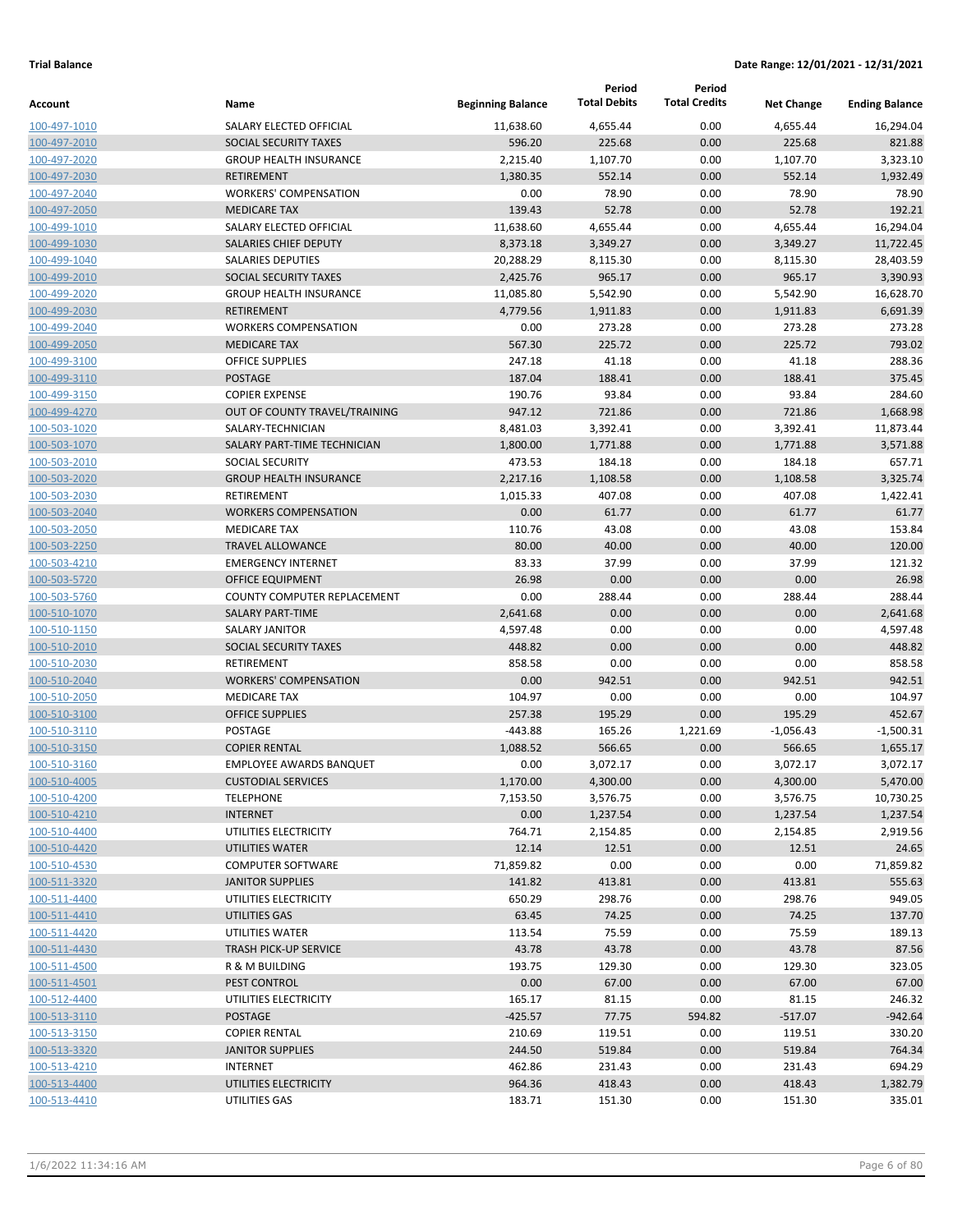**Trial Balance** **Date Range: 12/01/2021 - 12/31/2021**

| Account | Name | Beginning Balance | Period Total Debits | Period Total Credits | Net Change | Ending Balance |
|---|---|---|---|---|---|---|
| 100-497-1010 | SALARY ELECTED OFFICIAL | 11,638.60 | 4,655.44 | 0.00 | 4,655.44 | 16,294.04 |
| 100-497-2010 | SOCIAL SECURITY TAXES | 596.20 | 225.68 | 0.00 | 225.68 | 821.88 |
| 100-497-2020 | GROUP HEALTH INSURANCE | 2,215.40 | 1,107.70 | 0.00 | 1,107.70 | 3,323.10 |
| 100-497-2030 | RETIREMENT | 1,380.35 | 552.14 | 0.00 | 552.14 | 1,932.49 |
| 100-497-2040 | WORKERS' COMPENSATION | 0.00 | 78.90 | 0.00 | 78.90 | 78.90 |
| 100-497-2050 | MEDICARE TAX | 139.43 | 52.78 | 0.00 | 52.78 | 192.21 |
| 100-499-1010 | SALARY ELECTED OFFICIAL | 11,638.60 | 4,655.44 | 0.00 | 4,655.44 | 16,294.04 |
| 100-499-1030 | SALARIES CHIEF DEPUTY | 8,373.18 | 3,349.27 | 0.00 | 3,349.27 | 11,722.45 |
| 100-499-1040 | SALARIES DEPUTIES | 20,288.29 | 8,115.30 | 0.00 | 8,115.30 | 28,403.59 |
| 100-499-2010 | SOCIAL SECURITY TAXES | 2,425.76 | 965.17 | 0.00 | 965.17 | 3,390.93 |
| 100-499-2020 | GROUP HEALTH INSURANCE | 11,085.80 | 5,542.90 | 0.00 | 5,542.90 | 16,628.70 |
| 100-499-2030 | RETIREMENT | 4,779.56 | 1,911.83 | 0.00 | 1,911.83 | 6,691.39 |
| 100-499-2040 | WORKERS COMPENSATION | 0.00 | 273.28 | 0.00 | 273.28 | 273.28 |
| 100-499-2050 | MEDICARE TAX | 567.30 | 225.72 | 0.00 | 225.72 | 793.02 |
| 100-499-3100 | OFFICE SUPPLIES | 247.18 | 41.18 | 0.00 | 41.18 | 288.36 |
| 100-499-3110 | POSTAGE | 187.04 | 188.41 | 0.00 | 188.41 | 375.45 |
| 100-499-3150 | COPIER EXPENSE | 190.76 | 93.84 | 0.00 | 93.84 | 284.60 |
| 100-499-4270 | OUT OF COUNTY TRAVEL/TRAINING | 947.12 | 721.86 | 0.00 | 721.86 | 1,668.98 |
| 100-503-1020 | SALARY-TECHNICIAN | 8,481.03 | 3,392.41 | 0.00 | 3,392.41 | 11,873.44 |
| 100-503-1070 | SALARY PART-TIME TECHNICIAN | 1,800.00 | 1,771.88 | 0.00 | 1,771.88 | 3,571.88 |
| 100-503-2010 | SOCIAL SECURITY | 473.53 | 184.18 | 0.00 | 184.18 | 657.71 |
| 100-503-2020 | GROUP HEALTH INSURANCE | 2,217.16 | 1,108.58 | 0.00 | 1,108.58 | 3,325.74 |
| 100-503-2030 | RETIREMENT | 1,015.33 | 407.08 | 0.00 | 407.08 | 1,422.41 |
| 100-503-2040 | WORKERS COMPENSATION | 0.00 | 61.77 | 0.00 | 61.77 | 61.77 |
| 100-503-2050 | MEDICARE TAX | 110.76 | 43.08 | 0.00 | 43.08 | 153.84 |
| 100-503-2250 | TRAVEL ALLOWANCE | 80.00 | 40.00 | 0.00 | 40.00 | 120.00 |
| 100-503-4210 | EMERGENCY INTERNET | 83.33 | 37.99 | 0.00 | 37.99 | 121.32 |
| 100-503-5720 | OFFICE EQUIPMENT | 26.98 | 0.00 | 0.00 | 0.00 | 26.98 |
| 100-503-5760 | COUNTY COMPUTER REPLACEMENT | 0.00 | 288.44 | 0.00 | 288.44 | 288.44 |
| 100-510-1070 | SALARY PART-TIME | 2,641.68 | 0.00 | 0.00 | 0.00 | 2,641.68 |
| 100-510-1150 | SALARY JANITOR | 4,597.48 | 0.00 | 0.00 | 0.00 | 4,597.48 |
| 100-510-2010 | SOCIAL SECURITY TAXES | 448.82 | 0.00 | 0.00 | 0.00 | 448.82 |
| 100-510-2030 | RETIREMENT | 858.58 | 0.00 | 0.00 | 0.00 | 858.58 |
| 100-510-2040 | WORKERS' COMPENSATION | 0.00 | 942.51 | 0.00 | 942.51 | 942.51 |
| 100-510-2050 | MEDICARE TAX | 104.97 | 0.00 | 0.00 | 0.00 | 104.97 |
| 100-510-3100 | OFFICE SUPPLIES | 257.38 | 195.29 | 0.00 | 195.29 | 452.67 |
| 100-510-3110 | POSTAGE | -443.88 | 165.26 | 1,221.69 | -1,056.43 | -1,500.31 |
| 100-510-3150 | COPIER RENTAL | 1,088.52 | 566.65 | 0.00 | 566.65 | 1,655.17 |
| 100-510-3160 | EMPLOYEE AWARDS BANQUET | 0.00 | 3,072.17 | 0.00 | 3,072.17 | 3,072.17 |
| 100-510-4005 | CUSTODIAL SERVICES | 1,170.00 | 4,300.00 | 0.00 | 4,300.00 | 5,470.00 |
| 100-510-4200 | TELEPHONE | 7,153.50 | 3,576.75 | 0.00 | 3,576.75 | 10,730.25 |
| 100-510-4210 | INTERNET | 0.00 | 1,237.54 | 0.00 | 1,237.54 | 1,237.54 |
| 100-510-4400 | UTILITIES ELECTRICITY | 764.71 | 2,154.85 | 0.00 | 2,154.85 | 2,919.56 |
| 100-510-4420 | UTILITIES WATER | 12.14 | 12.51 | 0.00 | 12.51 | 24.65 |
| 100-510-4530 | COMPUTER SOFTWARE | 71,859.82 | 0.00 | 0.00 | 0.00 | 71,859.82 |
| 100-511-3320 | JANITOR SUPPLIES | 141.82 | 413.81 | 0.00 | 413.81 | 555.63 |
| 100-511-4400 | UTILITIES ELECTRICITY | 650.29 | 298.76 | 0.00 | 298.76 | 949.05 |
| 100-511-4410 | UTILITIES GAS | 63.45 | 74.25 | 0.00 | 74.25 | 137.70 |
| 100-511-4420 | UTILITIES WATER | 113.54 | 75.59 | 0.00 | 75.59 | 189.13 |
| 100-511-4430 | TRASH PICK-UP SERVICE | 43.78 | 43.78 | 0.00 | 43.78 | 87.56 |
| 100-511-4500 | R & M BUILDING | 193.75 | 129.30 | 0.00 | 129.30 | 323.05 |
| 100-511-4501 | PEST CONTROL | 0.00 | 67.00 | 0.00 | 67.00 | 67.00 |
| 100-512-4400 | UTILITIES ELECTRICITY | 165.17 | 81.15 | 0.00 | 81.15 | 246.32 |
| 100-513-3110 | POSTAGE | -425.57 | 77.75 | 594.82 | -517.07 | -942.64 |
| 100-513-3150 | COPIER RENTAL | 210.69 | 119.51 | 0.00 | 119.51 | 330.20 |
| 100-513-3320 | JANITOR SUPPLIES | 244.50 | 519.84 | 0.00 | 519.84 | 764.34 |
| 100-513-4210 | INTERNET | 462.86 | 231.43 | 0.00 | 231.43 | 694.29 |
| 100-513-4400 | UTILITIES ELECTRICITY | 964.36 | 418.43 | 0.00 | 418.43 | 1,382.79 |
| 100-513-4410 | UTILITIES GAS | 183.71 | 151.30 | 0.00 | 151.30 | 335.01 |

1/6/2022 11:34:16 AM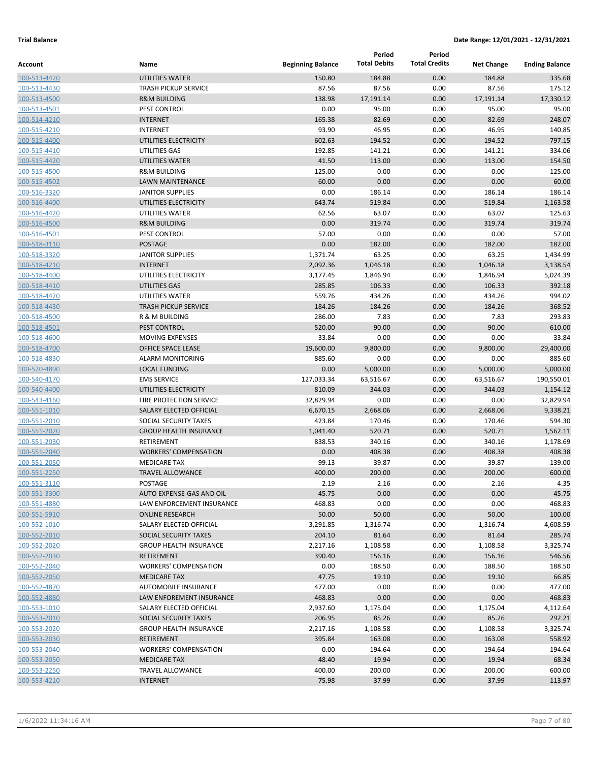**Trial Balance** **Date Range: 12/01/2021 - 12/31/2021**

| Account | Name | Beginning Balance | Period Total Debits | Period Total Credits | Net Change | Ending Balance |
|---|---|---|---|---|---|---|
| 100-513-4420 | UTILITIES WATER | 150.80 | 184.88 | 0.00 | 184.88 | 335.68 |
| 100-513-4430 | TRASH PICKUP SERVICE | 87.56 | 87.56 | 0.00 | 87.56 | 175.12 |
| 100-513-4500 | R&M BUILDING | 138.98 | 17,191.14 | 0.00 | 17,191.14 | 17,330.12 |
| 100-513-4501 | PEST CONTROL | 0.00 | 95.00 | 0.00 | 95.00 | 95.00 |
| 100-514-4210 | INTERNET | 165.38 | 82.69 | 0.00 | 82.69 | 248.07 |
| 100-515-4210 | INTERNET | 93.90 | 46.95 | 0.00 | 46.95 | 140.85 |
| 100-515-4400 | UTILITIES ELECTRICITY | 602.63 | 194.52 | 0.00 | 194.52 | 797.15 |
| 100-515-4410 | UTILITIES GAS | 192.85 | 141.21 | 0.00 | 141.21 | 334.06 |
| 100-515-4420 | UTILITIES WATER | 41.50 | 113.00 | 0.00 | 113.00 | 154.50 |
| 100-515-4500 | R&M BUILDING | 125.00 | 0.00 | 0.00 | 0.00 | 125.00 |
| 100-515-4502 | LAWN MAINTENANCE | 60.00 | 0.00 | 0.00 | 0.00 | 60.00 |
| 100-516-3320 | JANITOR SUPPLIES | 0.00 | 186.14 | 0.00 | 186.14 | 186.14 |
| 100-516-4400 | UTILITIES ELECTRICITY | 643.74 | 519.84 | 0.00 | 519.84 | 1,163.58 |
| 100-516-4420 | UTILITIES WATER | 62.56 | 63.07 | 0.00 | 63.07 | 125.63 |
| 100-516-4500 | R&M BUILDING | 0.00 | 319.74 | 0.00 | 319.74 | 319.74 |
| 100-516-4501 | PEST CONTROL | 57.00 | 0.00 | 0.00 | 0.00 | 57.00 |
| 100-518-3110 | POSTAGE | 0.00 | 182.00 | 0.00 | 182.00 | 182.00 |
| 100-518-3320 | JANITOR SUPPLIES | 1,371.74 | 63.25 | 0.00 | 63.25 | 1,434.99 |
| 100-518-4210 | INTERNET | 2,092.36 | 1,046.18 | 0.00 | 1,046.18 | 3,138.54 |
| 100-518-4400 | UTILITIES ELECTRICITY | 3,177.45 | 1,846.94 | 0.00 | 1,846.94 | 5,024.39 |
| 100-518-4410 | UTILITIES GAS | 285.85 | 106.33 | 0.00 | 106.33 | 392.18 |
| 100-518-4420 | UTILITIES WATER | 559.76 | 434.26 | 0.00 | 434.26 | 994.02 |
| 100-518-4430 | TRASH PICKUP SERVICE | 184.26 | 184.26 | 0.00 | 184.26 | 368.52 |
| 100-518-4500 | R & M BUILDING | 286.00 | 7.83 | 0.00 | 7.83 | 293.83 |
| 100-518-4501 | PEST CONTROL | 520.00 | 90.00 | 0.00 | 90.00 | 610.00 |
| 100-518-4600 | MOVING EXPENSES | 33.84 | 0.00 | 0.00 | 0.00 | 33.84 |
| 100-518-4700 | OFFICE SPACE LEASE | 19,600.00 | 9,800.00 | 0.00 | 9,800.00 | 29,400.00 |
| 100-518-4830 | ALARM MONITORING | 885.60 | 0.00 | 0.00 | 0.00 | 885.60 |
| 100-520-4890 | LOCAL FUNDING | 0.00 | 5,000.00 | 0.00 | 5,000.00 | 5,000.00 |
| 100-540-4170 | EMS SERVICE | 127,033.34 | 63,516.67 | 0.00 | 63,516.67 | 190,550.01 |
| 100-540-4400 | UTILITIES ELECTRICITY | 810.09 | 344.03 | 0.00 | 344.03 | 1,154.12 |
| 100-543-4160 | FIRE PROTECTION SERVICE | 32,829.94 | 0.00 | 0.00 | 0.00 | 32,829.94 |
| 100-551-1010 | SALARY ELECTED OFFICIAL | 6,670.15 | 2,668.06 | 0.00 | 2,668.06 | 9,338.21 |
| 100-551-2010 | SOCIAL SECURITY TAXES | 423.84 | 170.46 | 0.00 | 170.46 | 594.30 |
| 100-551-2020 | GROUP HEALTH INSURANCE | 1,041.40 | 520.71 | 0.00 | 520.71 | 1,562.11 |
| 100-551-2030 | RETIREMENT | 838.53 | 340.16 | 0.00 | 340.16 | 1,178.69 |
| 100-551-2040 | WORKERS' COMPENSATION | 0.00 | 408.38 | 0.00 | 408.38 | 408.38 |
| 100-551-2050 | MEDICARE TAX | 99.13 | 39.87 | 0.00 | 39.87 | 139.00 |
| 100-551-2250 | TRAVEL ALLOWANCE | 400.00 | 200.00 | 0.00 | 200.00 | 600.00 |
| 100-551-3110 | POSTAGE | 2.19 | 2.16 | 0.00 | 2.16 | 4.35 |
| 100-551-3300 | AUTO EXPENSE-GAS AND OIL | 45.75 | 0.00 | 0.00 | 0.00 | 45.75 |
| 100-551-4880 | LAW ENFORCEMENT INSURANCE | 468.83 | 0.00 | 0.00 | 0.00 | 468.83 |
| 100-551-5910 | ONLINE RESEARCH | 50.00 | 50.00 | 0.00 | 50.00 | 100.00 |
| 100-552-1010 | SALARY ELECTED OFFICIAL | 3,291.85 | 1,316.74 | 0.00 | 1,316.74 | 4,608.59 |
| 100-552-2010 | SOCIAL SECURITY TAXES | 204.10 | 81.64 | 0.00 | 81.64 | 285.74 |
| 100-552-2020 | GROUP HEALTH INSURANCE | 2,217.16 | 1,108.58 | 0.00 | 1,108.58 | 3,325.74 |
| 100-552-2030 | RETIREMENT | 390.40 | 156.16 | 0.00 | 156.16 | 546.56 |
| 100-552-2040 | WORKERS' COMPENSATION | 0.00 | 188.50 | 0.00 | 188.50 | 188.50 |
| 100-552-2050 | MEDICARE TAX | 47.75 | 19.10 | 0.00 | 19.10 | 66.85 |
| 100-552-4870 | AUTOMOBILE INSURANCE | 477.00 | 0.00 | 0.00 | 0.00 | 477.00 |
| 100-552-4880 | LAW ENFOREMENT INSURANCE | 468.83 | 0.00 | 0.00 | 0.00 | 468.83 |
| 100-553-1010 | SALARY ELECTED OFFICIAL | 2,937.60 | 1,175.04 | 0.00 | 1,175.04 | 4,112.64 |
| 100-553-2010 | SOCIAL SECURITY TAXES | 206.95 | 85.26 | 0.00 | 85.26 | 292.21 |
| 100-553-2020 | GROUP HEALTH INSURANCE | 2,217.16 | 1,108.58 | 0.00 | 1,108.58 | 3,325.74 |
| 100-553-2030 | RETIREMENT | 395.84 | 163.08 | 0.00 | 163.08 | 558.92 |
| 100-553-2040 | WORKERS' COMPENSATION | 0.00 | 194.64 | 0.00 | 194.64 | 194.64 |
| 100-553-2050 | MEDICARE TAX | 48.40 | 19.94 | 0.00 | 19.94 | 68.34 |
| 100-553-2250 | TRAVEL ALLOWANCE | 400.00 | 200.00 | 0.00 | 200.00 | 600.00 |
| 100-553-4210 | INTERNET | 75.98 | 37.99 | 0.00 | 37.99 | 113.97 |

1/6/2022 11:34:16 AM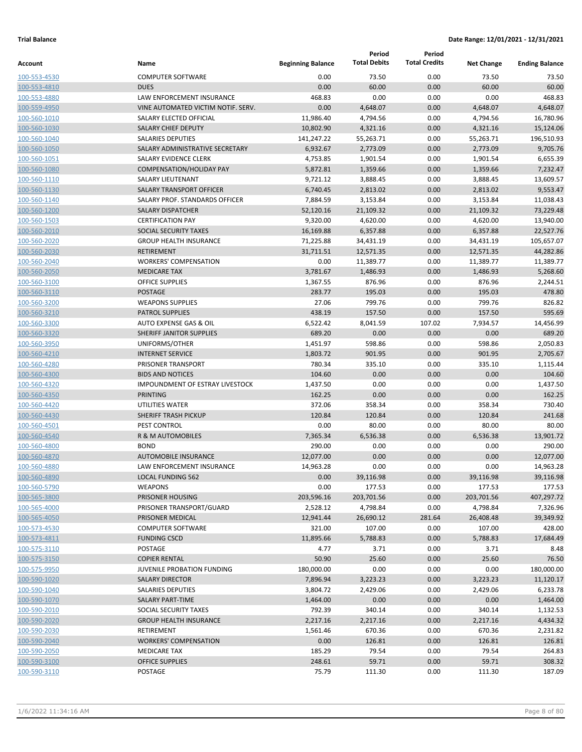**Trial Balance** **Date Range: 12/01/2021 - 12/31/2021**

| Account | Name | Beginning Balance | Period Total Debits | Period Total Credits | Net Change | Ending Balance |
|---|---|---|---|---|---|---|
| 100-553-4530 | COMPUTER SOFTWARE | 0.00 | 73.50 | 0.00 | 73.50 | 73.50 |
| 100-553-4810 | DUES | 0.00 | 60.00 | 0.00 | 60.00 | 60.00 |
| 100-553-4880 | LAW ENFORCEMENT INSURANCE | 468.83 | 0.00 | 0.00 | 0.00 | 468.83 |
| 100-559-4950 | VINE AUTOMATED VICTIM NOTIF. SERV. | 0.00 | 4,648.07 | 0.00 | 4,648.07 | 4,648.07 |
| 100-560-1010 | SALARY ELECTED OFFICIAL | 11,986.40 | 4,794.56 | 0.00 | 4,794.56 | 16,780.96 |
| 100-560-1030 | SALARY CHIEF DEPUTY | 10,802.90 | 4,321.16 | 0.00 | 4,321.16 | 15,124.06 |
| 100-560-1040 | SALARIES DEPUTIES | 141,247.22 | 55,263.71 | 0.00 | 55,263.71 | 196,510.93 |
| 100-560-1050 | SALARY ADMINISTRATIVE SECRETARY | 6,932.67 | 2,773.09 | 0.00 | 2,773.09 | 9,705.76 |
| 100-560-1051 | SALARY EVIDENCE CLERK | 4,753.85 | 1,901.54 | 0.00 | 1,901.54 | 6,655.39 |
| 100-560-1080 | COMPENSATION/HOLIDAY PAY | 5,872.81 | 1,359.66 | 0.00 | 1,359.66 | 7,232.47 |
| 100-560-1110 | SALARY LIEUTENANT | 9,721.12 | 3,888.45 | 0.00 | 3,888.45 | 13,609.57 |
| 100-560-1130 | SALARY TRANSPORT OFFICER | 6,740.45 | 2,813.02 | 0.00 | 2,813.02 | 9,553.47 |
| 100-560-1140 | SALARY PROF. STANDARDS OFFICER | 7,884.59 | 3,153.84 | 0.00 | 3,153.84 | 11,038.43 |
| 100-560-1200 | SALARY DISPATCHER | 52,120.16 | 21,109.32 | 0.00 | 21,109.32 | 73,229.48 |
| 100-560-1503 | CERTIFICATION PAY | 9,320.00 | 4,620.00 | 0.00 | 4,620.00 | 13,940.00 |
| 100-560-2010 | SOCIAL SECURITY TAXES | 16,169.88 | 6,357.88 | 0.00 | 6,357.88 | 22,527.76 |
| 100-560-2020 | GROUP HEALTH INSURANCE | 71,225.88 | 34,431.19 | 0.00 | 34,431.19 | 105,657.07 |
| 100-560-2030 | RETIREMENT | 31,711.51 | 12,571.35 | 0.00 | 12,571.35 | 44,282.86 |
| 100-560-2040 | WORKERS' COMPENSATION | 0.00 | 11,389.77 | 0.00 | 11,389.77 | 11,389.77 |
| 100-560-2050 | MEDICARE TAX | 3,781.67 | 1,486.93 | 0.00 | 1,486.93 | 5,268.60 |
| 100-560-3100 | OFFICE SUPPLIES | 1,367.55 | 876.96 | 0.00 | 876.96 | 2,244.51 |
| 100-560-3110 | POSTAGE | 283.77 | 195.03 | 0.00 | 195.03 | 478.80 |
| 100-560-3200 | WEAPONS SUPPLIES | 27.06 | 799.76 | 0.00 | 799.76 | 826.82 |
| 100-560-3210 | PATROL SUPPLIES | 438.19 | 157.50 | 0.00 | 157.50 | 595.69 |
| 100-560-3300 | AUTO EXPENSE GAS & OIL | 6,522.42 | 8,041.59 | 107.02 | 7,934.57 | 14,456.99 |
| 100-560-3320 | SHERIFF JANITOR SUPPLIES | 689.20 | 0.00 | 0.00 | 0.00 | 689.20 |
| 100-560-3950 | UNIFORMS/OTHER | 1,451.97 | 598.86 | 0.00 | 598.86 | 2,050.83 |
| 100-560-4210 | INTERNET SERVICE | 1,803.72 | 901.95 | 0.00 | 901.95 | 2,705.67 |
| 100-560-4280 | PRISONER TRANSPORT | 780.34 | 335.10 | 0.00 | 335.10 | 1,115.44 |
| 100-560-4300 | BIDS AND NOTICES | 104.60 | 0.00 | 0.00 | 0.00 | 104.60 |
| 100-560-4320 | IMPOUNDMENT OF ESTRAY LIVESTOCK | 1,437.50 | 0.00 | 0.00 | 0.00 | 1,437.50 |
| 100-560-4350 | PRINTING | 162.25 | 0.00 | 0.00 | 0.00 | 162.25 |
| 100-560-4420 | UTILITIES WATER | 372.06 | 358.34 | 0.00 | 358.34 | 730.40 |
| 100-560-4430 | SHERIFF TRASH PICKUP | 120.84 | 120.84 | 0.00 | 120.84 | 241.68 |
| 100-560-4501 | PEST CONTROL | 0.00 | 80.00 | 0.00 | 80.00 | 80.00 |
| 100-560-4540 | R & M AUTOMOBILES | 7,365.34 | 6,536.38 | 0.00 | 6,536.38 | 13,901.72 |
| 100-560-4800 | BOND | 290.00 | 0.00 | 0.00 | 0.00 | 290.00 |
| 100-560-4870 | AUTOMOBILE INSURANCE | 12,077.00 | 0.00 | 0.00 | 0.00 | 12,077.00 |
| 100-560-4880 | LAW ENFORCEMENT INSURANCE | 14,963.28 | 0.00 | 0.00 | 0.00 | 14,963.28 |
| 100-560-4890 | LOCAL FUNDING 562 | 0.00 | 39,116.98 | 0.00 | 39,116.98 | 39,116.98 |
| 100-560-5790 | WEAPONS | 0.00 | 177.53 | 0.00 | 177.53 | 177.53 |
| 100-565-3800 | PRISONER HOUSING | 203,596.16 | 203,701.56 | 0.00 | 203,701.56 | 407,297.72 |
| 100-565-4000 | PRISONER TRANSPORT/GUARD | 2,528.12 | 4,798.84 | 0.00 | 4,798.84 | 7,326.96 |
| 100-565-4050 | PRISONER MEDICAL | 12,941.44 | 26,690.12 | 281.64 | 26,408.48 | 39,349.92 |
| 100-573-4530 | COMPUTER SOFTWARE | 321.00 | 107.00 | 0.00 | 107.00 | 428.00 |
| 100-573-4811 | FUNDING CSCD | 11,895.66 | 5,788.83 | 0.00 | 5,788.83 | 17,684.49 |
| 100-575-3110 | POSTAGE | 4.77 | 3.71 | 0.00 | 3.71 | 8.48 |
| 100-575-3150 | COPIER RENTAL | 50.90 | 25.60 | 0.00 | 25.60 | 76.50 |
| 100-575-9950 | JUVENILE PROBATION FUNDING | 180,000.00 | 0.00 | 0.00 | 0.00 | 180,000.00 |
| 100-590-1020 | SALARY DIRECTOR | 7,896.94 | 3,223.23 | 0.00 | 3,223.23 | 11,120.17 |
| 100-590-1040 | SALARIES DEPUTIES | 3,804.72 | 2,429.06 | 0.00 | 2,429.06 | 6,233.78 |
| 100-590-1070 | SALARY PART-TIME | 1,464.00 | 0.00 | 0.00 | 0.00 | 1,464.00 |
| 100-590-2010 | SOCIAL SECURITY TAXES | 792.39 | 340.14 | 0.00 | 340.14 | 1,132.53 |
| 100-590-2020 | GROUP HEALTH INSURANCE | 2,217.16 | 2,217.16 | 0.00 | 2,217.16 | 4,434.32 |
| 100-590-2030 | RETIREMENT | 1,561.46 | 670.36 | 0.00 | 670.36 | 2,231.82 |
| 100-590-2040 | WORKERS' COMPENSATION | 0.00 | 126.81 | 0.00 | 126.81 | 126.81 |
| 100-590-2050 | MEDICARE TAX | 185.29 | 79.54 | 0.00 | 79.54 | 264.83 |
| 100-590-3100 | OFFICE SUPPLIES | 248.61 | 59.71 | 0.00 | 59.71 | 308.32 |
| 100-590-3110 | POSTAGE | 75.79 | 111.30 | 0.00 | 111.30 | 187.09 |

1/6/2022 11:34:16 AM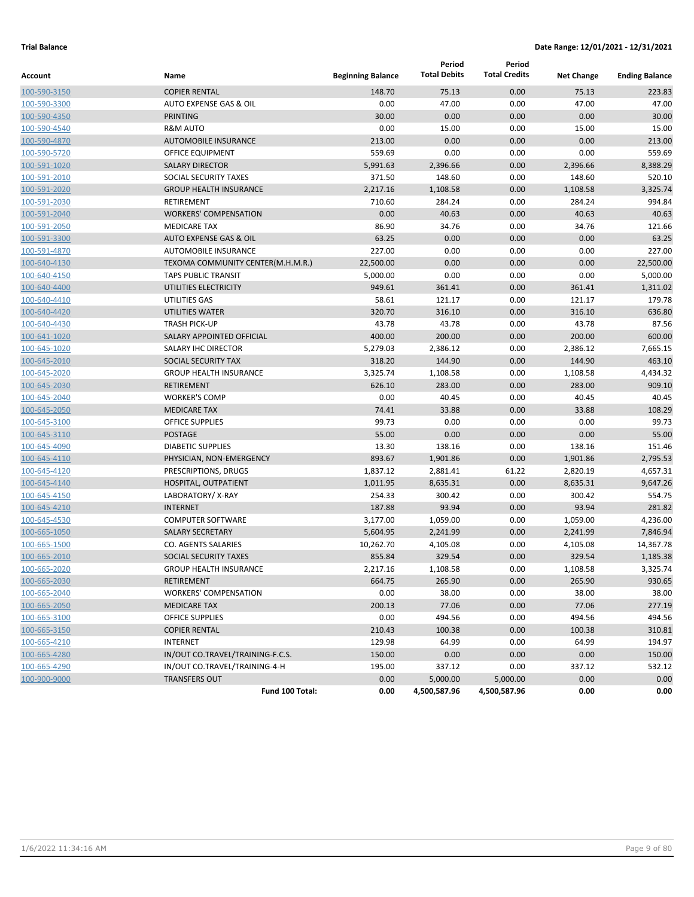**Trial Balance** **Date Range: 12/01/2021 - 12/31/2021**

| Account | Name | Beginning Balance | Period Total Debits | Period Total Credits | Net Change | Ending Balance |
|---|---|---|---|---|---|---|
| 100-590-3150 | COPIER RENTAL | 148.70 | 75.13 | 0.00 | 75.13 | 223.83 |
| 100-590-3300 | AUTO EXPENSE GAS & OIL | 0.00 | 47.00 | 0.00 | 47.00 | 47.00 |
| 100-590-4350 | PRINTING | 30.00 | 0.00 | 0.00 | 0.00 | 30.00 |
| 100-590-4540 | R&M AUTO | 0.00 | 15.00 | 0.00 | 15.00 | 15.00 |
| 100-590-4870 | AUTOMOBILE INSURANCE | 213.00 | 0.00 | 0.00 | 0.00 | 213.00 |
| 100-590-5720 | OFFICE EQUIPMENT | 559.69 | 0.00 | 0.00 | 0.00 | 559.69 |
| 100-591-1020 | SALARY DIRECTOR | 5,991.63 | 2,396.66 | 0.00 | 2,396.66 | 8,388.29 |
| 100-591-2010 | SOCIAL SECURITY TAXES | 371.50 | 148.60 | 0.00 | 148.60 | 520.10 |
| 100-591-2020 | GROUP HEALTH INSURANCE | 2,217.16 | 1,108.58 | 0.00 | 1,108.58 | 3,325.74 |
| 100-591-2030 | RETIREMENT | 710.60 | 284.24 | 0.00 | 284.24 | 994.84 |
| 100-591-2040 | WORKERS' COMPENSATION | 0.00 | 40.63 | 0.00 | 40.63 | 40.63 |
| 100-591-2050 | MEDICARE TAX | 86.90 | 34.76 | 0.00 | 34.76 | 121.66 |
| 100-591-3300 | AUTO EXPENSE GAS & OIL | 63.25 | 0.00 | 0.00 | 0.00 | 63.25 |
| 100-591-4870 | AUTOMOBILE INSURANCE | 227.00 | 0.00 | 0.00 | 0.00 | 227.00 |
| 100-640-4130 | TEXOMA COMMUNITY CENTER(M.H.M.R.) | 22,500.00 | 0.00 | 0.00 | 0.00 | 22,500.00 |
| 100-640-4150 | TAPS PUBLIC TRANSIT | 5,000.00 | 0.00 | 0.00 | 0.00 | 5,000.00 |
| 100-640-4400 | UTILITIES ELECTRICITY | 949.61 | 361.41 | 0.00 | 361.41 | 1,311.02 |
| 100-640-4410 | UTILITIES GAS | 58.61 | 121.17 | 0.00 | 121.17 | 179.78 |
| 100-640-4420 | UTILITIES WATER | 320.70 | 316.10 | 0.00 | 316.10 | 636.80 |
| 100-640-4430 | TRASH PICK-UP | 43.78 | 43.78 | 0.00 | 43.78 | 87.56 |
| 100-641-1020 | SALARY APPOINTED OFFICIAL | 400.00 | 200.00 | 0.00 | 200.00 | 600.00 |
| 100-645-1020 | SALARY IHC DIRECTOR | 5,279.03 | 2,386.12 | 0.00 | 2,386.12 | 7,665.15 |
| 100-645-2010 | SOCIAL SECURITY TAX | 318.20 | 144.90 | 0.00 | 144.90 | 463.10 |
| 100-645-2020 | GROUP HEALTH INSURANCE | 3,325.74 | 1,108.58 | 0.00 | 1,108.58 | 4,434.32 |
| 100-645-2030 | RETIREMENT | 626.10 | 283.00 | 0.00 | 283.00 | 909.10 |
| 100-645-2040 | WORKER'S COMP | 0.00 | 40.45 | 0.00 | 40.45 | 40.45 |
| 100-645-2050 | MEDICARE TAX | 74.41 | 33.88 | 0.00 | 33.88 | 108.29 |
| 100-645-3100 | OFFICE SUPPLIES | 99.73 | 0.00 | 0.00 | 0.00 | 99.73 |
| 100-645-3110 | POSTAGE | 55.00 | 0.00 | 0.00 | 0.00 | 55.00 |
| 100-645-4090 | DIABETIC SUPPLIES | 13.30 | 138.16 | 0.00 | 138.16 | 151.46 |
| 100-645-4110 | PHYSICIAN, NON-EMERGENCY | 893.67 | 1,901.86 | 0.00 | 1,901.86 | 2,795.53 |
| 100-645-4120 | PRESCRIPTIONS, DRUGS | 1,837.12 | 2,881.41 | 61.22 | 2,820.19 | 4,657.31 |
| 100-645-4140 | HOSPITAL, OUTPATIENT | 1,011.95 | 8,635.31 | 0.00 | 8,635.31 | 9,647.26 |
| 100-645-4150 | LABORATORY/ X-RAY | 254.33 | 300.42 | 0.00 | 300.42 | 554.75 |
| 100-645-4210 | INTERNET | 187.88 | 93.94 | 0.00 | 93.94 | 281.82 |
| 100-645-4530 | COMPUTER SOFTWARE | 3,177.00 | 1,059.00 | 0.00 | 1,059.00 | 4,236.00 |
| 100-665-1050 | SALARY SECRETARY | 5,604.95 | 2,241.99 | 0.00 | 2,241.99 | 7,846.94 |
| 100-665-1500 | CO. AGENTS SALARIES | 10,262.70 | 4,105.08 | 0.00 | 4,105.08 | 14,367.78 |
| 100-665-2010 | SOCIAL SECURITY TAXES | 855.84 | 329.54 | 0.00 | 329.54 | 1,185.38 |
| 100-665-2020 | GROUP HEALTH INSURANCE | 2,217.16 | 1,108.58 | 0.00 | 1,108.58 | 3,325.74 |
| 100-665-2030 | RETIREMENT | 664.75 | 265.90 | 0.00 | 265.90 | 930.65 |
| 100-665-2040 | WORKERS' COMPENSATION | 0.00 | 38.00 | 0.00 | 38.00 | 38.00 |
| 100-665-2050 | MEDICARE TAX | 200.13 | 77.06 | 0.00 | 77.06 | 277.19 |
| 100-665-3100 | OFFICE SUPPLIES | 0.00 | 494.56 | 0.00 | 494.56 | 494.56 |
| 100-665-3150 | COPIER RENTAL | 210.43 | 100.38 | 0.00 | 100.38 | 310.81 |
| 100-665-4210 | INTERNET | 129.98 | 64.99 | 0.00 | 64.99 | 194.97 |
| 100-665-4280 | IN/OUT CO.TRAVEL/TRAINING-F.C.S. | 150.00 | 0.00 | 0.00 | 0.00 | 150.00 |
| 100-665-4290 | IN/OUT CO.TRAVEL/TRAINING-4-H | 195.00 | 337.12 | 0.00 | 337.12 | 532.12 |
| 100-900-9000 | TRANSFERS OUT | 0.00 | 5,000.00 | 5,000.00 | 0.00 | 0.00 |
| | **Fund 100 Total:** | **0.00** | **4,500,587.96** | **4,500,587.96** | **0.00** | **0.00** |

1/6/2022 11:34:16 AM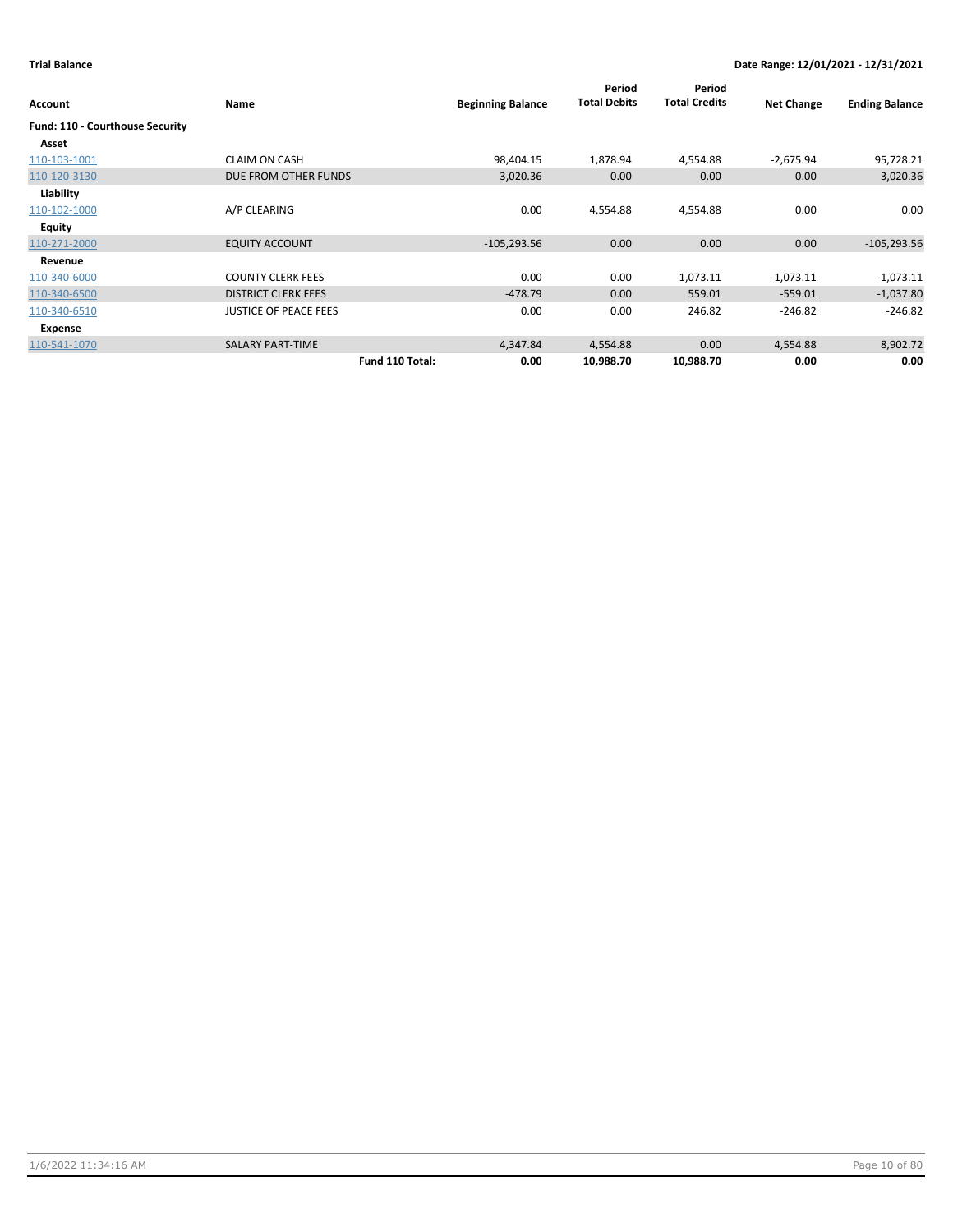**Trial Balance** **Date Range: 12/01/2021 - 12/31/2021**

| Account | Name | Beginning Balance | Period Total Debits | Period Total Credits | Net Change | Ending Balance |
|---|---|---|---|---|---|---|
| **Fund: 110 - Courthouse Security** | | | | | | |
| **Asset** | | | | | | |
| 110-103-1001 | CLAIM ON CASH | 98,404.15 | 1,878.94 | 4,554.88 | -2,675.94 | 95,728.21 |
| 110-120-3130 | DUE FROM OTHER FUNDS | 3,020.36 | 0.00 | 0.00 | 0.00 | 3,020.36 |
| **Liability** | | | | | | |
| 110-102-1000 | A/P CLEARING | 0.00 | 4,554.88 | 4,554.88 | 0.00 | 0.00 |
| **Equity** | | | | | | |
| 110-271-2000 | EQUITY ACCOUNT | -105,293.56 | 0.00 | 0.00 | 0.00 | -105,293.56 |
| **Revenue** | | | | | | |
| 110-340-6000 | COUNTY CLERK FEES | 0.00 | 0.00 | 1,073.11 | -1,073.11 | -1,073.11 |
| 110-340-6500 | DISTRICT CLERK FEES | -478.79 | 0.00 | 559.01 | -559.01 | -1,037.80 |
| 110-340-6510 | JUSTICE OF PEACE FEES | 0.00 | 0.00 | 246.82 | -246.82 | -246.82 |
| **Expense** | | | | | | |
| 110-541-1070 | SALARY PART-TIME | 4,347.84 | 4,554.88 | 0.00 | 4,554.88 | 8,902.72 |
| | **Fund 110 Total:** | **0.00** | **10,988.70** | **10,988.70** | **0.00** | **0.00** |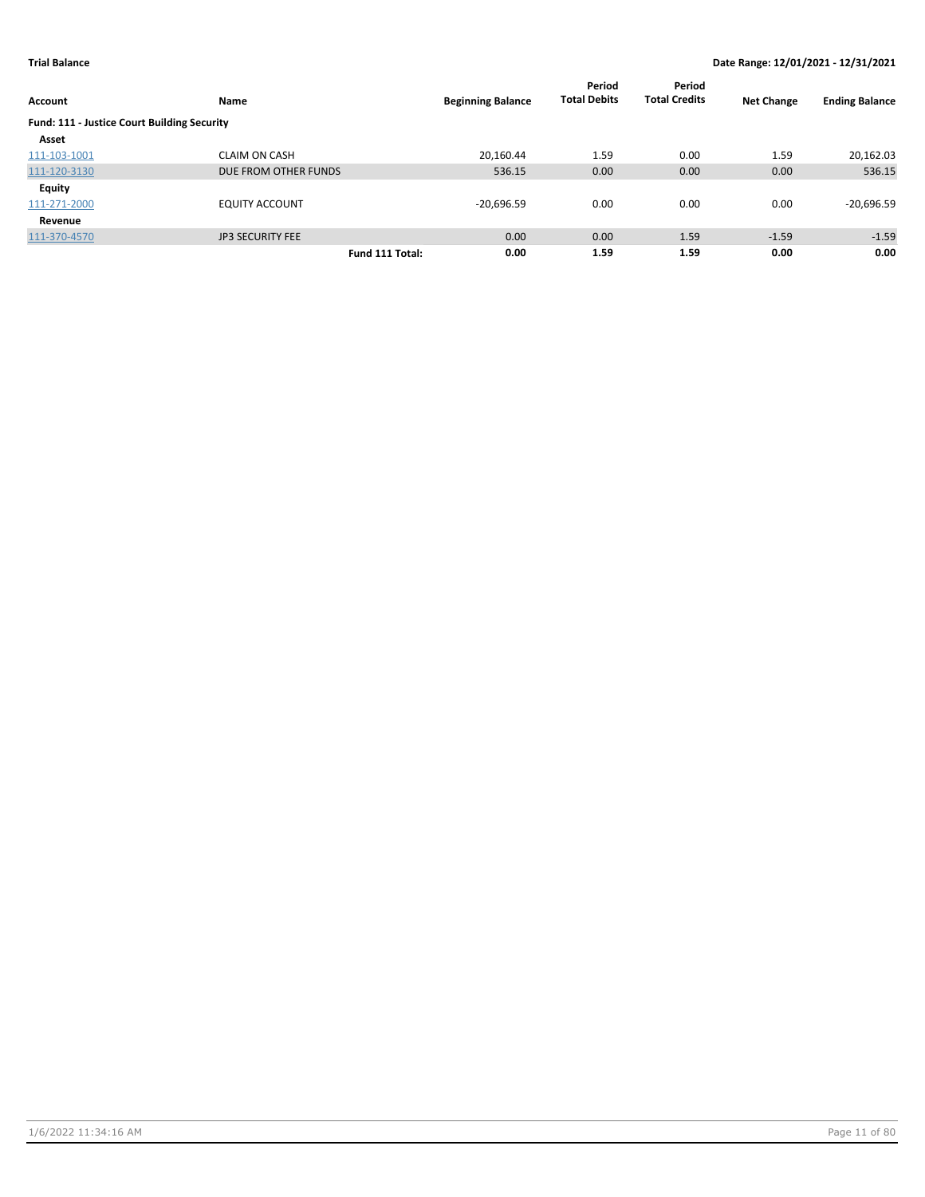**Trial Balance** | **Date Range: 12/01/2021 - 12/31/2021**

| Account | Name | | Beginning Balance | Period Total Debits | Period Total Credits | Net Change | Ending Balance |
|---|---|---|---|---|---|---|---|
| **Fund: 111 - Justice Court Building Security** | | | | | | | |
| **Asset** | | | | | | | |
| 111-103-1001 | CLAIM ON CASH | | 20,160.44 | 1.59 | 0.00 | 1.59 | 20,162.03 |
| 111-120-3130 | DUE FROM OTHER FUNDS | | 536.15 | 0.00 | 0.00 | 0.00 | 536.15 |
| **Equity** | | | | | | | |
| 111-271-2000 | EQUITY ACCOUNT | | -20,696.59 | 0.00 | 0.00 | 0.00 | -20,696.59 |
| **Revenue** | | | | | | | |
| 111-370-4570 | JP3 SECURITY FEE | | 0.00 | 0.00 | 1.59 | -1.59 | -1.59 |
| | | **Fund 111 Total:** | **0.00** | **1.59** | **1.59** | **0.00** | **0.00** |

1/6/2022 11:34:16 AM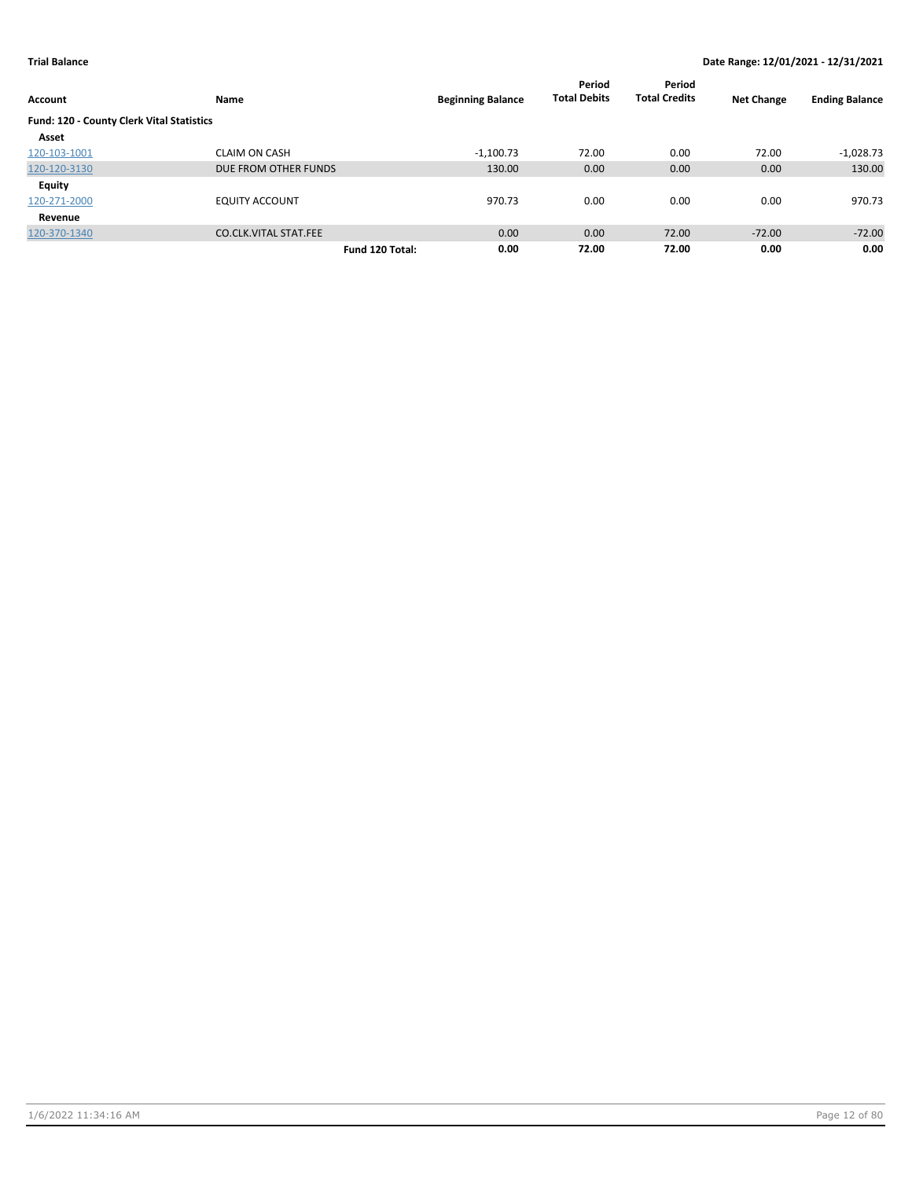**Trial Balance** | **Date Range: 12/01/2021 - 12/31/2021**

| Account | Name | Beginning Balance | Period Total Debits | Period Total Credits | Net Change | Ending Balance |
|---|---|---|---|---|---|---|
| **Fund: 120 - County Clerk Vital Statistics** | | | | | | |
| **Asset** | | | | | | |
| 120-103-1001 | CLAIM ON CASH | -1,100.73 | 72.00 | 0.00 | 72.00 | -1,028.73 |
| 120-120-3130 | DUE FROM OTHER FUNDS | 130.00 | 0.00 | 0.00 | 0.00 | 130.00 |
| **Equity** | | | | | | |
| 120-271-2000 | EQUITY ACCOUNT | 970.73 | 0.00 | 0.00 | 0.00 | 970.73 |
| **Revenue** | | | | | | |
| 120-370-1340 | CO.CLK.VITAL STAT.FEE | 0.00 | 0.00 | 72.00 | -72.00 | -72.00 |
| | **Fund 120 Total:** | **0.00** | **72.00** | **72.00** | **0.00** | **0.00** |

1/6/2022 11:34:16 AM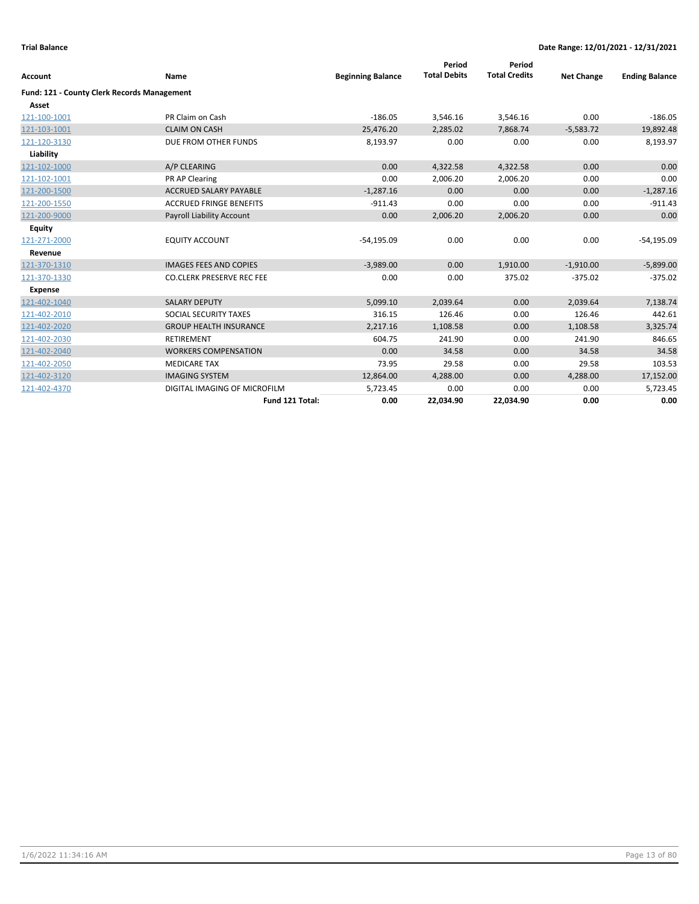**Trial Balance** | **Date Range: 12/01/2021 - 12/31/2021**

| Account | Name | Beginning Balance | Period Total Debits | Period Total Credits | Net Change | Ending Balance |
|---|---|---|---|---|---|---|
| **Fund: 121 - County Clerk Records Management** | | | | | | |
| **Asset** | | | | | | |
| 121-100-1001 | PR Claim on Cash | -186.05 | 3,546.16 | 3,546.16 | 0.00 | -186.05 |
| 121-103-1001 | CLAIM ON CASH | 25,476.20 | 2,285.02 | 7,868.74 | -5,583.72 | 19,892.48 |
| 121-120-3130 | DUE FROM OTHER FUNDS | 8,193.97 | 0.00 | 0.00 | 0.00 | 8,193.97 |
| **Liability** | | | | | | |
| 121-102-1000 | A/P CLEARING | 0.00 | 4,322.58 | 4,322.58 | 0.00 | 0.00 |
| 121-102-1001 | PR AP Clearing | 0.00 | 2,006.20 | 2,006.20 | 0.00 | 0.00 |
| 121-200-1500 | ACCRUED SALARY PAYABLE | -1,287.16 | 0.00 | 0.00 | 0.00 | -1,287.16 |
| 121-200-1550 | ACCRUED FRINGE BENEFITS | -911.43 | 0.00 | 0.00 | 0.00 | -911.43 |
| 121-200-9000 | Payroll Liability Account | 0.00 | 2,006.20 | 2,006.20 | 0.00 | 0.00 |
| **Equity** | | | | | | |
| 121-271-2000 | EQUITY ACCOUNT | -54,195.09 | 0.00 | 0.00 | 0.00 | -54,195.09 |
| **Revenue** | | | | | | |
| 121-370-1310 | IMAGES FEES AND COPIES | -3,989.00 | 0.00 | 1,910.00 | -1,910.00 | -5,899.00 |
| 121-370-1330 | CO.CLERK PRESERVE REC FEE | 0.00 | 0.00 | 375.02 | -375.02 | -375.02 |
| **Expense** | | | | | | |
| 121-402-1040 | SALARY DEPUTY | 5,099.10 | 2,039.64 | 0.00 | 2,039.64 | 7,138.74 |
| 121-402-2010 | SOCIAL SECURITY TAXES | 316.15 | 126.46 | 0.00 | 126.46 | 442.61 |
| 121-402-2020 | GROUP HEALTH INSURANCE | 2,217.16 | 1,108.58 | 0.00 | 1,108.58 | 3,325.74 |
| 121-402-2030 | RETIREMENT | 604.75 | 241.90 | 0.00 | 241.90 | 846.65 |
| 121-402-2040 | WORKERS COMPENSATION | 0.00 | 34.58 | 0.00 | 34.58 | 34.58 |
| 121-402-2050 | MEDICARE TAX | 73.95 | 29.58 | 0.00 | 29.58 | 103.53 |
| 121-402-3120 | IMAGING SYSTEM | 12,864.00 | 4,288.00 | 0.00 | 4,288.00 | 17,152.00 |
| 121-402-4370 | DIGITAL IMAGING OF MICROFILM | 5,723.45 | 0.00 | 0.00 | 0.00 | 5,723.45 |
| | **Fund 121 Total:** | **0.00** | **22,034.90** | **22,034.90** | **0.00** | **0.00** |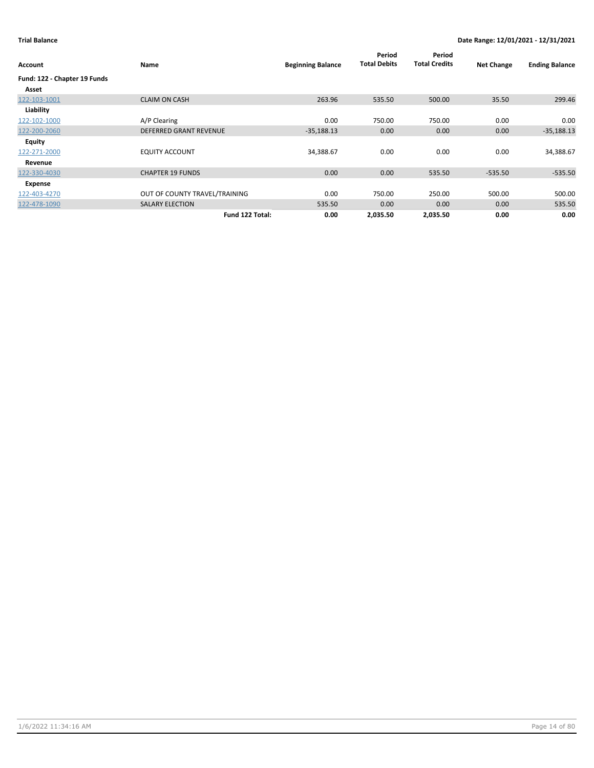**Trial Balance** **Date Range: 12/01/2021 - 12/31/2021**

| Account | Name | Beginning Balance | Period Total Debits | Period Total Credits | Net Change | Ending Balance |
|---|---|---|---|---|---|---|
| **Fund: 122 - Chapter 19 Funds** | | | | | | |
| **Asset** | | | | | | |
| 122-103-1001 | CLAIM ON CASH | 263.96 | 535.50 | 500.00 | 35.50 | 299.46 |
| **Liability** | | | | | | |
| 122-102-1000 | A/P Clearing | 0.00 | 750.00 | 750.00 | 0.00 | 0.00 |
| 122-200-2060 | DEFERRED GRANT REVENUE | -35,188.13 | 0.00 | 0.00 | 0.00 | -35,188.13 |
| **Equity** | | | | | | |
| 122-271-2000 | EQUITY ACCOUNT | 34,388.67 | 0.00 | 0.00 | 0.00 | 34,388.67 |
| **Revenue** | | | | | | |
| 122-330-4030 | CHAPTER 19 FUNDS | 0.00 | 0.00 | 535.50 | -535.50 | -535.50 |
| **Expense** | | | | | | |
| 122-403-4270 | OUT OF COUNTY TRAVEL/TRAINING | 0.00 | 750.00 | 250.00 | 500.00 | 500.00 |
| 122-478-1090 | SALARY ELECTION | 535.50 | 0.00 | 0.00 | 0.00 | 535.50 |
| | **Fund 122 Total:** | **0.00** | **2,035.50** | **2,035.50** | **0.00** | **0.00** |

1/6/2022 11:34:16 AM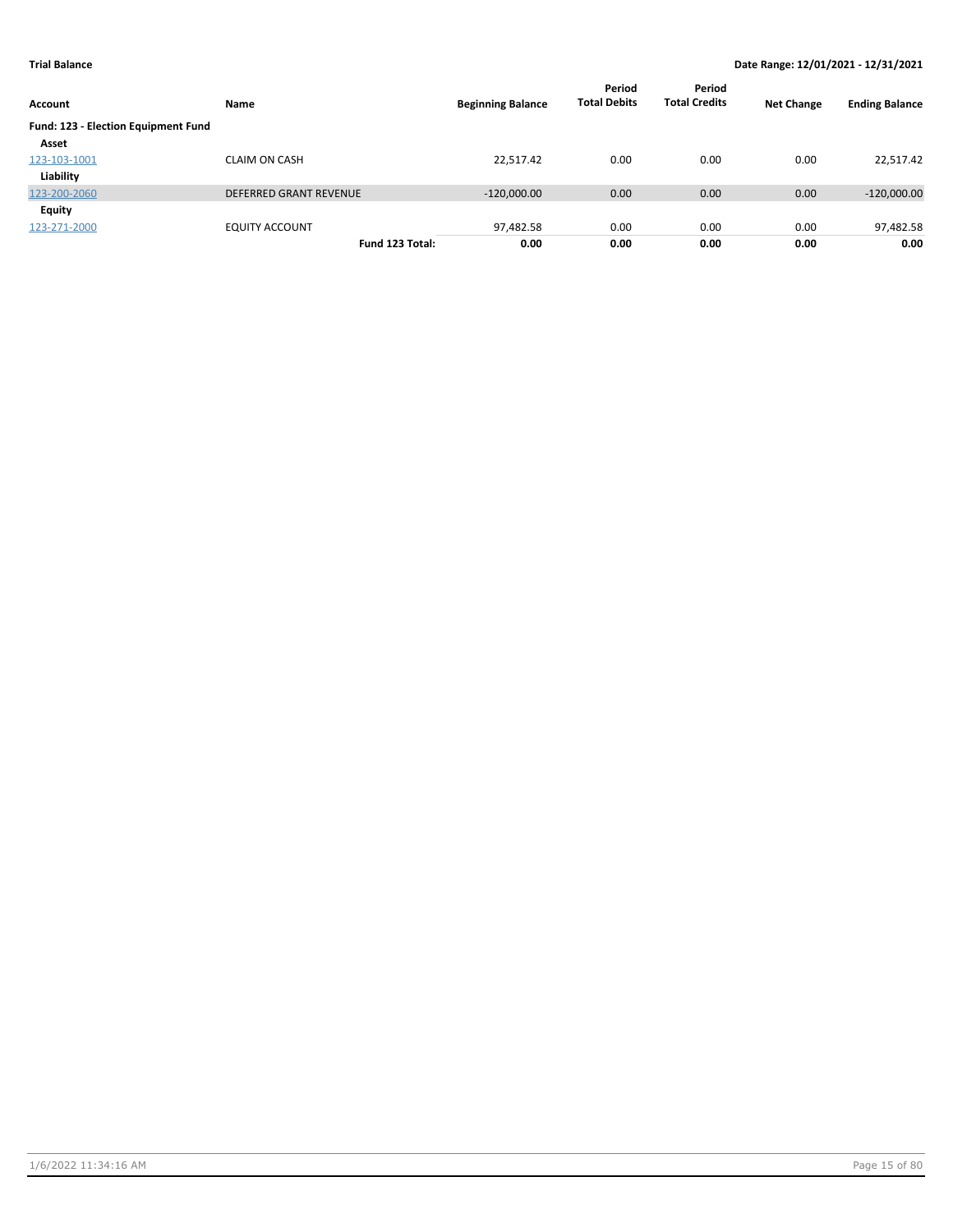**Trial Balance** — **Date Range: 12/01/2021 - 12/31/2021**

| Account | Name | Beginning Balance | Period Total Debits | Period Total Credits | Net Change | Ending Balance |
|---|---|---|---|---|---|---|
| **Fund: 123 - Election Equipment Fund** | | | | | | |
| **Asset** | | | | | | |
| 123-103-1001 | CLAIM ON CASH | 22,517.42 | 0.00 | 0.00 | 0.00 | 22,517.42 |
| **Liability** | | | | | | |
| 123-200-2060 | DEFERRED GRANT REVENUE | -120,000.00 | 0.00 | 0.00 | 0.00 | -120,000.00 |
| **Equity** | | | | | | |
| 123-271-2000 | EQUITY ACCOUNT | 97,482.58 | 0.00 | 0.00 | 0.00 | 97,482.58 |
| | **Fund 123 Total:** | **0.00** | **0.00** | **0.00** | **0.00** | **0.00** |

1/6/2022 11:34:16 AM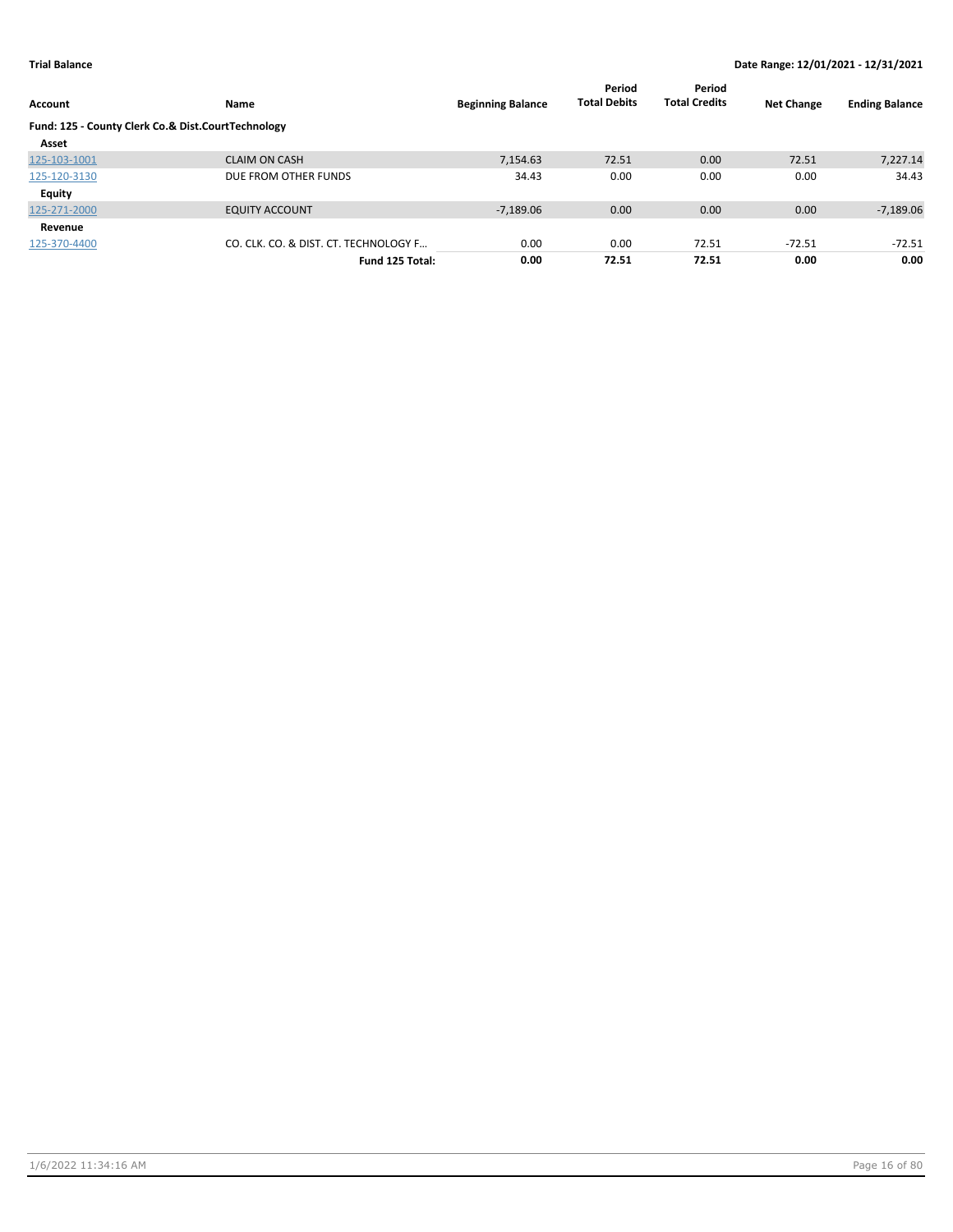**Trial Balance** **Date Range: 12/01/2021 - 12/31/2021**

| Account | Name | Beginning Balance | Period Total Debits | Period Total Credits | Net Change | Ending Balance |
|---|---|---|---|---|---|---|
| **Fund: 125 - County Clerk Co.& Dist.CourtTechnology** | | | | | | |
| **Asset** | | | | | | |
| 125-103-1001 | CLAIM ON CASH | 7,154.63 | 72.51 | 0.00 | 72.51 | 7,227.14 |
| 125-120-3130 | DUE FROM OTHER FUNDS | 34.43 | 0.00 | 0.00 | 0.00 | 34.43 |
| **Equity** | | | | | | |
| 125-271-2000 | EQUITY ACCOUNT | -7,189.06 | 0.00 | 0.00 | 0.00 | -7,189.06 |
| **Revenue** | | | | | | |
| 125-370-4400 | CO. CLK. CO. & DIST. CT. TECHNOLOGY F… | 0.00 | 0.00 | 72.51 | -72.51 | -72.51 |
| | **Fund 125 Total:** | **0.00** | **72.51** | **72.51** | **0.00** | **0.00** |

1/6/2022 11:34:16 AM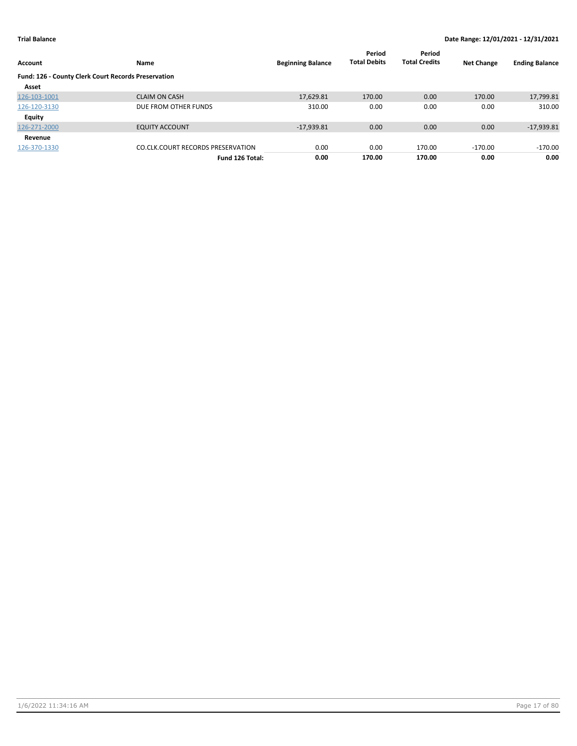**Trial Balance** **Date Range: 12/01/2021 - 12/31/2021**

| Account | Name | Beginning Balance | Period Total Debits | Period Total Credits | Net Change | Ending Balance |
|---|---|---|---|---|---|---|
| **Fund: 126 - County Clerk Court Records Preservation** | | | | | | |
| **Asset** | | | | | | |
| 126-103-1001 | CLAIM ON CASH | 17,629.81 | 170.00 | 0.00 | 170.00 | 17,799.81 |
| 126-120-3130 | DUE FROM OTHER FUNDS | 310.00 | 0.00 | 0.00 | 0.00 | 310.00 |
| **Equity** | | | | | | |
| 126-271-2000 | EQUITY ACCOUNT | -17,939.81 | 0.00 | 0.00 | 0.00 | -17,939.81 |
| **Revenue** | | | | | | |
| 126-370-1330 | CO.CLK.COURT RECORDS PRESERVATION | 0.00 | 0.00 | 170.00 | -170.00 | -170.00 |
| | **Fund 126 Total:** | **0.00** | **170.00** | **170.00** | **0.00** | **0.00** |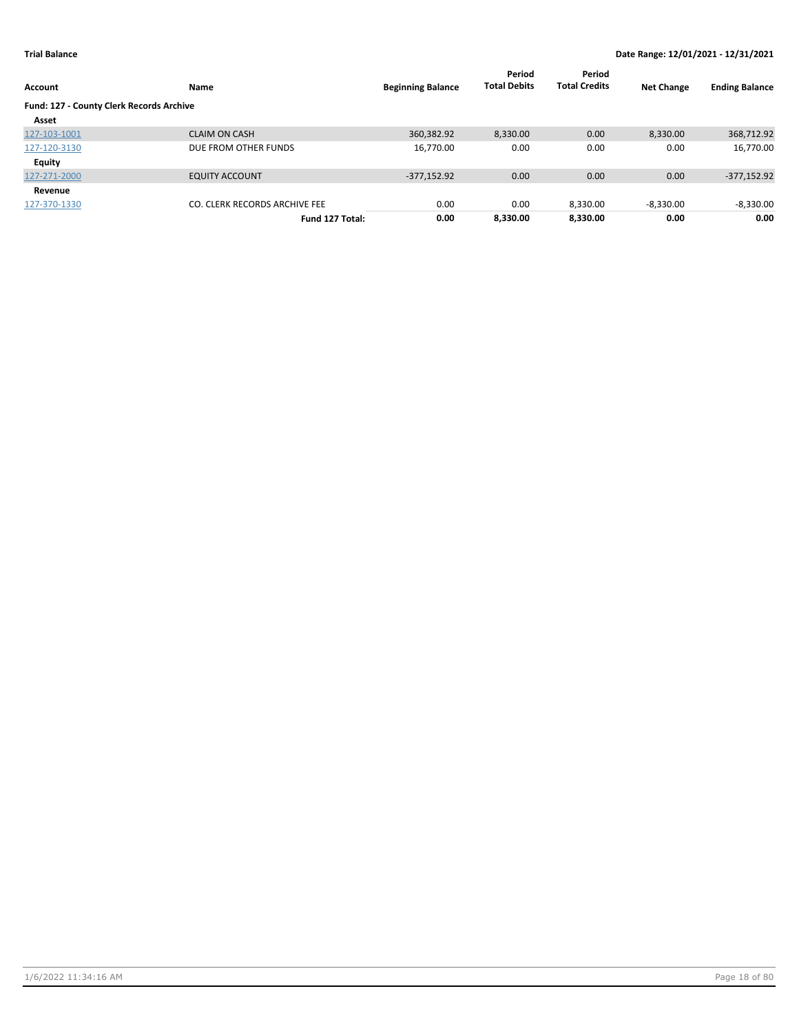**Trial Balance** | **Date Range: 12/01/2021 - 12/31/2021**

| Account | Name | Beginning Balance | Period Total Debits | Period Total Credits | Net Change | Ending Balance |
|---|---|---|---|---|---|---|
| **Fund: 127 - County Clerk Records Archive** | | | | | | |
| **Asset** | | | | | | |
| 127-103-1001 | CLAIM ON CASH | 360,382.92 | 8,330.00 | 0.00 | 8,330.00 | 368,712.92 |
| 127-120-3130 | DUE FROM OTHER FUNDS | 16,770.00 | 0.00 | 0.00 | 0.00 | 16,770.00 |
| **Equity** | | | | | | |
| 127-271-2000 | EQUITY ACCOUNT | -377,152.92 | 0.00 | 0.00 | 0.00 | -377,152.92 |
| **Revenue** | | | | | | |
| 127-370-1330 | CO. CLERK RECORDS ARCHIVE FEE | 0.00 | 0.00 | 8,330.00 | -8,330.00 | -8,330.00 |
| | **Fund 127 Total:** | **0.00** | **8,330.00** | **8,330.00** | **0.00** | **0.00** |

1/6/2022 11:34:16 AM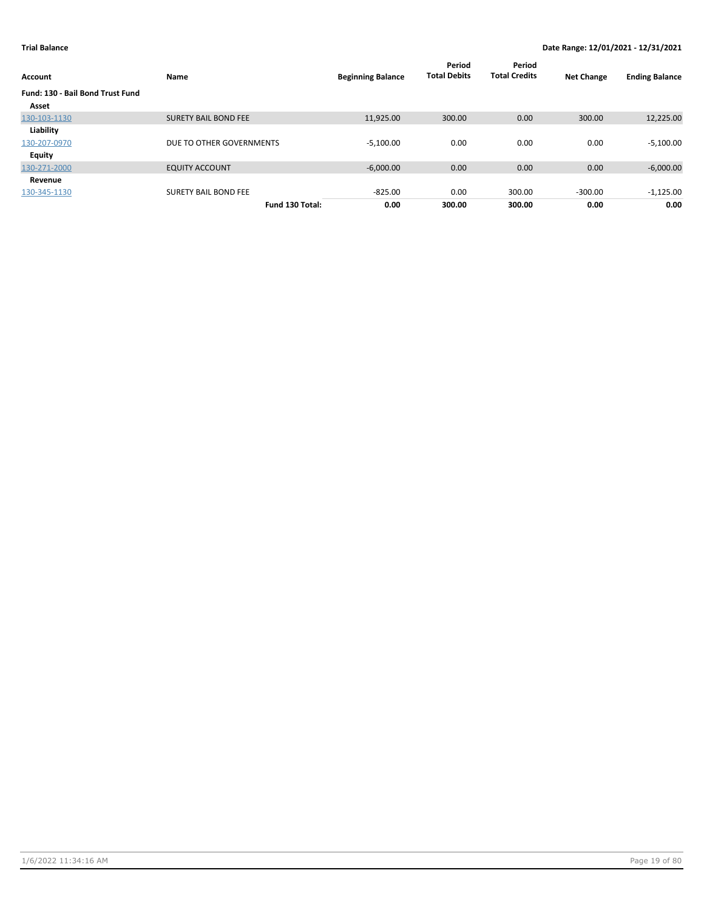**Trial Balance** | **Date Range: 12/01/2021 - 12/31/2021**

| Account | Name | Beginning Balance | Period Total Debits | Period Total Credits | Net Change | Ending Balance |
|---|---|---|---|---|---|---|
| **Fund: 130 - Bail Bond Trust Fund** | | | | | | |
| **Asset** | | | | | | |
| 130-103-1130 | SURETY BAIL BOND FEE | 11,925.00 | 300.00 | 0.00 | 300.00 | 12,225.00 |
| **Liability** | | | | | | |
| 130-207-0970 | DUE TO OTHER GOVERNMENTS | -5,100.00 | 0.00 | 0.00 | 0.00 | -5,100.00 |
| **Equity** | | | | | | |
| 130-271-2000 | EQUITY ACCOUNT | -6,000.00 | 0.00 | 0.00 | 0.00 | -6,000.00 |
| **Revenue** | | | | | | |
| 130-345-1130 | SURETY BAIL BOND FEE | -825.00 | 0.00 | 300.00 | -300.00 | -1,125.00 |
| | **Fund 130 Total:** | **0.00** | **300.00** | **300.00** | **0.00** | **0.00** |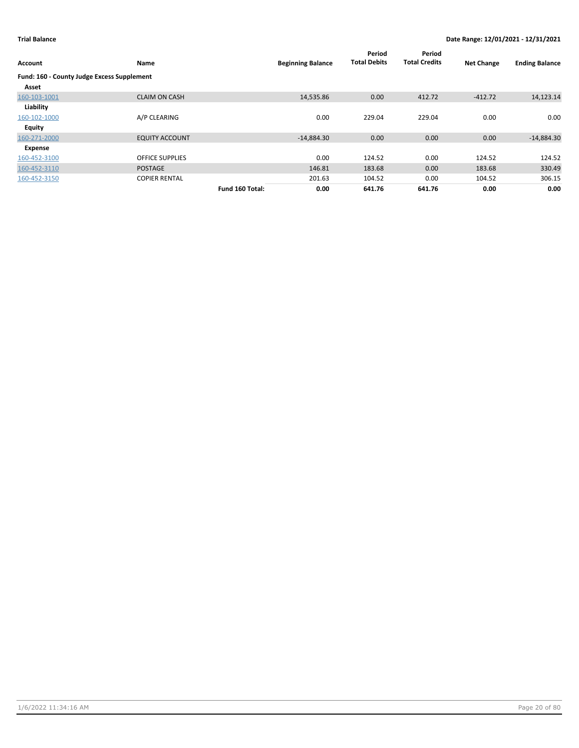**Trial Balance** | **Date Range: 12/01/2021 - 12/31/2021**

| Account | Name | | Beginning Balance | Period Total Debits | Period Total Credits | Net Change | Ending Balance |
|---|---|---|---|---|---|---|---|
| **Fund: 160 - County Judge Excess Supplement** | | | | | | | |
| **Asset** | | | | | | | |
| 160-103-1001 | CLAIM ON CASH | | 14,535.86 | 0.00 | 412.72 | -412.72 | 14,123.14 |
| **Liability** | | | | | | | |
| 160-102-1000 | A/P CLEARING | | 0.00 | 229.04 | 229.04 | 0.00 | 0.00 |
| **Equity** | | | | | | | |
| 160-271-2000 | EQUITY ACCOUNT | | -14,884.30 | 0.00 | 0.00 | 0.00 | -14,884.30 |
| **Expense** | | | | | | | |
| 160-452-3100 | OFFICE SUPPLIES | | 0.00 | 124.52 | 0.00 | 124.52 | 124.52 |
| 160-452-3110 | POSTAGE | | 146.81 | 183.68 | 0.00 | 183.68 | 330.49 |
| 160-452-3150 | COPIER RENTAL | | 201.63 | 104.52 | 0.00 | 104.52 | 306.15 |
| | | **Fund 160 Total:** | **0.00** | **641.76** | **641.76** | **0.00** | **0.00** |

1/6/2022 11:34:16 AM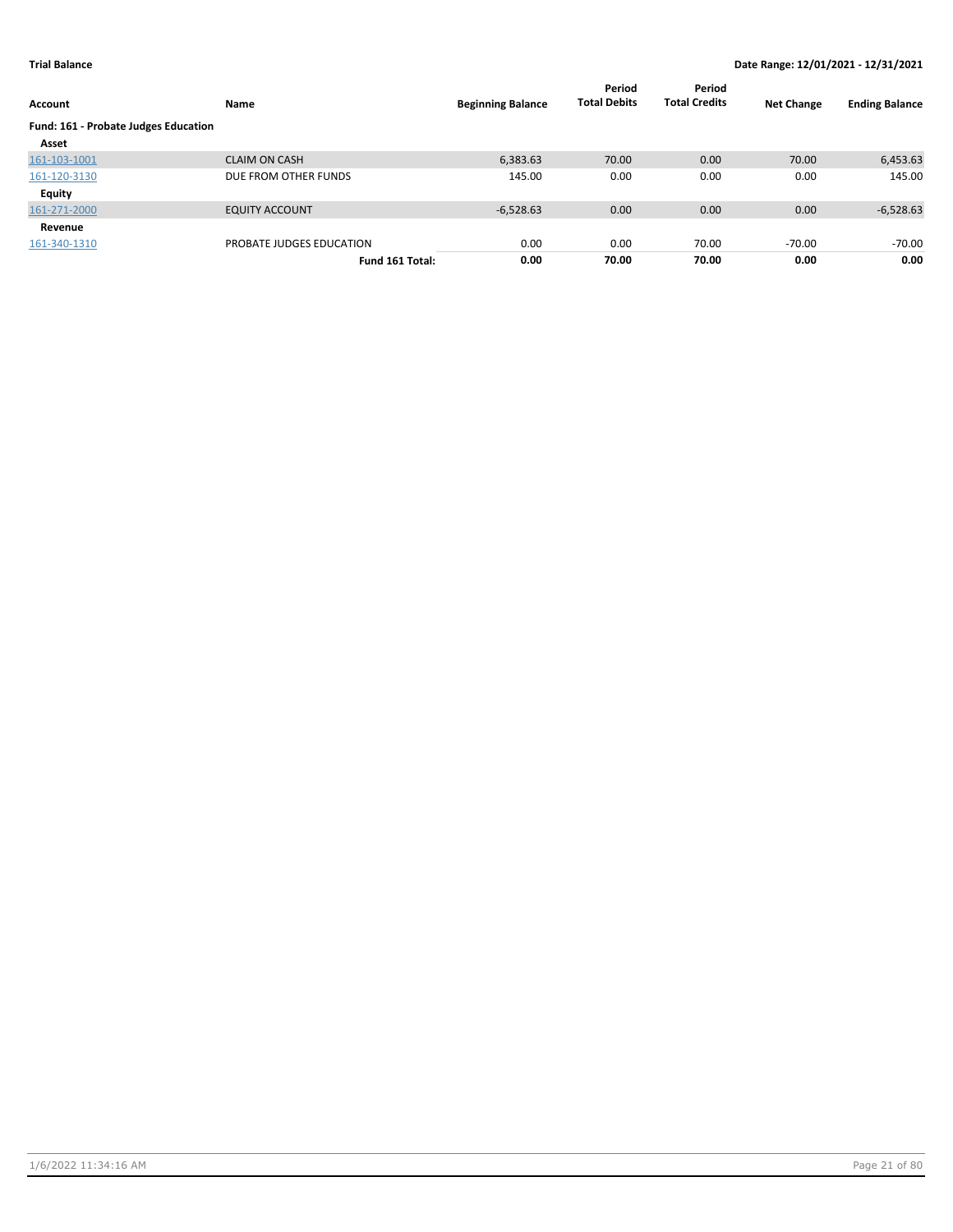**Trial Balance** | **Date Range: 12/01/2021 - 12/31/2021**

| Account | Name | Beginning Balance | Period Total Debits | Period Total Credits | Net Change | Ending Balance |
|---|---|---|---|---|---|---|
| **Fund: 161 - Probate Judges Education** | | | | | | |
| **Asset** | | | | | | |
| 161-103-1001 | CLAIM ON CASH | 6,383.63 | 70.00 | 0.00 | 70.00 | 6,453.63 |
| 161-120-3130 | DUE FROM OTHER FUNDS | 145.00 | 0.00 | 0.00 | 0.00 | 145.00 |
| **Equity** | | | | | | |
| 161-271-2000 | EQUITY ACCOUNT | -6,528.63 | 0.00 | 0.00 | 0.00 | -6,528.63 |
| **Revenue** | | | | | | |
| 161-340-1310 | PROBATE JUDGES EDUCATION | 0.00 | 0.00 | 70.00 | -70.00 | -70.00 |
| | **Fund 161 Total:** | **0.00** | **70.00** | **70.00** | **0.00** | **0.00** |

1/6/2022 11:34:16 AM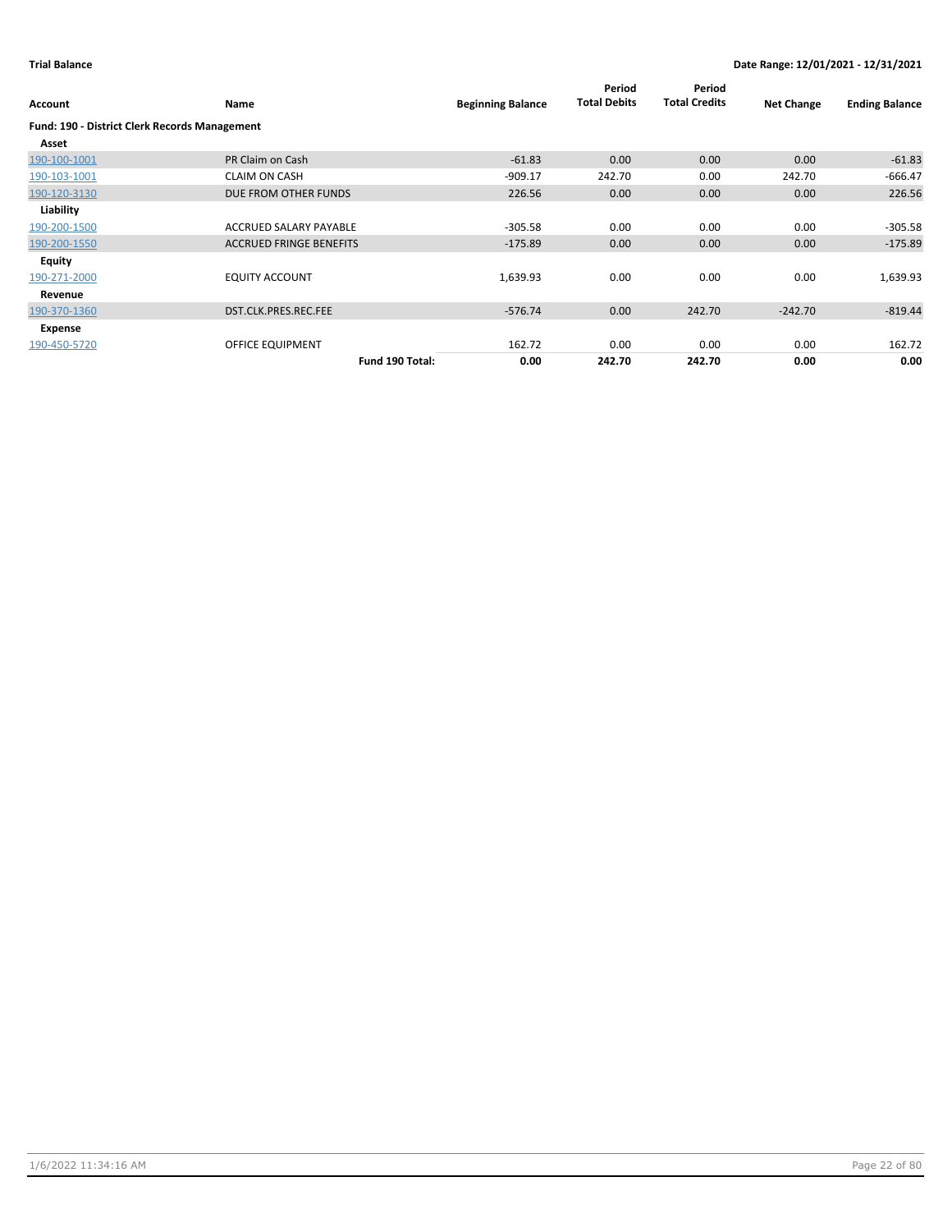**Trial Balance** | **Date Range: 12/01/2021 - 12/31/2021**

| Account | Name | Beginning Balance | Period Total Debits | Period Total Credits | Net Change | Ending Balance |
|---|---|---|---|---|---|---|
| **Fund: 190 - District Clerk Records Management** | | | | | | |
| **Asset** | | | | | | |
| 190-100-1001 | PR Claim on Cash | -61.83 | 0.00 | 0.00 | 0.00 | -61.83 |
| 190-103-1001 | CLAIM ON CASH | -909.17 | 242.70 | 0.00 | 242.70 | -666.47 |
| 190-120-3130 | DUE FROM OTHER FUNDS | 226.56 | 0.00 | 0.00 | 0.00 | 226.56 |
| **Liability** | | | | | | |
| 190-200-1500 | ACCRUED SALARY PAYABLE | -305.58 | 0.00 | 0.00 | 0.00 | -305.58 |
| 190-200-1550 | ACCRUED FRINGE BENEFITS | -175.89 | 0.00 | 0.00 | 0.00 | -175.89 |
| **Equity** | | | | | | |
| 190-271-2000 | EQUITY ACCOUNT | 1,639.93 | 0.00 | 0.00 | 0.00 | 1,639.93 |
| **Revenue** | | | | | | |
| 190-370-1360 | DST.CLK.PRES.REC.FEE | -576.74 | 0.00 | 242.70 | -242.70 | -819.44 |
| **Expense** | | | | | | |
| 190-450-5720 | OFFICE EQUIPMENT | 162.72 | 0.00 | 0.00 | 0.00 | 162.72 |
| | **Fund 190 Total:** | **0.00** | **242.70** | **242.70** | **0.00** | **0.00** |

1/6/2022 11:34:16 AM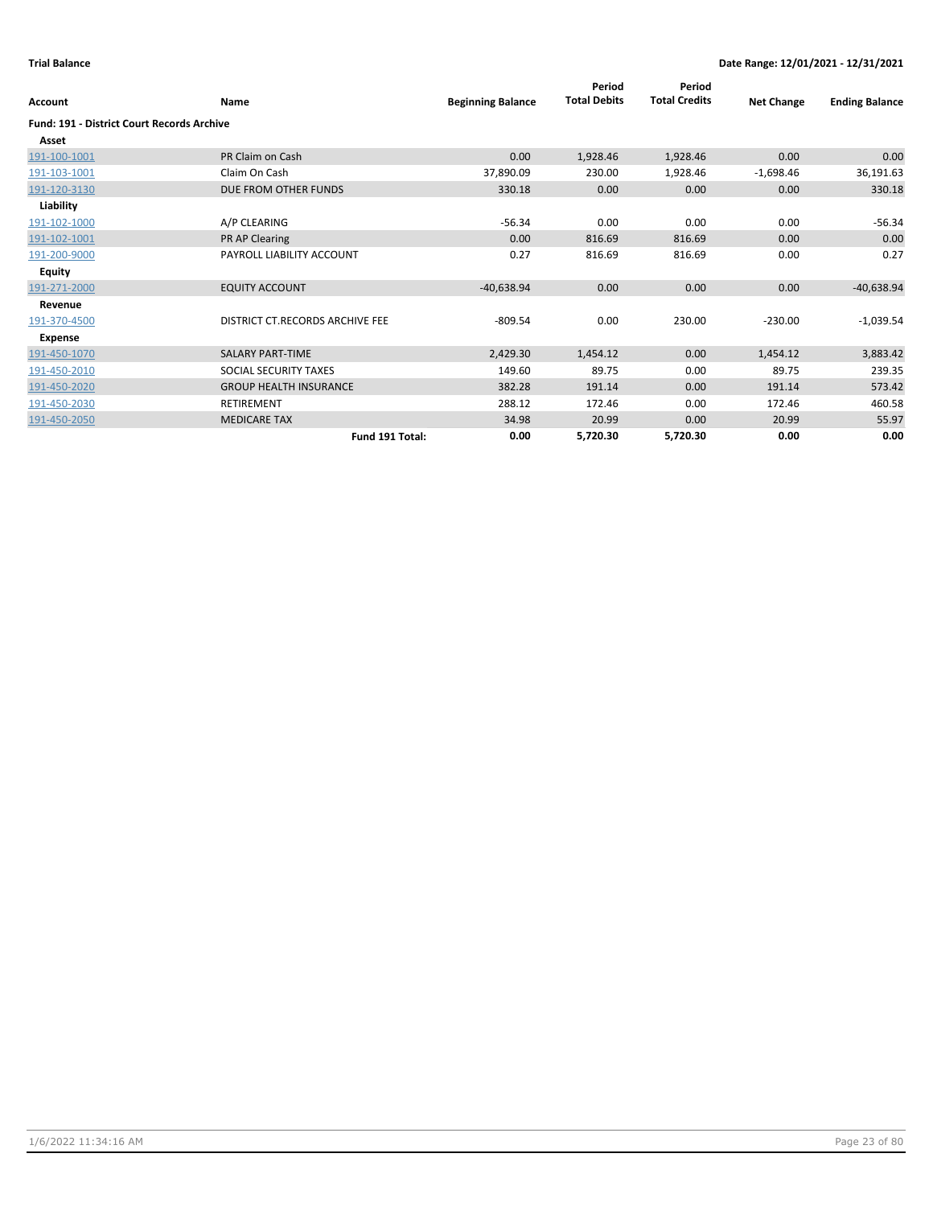**Trial Balance** **Date Range: 12/01/2021 - 12/31/2021**

| Account | Name | Beginning Balance | Period Total Debits | Period Total Credits | Net Change | Ending Balance |
|---|---|---|---|---|---|---|
| **Fund: 191 - District Court Records Archive** | | | | | | |
| **Asset** | | | | | | |
| 191-100-1001 | PR Claim on Cash | 0.00 | 1,928.46 | 1,928.46 | 0.00 | 0.00 |
| 191-103-1001 | Claim On Cash | 37,890.09 | 230.00 | 1,928.46 | -1,698.46 | 36,191.63 |
| 191-120-3130 | DUE FROM OTHER FUNDS | 330.18 | 0.00 | 0.00 | 0.00 | 330.18 |
| **Liability** | | | | | | |
| 191-102-1000 | A/P CLEARING | -56.34 | 0.00 | 0.00 | 0.00 | -56.34 |
| 191-102-1001 | PR AP Clearing | 0.00 | 816.69 | 816.69 | 0.00 | 0.00 |
| 191-200-9000 | PAYROLL LIABILITY ACCOUNT | 0.27 | 816.69 | 816.69 | 0.00 | 0.27 |
| **Equity** | | | | | | |
| 191-271-2000 | EQUITY ACCOUNT | -40,638.94 | 0.00 | 0.00 | 0.00 | -40,638.94 |
| **Revenue** | | | | | | |
| 191-370-4500 | DISTRICT CT.RECORDS ARCHIVE FEE | -809.54 | 0.00 | 230.00 | -230.00 | -1,039.54 |
| **Expense** | | | | | | |
| 191-450-1070 | SALARY PART-TIME | 2,429.30 | 1,454.12 | 0.00 | 1,454.12 | 3,883.42 |
| 191-450-2010 | SOCIAL SECURITY TAXES | 149.60 | 89.75 | 0.00 | 89.75 | 239.35 |
| 191-450-2020 | GROUP HEALTH INSURANCE | 382.28 | 191.14 | 0.00 | 191.14 | 573.42 |
| 191-450-2030 | RETIREMENT | 288.12 | 172.46 | 0.00 | 172.46 | 460.58 |
| 191-450-2050 | MEDICARE TAX | 34.98 | 20.99 | 0.00 | 20.99 | 55.97 |
| | **Fund 191 Total:** | **0.00** | **5,720.30** | **5,720.30** | **0.00** | **0.00** |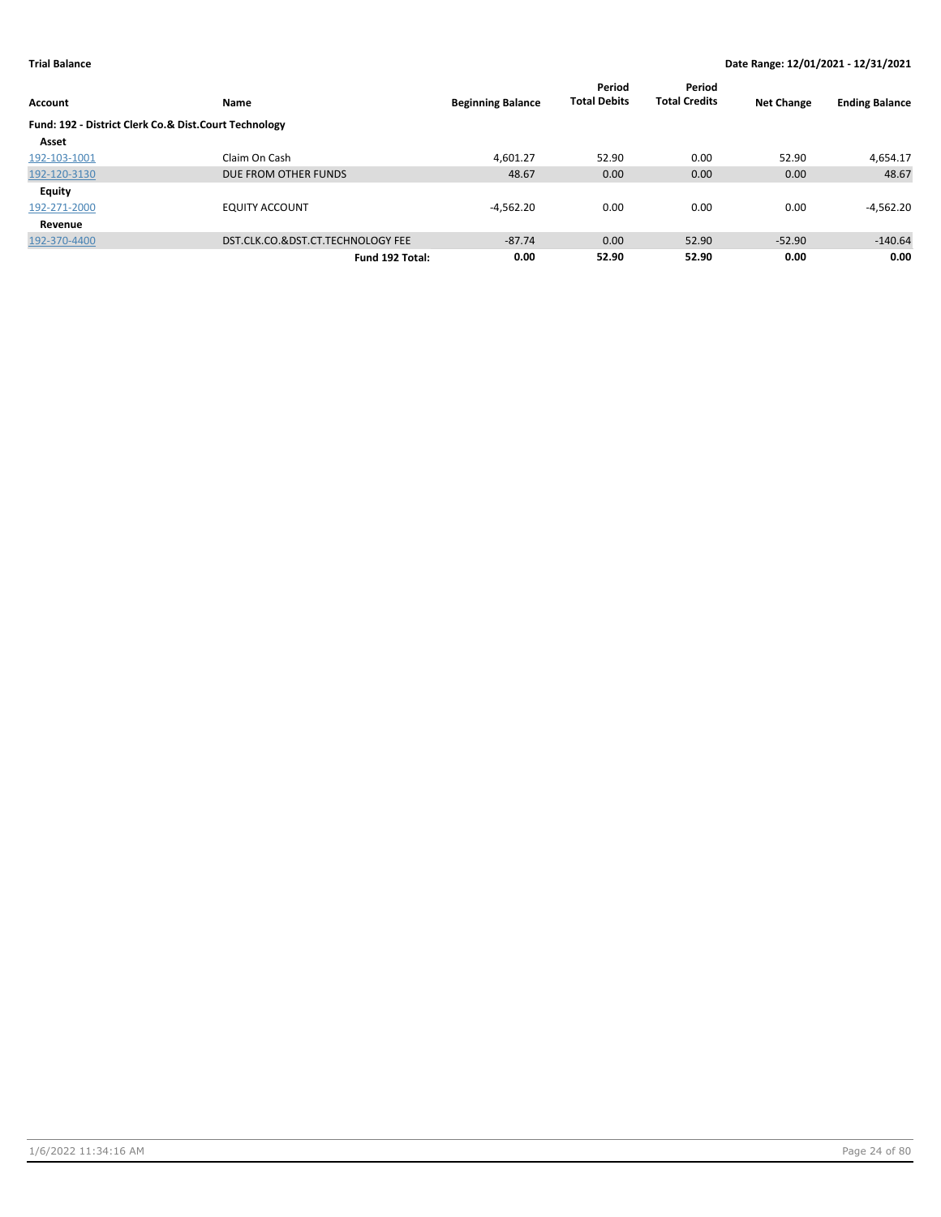**Trial Balance** **Date Range: 12/01/2021 - 12/31/2021**

| Account | Name | Beginning Balance | Period Total Debits | Period Total Credits | Net Change | Ending Balance |
|---|---|---|---|---|---|---|
| **Fund: 192 - District Clerk Co.& Dist.Court Technology** | | | | | | |
| **Asset** | | | | | | |
| 192-103-1001 | Claim On Cash | 4,601.27 | 52.90 | 0.00 | 52.90 | 4,654.17 |
| 192-120-3130 | DUE FROM OTHER FUNDS | 48.67 | 0.00 | 0.00 | 0.00 | 48.67 |
| **Equity** | | | | | | |
| 192-271-2000 | EQUITY ACCOUNT | -4,562.20 | 0.00 | 0.00 | 0.00 | -4,562.20 |
| **Revenue** | | | | | | |
| 192-370-4400 | DST.CLK.CO.&DST.CT.TECHNOLOGY FEE | -87.74 | 0.00 | 52.90 | -52.90 | -140.64 |
| | **Fund 192 Total:** | **0.00** | **52.90** | **52.90** | **0.00** | **0.00** |

1/6/2022 11:34:16 AM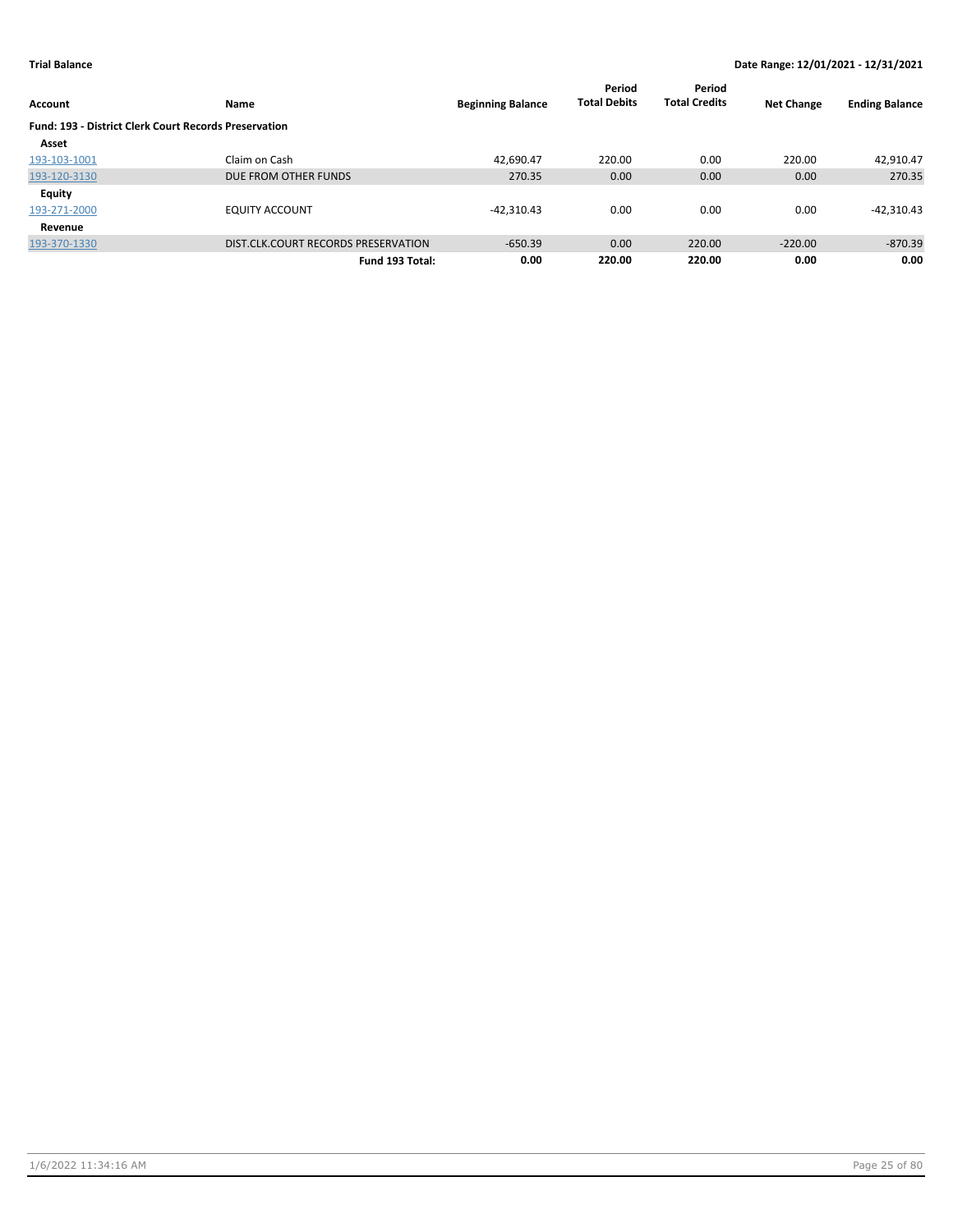**Trial Balance** **Date Range: 12/01/2021 - 12/31/2021**

| Account | Name | Beginning Balance | Period Total Debits | Period Total Credits | Net Change | Ending Balance |
|---|---|---|---|---|---|---|
| **Fund: 193 - District Clerk Court Records Preservation** | | | | | | |
| **Asset** | | | | | | |
| 193-103-1001 | Claim on Cash | 42,690.47 | 220.00 | 0.00 | 220.00 | 42,910.47 |
| 193-120-3130 | DUE FROM OTHER FUNDS | 270.35 | 0.00 | 0.00 | 0.00 | 270.35 |
| **Equity** | | | | | | |
| 193-271-2000 | EQUITY ACCOUNT | -42,310.43 | 0.00 | 0.00 | 0.00 | -42,310.43 |
| **Revenue** | | | | | | |
| 193-370-1330 | DIST.CLK.COURT RECORDS PRESERVATION | -650.39 | 0.00 | 220.00 | -220.00 | -870.39 |
| | **Fund 193 Total:** | **0.00** | **220.00** | **220.00** | **0.00** | **0.00** |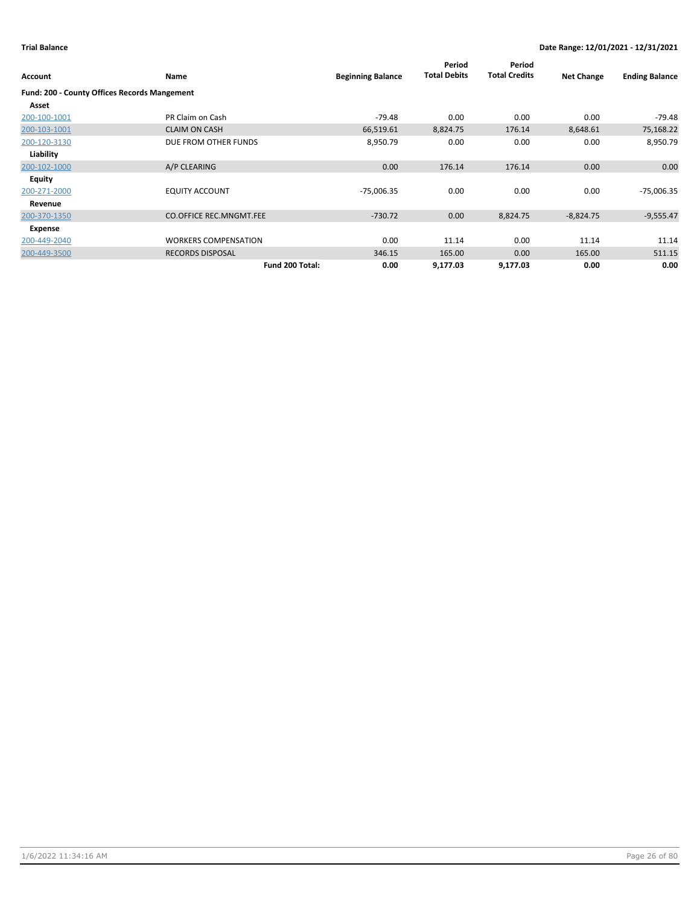**Trial Balance** — Date Range: 12/01/2021 - 12/31/2021

| Account | Name | Beginning Balance | Period Total Debits | Period Total Credits | Net Change | Ending Balance |
|---|---|---|---|---|---|---|
| **Fund: 200 - County Offices Records Mangement** | | | | | | |
| **Asset** | | | | | | |
| 200-100-1001 | PR Claim on Cash | -79.48 | 0.00 | 0.00 | 0.00 | -79.48 |
| 200-103-1001 | CLAIM ON CASH | 66,519.61 | 8,824.75 | 176.14 | 8,648.61 | 75,168.22 |
| 200-120-3130 | DUE FROM OTHER FUNDS | 8,950.79 | 0.00 | 0.00 | 0.00 | 8,950.79 |
| **Liability** | | | | | | |
| 200-102-1000 | A/P CLEARING | 0.00 | 176.14 | 176.14 | 0.00 | 0.00 |
| **Equity** | | | | | | |
| 200-271-2000 | EQUITY ACCOUNT | -75,006.35 | 0.00 | 0.00 | 0.00 | -75,006.35 |
| **Revenue** | | | | | | |
| 200-370-1350 | CO.OFFICE REC.MNGMT.FEE | -730.72 | 0.00 | 8,824.75 | -8,824.75 | -9,555.47 |
| **Expense** | | | | | | |
| 200-449-2040 | WORKERS COMPENSATION | 0.00 | 11.14 | 0.00 | 11.14 | 11.14 |
| 200-449-3500 | RECORDS DISPOSAL | 346.15 | 165.00 | 0.00 | 165.00 | 511.15 |
| | **Fund 200 Total:** | **0.00** | **9,177.03** | **9,177.03** | **0.00** | **0.00** |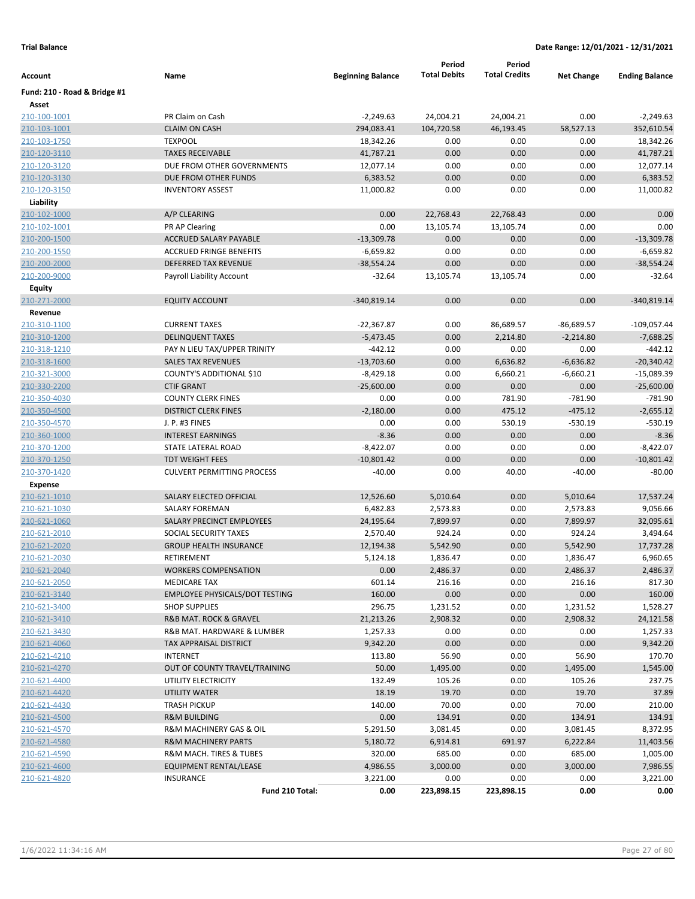**Trial Balance** **Date Range: 12/01/2021 - 12/31/2021**

| Account | Name | Beginning Balance | Period Total Debits | Period Total Credits | Net Change | Ending Balance |
|---|---|---|---|---|---|---|
| **Fund: 210 - Road & Bridge #1** | | | | | | |
| **Asset** | | | | | | |
| 210-100-1001 | PR Claim on Cash | -2,249.63 | 24,004.21 | 24,004.21 | 0.00 | -2,249.63 |
| 210-103-1001 | CLAIM ON CASH | 294,083.41 | 104,720.58 | 46,193.45 | 58,527.13 | 352,610.54 |
| 210-103-1750 | TEXPOOL | 18,342.26 | 0.00 | 0.00 | 0.00 | 18,342.26 |
| 210-120-3110 | TAXES RECEIVABLE | 41,787.21 | 0.00 | 0.00 | 0.00 | 41,787.21 |
| 210-120-3120 | DUE FROM OTHER GOVERNMENTS | 12,077.14 | 0.00 | 0.00 | 0.00 | 12,077.14 |
| 210-120-3130 | DUE FROM OTHER FUNDS | 6,383.52 | 0.00 | 0.00 | 0.00 | 6,383.52 |
| 210-120-3150 | INVENTORY ASSEST | 11,000.82 | 0.00 | 0.00 | 0.00 | 11,000.82 |
| **Liability** | | | | | | |
| 210-102-1000 | A/P CLEARING | 0.00 | 22,768.43 | 22,768.43 | 0.00 | 0.00 |
| 210-102-1001 | PR AP Clearing | 0.00 | 13,105.74 | 13,105.74 | 0.00 | 0.00 |
| 210-200-1500 | ACCRUED SALARY PAYABLE | -13,309.78 | 0.00 | 0.00 | 0.00 | -13,309.78 |
| 210-200-1550 | ACCRUED FRINGE BENEFITS | -6,659.82 | 0.00 | 0.00 | 0.00 | -6,659.82 |
| 210-200-2000 | DEFERRED TAX REVENUE | -38,554.24 | 0.00 | 0.00 | 0.00 | -38,554.24 |
| 210-200-9000 | Payroll Liability Account | -32.64 | 13,105.74 | 13,105.74 | 0.00 | -32.64 |
| **Equity** | | | | | | |
| 210-271-2000 | EQUITY ACCOUNT | -340,819.14 | 0.00 | 0.00 | 0.00 | -340,819.14 |
| **Revenue** | | | | | | |
| 210-310-1100 | CURRENT TAXES | -22,367.87 | 0.00 | 86,689.57 | -86,689.57 | -109,057.44 |
| 210-310-1200 | DELINQUENT TAXES | -5,473.45 | 0.00 | 2,214.80 | -2,214.80 | -7,688.25 |
| 210-318-1210 | PAY N LIEU TAX/UPPER TRINITY | -442.12 | 0.00 | 0.00 | 0.00 | -442.12 |
| 210-318-1600 | SALES TAX REVENUES | -13,703.60 | 0.00 | 6,636.82 | -6,636.82 | -20,340.42 |
| 210-321-3000 | COUNTY'S ADDITIONAL $10 | -8,429.18 | 0.00 | 6,660.21 | -6,660.21 | -15,089.39 |
| 210-330-2200 | CTIF GRANT | -25,600.00 | 0.00 | 0.00 | 0.00 | -25,600.00 |
| 210-350-4030 | COUNTY CLERK FINES | 0.00 | 0.00 | 781.90 | -781.90 | -781.90 |
| 210-350-4500 | DISTRICT CLERK FINES | -2,180.00 | 0.00 | 475.12 | -475.12 | -2,655.12 |
| 210-350-4570 | J. P. #3 FINES | 0.00 | 0.00 | 530.19 | -530.19 | -530.19 |
| 210-360-1000 | INTEREST EARNINGS | -8.36 | 0.00 | 0.00 | 0.00 | -8.36 |
| 210-370-1200 | STATE LATERAL ROAD | -8,422.07 | 0.00 | 0.00 | 0.00 | -8,422.07 |
| 210-370-1250 | TDT WEIGHT FEES | -10,801.42 | 0.00 | 0.00 | 0.00 | -10,801.42 |
| 210-370-1420 | CULVERT PERMITTING PROCESS | -40.00 | 0.00 | 40.00 | -40.00 | -80.00 |
| **Expense** | | | | | | |
| 210-621-1010 | SALARY ELECTED OFFICIAL | 12,526.60 | 5,010.64 | 0.00 | 5,010.64 | 17,537.24 |
| 210-621-1030 | SALARY FOREMAN | 6,482.83 | 2,573.83 | 0.00 | 2,573.83 | 9,056.66 |
| 210-621-1060 | SALARY PRECINCT EMPLOYEES | 24,195.64 | 7,899.97 | 0.00 | 7,899.97 | 32,095.61 |
| 210-621-2010 | SOCIAL SECURITY TAXES | 2,570.40 | 924.24 | 0.00 | 924.24 | 3,494.64 |
| 210-621-2020 | GROUP HEALTH INSURANCE | 12,194.38 | 5,542.90 | 0.00 | 5,542.90 | 17,737.28 |
| 210-621-2030 | RETIREMENT | 5,124.18 | 1,836.47 | 0.00 | 1,836.47 | 6,960.65 |
| 210-621-2040 | WORKERS COMPENSATION | 0.00 | 2,486.37 | 0.00 | 2,486.37 | 2,486.37 |
| 210-621-2050 | MEDICARE TAX | 601.14 | 216.16 | 0.00 | 216.16 | 817.30 |
| 210-621-3140 | EMPLOYEE PHYSICALS/DOT TESTING | 160.00 | 0.00 | 0.00 | 0.00 | 160.00 |
| 210-621-3400 | SHOP SUPPLIES | 296.75 | 1,231.52 | 0.00 | 1,231.52 | 1,528.27 |
| 210-621-3410 | R&B MAT. ROCK & GRAVEL | 21,213.26 | 2,908.32 | 0.00 | 2,908.32 | 24,121.58 |
| 210-621-3430 | R&B MAT. HARDWARE & LUMBER | 1,257.33 | 0.00 | 0.00 | 0.00 | 1,257.33 |
| 210-621-4060 | TAX APPRAISAL DISTRICT | 9,342.20 | 0.00 | 0.00 | 0.00 | 9,342.20 |
| 210-621-4210 | INTERNET | 113.80 | 56.90 | 0.00 | 56.90 | 170.70 |
| 210-621-4270 | OUT OF COUNTY TRAVEL/TRAINING | 50.00 | 1,495.00 | 0.00 | 1,495.00 | 1,545.00 |
| 210-621-4400 | UTILITY ELECTRICITY | 132.49 | 105.26 | 0.00 | 105.26 | 237.75 |
| 210-621-4420 | UTILITY WATER | 18.19 | 19.70 | 0.00 | 19.70 | 37.89 |
| 210-621-4430 | TRASH PICKUP | 140.00 | 70.00 | 0.00 | 70.00 | 210.00 |
| 210-621-4500 | R&M BUILDING | 0.00 | 134.91 | 0.00 | 134.91 | 134.91 |
| 210-621-4570 | R&M MACHINERY GAS & OIL | 5,291.50 | 3,081.45 | 0.00 | 3,081.45 | 8,372.95 |
| 210-621-4580 | R&M MACHINERY PARTS | 5,180.72 | 6,914.81 | 691.97 | 6,222.84 | 11,403.56 |
| 210-621-4590 | R&M MACH. TIRES & TUBES | 320.00 | 685.00 | 0.00 | 685.00 | 1,005.00 |
| 210-621-4600 | EQUIPMENT RENTAL/LEASE | 4,986.55 | 3,000.00 | 0.00 | 3,000.00 | 7,986.55 |
| 210-621-4820 | INSURANCE | 3,221.00 | 0.00 | 0.00 | 0.00 | 3,221.00 |
| | **Fund 210 Total:** | **0.00** | **223,898.15** | **223,898.15** | **0.00** | **0.00** |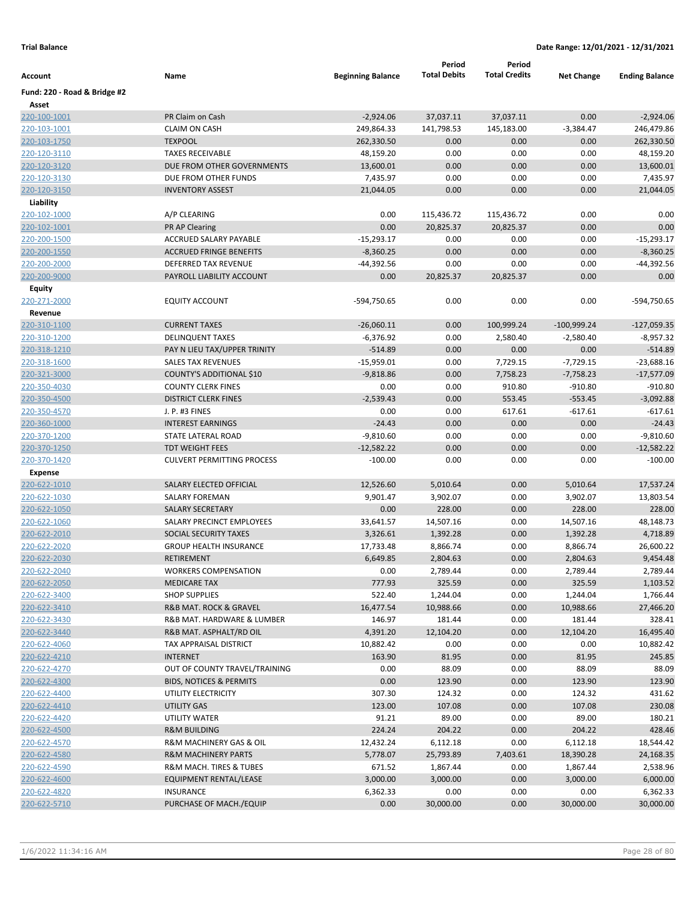**Trial Balance** **Date Range: 12/01/2021 - 12/31/2021**

| Account | Name | Beginning Balance | Period Total Debits | Period Total Credits | Net Change | Ending Balance |
|---|---|---|---|---|---|---|
| **Fund: 220 - Road & Bridge #2** | | | | | | |
| **Asset** | | | | | | |
| 220-100-1001 | PR Claim on Cash | -2,924.06 | 37,037.11 | 37,037.11 | 0.00 | -2,924.06 |
| 220-103-1001 | CLAIM ON CASH | 249,864.33 | 141,798.53 | 145,183.00 | -3,384.47 | 246,479.86 |
| 220-103-1750 | TEXPOOL | 262,330.50 | 0.00 | 0.00 | 0.00 | 262,330.50 |
| 220-120-3110 | TAXES RECEIVABLE | 48,159.20 | 0.00 | 0.00 | 0.00 | 48,159.20 |
| 220-120-3120 | DUE FROM OTHER GOVERNMENTS | 13,600.01 | 0.00 | 0.00 | 0.00 | 13,600.01 |
| 220-120-3130 | DUE FROM OTHER FUNDS | 7,435.97 | 0.00 | 0.00 | 0.00 | 7,435.97 |
| 220-120-3150 | INVENTORY ASSEST | 21,044.05 | 0.00 | 0.00 | 0.00 | 21,044.05 |
| **Liability** | | | | | | |
| 220-102-1000 | A/P CLEARING | 0.00 | 115,436.72 | 115,436.72 | 0.00 | 0.00 |
| 220-102-1001 | PR AP Clearing | 0.00 | 20,825.37 | 20,825.37 | 0.00 | 0.00 |
| 220-200-1500 | ACCRUED SALARY PAYABLE | -15,293.17 | 0.00 | 0.00 | 0.00 | -15,293.17 |
| 220-200-1550 | ACCRUED FRINGE BENEFITS | -8,360.25 | 0.00 | 0.00 | 0.00 | -8,360.25 |
| 220-200-2000 | DEFERRED TAX REVENUE | -44,392.56 | 0.00 | 0.00 | 0.00 | -44,392.56 |
| 220-200-9000 | PAYROLL LIABILITY ACCOUNT | 0.00 | 20,825.37 | 20,825.37 | 0.00 | 0.00 |
| **Equity** | | | | | | |
| 220-271-2000 | EQUITY ACCOUNT | -594,750.65 | 0.00 | 0.00 | 0.00 | -594,750.65 |
| **Revenue** | | | | | | |
| 220-310-1100 | CURRENT TAXES | -26,060.11 | 0.00 | 100,999.24 | -100,999.24 | -127,059.35 |
| 220-310-1200 | DELINQUENT TAXES | -6,376.92 | 0.00 | 2,580.40 | -2,580.40 | -8,957.32 |
| 220-318-1210 | PAY N LIEU TAX/UPPER TRINITY | -514.89 | 0.00 | 0.00 | 0.00 | -514.89 |
| 220-318-1600 | SALES TAX REVENUES | -15,959.01 | 0.00 | 7,729.15 | -7,729.15 | -23,688.16 |
| 220-321-3000 | COUNTY'S ADDITIONAL $10 | -9,818.86 | 0.00 | 7,758.23 | -7,758.23 | -17,577.09 |
| 220-350-4030 | COUNTY CLERK FINES | 0.00 | 0.00 | 910.80 | -910.80 | -910.80 |
| 220-350-4500 | DISTRICT CLERK FINES | -2,539.43 | 0.00 | 553.45 | -553.45 | -3,092.88 |
| 220-350-4570 | J. P. #3 FINES | 0.00 | 0.00 | 617.61 | -617.61 | -617.61 |
| 220-360-1000 | INTEREST EARNINGS | -24.43 | 0.00 | 0.00 | 0.00 | -24.43 |
| 220-370-1200 | STATE LATERAL ROAD | -9,810.60 | 0.00 | 0.00 | 0.00 | -9,810.60 |
| 220-370-1250 | TDT WEIGHT FEES | -12,582.22 | 0.00 | 0.00 | 0.00 | -12,582.22 |
| 220-370-1420 | CULVERT PERMITTING PROCESS | -100.00 | 0.00 | 0.00 | 0.00 | -100.00 |
| **Expense** | | | | | | |
| 220-622-1010 | SALARY ELECTED OFFICIAL | 12,526.60 | 5,010.64 | 0.00 | 5,010.64 | 17,537.24 |
| 220-622-1030 | SALARY FOREMAN | 9,901.47 | 3,902.07 | 0.00 | 3,902.07 | 13,803.54 |
| 220-622-1050 | SALARY SECRETARY | 0.00 | 228.00 | 0.00 | 228.00 | 228.00 |
| 220-622-1060 | SALARY PRECINCT EMPLOYEES | 33,641.57 | 14,507.16 | 0.00 | 14,507.16 | 48,148.73 |
| 220-622-2010 | SOCIAL SECURITY TAXES | 3,326.61 | 1,392.28 | 0.00 | 1,392.28 | 4,718.89 |
| 220-622-2020 | GROUP HEALTH INSURANCE | 17,733.48 | 8,866.74 | 0.00 | 8,866.74 | 26,600.22 |
| 220-622-2030 | RETIREMENT | 6,649.85 | 2,804.63 | 0.00 | 2,804.63 | 9,454.48 |
| 220-622-2040 | WORKERS COMPENSATION | 0.00 | 2,789.44 | 0.00 | 2,789.44 | 2,789.44 |
| 220-622-2050 | MEDICARE TAX | 777.93 | 325.59 | 0.00 | 325.59 | 1,103.52 |
| 220-622-3400 | SHOP SUPPLIES | 522.40 | 1,244.04 | 0.00 | 1,244.04 | 1,766.44 |
| 220-622-3410 | R&B MAT. ROCK & GRAVEL | 16,477.54 | 10,988.66 | 0.00 | 10,988.66 | 27,466.20 |
| 220-622-3430 | R&B MAT. HARDWARE & LUMBER | 146.97 | 181.44 | 0.00 | 181.44 | 328.41 |
| 220-622-3440 | R&B MAT. ASPHALT/RD OIL | 4,391.20 | 12,104.20 | 0.00 | 12,104.20 | 16,495.40 |
| 220-622-4060 | TAX APPRAISAL DISTRICT | 10,882.42 | 0.00 | 0.00 | 0.00 | 10,882.42 |
| 220-622-4210 | INTERNET | 163.90 | 81.95 | 0.00 | 81.95 | 245.85 |
| 220-622-4270 | OUT OF COUNTY TRAVEL/TRAINING | 0.00 | 88.09 | 0.00 | 88.09 | 88.09 |
| 220-622-4300 | BIDS, NOTICES & PERMITS | 0.00 | 123.90 | 0.00 | 123.90 | 123.90 |
| 220-622-4400 | UTILITY ELECTRICITY | 307.30 | 124.32 | 0.00 | 124.32 | 431.62 |
| 220-622-4410 | UTILITY GAS | 123.00 | 107.08 | 0.00 | 107.08 | 230.08 |
| 220-622-4420 | UTILITY WATER | 91.21 | 89.00 | 0.00 | 89.00 | 180.21 |
| 220-622-4500 | R&M BUILDING | 224.24 | 204.22 | 0.00 | 204.22 | 428.46 |
| 220-622-4570 | R&M MACHINERY GAS & OIL | 12,432.24 | 6,112.18 | 0.00 | 6,112.18 | 18,544.42 |
| 220-622-4580 | R&M MACHINERY PARTS | 5,778.07 | 25,793.89 | 7,403.61 | 18,390.28 | 24,168.35 |
| 220-622-4590 | R&M MACH. TIRES & TUBES | 671.52 | 1,867.44 | 0.00 | 1,867.44 | 2,538.96 |
| 220-622-4600 | EQUIPMENT RENTAL/LEASE | 3,000.00 | 3,000.00 | 0.00 | 3,000.00 | 6,000.00 |
| 220-622-4820 | INSURANCE | 6,362.33 | 0.00 | 0.00 | 0.00 | 6,362.33 |
| 220-622-5710 | PURCHASE OF MACH./EQUIP | 0.00 | 30,000.00 | 0.00 | 30,000.00 | 30,000.00 |

1/6/2022 11:34:16 AM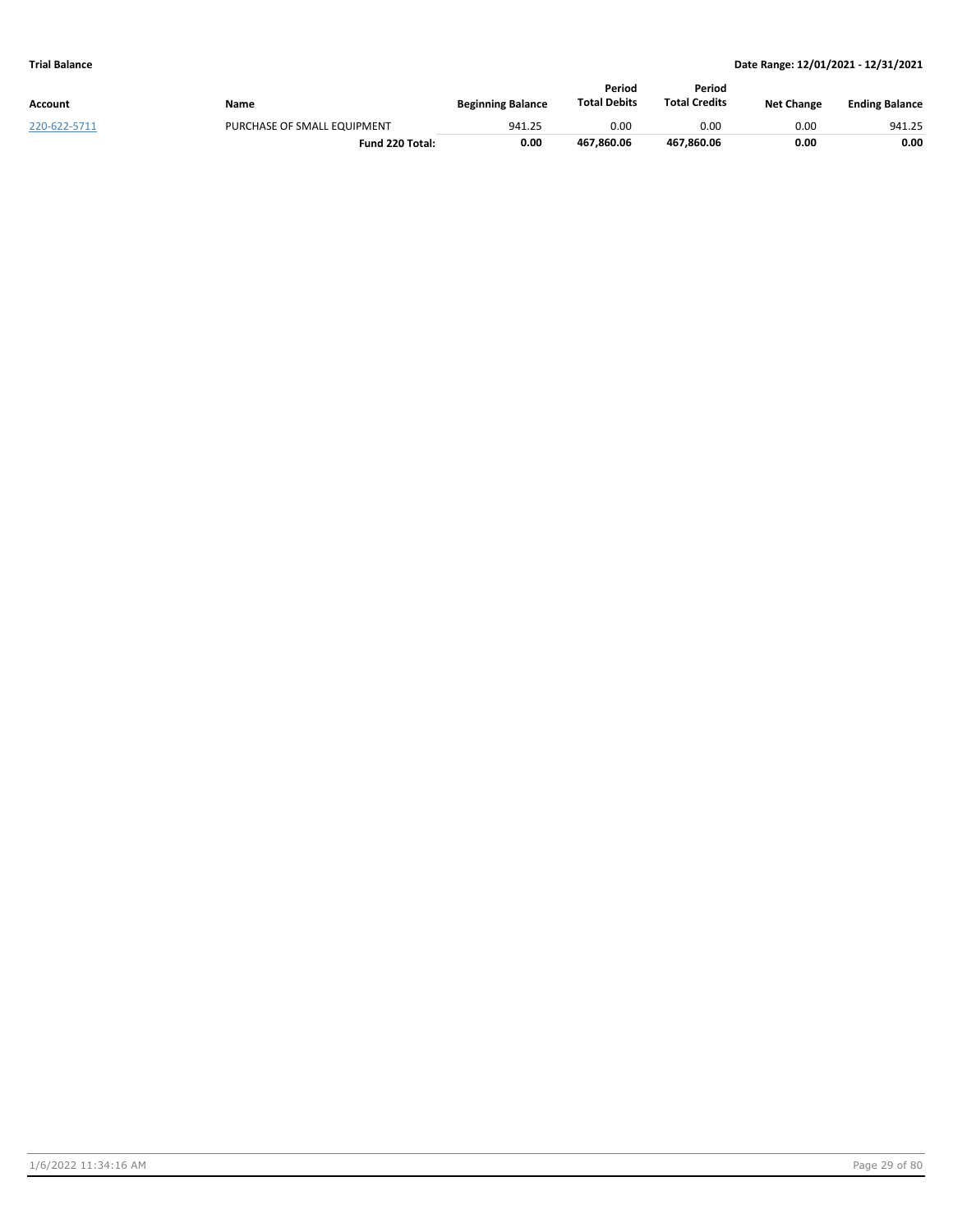| Account | Name | Beginning Balance | Period Total Debits | Period Total Credits | Net Change | Ending Balance |
|---|---|---|---|---|---|---|
| 220-622-5711 | PURCHASE OF SMALL EQUIPMENT | 941.25 | 0.00 | 0.00 | 0.00 | 941.25 |
| | **Fund 220 Total:** | **0.00** | **467,860.06** | **467,860.06** | **0.00** | **0.00** |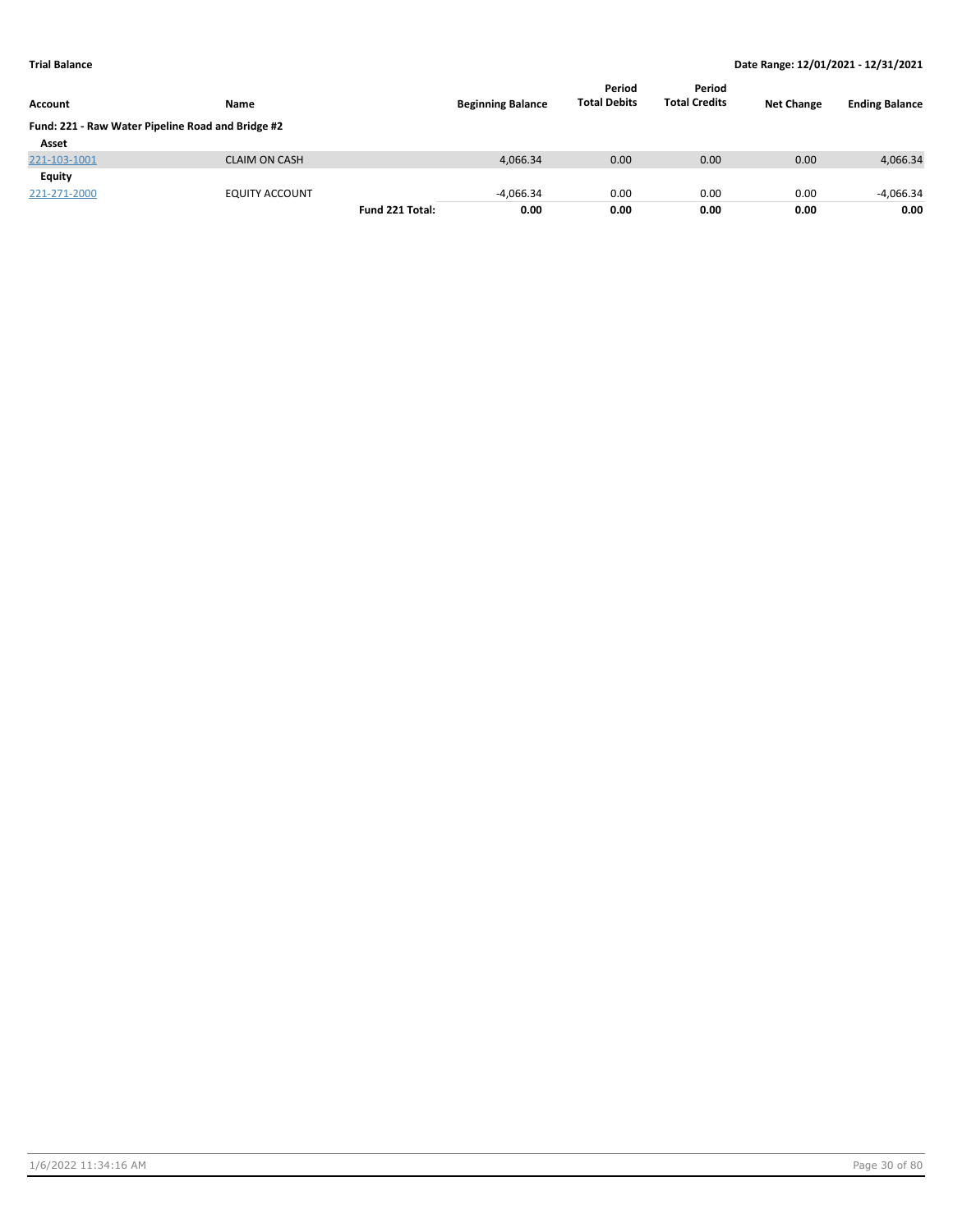**Trial Balance** | **Date Range: 12/01/2021 - 12/31/2021**

| Account | Name | | Beginning Balance | Period Total Debits | Period Total Credits | Net Change | Ending Balance |
|---|---|---|---|---|---|---|---|
| **Fund: 221 - Raw Water Pipeline Road and Bridge #2** | | | | | | | |
| **Asset** | | | | | | | |
| 221-103-1001 | CLAIM ON CASH | | 4,066.34 | 0.00 | 0.00 | 0.00 | 4,066.34 |
| **Equity** | | | | | | | |
| 221-271-2000 | EQUITY ACCOUNT | | -4,066.34 | 0.00 | 0.00 | 0.00 | -4,066.34 |
| | | **Fund 221 Total:** | **0.00** | **0.00** | **0.00** | **0.00** | **0.00** |

1/6/2022 11:34:16 AM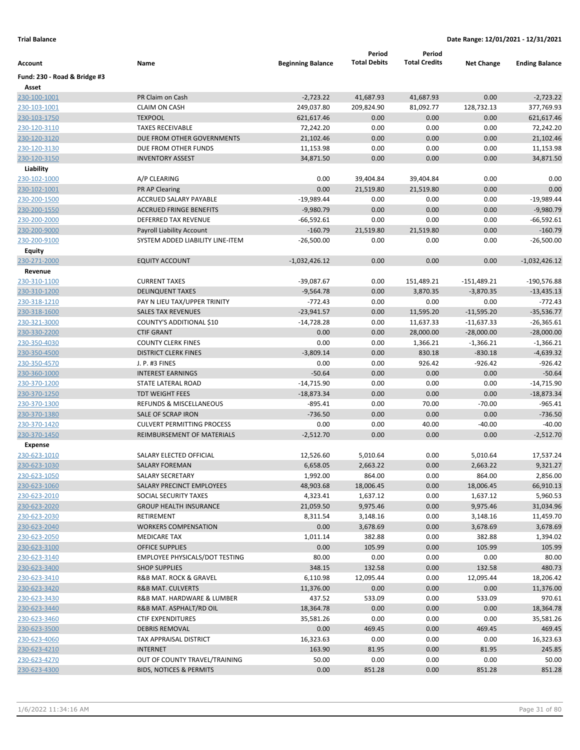**Trial Balance** **Date Range: 12/01/2021 - 12/31/2021**

| Account | Name | Beginning Balance | Period Total Debits | Period Total Credits | Net Change | Ending Balance |
|---|---|---|---|---|---|---|
| **Fund: 230 - Road & Bridge #3** | | | | | | |
| **Asset** | | | | | | |
| 230-100-1001 | PR Claim on Cash | -2,723.22 | 41,687.93 | 41,687.93 | 0.00 | -2,723.22 |
| 230-103-1001 | CLAIM ON CASH | 249,037.80 | 209,824.90 | 81,092.77 | 128,732.13 | 377,769.93 |
| 230-103-1750 | TEXPOOL | 621,617.46 | 0.00 | 0.00 | 0.00 | 621,617.46 |
| 230-120-3110 | TAXES RECEIVABLE | 72,242.20 | 0.00 | 0.00 | 0.00 | 72,242.20 |
| 230-120-3120 | DUE FROM OTHER GOVERNMENTS | 21,102.46 | 0.00 | 0.00 | 0.00 | 21,102.46 |
| 230-120-3130 | DUE FROM OTHER FUNDS | 11,153.98 | 0.00 | 0.00 | 0.00 | 11,153.98 |
| 230-120-3150 | INVENTORY ASSEST | 34,871.50 | 0.00 | 0.00 | 0.00 | 34,871.50 |
| **Liability** | | | | | | |
| 230-102-1000 | A/P CLEARING | 0.00 | 39,404.84 | 39,404.84 | 0.00 | 0.00 |
| 230-102-1001 | PR AP Clearing | 0.00 | 21,519.80 | 21,519.80 | 0.00 | 0.00 |
| 230-200-1500 | ACCRUED SALARY PAYABLE | -19,989.44 | 0.00 | 0.00 | 0.00 | -19,989.44 |
| 230-200-1550 | ACCRUED FRINGE BENEFITS | -9,980.79 | 0.00 | 0.00 | 0.00 | -9,980.79 |
| 230-200-2000 | DEFERRED TAX REVENUE | -66,592.61 | 0.00 | 0.00 | 0.00 | -66,592.61 |
| 230-200-9000 | Payroll Liability Account | -160.79 | 21,519.80 | 21,519.80 | 0.00 | -160.79 |
| 230-200-9100 | SYSTEM ADDED LIABILITY LINE-ITEM | -26,500.00 | 0.00 | 0.00 | 0.00 | -26,500.00 |
| **Equity** | | | | | | |
| 230-271-2000 | EQUITY ACCOUNT | -1,032,426.12 | 0.00 | 0.00 | 0.00 | -1,032,426.12 |
| **Revenue** | | | | | | |
| 230-310-1100 | CURRENT TAXES | -39,087.67 | 0.00 | 151,489.21 | -151,489.21 | -190,576.88 |
| 230-310-1200 | DELINQUENT TAXES | -9,564.78 | 0.00 | 3,870.35 | -3,870.35 | -13,435.13 |
| 230-318-1210 | PAY N LIEU TAX/UPPER TRINITY | -772.43 | 0.00 | 0.00 | 0.00 | -772.43 |
| 230-318-1600 | SALES TAX REVENUES | -23,941.57 | 0.00 | 11,595.20 | -11,595.20 | -35,536.77 |
| 230-321-3000 | COUNTY'S ADDITIONAL $10 | -14,728.28 | 0.00 | 11,637.33 | -11,637.33 | -26,365.61 |
| 230-330-2200 | CTIF GRANT | 0.00 | 0.00 | 28,000.00 | -28,000.00 | -28,000.00 |
| 230-350-4030 | COUNTY CLERK FINES | 0.00 | 0.00 | 1,366.21 | -1,366.21 | -1,366.21 |
| 230-350-4500 | DISTRICT CLERK FINES | -3,809.14 | 0.00 | 830.18 | -830.18 | -4,639.32 |
| 230-350-4570 | J. P. #3 FINES | 0.00 | 0.00 | 926.42 | -926.42 | -926.42 |
| 230-360-1000 | INTEREST EARNINGS | -50.64 | 0.00 | 0.00 | 0.00 | -50.64 |
| 230-370-1200 | STATE LATERAL ROAD | -14,715.90 | 0.00 | 0.00 | 0.00 | -14,715.90 |
| 230-370-1250 | TDT WEIGHT FEES | -18,873.34 | 0.00 | 0.00 | 0.00 | -18,873.34 |
| 230-370-1300 | REFUNDS & MISCELLANEOUS | -895.41 | 0.00 | 70.00 | -70.00 | -965.41 |
| 230-370-1380 | SALE OF SCRAP IRON | -736.50 | 0.00 | 0.00 | 0.00 | -736.50 |
| 230-370-1420 | CULVERT PERMITTING PROCESS | 0.00 | 0.00 | 40.00 | -40.00 | -40.00 |
| 230-370-1450 | REIMBURSEMENT OF MATERIALS | -2,512.70 | 0.00 | 0.00 | 0.00 | -2,512.70 |
| **Expense** | | | | | | |
| 230-623-1010 | SALARY ELECTED OFFICIAL | 12,526.60 | 5,010.64 | 0.00 | 5,010.64 | 17,537.24 |
| 230-623-1030 | SALARY FOREMAN | 6,658.05 | 2,663.22 | 0.00 | 2,663.22 | 9,321.27 |
| 230-623-1050 | SALARY SECRETARY | 1,992.00 | 864.00 | 0.00 | 864.00 | 2,856.00 |
| 230-623-1060 | SALARY PRECINCT EMPLOYEES | 48,903.68 | 18,006.45 | 0.00 | 18,006.45 | 66,910.13 |
| 230-623-2010 | SOCIAL SECURITY TAXES | 4,323.41 | 1,637.12 | 0.00 | 1,637.12 | 5,960.53 |
| 230-623-2020 | GROUP HEALTH INSURANCE | 21,059.50 | 9,975.46 | 0.00 | 9,975.46 | 31,034.96 |
| 230-623-2030 | RETIREMENT | 8,311.54 | 3,148.16 | 0.00 | 3,148.16 | 11,459.70 |
| 230-623-2040 | WORKERS COMPENSATION | 0.00 | 3,678.69 | 0.00 | 3,678.69 | 3,678.69 |
| 230-623-2050 | MEDICARE TAX | 1,011.14 | 382.88 | 0.00 | 382.88 | 1,394.02 |
| 230-623-3100 | OFFICE SUPPLIES | 0.00 | 105.99 | 0.00 | 105.99 | 105.99 |
| 230-623-3140 | EMPLOYEE PHYSICALS/DOT TESTING | 80.00 | 0.00 | 0.00 | 0.00 | 80.00 |
| 230-623-3400 | SHOP SUPPLIES | 348.15 | 132.58 | 0.00 | 132.58 | 480.73 |
| 230-623-3410 | R&B MAT. ROCK & GRAVEL | 6,110.98 | 12,095.44 | 0.00 | 12,095.44 | 18,206.42 |
| 230-623-3420 | R&B MAT. CULVERTS | 11,376.00 | 0.00 | 0.00 | 0.00 | 11,376.00 |
| 230-623-3430 | R&B MAT. HARDWARE & LUMBER | 437.52 | 533.09 | 0.00 | 533.09 | 970.61 |
| 230-623-3440 | R&B MAT. ASPHALT/RD OIL | 18,364.78 | 0.00 | 0.00 | 0.00 | 18,364.78 |
| 230-623-3460 | CTIF EXPENDITURES | 35,581.26 | 0.00 | 0.00 | 0.00 | 35,581.26 |
| 230-623-3500 | DEBRIS REMOVAL | 0.00 | 469.45 | 0.00 | 469.45 | 469.45 |
| 230-623-4060 | TAX APPRAISAL DISTRICT | 16,323.63 | 0.00 | 0.00 | 0.00 | 16,323.63 |
| 230-623-4210 | INTERNET | 163.90 | 81.95 | 0.00 | 81.95 | 245.85 |
| 230-623-4270 | OUT OF COUNTY TRAVEL/TRAINING | 50.00 | 0.00 | 0.00 | 0.00 | 50.00 |
| 230-623-4300 | BIDS, NOTICES & PERMITS | 0.00 | 851.28 | 0.00 | 851.28 | 851.28 |

1/6/2022 11:34:16 AM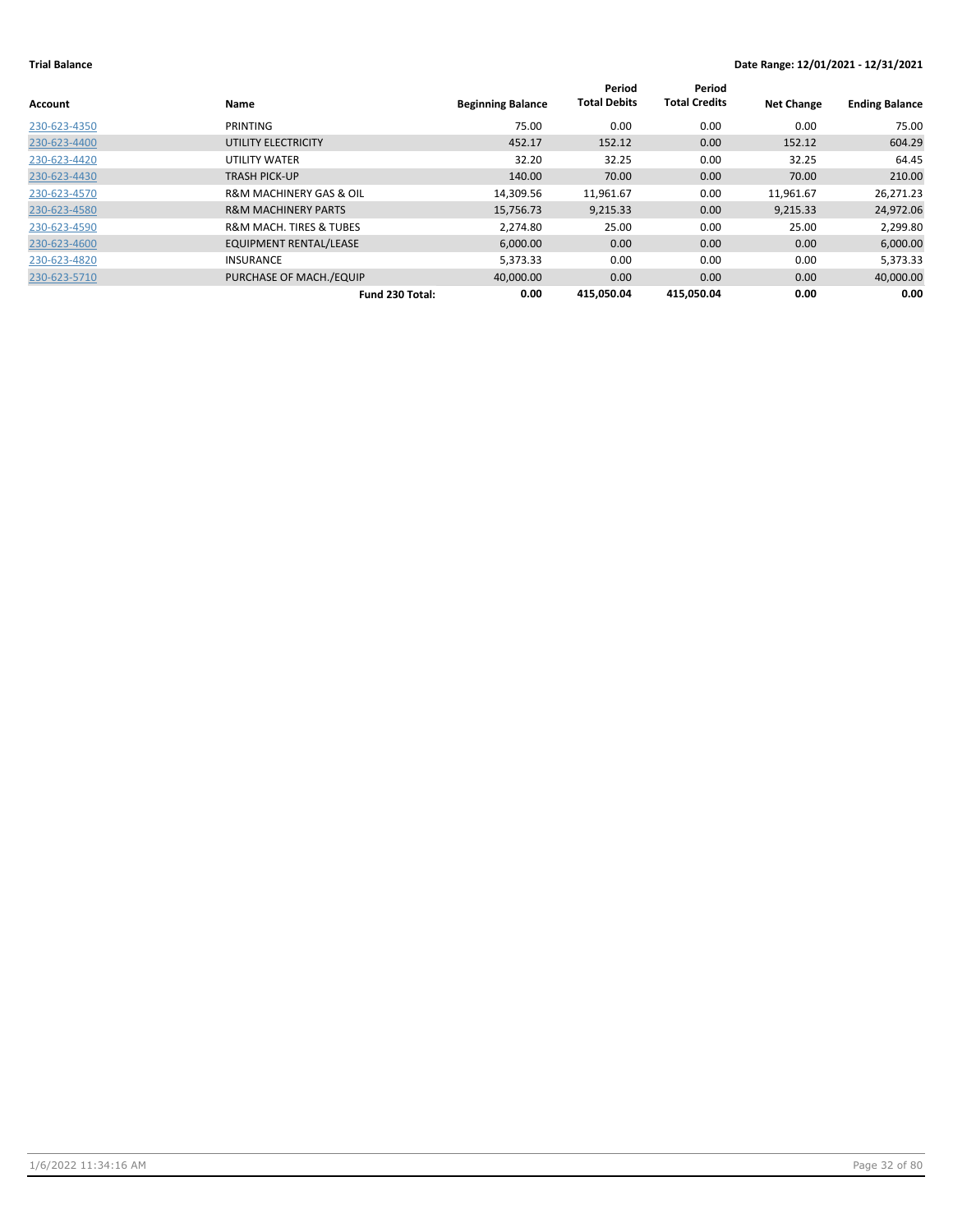**Trial Balance** | **Date Range: 12/01/2021 - 12/31/2021**

| Account | Name | Beginning Balance | Period Total Debits | Period Total Credits | Net Change | Ending Balance |
|---|---|---|---|---|---|---|
| 230-623-4350 | PRINTING | 75.00 | 0.00 | 0.00 | 0.00 | 75.00 |
| 230-623-4400 | UTILITY ELECTRICITY | 452.17 | 152.12 | 0.00 | 152.12 | 604.29 |
| 230-623-4420 | UTILITY WATER | 32.20 | 32.25 | 0.00 | 32.25 | 64.45 |
| 230-623-4430 | TRASH PICK-UP | 140.00 | 70.00 | 0.00 | 70.00 | 210.00 |
| 230-623-4570 | R&M MACHINERY GAS & OIL | 14,309.56 | 11,961.67 | 0.00 | 11,961.67 | 26,271.23 |
| 230-623-4580 | R&M MACHINERY PARTS | 15,756.73 | 9,215.33 | 0.00 | 9,215.33 | 24,972.06 |
| 230-623-4590 | R&M MACH. TIRES & TUBES | 2,274.80 | 25.00 | 0.00 | 25.00 | 2,299.80 |
| 230-623-4600 | EQUIPMENT RENTAL/LEASE | 6,000.00 | 0.00 | 0.00 | 0.00 | 6,000.00 |
| 230-623-4820 | INSURANCE | 5,373.33 | 0.00 | 0.00 | 0.00 | 5,373.33 |
| 230-623-5710 | PURCHASE OF MACH./EQUIP | 40,000.00 | 0.00 | 0.00 | 0.00 | 40,000.00 |
| | **Fund 230 Total:** | **0.00** | **415,050.04** | **415,050.04** | **0.00** | **0.00** |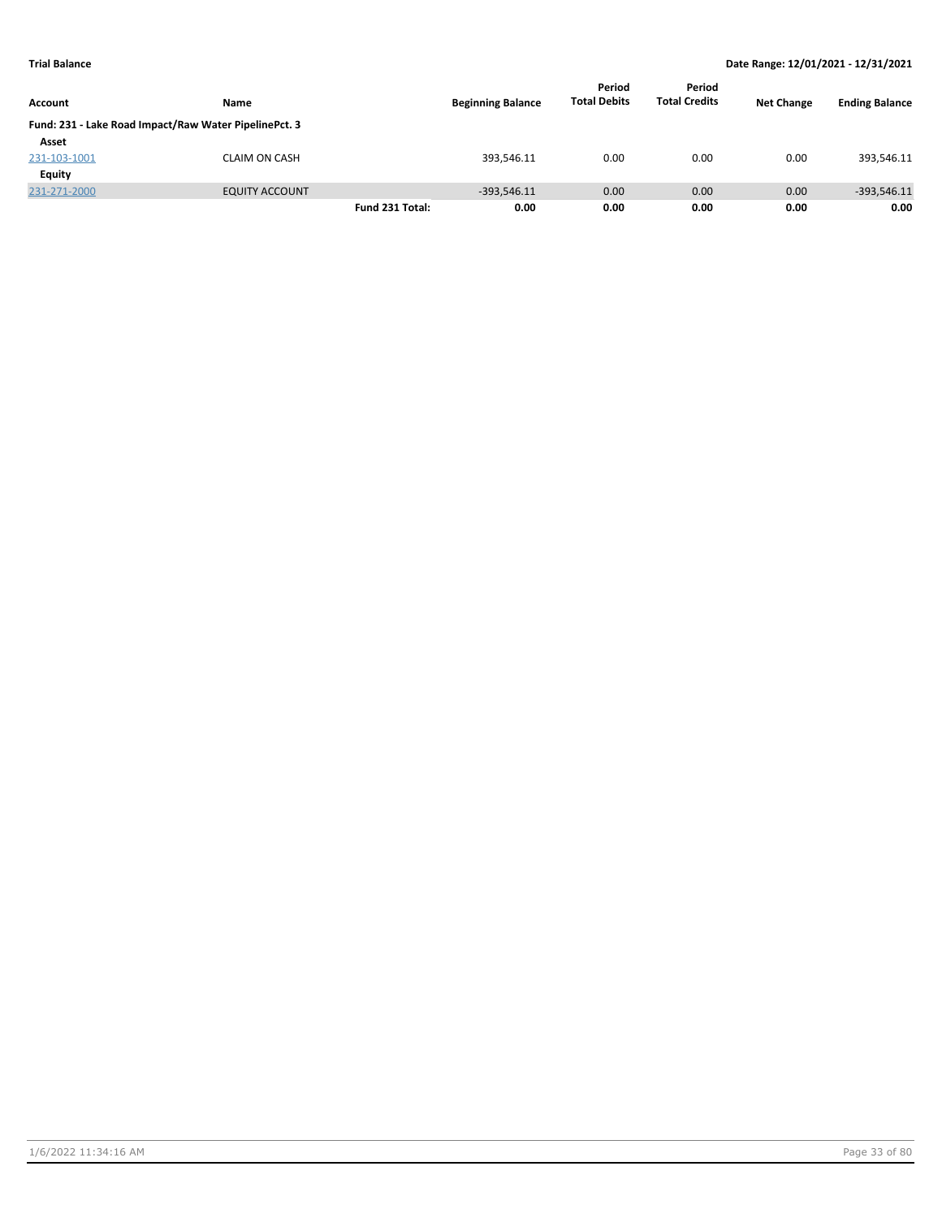**Trial Balance** — Date Range: 12/01/2021 - 12/31/2021

| Account | Name | | Beginning Balance | Period Total Debits | Period Total Credits | Net Change | Ending Balance |
|---|---|---|---|---|---|---|---|
| **Fund: 231 - Lake Road Impact/Raw Water PipelinePct. 3** | | | | | | | |
| **Asset** | | | | | | | |
| 231-103-1001 | CLAIM ON CASH | | 393,546.11 | 0.00 | 0.00 | 0.00 | 393,546.11 |
| **Equity** | | | | | | | |
| 231-271-2000 | EQUITY ACCOUNT | | -393,546.11 | 0.00 | 0.00 | 0.00 | -393,546.11 |
| | | **Fund 231 Total:** | **0.00** | **0.00** | **0.00** | **0.00** | **0.00** |

1/6/2022 11:34:16 AM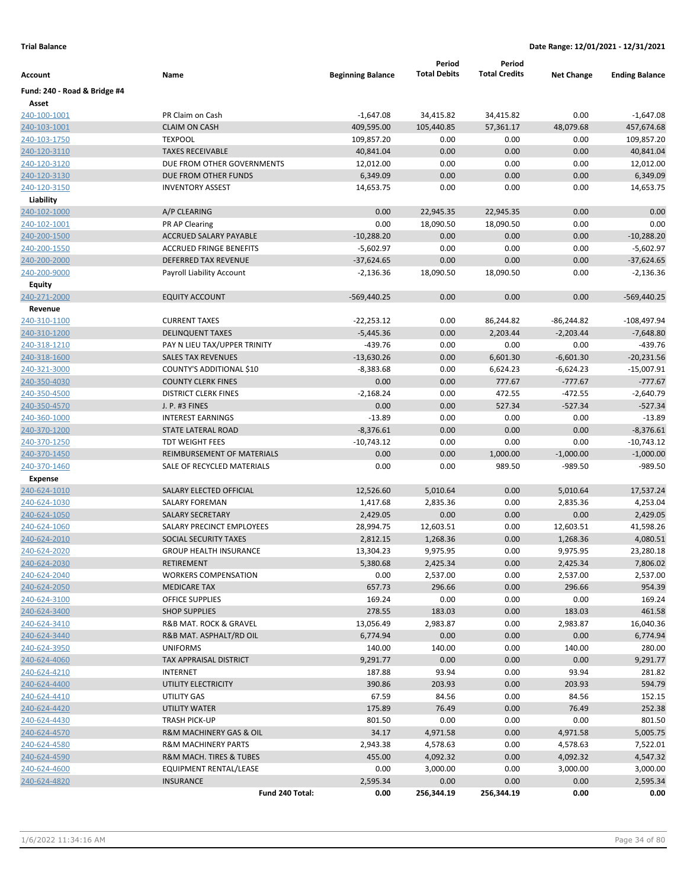**Trial Balance** **Date Range: 12/01/2021 - 12/31/2021**

| Account | Name | Beginning Balance | Period Total Debits | Period Total Credits | Net Change | Ending Balance |
|---|---|---|---|---|---|---|
| **Fund: 240 - Road & Bridge #4** | | | | | | |
| **Asset** | | | | | | |
| 240-100-1001 | PR Claim on Cash | -1,647.08 | 34,415.82 | 34,415.82 | 0.00 | -1,647.08 |
| 240-103-1001 | CLAIM ON CASH | 409,595.00 | 105,440.85 | 57,361.17 | 48,079.68 | 457,674.68 |
| 240-103-1750 | TEXPOOL | 109,857.20 | 0.00 | 0.00 | 0.00 | 109,857.20 |
| 240-120-3110 | TAXES RECEIVABLE | 40,841.04 | 0.00 | 0.00 | 0.00 | 40,841.04 |
| 240-120-3120 | DUE FROM OTHER GOVERNMENTS | 12,012.00 | 0.00 | 0.00 | 0.00 | 12,012.00 |
| 240-120-3130 | DUE FROM OTHER FUNDS | 6,349.09 | 0.00 | 0.00 | 0.00 | 6,349.09 |
| 240-120-3150 | INVENTORY ASSEST | 14,653.75 | 0.00 | 0.00 | 0.00 | 14,653.75 |
| **Liability** | | | | | | |
| 240-102-1000 | A/P CLEARING | 0.00 | 22,945.35 | 22,945.35 | 0.00 | 0.00 |
| 240-102-1001 | PR AP Clearing | 0.00 | 18,090.50 | 18,090.50 | 0.00 | 0.00 |
| 240-200-1500 | ACCRUED SALARY PAYABLE | -10,288.20 | 0.00 | 0.00 | 0.00 | -10,288.20 |
| 240-200-1550 | ACCRUED FRINGE BENEFITS | -5,602.97 | 0.00 | 0.00 | 0.00 | -5,602.97 |
| 240-200-2000 | DEFERRED TAX REVENUE | -37,624.65 | 0.00 | 0.00 | 0.00 | -37,624.65 |
| 240-200-9000 | Payroll Liability Account | -2,136.36 | 18,090.50 | 18,090.50 | 0.00 | -2,136.36 |
| **Equity** | | | | | | |
| 240-271-2000 | EQUITY ACCOUNT | -569,440.25 | 0.00 | 0.00 | 0.00 | -569,440.25 |
| **Revenue** | | | | | | |
| 240-310-1100 | CURRENT TAXES | -22,253.12 | 0.00 | 86,244.82 | -86,244.82 | -108,497.94 |
| 240-310-1200 | DELINQUENT TAXES | -5,445.36 | 0.00 | 2,203.44 | -2,203.44 | -7,648.80 |
| 240-318-1210 | PAY N LIEU TAX/UPPER TRINITY | -439.76 | 0.00 | 0.00 | 0.00 | -439.76 |
| 240-318-1600 | SALES TAX REVENUES | -13,630.26 | 0.00 | 6,601.30 | -6,601.30 | -20,231.56 |
| 240-321-3000 | COUNTY'S ADDITIONAL $10 | -8,383.68 | 0.00 | 6,624.23 | -6,624.23 | -15,007.91 |
| 240-350-4030 | COUNTY CLERK FINES | 0.00 | 0.00 | 777.67 | -777.67 | -777.67 |
| 240-350-4500 | DISTRICT CLERK FINES | -2,168.24 | 0.00 | 472.55 | -472.55 | -2,640.79 |
| 240-350-4570 | J. P. #3 FINES | 0.00 | 0.00 | 527.34 | -527.34 | -527.34 |
| 240-360-1000 | INTEREST EARNINGS | -13.89 | 0.00 | 0.00 | 0.00 | -13.89 |
| 240-370-1200 | STATE LATERAL ROAD | -8,376.61 | 0.00 | 0.00 | 0.00 | -8,376.61 |
| 240-370-1250 | TDT WEIGHT FEES | -10,743.12 | 0.00 | 0.00 | 0.00 | -10,743.12 |
| 240-370-1450 | REIMBURSEMENT OF MATERIALS | 0.00 | 0.00 | 1,000.00 | -1,000.00 | -1,000.00 |
| 240-370-1460 | SALE OF RECYCLED MATERIALS | 0.00 | 0.00 | 989.50 | -989.50 | -989.50 |
| **Expense** | | | | | | |
| 240-624-1010 | SALARY ELECTED OFFICIAL | 12,526.60 | 5,010.64 | 0.00 | 5,010.64 | 17,537.24 |
| 240-624-1030 | SALARY FOREMAN | 1,417.68 | 2,835.36 | 0.00 | 2,835.36 | 4,253.04 |
| 240-624-1050 | SALARY SECRETARY | 2,429.05 | 0.00 | 0.00 | 0.00 | 2,429.05 |
| 240-624-1060 | SALARY PRECINCT EMPLOYEES | 28,994.75 | 12,603.51 | 0.00 | 12,603.51 | 41,598.26 |
| 240-624-2010 | SOCIAL SECURITY TAXES | 2,812.15 | 1,268.36 | 0.00 | 1,268.36 | 4,080.51 |
| 240-624-2020 | GROUP HEALTH INSURANCE | 13,304.23 | 9,975.95 | 0.00 | 9,975.95 | 23,280.18 |
| 240-624-2030 | RETIREMENT | 5,380.68 | 2,425.34 | 0.00 | 2,425.34 | 7,806.02 |
| 240-624-2040 | WORKERS COMPENSATION | 0.00 | 2,537.00 | 0.00 | 2,537.00 | 2,537.00 |
| 240-624-2050 | MEDICARE TAX | 657.73 | 296.66 | 0.00 | 296.66 | 954.39 |
| 240-624-3100 | OFFICE SUPPLIES | 169.24 | 0.00 | 0.00 | 0.00 | 169.24 |
| 240-624-3400 | SHOP SUPPLIES | 278.55 | 183.03 | 0.00 | 183.03 | 461.58 |
| 240-624-3410 | R&B MAT. ROCK & GRAVEL | 13,056.49 | 2,983.87 | 0.00 | 2,983.87 | 16,040.36 |
| 240-624-3440 | R&B MAT. ASPHALT/RD OIL | 6,774.94 | 0.00 | 0.00 | 0.00 | 6,774.94 |
| 240-624-3950 | UNIFORMS | 140.00 | 140.00 | 0.00 | 140.00 | 280.00 |
| 240-624-4060 | TAX APPRAISAL DISTRICT | 9,291.77 | 0.00 | 0.00 | 0.00 | 9,291.77 |
| 240-624-4210 | INTERNET | 187.88 | 93.94 | 0.00 | 93.94 | 281.82 |
| 240-624-4400 | UTILITY ELECTRICITY | 390.86 | 203.93 | 0.00 | 203.93 | 594.79 |
| 240-624-4410 | UTILITY GAS | 67.59 | 84.56 | 0.00 | 84.56 | 152.15 |
| 240-624-4420 | UTILITY WATER | 175.89 | 76.49 | 0.00 | 76.49 | 252.38 |
| 240-624-4430 | TRASH PICK-UP | 801.50 | 0.00 | 0.00 | 0.00 | 801.50 |
| 240-624-4570 | R&M MACHINERY GAS & OIL | 34.17 | 4,971.58 | 0.00 | 4,971.58 | 5,005.75 |
| 240-624-4580 | R&M MACHINERY PARTS | 2,943.38 | 4,578.63 | 0.00 | 4,578.63 | 7,522.01 |
| 240-624-4590 | R&M MACH. TIRES & TUBES | 455.00 | 4,092.32 | 0.00 | 4,092.32 | 4,547.32 |
| 240-624-4600 | EQUIPMENT RENTAL/LEASE | 0.00 | 3,000.00 | 0.00 | 3,000.00 | 3,000.00 |
| 240-624-4820 | INSURANCE | 2,595.34 | 0.00 | 0.00 | 0.00 | 2,595.34 |
| | **Fund 240 Total:** | **0.00** | **256,344.19** | **256,344.19** | **0.00** | **0.00** |

1/6/2022 11:34:16 AM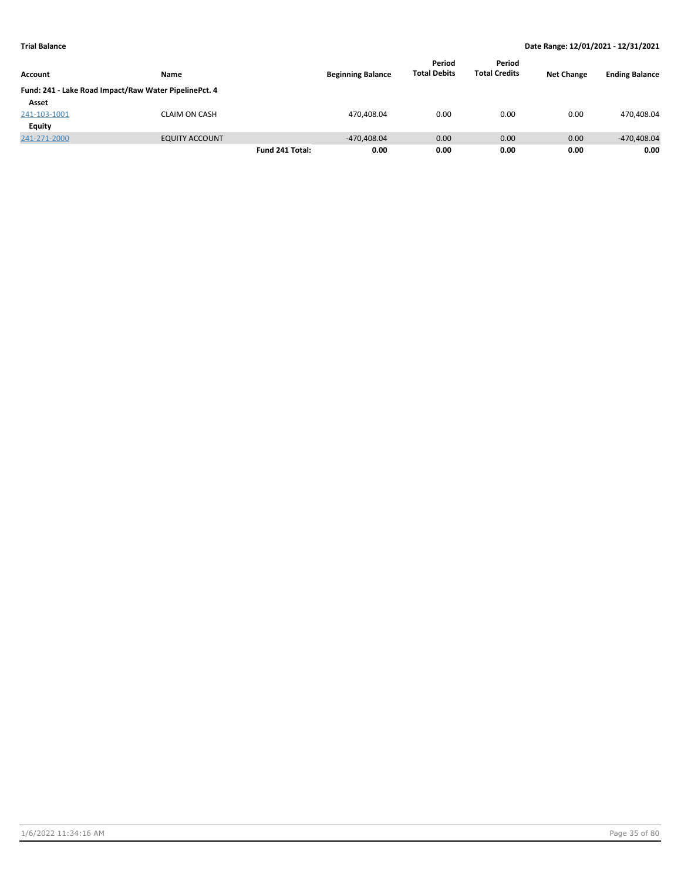**Trial Balance** | **Date Range: 12/01/2021 - 12/31/2021**

| Account | Name | | Beginning Balance | Period Total Debits | Period Total Credits | Net Change | Ending Balance |
|---|---|---|---|---|---|---|---|
| **Fund: 241 - Lake Road Impact/Raw Water PipelinePct. 4** | | | | | | | |
| **Asset** | | | | | | | |
| 241-103-1001 | CLAIM ON CASH | | 470,408.04 | 0.00 | 0.00 | 0.00 | 470,408.04 |
| **Equity** | | | | | | | |
| 241-271-2000 | EQUITY ACCOUNT | | -470,408.04 | 0.00 | 0.00 | 0.00 | -470,408.04 |
| | | **Fund 241 Total:** | **0.00** | **0.00** | **0.00** | **0.00** | **0.00** |

1/6/2022 11:34:16 AM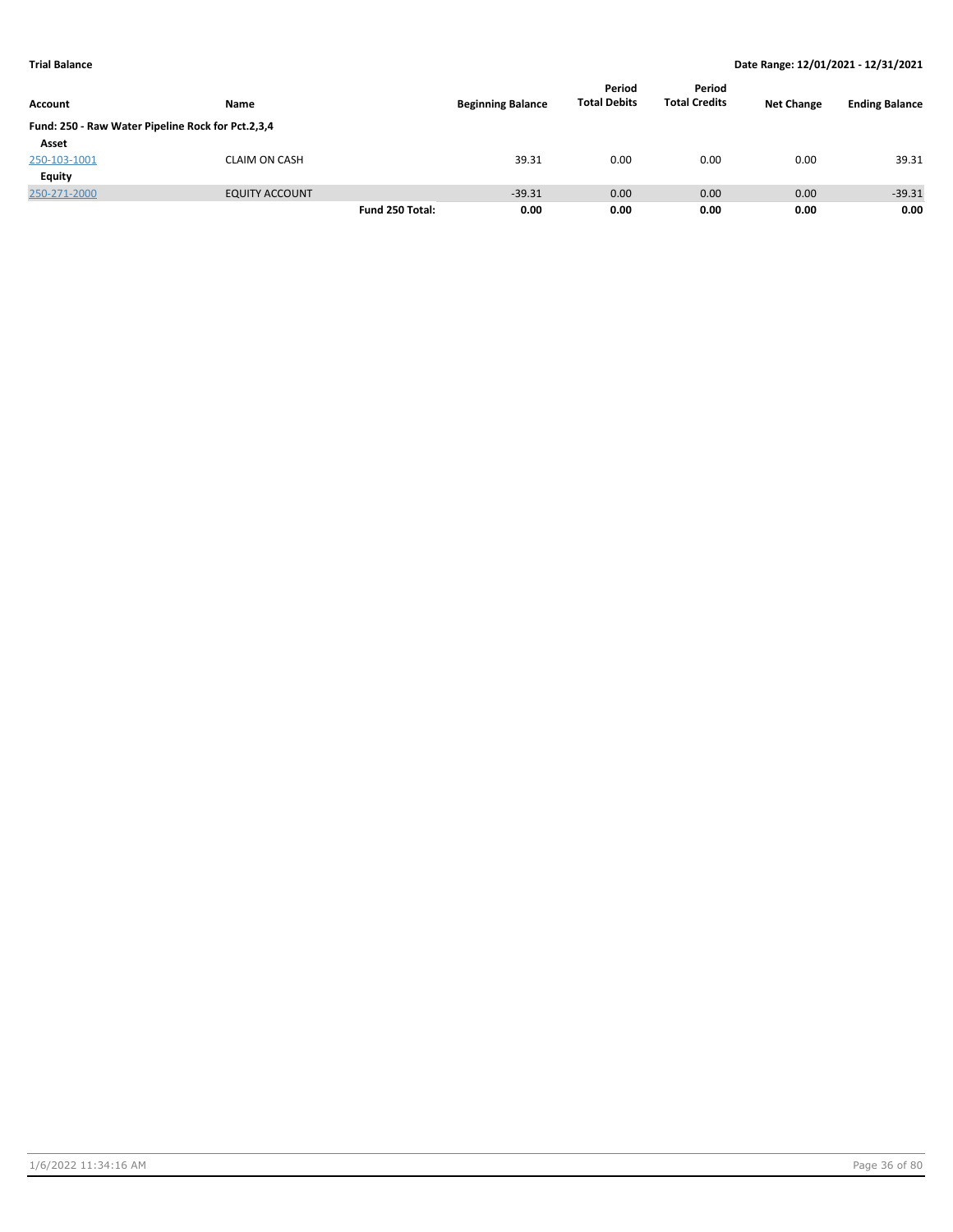**Trial Balance** | **Date Range: 12/01/2021 - 12/31/2021**

| Account | Name | | Beginning Balance | Period Total Debits | Period Total Credits | Net Change | Ending Balance |
|---|---|---|---|---|---|---|---|
| **Fund: 250 - Raw Water Pipeline Rock for Pct.2,3,4** | | | | | | | |
| **Asset** | | | | | | | |
| 250-103-1001 | CLAIM ON CASH | | 39.31 | 0.00 | 0.00 | 0.00 | 39.31 |
| **Equity** | | | | | | | |
| 250-271-2000 | EQUITY ACCOUNT | | -39.31 | 0.00 | 0.00 | 0.00 | -39.31 |
| | | **Fund 250 Total:** | **0.00** | **0.00** | **0.00** | **0.00** | **0.00** |

1/6/2022 11:34:16 AM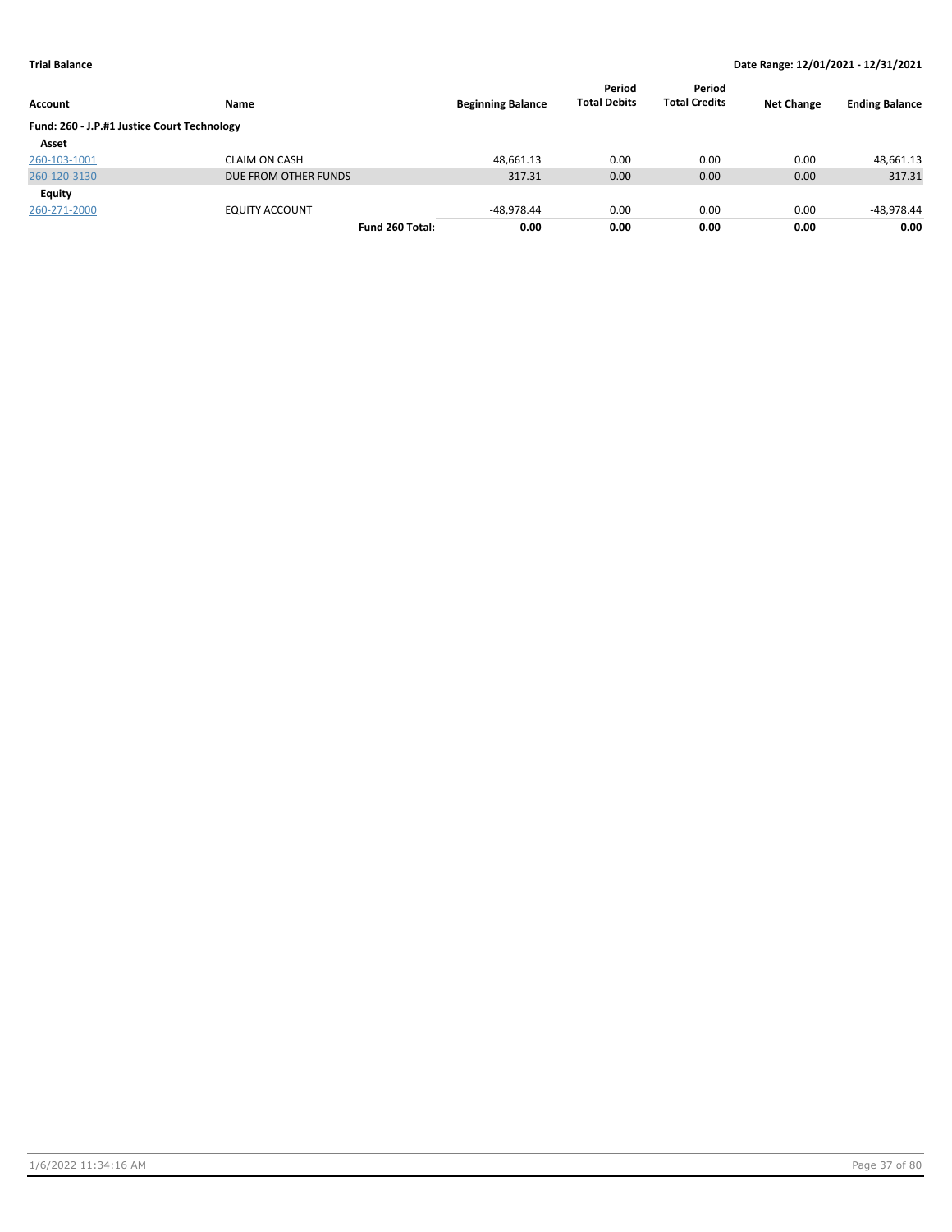**Trial Balance** **Date Range: 12/01/2021 - 12/31/2021**

| Account | Name | | Beginning Balance | Period Total Debits | Period Total Credits | Net Change | Ending Balance |
|---|---|---|---|---|---|---|---|
| **Fund: 260 - J.P.#1 Justice Court Technology** | | | | | | | |
| **Asset** | | | | | | | |
| 260-103-1001 | CLAIM ON CASH | | 48,661.13 | 0.00 | 0.00 | 0.00 | 48,661.13 |
| 260-120-3130 | DUE FROM OTHER FUNDS | | 317.31 | 0.00 | 0.00 | 0.00 | 317.31 |
| **Equity** | | | | | | | |
| 260-271-2000 | EQUITY ACCOUNT | | -48,978.44 | 0.00 | 0.00 | 0.00 | -48,978.44 |
| | | **Fund 260 Total:** | **0.00** | **0.00** | **0.00** | **0.00** | **0.00** |

1/6/2022 11:34:16 AM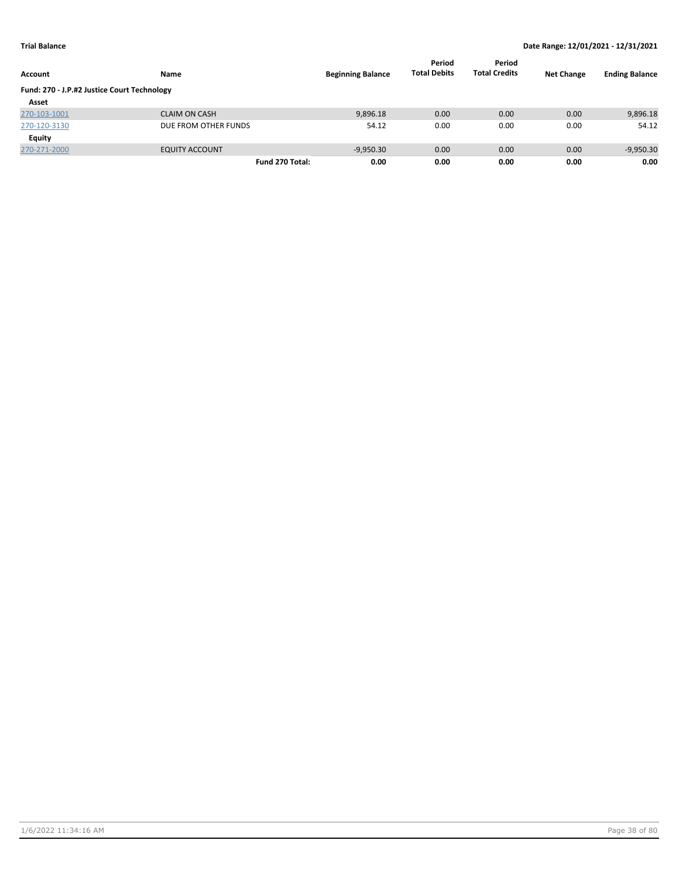**Trial Balance** **Date Range: 12/01/2021 - 12/31/2021**

| Account | Name | Beginning Balance | Period Total Debits | Period Total Credits | Net Change | Ending Balance |
|---|---|---|---|---|---|---|
| **Fund: 270 - J.P.#2 Justice Court Technology** | | | | | | |
| **Asset** | | | | | | |
| 270-103-1001 | CLAIM ON CASH | 9,896.18 | 0.00 | 0.00 | 0.00 | 9,896.18 |
| 270-120-3130 | DUE FROM OTHER FUNDS | 54.12 | 0.00 | 0.00 | 0.00 | 54.12 |
| **Equity** | | | | | | |
| 270-271-2000 | EQUITY ACCOUNT | -9,950.30 | 0.00 | 0.00 | 0.00 | -9,950.30 |
| | **Fund 270 Total:** | **0.00** | **0.00** | **0.00** | **0.00** | **0.00** |

1/6/2022 11:34:16 AM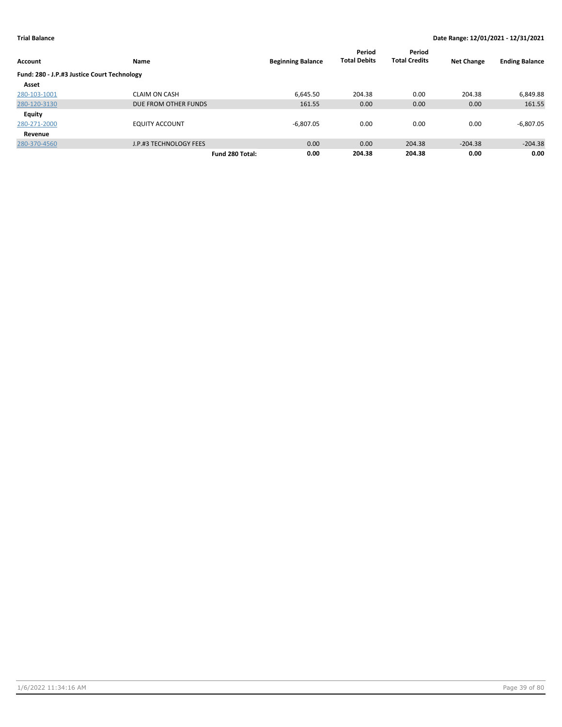**Trial Balance** — Date Range: 12/01/2021 - 12/31/2021

| Account | Name | Beginning Balance | Period Total Debits | Period Total Credits | Net Change | Ending Balance |
|---|---|---|---|---|---|---|
| **Fund: 280 - J.P.#3 Justice Court Technology** | | | | | | |
| **Asset** | | | | | | |
| 280-103-1001 | CLAIM ON CASH | 6,645.50 | 204.38 | 0.00 | 204.38 | 6,849.88 |
| 280-120-3130 | DUE FROM OTHER FUNDS | 161.55 | 0.00 | 0.00 | 0.00 | 161.55 |
| **Equity** | | | | | | |
| 280-271-2000 | EQUITY ACCOUNT | -6,807.05 | 0.00 | 0.00 | 0.00 | -6,807.05 |
| **Revenue** | | | | | | |
| 280-370-4560 | J.P.#3 TECHNOLOGY FEES | 0.00 | 0.00 | 204.38 | -204.38 | -204.38 |
| | **Fund 280 Total:** | **0.00** | **204.38** | **204.38** | **0.00** | **0.00** |

1/6/2022 11:34:16 AM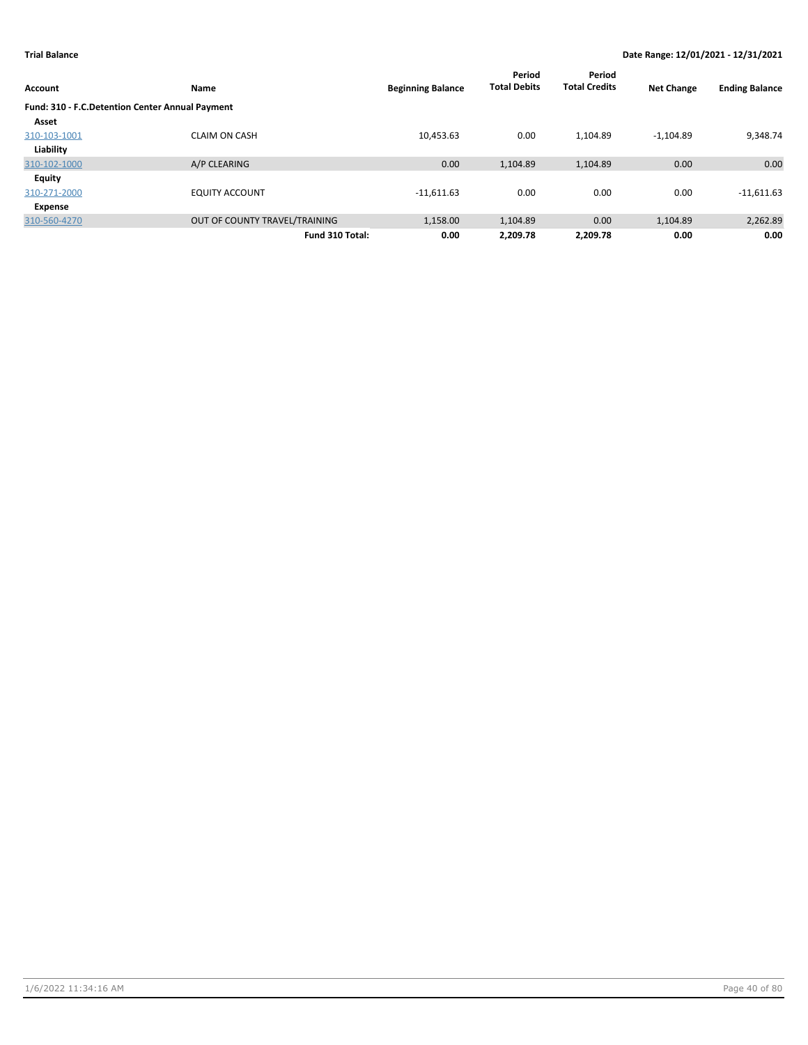**Trial Balance** | **Date Range: 12/01/2021 - 12/31/2021**

| Account | Name | Beginning Balance | Period Total Debits | Period Total Credits | Net Change | Ending Balance |
|---|---|---|---|---|---|---|
| **Fund: 310 - F.C.Detention Center Annual Payment** | | | | | | |
| **Asset** | | | | | | |
| 310-103-1001 | CLAIM ON CASH | 10,453.63 | 0.00 | 1,104.89 | -1,104.89 | 9,348.74 |
| **Liability** | | | | | | |
| 310-102-1000 | A/P CLEARING | 0.00 | 1,104.89 | 1,104.89 | 0.00 | 0.00 |
| **Equity** | | | | | | |
| 310-271-2000 | EQUITY ACCOUNT | -11,611.63 | 0.00 | 0.00 | 0.00 | -11,611.63 |
| **Expense** | | | | | | |
| 310-560-4270 | OUT OF COUNTY TRAVEL/TRAINING | 1,158.00 | 1,104.89 | 0.00 | 1,104.89 | 2,262.89 |
| | **Fund 310 Total:** | **0.00** | **2,209.78** | **2,209.78** | **0.00** | **0.00** |

1/6/2022 11:34:16 AM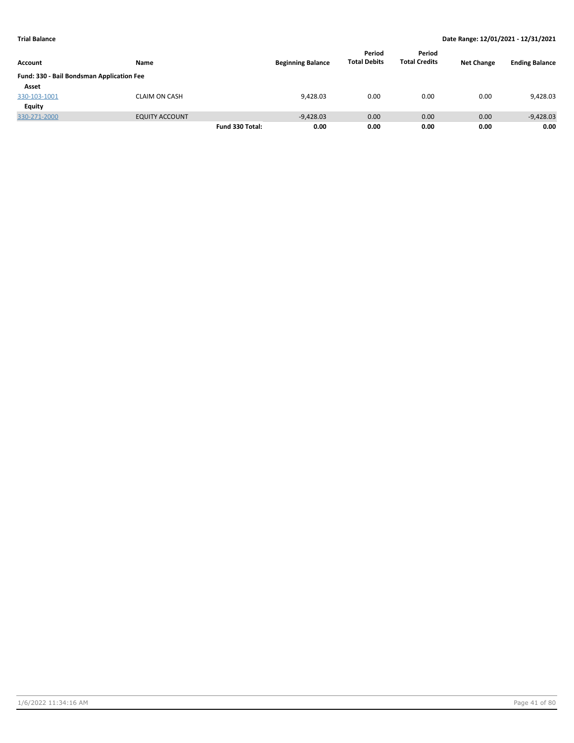**Trial Balance** — Date Range: 12/01/2021 - 12/31/2021

| Account | Name | | Beginning Balance | Period Total Debits | Period Total Credits | Net Change | Ending Balance |
|---|---|---|---|---|---|---|---|
| **Fund: 330 - Bail Bondsman Application Fee** | | | | | | | |
| **Asset** | | | | | | | |
| 330-103-1001 | CLAIM ON CASH | | 9,428.03 | 0.00 | 0.00 | 0.00 | 9,428.03 |
| **Equity** | | | | | | | |
| 330-271-2000 | EQUITY ACCOUNT | | -9,428.03 | 0.00 | 0.00 | 0.00 | -9,428.03 |
| | | **Fund 330 Total:** | **0.00** | **0.00** | **0.00** | **0.00** | **0.00** |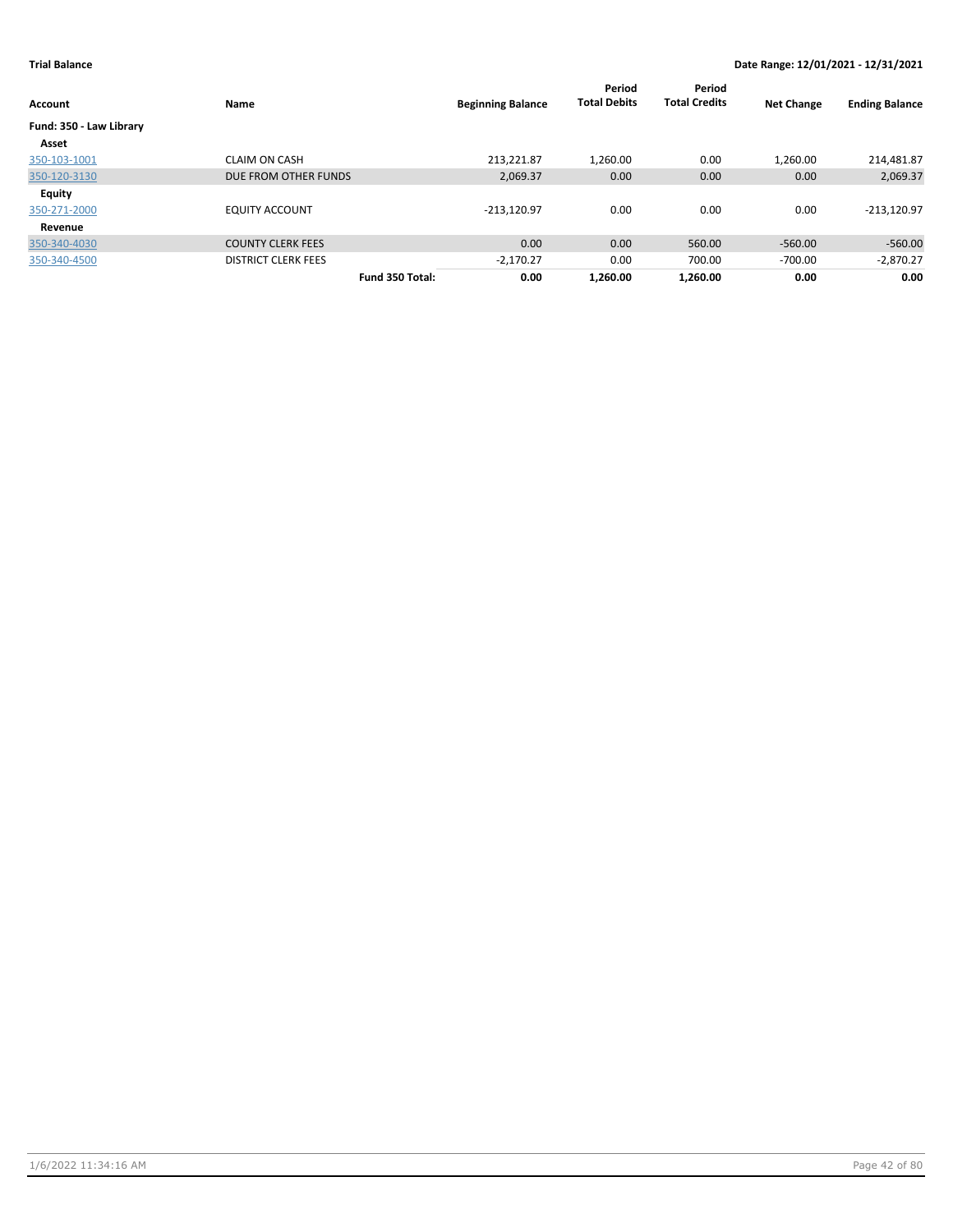**Trial Balance** **Date Range: 12/01/2021 - 12/31/2021**

| Account | Name | | Beginning Balance | Period Total Debits | Period Total Credits | Net Change | Ending Balance |
|---|---|---|---|---|---|---|---|
| **Fund: 350 - Law Library** | | | | | | | |
| **Asset** | | | | | | | |
| 350-103-1001 | CLAIM ON CASH | | 213,221.87 | 1,260.00 | 0.00 | 1,260.00 | 214,481.87 |
| 350-120-3130 | DUE FROM OTHER FUNDS | | 2,069.37 | 0.00 | 0.00 | 0.00 | 2,069.37 |
| **Equity** | | | | | | | |
| 350-271-2000 | EQUITY ACCOUNT | | -213,120.97 | 0.00 | 0.00 | 0.00 | -213,120.97 |
| **Revenue** | | | | | | | |
| 350-340-4030 | COUNTY CLERK FEES | | 0.00 | 0.00 | 560.00 | -560.00 | -560.00 |
| 350-340-4500 | DISTRICT CLERK FEES | | -2,170.27 | 0.00 | 700.00 | -700.00 | -2,870.27 |
| | | **Fund 350 Total:** | **0.00** | **1,260.00** | **1,260.00** | **0.00** | **0.00** |

1/6/2022 11:34:16 AM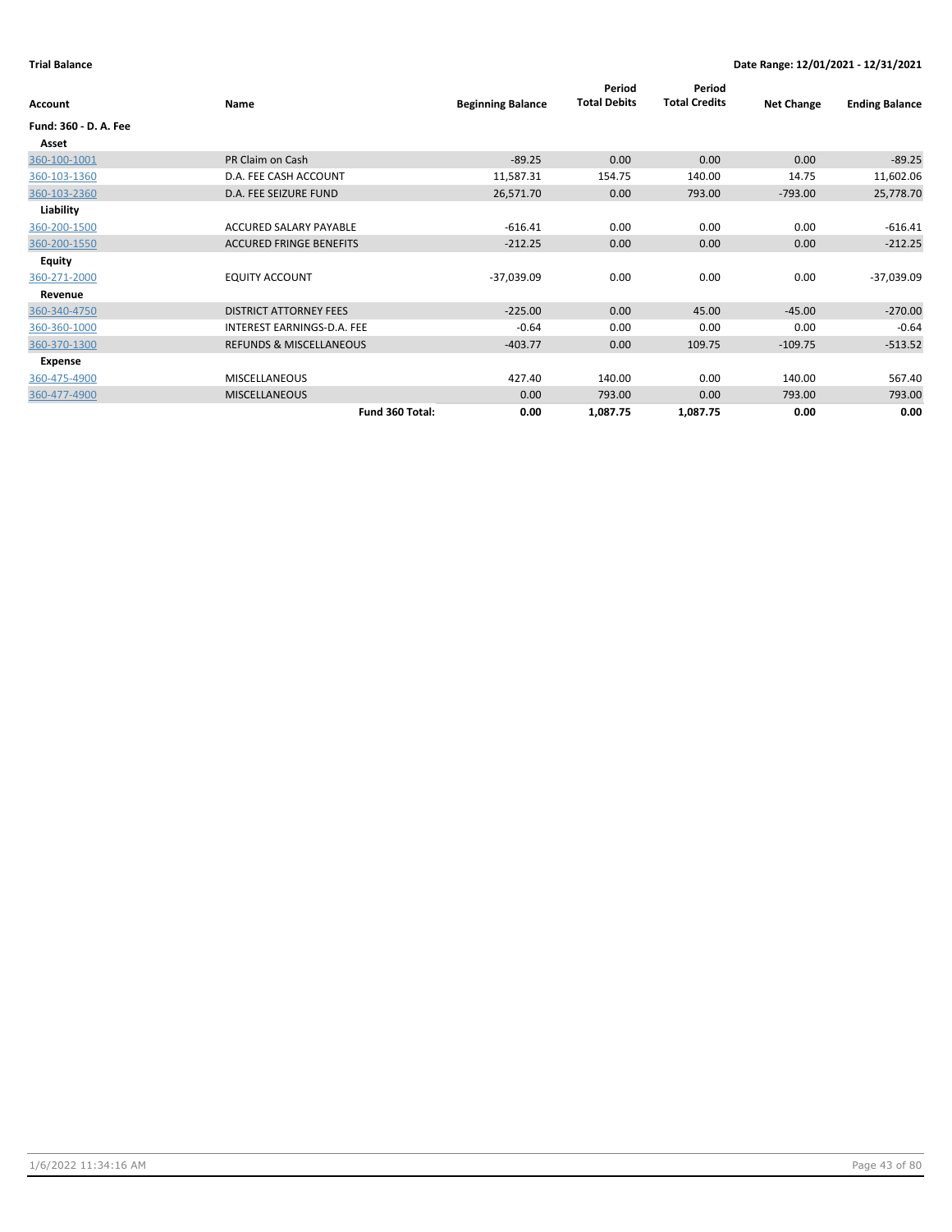**Trial Balance** | **Date Range: 12/01/2021 - 12/31/2021**

| Account | Name | Beginning Balance | Period Total Debits | Period Total Credits | Net Change | Ending Balance |
|---|---|---|---|---|---|---|
| **Fund: 360 - D. A. Fee** | | | | | | |
| **Asset** | | | | | | |
| 360-100-1001 | PR Claim on Cash | -89.25 | 0.00 | 0.00 | 0.00 | -89.25 |
| 360-103-1360 | D.A. FEE CASH ACCOUNT | 11,587.31 | 154.75 | 140.00 | 14.75 | 11,602.06 |
| 360-103-2360 | D.A. FEE SEIZURE FUND | 26,571.70 | 0.00 | 793.00 | -793.00 | 25,778.70 |
| **Liability** | | | | | | |
| 360-200-1500 | ACCURED SALARY PAYABLE | -616.41 | 0.00 | 0.00 | 0.00 | -616.41 |
| 360-200-1550 | ACCURED FRINGE BENEFITS | -212.25 | 0.00 | 0.00 | 0.00 | -212.25 |
| **Equity** | | | | | | |
| 360-271-2000 | EQUITY ACCOUNT | -37,039.09 | 0.00 | 0.00 | 0.00 | -37,039.09 |
| **Revenue** | | | | | | |
| 360-340-4750 | DISTRICT ATTORNEY FEES | -225.00 | 0.00 | 45.00 | -45.00 | -270.00 |
| 360-360-1000 | INTEREST EARNINGS-D.A. FEE | -0.64 | 0.00 | 0.00 | 0.00 | -0.64 |
| 360-370-1300 | REFUNDS & MISCELLANEOUS | -403.77 | 0.00 | 109.75 | -109.75 | -513.52 |
| **Expense** | | | | | | |
| 360-475-4900 | MISCELLANEOUS | 427.40 | 140.00 | 0.00 | 140.00 | 567.40 |
| 360-477-4900 | MISCELLANEOUS | 0.00 | 793.00 | 0.00 | 793.00 | 793.00 |
| | **Fund 360 Total:** | **0.00** | **1,087.75** | **1,087.75** | **0.00** | **0.00** |

1/6/2022 11:34:16 AM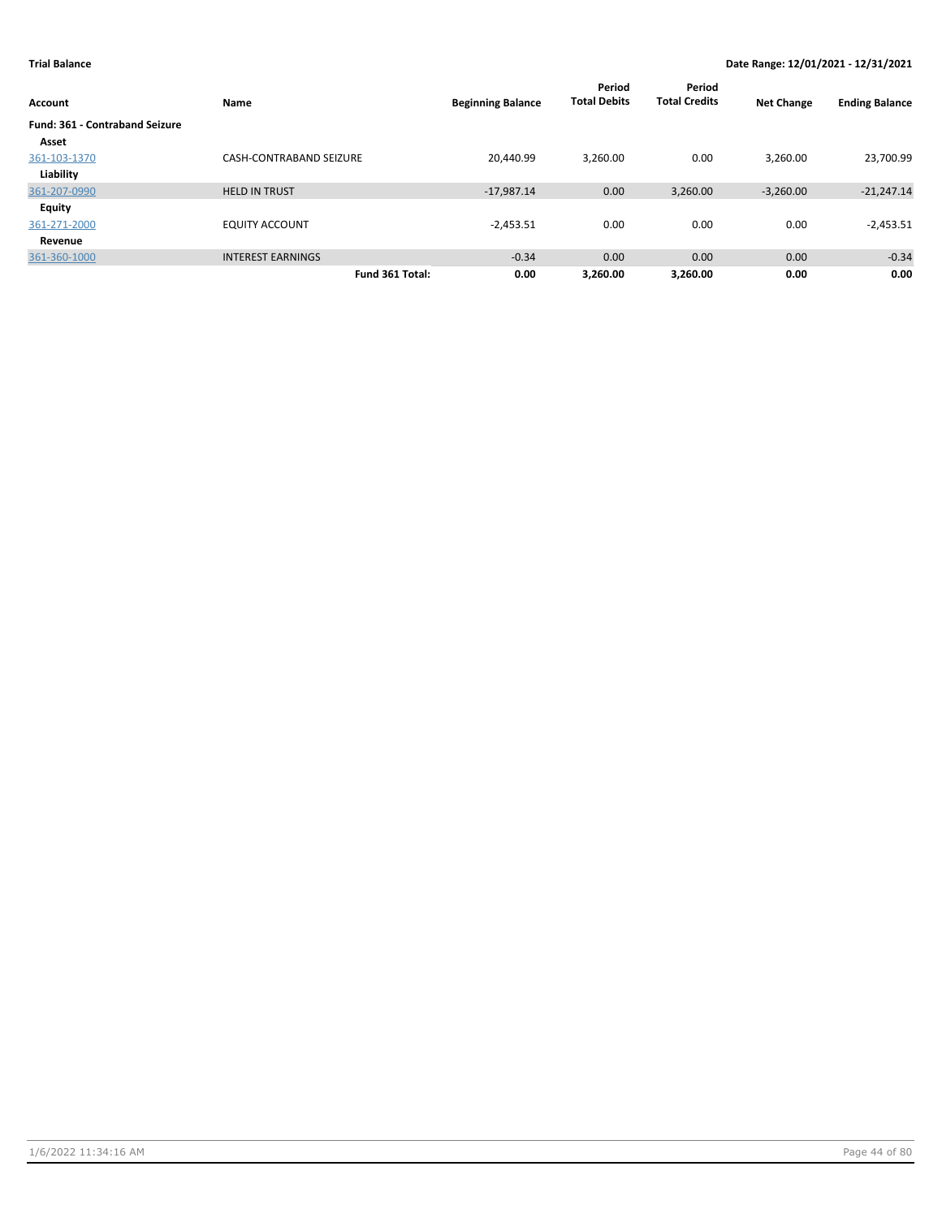**Trial Balance** **Date Range: 12/01/2021 - 12/31/2021**

| Account | Name | Beginning Balance | Period Total Debits | Period Total Credits | Net Change | Ending Balance |
|---|---|---|---|---|---|---|
| **Fund: 361 - Contraband Seizure** | | | | | | |
| **Asset** | | | | | | |
| 361-103-1370 | CASH-CONTRABAND SEIZURE | 20,440.99 | 3,260.00 | 0.00 | 3,260.00 | 23,700.99 |
| **Liability** | | | | | | |
| 361-207-0990 | HELD IN TRUST | -17,987.14 | 0.00 | 3,260.00 | -3,260.00 | -21,247.14 |
| **Equity** | | | | | | |
| 361-271-2000 | EQUITY ACCOUNT | -2,453.51 | 0.00 | 0.00 | 0.00 | -2,453.51 |
| **Revenue** | | | | | | |
| 361-360-1000 | INTEREST EARNINGS | -0.34 | 0.00 | 0.00 | 0.00 | -0.34 |
| | **Fund 361 Total:** | **0.00** | **3,260.00** | **3,260.00** | **0.00** | **0.00** |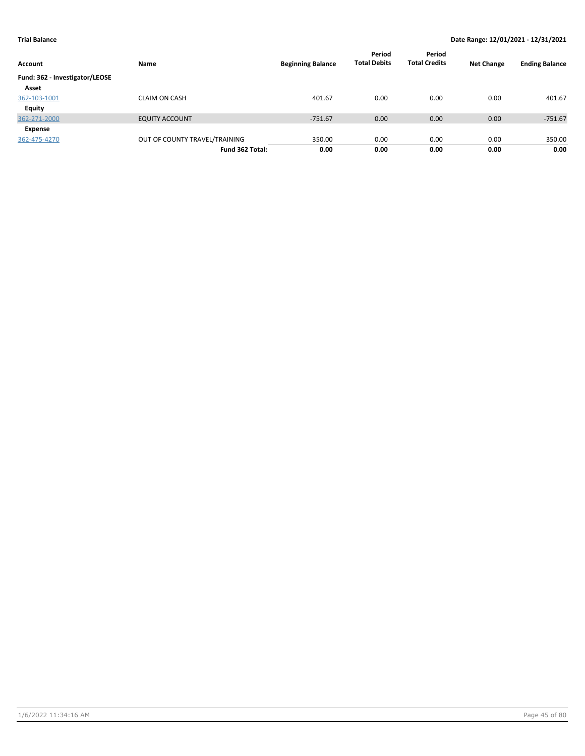**Trial Balance** — **Date Range: 12/01/2021 - 12/31/2021**

| Account | Name | Beginning Balance | Period Total Debits | Period Total Credits | Net Change | Ending Balance |
|---|---|---|---|---|---|---|
| **Fund: 362 - Investigator/LEOSE** | | | | | | |
| **Asset** | | | | | | |
| 362-103-1001 | CLAIM ON CASH | 401.67 | 0.00 | 0.00 | 0.00 | 401.67 |
| **Equity** | | | | | | |
| 362-271-2000 | EQUITY ACCOUNT | -751.67 | 0.00 | 0.00 | 0.00 | -751.67 |
| **Expense** | | | | | | |
| 362-475-4270 | OUT OF COUNTY TRAVEL/TRAINING | 350.00 | 0.00 | 0.00 | 0.00 | 350.00 |
| | **Fund 362 Total:** | **0.00** | **0.00** | **0.00** | **0.00** | **0.00** |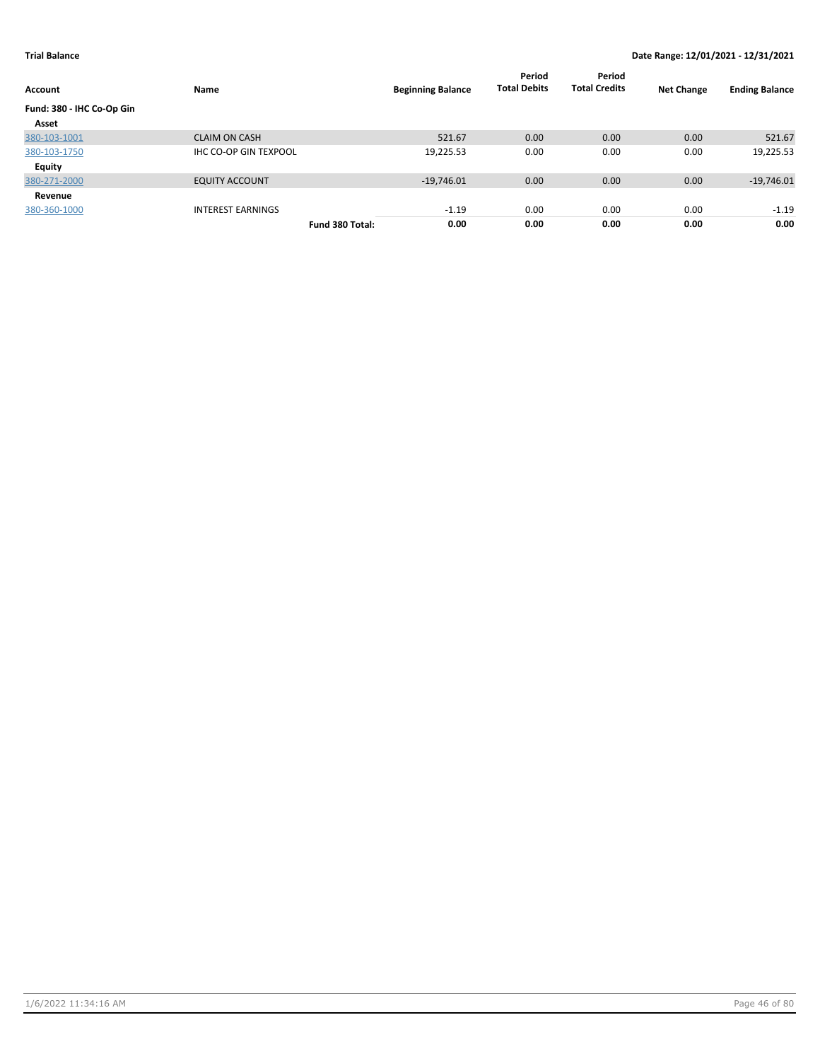**Trial Balance** **Date Range: 12/01/2021 - 12/31/2021**

| Account | Name | Beginning Balance | Period Total Debits | Period Total Credits | Net Change | Ending Balance |
|---|---|---|---|---|---|---|
| **Fund: 380 - IHC Co-Op Gin** | | | | | | |
| **Asset** | | | | | | |
| 380-103-1001 | CLAIM ON CASH | 521.67 | 0.00 | 0.00 | 0.00 | 521.67 |
| 380-103-1750 | IHC CO-OP GIN TEXPOOL | 19,225.53 | 0.00 | 0.00 | 0.00 | 19,225.53 |
| **Equity** | | | | | | |
| 380-271-2000 | EQUITY ACCOUNT | -19,746.01 | 0.00 | 0.00 | 0.00 | -19,746.01 |
| **Revenue** | | | | | | |
| 380-360-1000 | INTEREST EARNINGS | -1.19 | 0.00 | 0.00 | 0.00 | -1.19 |
| | **Fund 380 Total:** | **0.00** | **0.00** | **0.00** | **0.00** | **0.00** |

1/6/2022 11:34:16 AM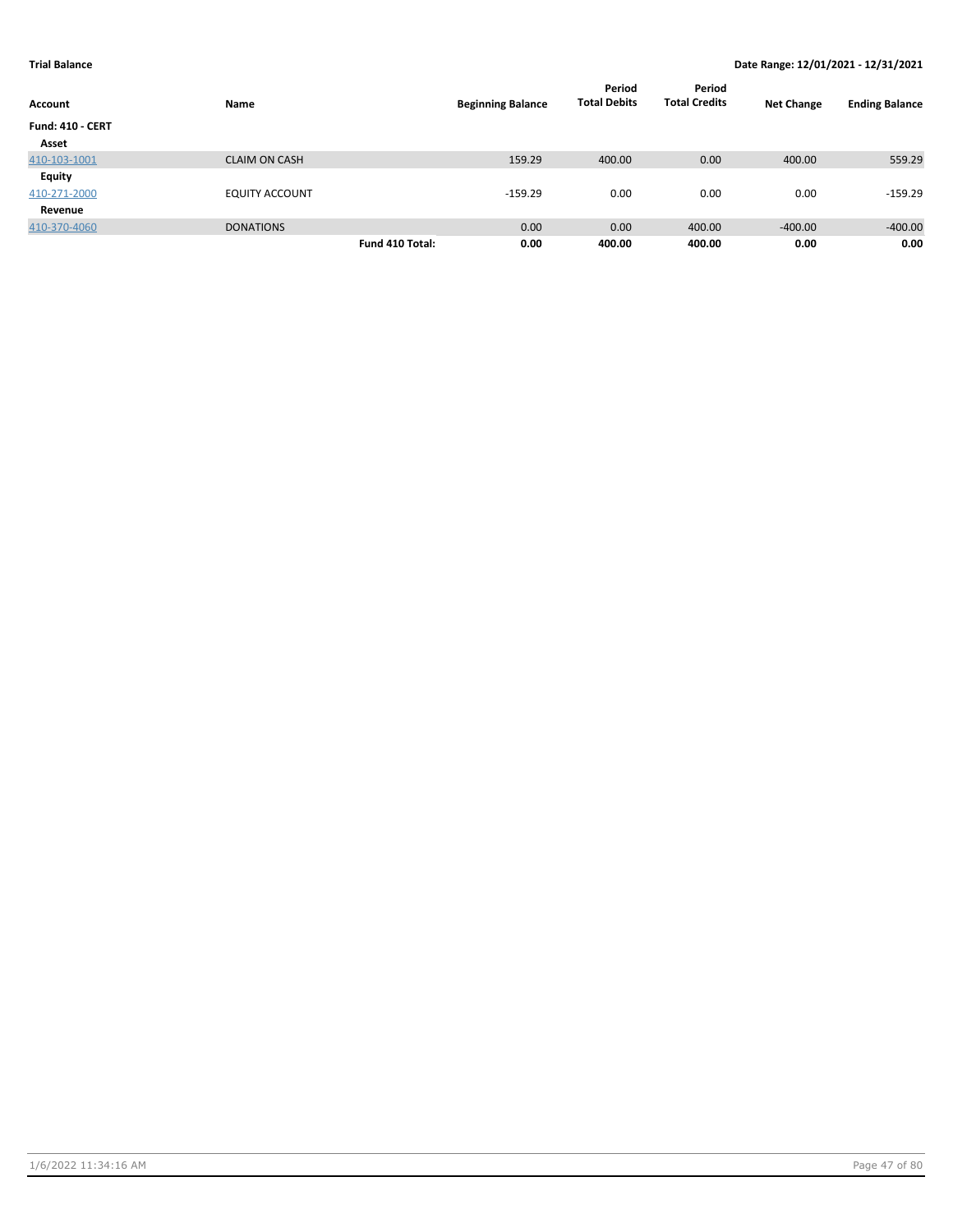**Trial Balance**

**Date Range: 12/01/2021 - 12/31/2021**

| Account | Name | | Beginning Balance | Period Total Debits | Period Total Credits | Net Change | Ending Balance |
|---|---|---|---|---|---|---|---|
| **Fund: 410 - CERT** | | | | | | | |
| **Asset** | | | | | | | |
| 410-103-1001 | CLAIM ON CASH | | 159.29 | 400.00 | 0.00 | 400.00 | 559.29 |
| **Equity** | | | | | | | |
| 410-271-2000 | EQUITY ACCOUNT | | -159.29 | 0.00 | 0.00 | 0.00 | -159.29 |
| **Revenue** | | | | | | | |
| 410-370-4060 | DONATIONS | | 0.00 | 0.00 | 400.00 | -400.00 | -400.00 |
| | | **Fund 410 Total:** | **0.00** | **400.00** | **400.00** | **0.00** | **0.00** |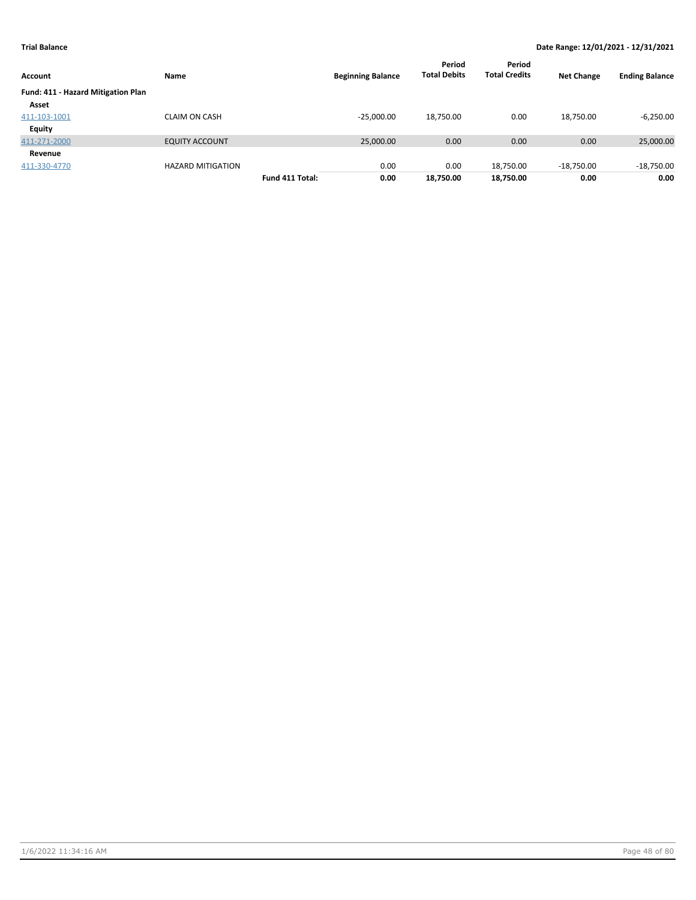**Trial Balance** | **Date Range: 12/01/2021 - 12/31/2021**

| Account | Name | | Beginning Balance | Period Total Debits | Period Total Credits | Net Change | Ending Balance |
|---|---|---|---|---|---|---|---|
| **Fund: 411 - Hazard Mitigation Plan** | | | | | | | |
| **Asset** | | | | | | | |
| 411-103-1001 | CLAIM ON CASH | | -25,000.00 | 18,750.00 | 0.00 | 18,750.00 | -6,250.00 |
| **Equity** | | | | | | | |
| 411-271-2000 | EQUITY ACCOUNT | | 25,000.00 | 0.00 | 0.00 | 0.00 | 25,000.00 |
| **Revenue** | | | | | | | |
| 411-330-4770 | HAZARD MITIGATION | | 0.00 | 0.00 | 18,750.00 | -18,750.00 | -18,750.00 |
| | | **Fund 411 Total:** | **0.00** | **18,750.00** | **18,750.00** | **0.00** | **0.00** |

1/6/2022 11:34:16 AM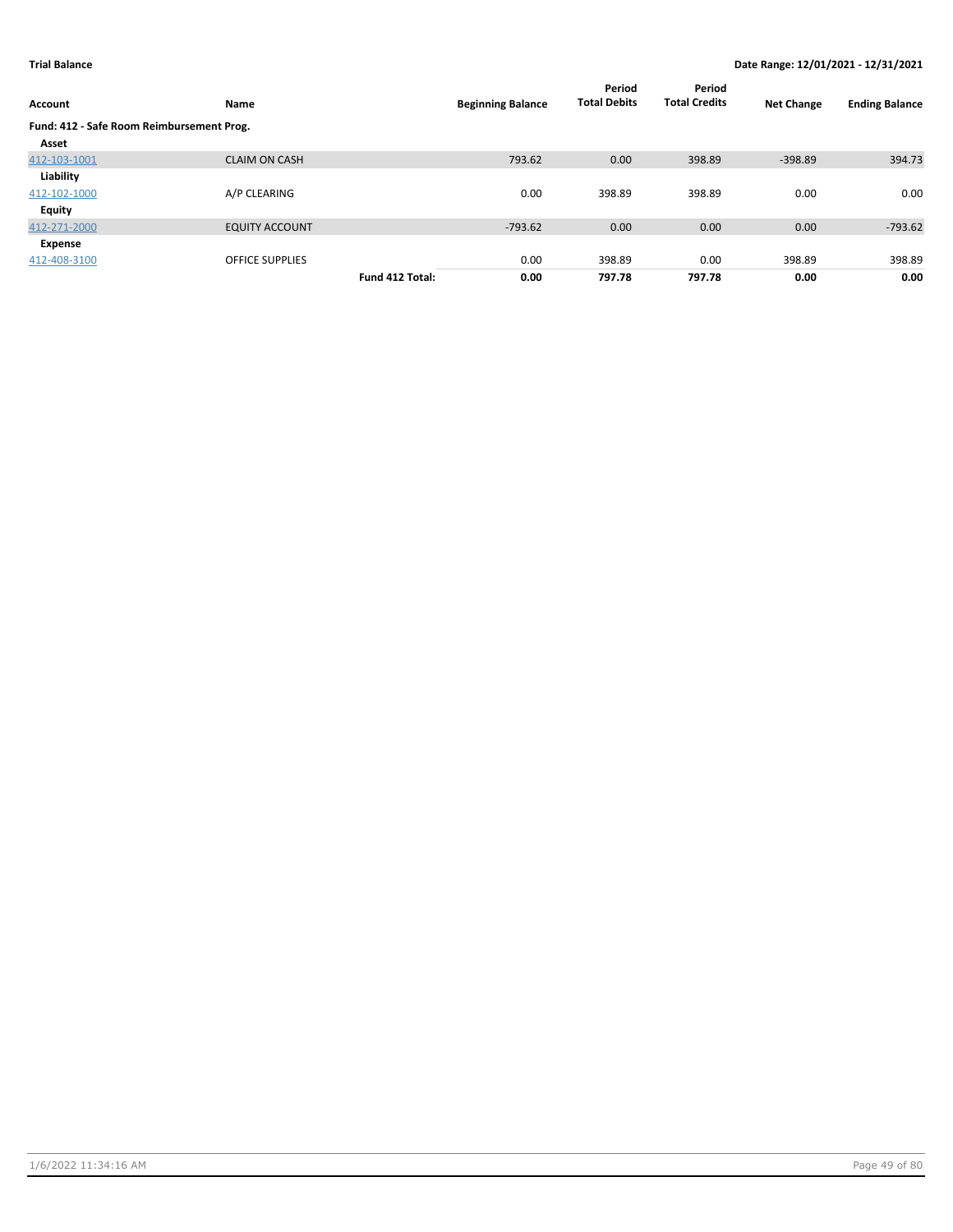**Trial Balance** **Date Range: 12/01/2021 - 12/31/2021**

| Account | Name | | Beginning Balance | Period Total Debits | Period Total Credits | Net Change | Ending Balance |
|---|---|---|---|---|---|---|---|
| **Fund: 412 - Safe Room Reimbursement Prog.** | | | | | | | |
| **Asset** | | | | | | | |
| 412-103-1001 | CLAIM ON CASH | | 793.62 | 0.00 | 398.89 | -398.89 | 394.73 |
| **Liability** | | | | | | | |
| 412-102-1000 | A/P CLEARING | | 0.00 | 398.89 | 398.89 | 0.00 | 0.00 |
| **Equity** | | | | | | | |
| 412-271-2000 | EQUITY ACCOUNT | | -793.62 | 0.00 | 0.00 | 0.00 | -793.62 |
| **Expense** | | | | | | | |
| 412-408-3100 | OFFICE SUPPLIES | | 0.00 | 398.89 | 0.00 | 398.89 | 398.89 |
| | | **Fund 412 Total:** | **0.00** | **797.78** | **797.78** | **0.00** | **0.00** |

1/6/2022 11:34:16 AM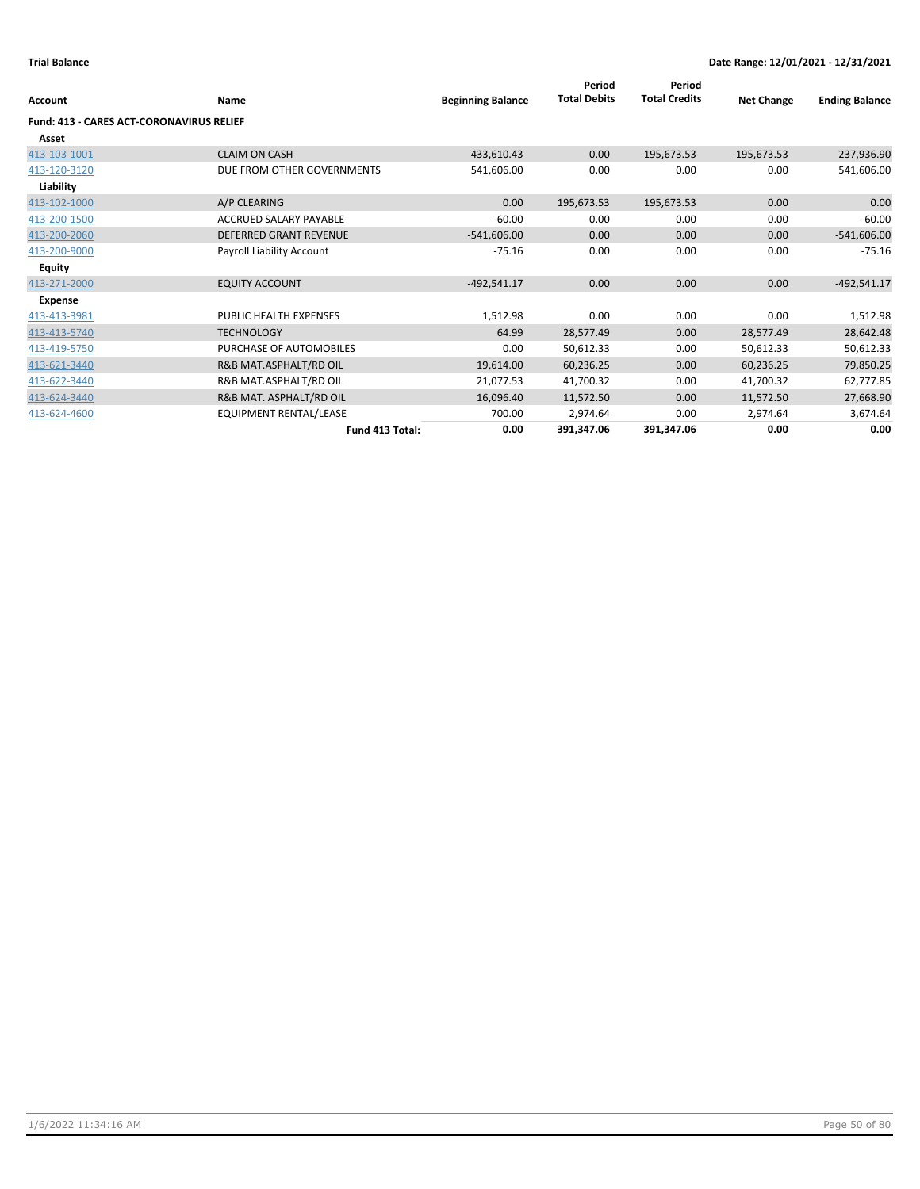**Trial Balance** **Date Range: 12/01/2021 - 12/31/2021**

| Account | Name | Beginning Balance | Period Total Debits | Period Total Credits | Net Change | Ending Balance |
|---|---|---|---|---|---|---|
| **Fund: 413 - CARES ACT-CORONAVIRUS RELIEF** | | | | | | |
| **Asset** | | | | | | |
| 413-103-1001 | CLAIM ON CASH | 433,610.43 | 0.00 | 195,673.53 | -195,673.53 | 237,936.90 |
| 413-120-3120 | DUE FROM OTHER GOVERNMENTS | 541,606.00 | 0.00 | 0.00 | 0.00 | 541,606.00 |
| **Liability** | | | | | | |
| 413-102-1000 | A/P CLEARING | 0.00 | 195,673.53 | 195,673.53 | 0.00 | 0.00 |
| 413-200-1500 | ACCRUED SALARY PAYABLE | -60.00 | 0.00 | 0.00 | 0.00 | -60.00 |
| 413-200-2060 | DEFERRED GRANT REVENUE | -541,606.00 | 0.00 | 0.00 | 0.00 | -541,606.00 |
| 413-200-9000 | Payroll Liability Account | -75.16 | 0.00 | 0.00 | 0.00 | -75.16 |
| **Equity** | | | | | | |
| 413-271-2000 | EQUITY ACCOUNT | -492,541.17 | 0.00 | 0.00 | 0.00 | -492,541.17 |
| **Expense** | | | | | | |
| 413-413-3981 | PUBLIC HEALTH EXPENSES | 1,512.98 | 0.00 | 0.00 | 0.00 | 1,512.98 |
| 413-413-5740 | TECHNOLOGY | 64.99 | 28,577.49 | 0.00 | 28,577.49 | 28,642.48 |
| 413-419-5750 | PURCHASE OF AUTOMOBILES | 0.00 | 50,612.33 | 0.00 | 50,612.33 | 50,612.33 |
| 413-621-3440 | R&B MAT.ASPHALT/RD OIL | 19,614.00 | 60,236.25 | 0.00 | 60,236.25 | 79,850.25 |
| 413-622-3440 | R&B MAT.ASPHALT/RD OIL | 21,077.53 | 41,700.32 | 0.00 | 41,700.32 | 62,777.85 |
| 413-624-3440 | R&B MAT. ASPHALT/RD OIL | 16,096.40 | 11,572.50 | 0.00 | 11,572.50 | 27,668.90 |
| 413-624-4600 | EQUIPMENT RENTAL/LEASE | 700.00 | 2,974.64 | 0.00 | 2,974.64 | 3,674.64 |
| | **Fund 413 Total:** | **0.00** | **391,347.06** | **391,347.06** | **0.00** | **0.00** |

1/6/2022 11:34:16 AM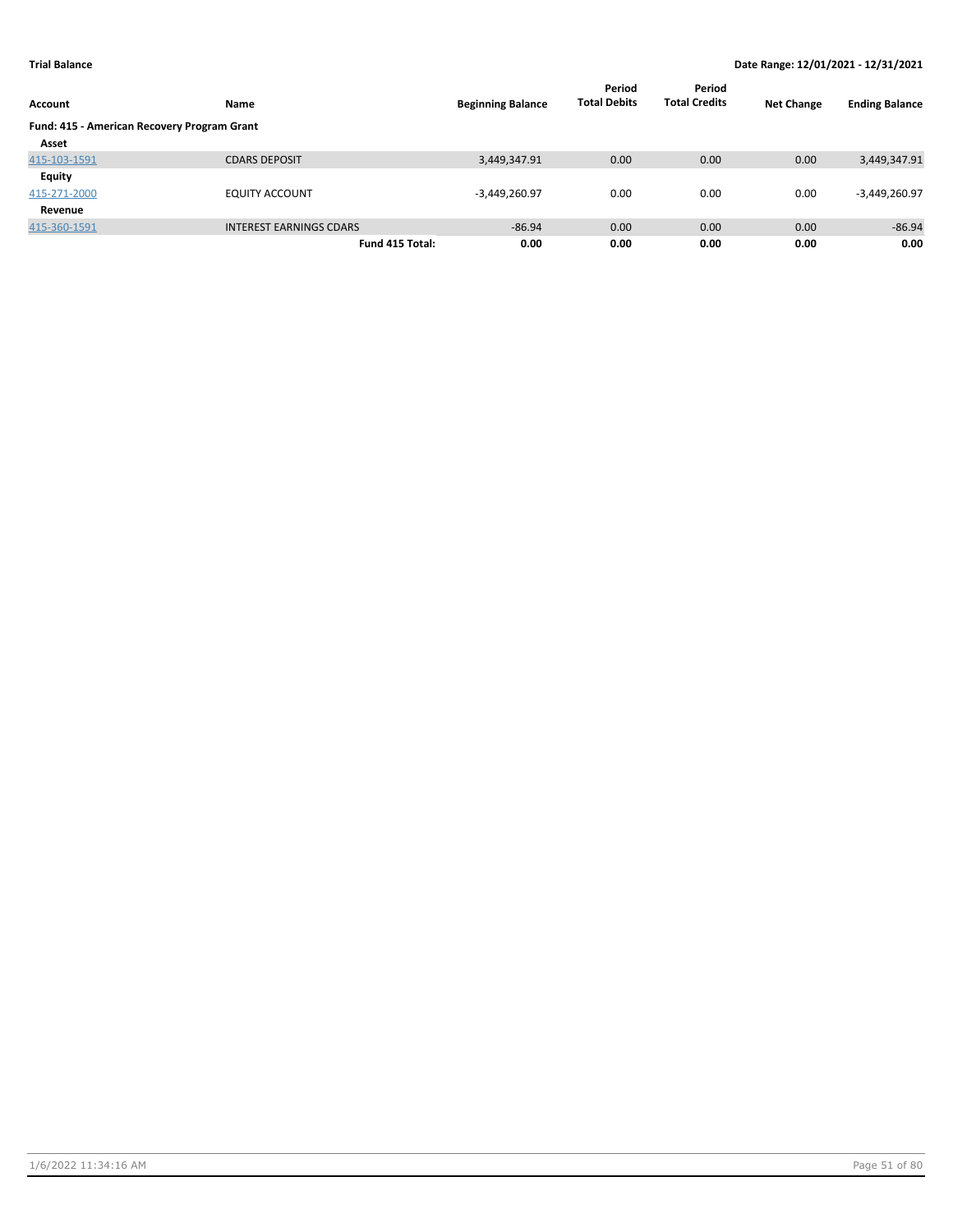**Trial Balance** **Date Range: 12/01/2021 - 12/31/2021**

| Account | Name | Beginning Balance | Period Total Debits | Period Total Credits | Net Change | Ending Balance |
|---|---|---|---|---|---|---|
| **Fund: 415 - American Recovery Program Grant** | | | | | | |
| **Asset** | | | | | | |
| 415-103-1591 | CDARS DEPOSIT | 3,449,347.91 | 0.00 | 0.00 | 0.00 | 3,449,347.91 |
| **Equity** | | | | | | |
| 415-271-2000 | EQUITY ACCOUNT | -3,449,260.97 | 0.00 | 0.00 | 0.00 | -3,449,260.97 |
| **Revenue** | | | | | | |
| 415-360-1591 | INTEREST EARNINGS CDARS | -86.94 | 0.00 | 0.00 | 0.00 | -86.94 |
| | **Fund 415 Total:** | **0.00** | **0.00** | **0.00** | **0.00** | **0.00** |

1/6/2022 11:34:16 AM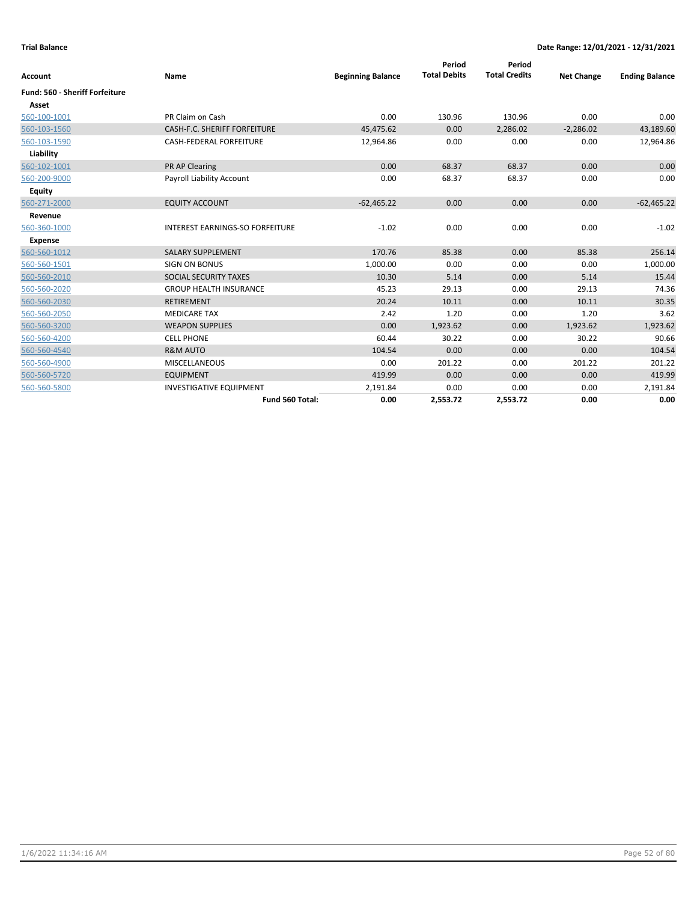**Trial Balance** | **Date Range: 12/01/2021 - 12/31/2021**

| Account | Name | Beginning Balance | Period Total Debits | Period Total Credits | Net Change | Ending Balance |
|---|---|---|---|---|---|---|
| **Fund: 560 - Sheriff Forfeiture** | | | | | | |
| **Asset** | | | | | | |
| 560-100-1001 | PR Claim on Cash | 0.00 | 130.96 | 130.96 | 0.00 | 0.00 |
| 560-103-1560 | CASH-F.C. SHERIFF FORFEITURE | 45,475.62 | 0.00 | 2,286.02 | -2,286.02 | 43,189.60 |
| 560-103-1590 | CASH-FEDERAL FORFEITURE | 12,964.86 | 0.00 | 0.00 | 0.00 | 12,964.86 |
| **Liability** | | | | | | |
| 560-102-1001 | PR AP Clearing | 0.00 | 68.37 | 68.37 | 0.00 | 0.00 |
| 560-200-9000 | Payroll Liability Account | 0.00 | 68.37 | 68.37 | 0.00 | 0.00 |
| **Equity** | | | | | | |
| 560-271-2000 | EQUITY ACCOUNT | -62,465.22 | 0.00 | 0.00 | 0.00 | -62,465.22 |
| **Revenue** | | | | | | |
| 560-360-1000 | INTEREST EARNINGS-SO FORFEITURE | -1.02 | 0.00 | 0.00 | 0.00 | -1.02 |
| **Expense** | | | | | | |
| 560-560-1012 | SALARY SUPPLEMENT | 170.76 | 85.38 | 0.00 | 85.38 | 256.14 |
| 560-560-1501 | SIGN ON BONUS | 1,000.00 | 0.00 | 0.00 | 0.00 | 1,000.00 |
| 560-560-2010 | SOCIAL SECURITY TAXES | 10.30 | 5.14 | 0.00 | 5.14 | 15.44 |
| 560-560-2020 | GROUP HEALTH INSURANCE | 45.23 | 29.13 | 0.00 | 29.13 | 74.36 |
| 560-560-2030 | RETIREMENT | 20.24 | 10.11 | 0.00 | 10.11 | 30.35 |
| 560-560-2050 | MEDICARE TAX | 2.42 | 1.20 | 0.00 | 1.20 | 3.62 |
| 560-560-3200 | WEAPON SUPPLIES | 0.00 | 1,923.62 | 0.00 | 1,923.62 | 1,923.62 |
| 560-560-4200 | CELL PHONE | 60.44 | 30.22 | 0.00 | 30.22 | 90.66 |
| 560-560-4540 | R&M AUTO | 104.54 | 0.00 | 0.00 | 0.00 | 104.54 |
| 560-560-4900 | MISCELLANEOUS | 0.00 | 201.22 | 0.00 | 201.22 | 201.22 |
| 560-560-5720 | EQUIPMENT | 419.99 | 0.00 | 0.00 | 0.00 | 419.99 |
| 560-560-5800 | INVESTIGATIVE EQUIPMENT | 2,191.84 | 0.00 | 0.00 | 0.00 | 2,191.84 |
| | **Fund 560 Total:** | **0.00** | **2,553.72** | **2,553.72** | **0.00** | **0.00** |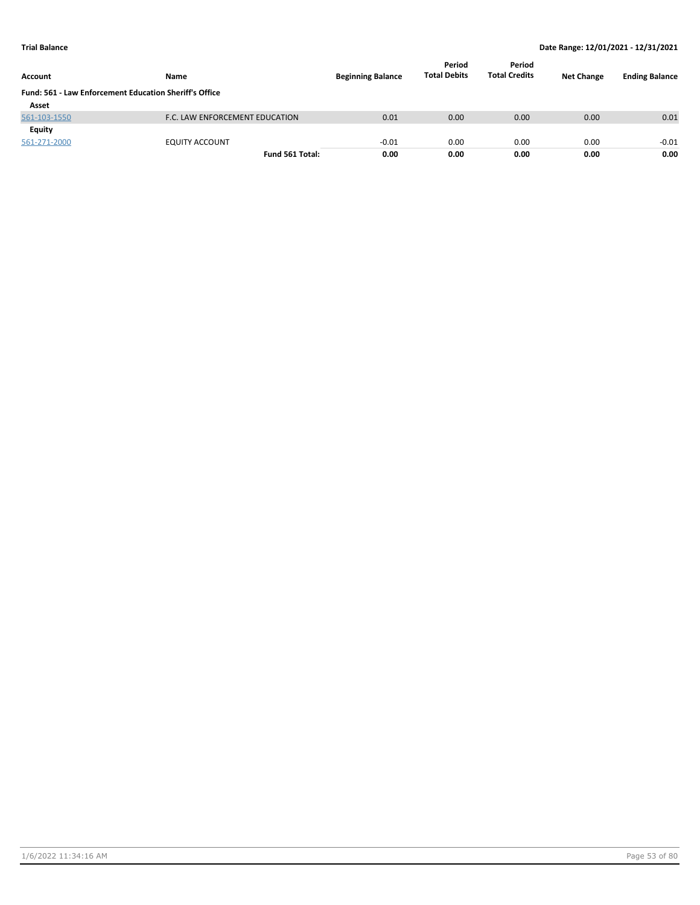**Trial Balance** | **Date Range: 12/01/2021 - 12/31/2021**

| Account | Name | Beginning Balance | Period Total Debits | Period Total Credits | Net Change | Ending Balance |
|---|---|---|---|---|---|---|
| **Fund: 561 - Law Enforcement Education Sheriff's Office** | | | | | | |
| **Asset** | | | | | | |
| 561-103-1550 | F.C. LAW ENFORCEMENT EDUCATION | 0.01 | 0.00 | 0.00 | 0.00 | 0.01 |
| **Equity** | | | | | | |
| 561-271-2000 | EQUITY ACCOUNT | -0.01 | 0.00 | 0.00 | 0.00 | -0.01 |
| | **Fund 561 Total:** | **0.00** | **0.00** | **0.00** | **0.00** | **0.00** |

1/6/2022 11:34:16 AM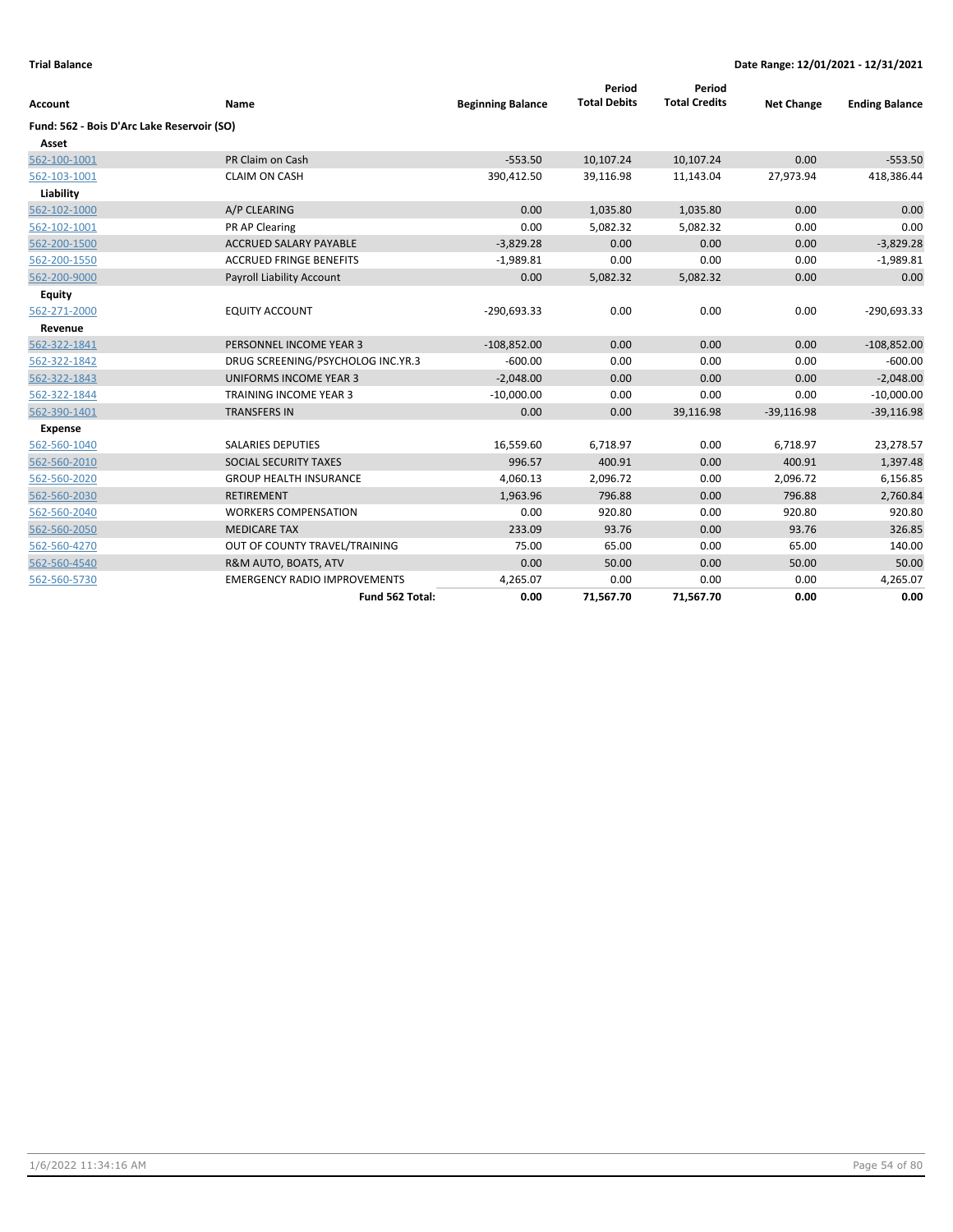**Trial Balance** **Date Range: 12/01/2021 - 12/31/2021**

| Account | Name | Beginning Balance | Period Total Debits | Period Total Credits | Net Change | Ending Balance |
|---|---|---|---|---|---|---|
| **Fund: 562 - Bois D'Arc Lake Reservoir (SO)** | | | | | | |
| **Asset** | | | | | | |
| 562-100-1001 | PR Claim on Cash | -553.50 | 10,107.24 | 10,107.24 | 0.00 | -553.50 |
| 562-103-1001 | CLAIM ON CASH | 390,412.50 | 39,116.98 | 11,143.04 | 27,973.94 | 418,386.44 |
| **Liability** | | | | | | |
| 562-102-1000 | A/P CLEARING | 0.00 | 1,035.80 | 1,035.80 | 0.00 | 0.00 |
| 562-102-1001 | PR AP Clearing | 0.00 | 5,082.32 | 5,082.32 | 0.00 | 0.00 |
| 562-200-1500 | ACCRUED SALARY PAYABLE | -3,829.28 | 0.00 | 0.00 | 0.00 | -3,829.28 |
| 562-200-1550 | ACCRUED FRINGE BENEFITS | -1,989.81 | 0.00 | 0.00 | 0.00 | -1,989.81 |
| 562-200-9000 | Payroll Liability Account | 0.00 | 5,082.32 | 5,082.32 | 0.00 | 0.00 |
| **Equity** | | | | | | |
| 562-271-2000 | EQUITY ACCOUNT | -290,693.33 | 0.00 | 0.00 | 0.00 | -290,693.33 |
| **Revenue** | | | | | | |
| 562-322-1841 | PERSONNEL INCOME YEAR 3 | -108,852.00 | 0.00 | 0.00 | 0.00 | -108,852.00 |
| 562-322-1842 | DRUG SCREENING/PSYCHOLOG INC.YR.3 | -600.00 | 0.00 | 0.00 | 0.00 | -600.00 |
| 562-322-1843 | UNIFORMS INCOME YEAR 3 | -2,048.00 | 0.00 | 0.00 | 0.00 | -2,048.00 |
| 562-322-1844 | TRAINING INCOME YEAR 3 | -10,000.00 | 0.00 | 0.00 | 0.00 | -10,000.00 |
| 562-390-1401 | TRANSFERS IN | 0.00 | 0.00 | 39,116.98 | -39,116.98 | -39,116.98 |
| **Expense** | | | | | | |
| 562-560-1040 | SALARIES DEPUTIES | 16,559.60 | 6,718.97 | 0.00 | 6,718.97 | 23,278.57 |
| 562-560-2010 | SOCIAL SECURITY TAXES | 996.57 | 400.91 | 0.00 | 400.91 | 1,397.48 |
| 562-560-2020 | GROUP HEALTH INSURANCE | 4,060.13 | 2,096.72 | 0.00 | 2,096.72 | 6,156.85 |
| 562-560-2030 | RETIREMENT | 1,963.96 | 796.88 | 0.00 | 796.88 | 2,760.84 |
| 562-560-2040 | WORKERS COMPENSATION | 0.00 | 920.80 | 0.00 | 920.80 | 920.80 |
| 562-560-2050 | MEDICARE TAX | 233.09 | 93.76 | 0.00 | 93.76 | 326.85 |
| 562-560-4270 | OUT OF COUNTY TRAVEL/TRAINING | 75.00 | 65.00 | 0.00 | 65.00 | 140.00 |
| 562-560-4540 | R&M AUTO, BOATS, ATV | 0.00 | 50.00 | 0.00 | 50.00 | 50.00 |
| 562-560-5730 | EMERGENCY RADIO IMPROVEMENTS | 4,265.07 | 0.00 | 0.00 | 0.00 | 4,265.07 |
| | **Fund 562 Total:** | **0.00** | **71,567.70** | **71,567.70** | **0.00** | **0.00** |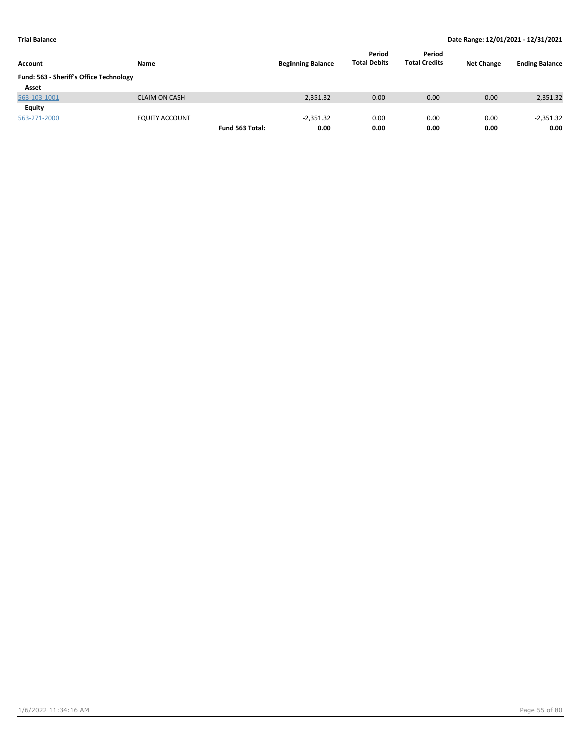| Account | Name | | Beginning Balance | Period Total Debits | Period Total Credits | Net Change | Ending Balance |
|---|---|---|---|---|---|---|---|
| **Fund: 563 - Sheriff's Office Technology** | | | | | | | |
| **Asset** | | | | | | | |
| 563-103-1001 | CLAIM ON CASH | | 2,351.32 | 0.00 | 0.00 | 0.00 | 2,351.32 |
| **Equity** | | | | | | | |
| 563-271-2000 | EQUITY ACCOUNT | | -2,351.32 | 0.00 | 0.00 | 0.00 | -2,351.32 |
| | | **Fund 563 Total:** | **0.00** | **0.00** | **0.00** | **0.00** | **0.00** |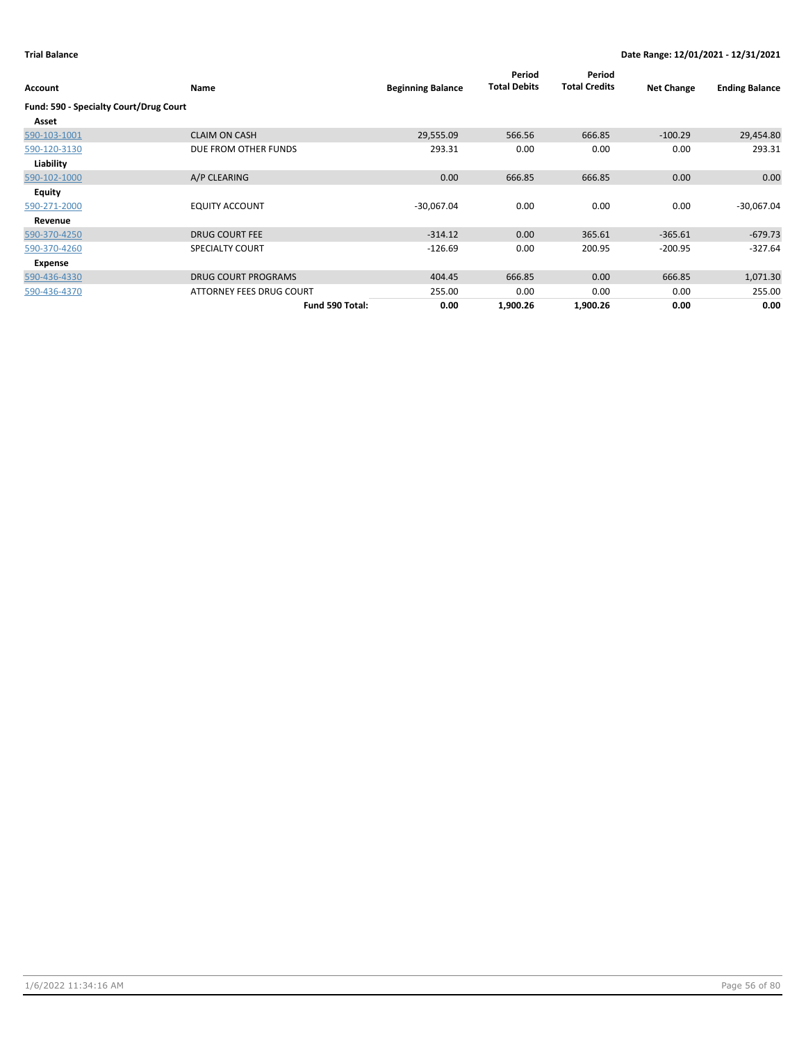**Trial Balance** | **Date Range: 12/01/2021 - 12/31/2021**

| Account | Name | Beginning Balance | Period Total Debits | Period Total Credits | Net Change | Ending Balance |
|---|---|---|---|---|---|---|
| **Fund: 590 - Specialty Court/Drug Court** | | | | | | |
| **Asset** | | | | | | |
| 590-103-1001 | CLAIM ON CASH | 29,555.09 | 566.56 | 666.85 | -100.29 | 29,454.80 |
| 590-120-3130 | DUE FROM OTHER FUNDS | 293.31 | 0.00 | 0.00 | 0.00 | 293.31 |
| **Liability** | | | | | | |
| 590-102-1000 | A/P CLEARING | 0.00 | 666.85 | 666.85 | 0.00 | 0.00 |
| **Equity** | | | | | | |
| 590-271-2000 | EQUITY ACCOUNT | -30,067.04 | 0.00 | 0.00 | 0.00 | -30,067.04 |
| **Revenue** | | | | | | |
| 590-370-4250 | DRUG COURT FEE | -314.12 | 0.00 | 365.61 | -365.61 | -679.73 |
| 590-370-4260 | SPECIALTY COURT | -126.69 | 0.00 | 200.95 | -200.95 | -327.64 |
| **Expense** | | | | | | |
| 590-436-4330 | DRUG COURT PROGRAMS | 404.45 | 666.85 | 0.00 | 666.85 | 1,071.30 |
| 590-436-4370 | ATTORNEY FEES DRUG COURT | 255.00 | 0.00 | 0.00 | 0.00 | 255.00 |
| | **Fund 590 Total:** | **0.00** | **1,900.26** | **1,900.26** | **0.00** | **0.00** |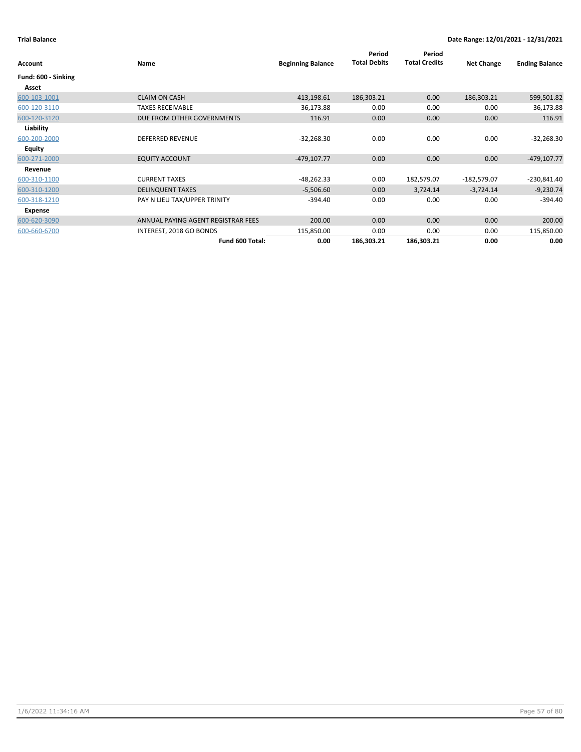**Trial Balance** **Date Range: 12/01/2021 - 12/31/2021**

| Account | Name | Beginning Balance | Period Total Debits | Period Total Credits | Net Change | Ending Balance |
|---|---|---|---|---|---|---|
| **Fund: 600 - Sinking** | | | | | | |
| **Asset** | | | | | | |
| 600-103-1001 | CLAIM ON CASH | 413,198.61 | 186,303.21 | 0.00 | 186,303.21 | 599,501.82 |
| 600-120-3110 | TAXES RECEIVABLE | 36,173.88 | 0.00 | 0.00 | 0.00 | 36,173.88 |
| 600-120-3120 | DUE FROM OTHER GOVERNMENTS | 116.91 | 0.00 | 0.00 | 0.00 | 116.91 |
| **Liability** | | | | | | |
| 600-200-2000 | DEFERRED REVENUE | -32,268.30 | 0.00 | 0.00 | 0.00 | -32,268.30 |
| **Equity** | | | | | | |
| 600-271-2000 | EQUITY ACCOUNT | -479,107.77 | 0.00 | 0.00 | 0.00 | -479,107.77 |
| **Revenue** | | | | | | |
| 600-310-1100 | CURRENT TAXES | -48,262.33 | 0.00 | 182,579.07 | -182,579.07 | -230,841.40 |
| 600-310-1200 | DELINQUENT TAXES | -5,506.60 | 0.00 | 3,724.14 | -3,724.14 | -9,230.74 |
| 600-318-1210 | PAY N LIEU TAX/UPPER TRINITY | -394.40 | 0.00 | 0.00 | 0.00 | -394.40 |
| **Expense** | | | | | | |
| 600-620-3090 | ANNUAL PAYING AGENT REGISTRAR FEES | 200.00 | 0.00 | 0.00 | 0.00 | 200.00 |
| 600-660-6700 | INTEREST, 2018 GO BONDS | 115,850.00 | 0.00 | 0.00 | 0.00 | 115,850.00 |
| | **Fund 600 Total:** | **0.00** | **186,303.21** | **186,303.21** | **0.00** | **0.00** |

1/6/2022 11:34:16 AM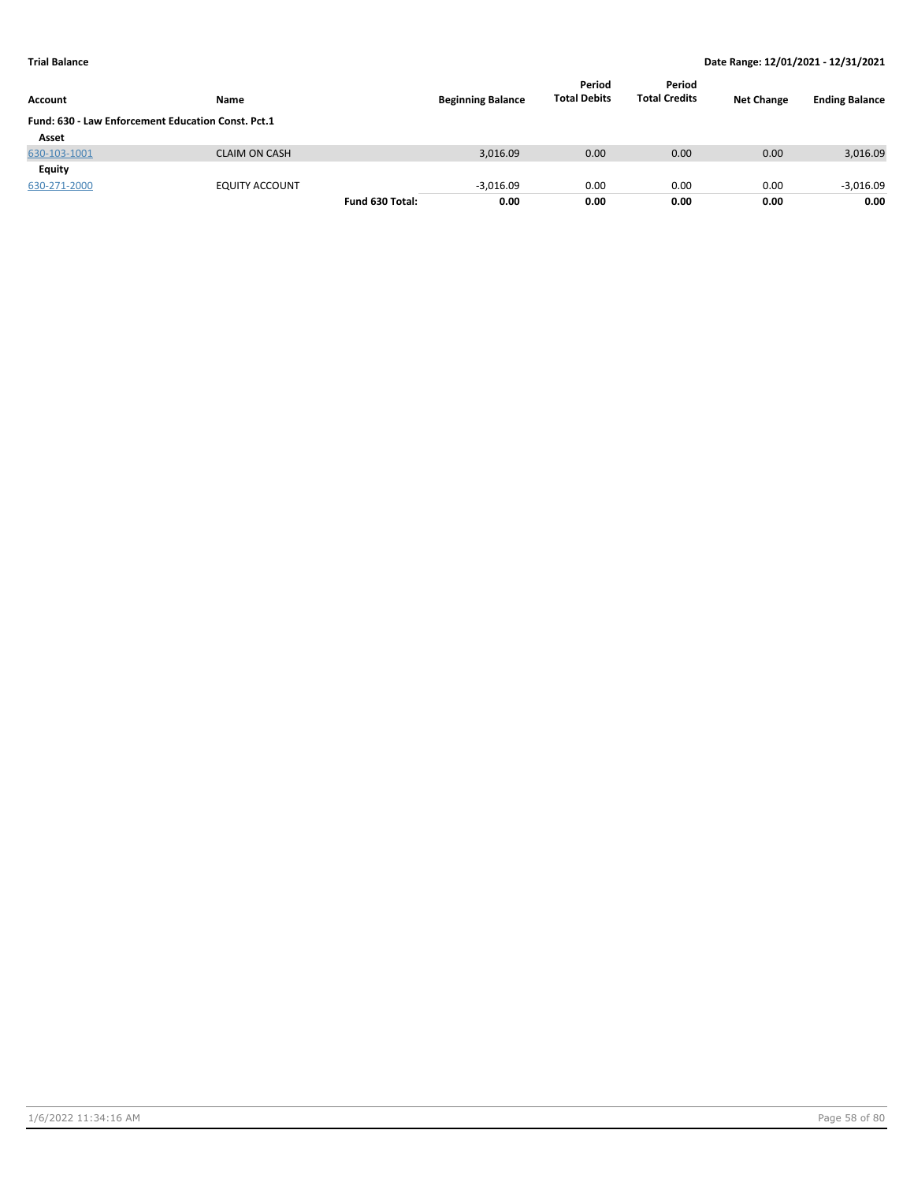**Trial Balance** | **Date Range: 12/01/2021 - 12/31/2021**

| Account | Name | | Beginning Balance | Period Total Debits | Period Total Credits | Net Change | Ending Balance |
|---|---|---|---|---|---|---|---|
| **Fund: 630 - Law Enforcement Education Const. Pct.1** | | | | | | | |
| **Asset** | | | | | | | |
| 630-103-1001 | CLAIM ON CASH | | 3,016.09 | 0.00 | 0.00 | 0.00 | 3,016.09 |
| **Equity** | | | | | | | |
| 630-271-2000 | EQUITY ACCOUNT | | -3,016.09 | 0.00 | 0.00 | 0.00 | -3,016.09 |
| | | **Fund 630 Total:** | **0.00** | **0.00** | **0.00** | **0.00** | **0.00** |

1/6/2022 11:34:16 AM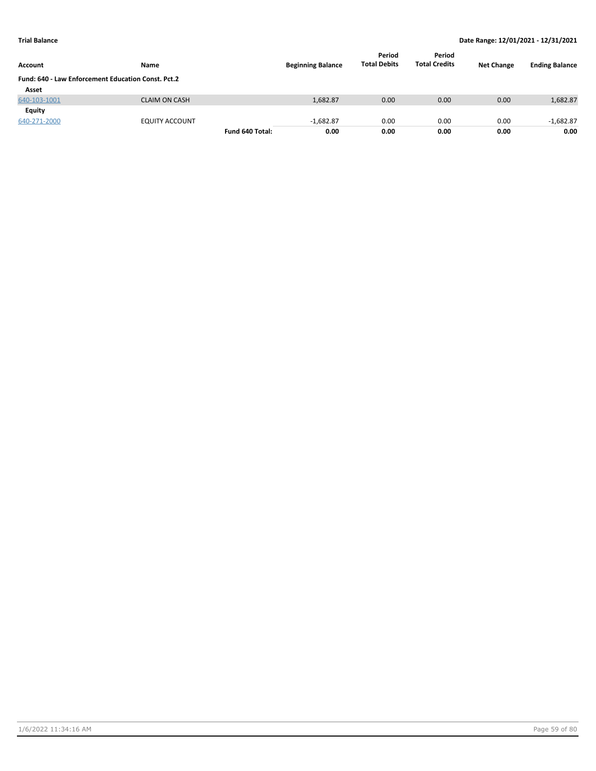**Trial Balance** — Date Range: 12/01/2021 - 12/31/2021

| Account | Name | | Beginning Balance | Period Total Debits | Period Total Credits | Net Change | Ending Balance |
|---|---|---|---|---|---|---|---|
| **Fund: 640 - Law Enforcement Education Const. Pct.2** | | | | | | | |
| **Asset** | | | | | | | |
| 640-103-1001 | CLAIM ON CASH | | 1,682.87 | 0.00 | 0.00 | 0.00 | 1,682.87 |
| **Equity** | | | | | | | |
| 640-271-2000 | EQUITY ACCOUNT | | -1,682.87 | 0.00 | 0.00 | 0.00 | -1,682.87 |
| | | **Fund 640 Total:** | **0.00** | **0.00** | **0.00** | **0.00** | **0.00** |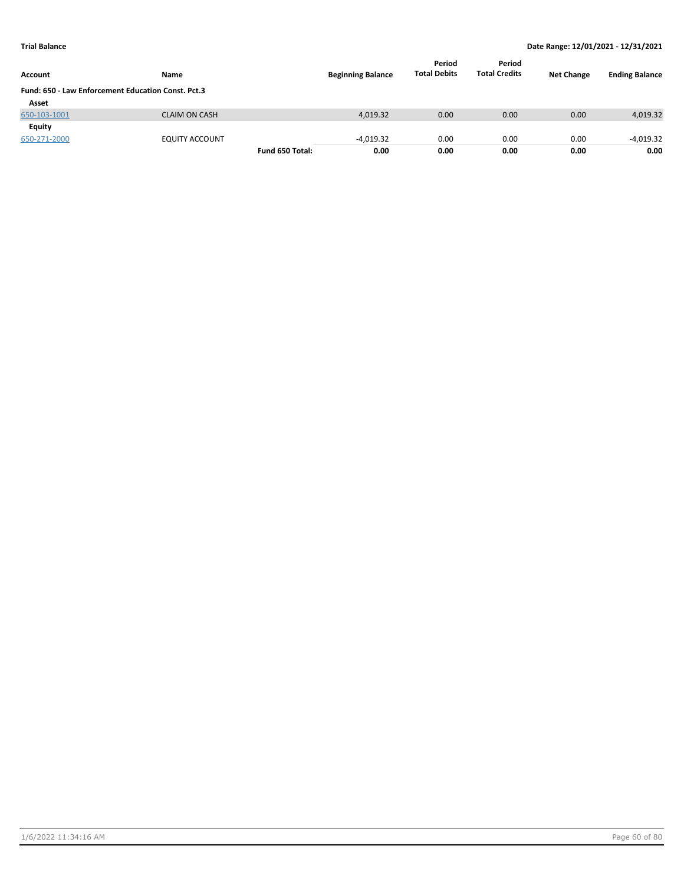| Account | Name | | Beginning Balance | Period Total Debits | Period Total Credits | Net Change | Ending Balance |
|---|---|---|---|---|---|---|---|
| **Fund: 650 - Law Enforcement Education Const. Pct.3** | | | | | | | |
| **Asset** | | | | | | | |
| 650-103-1001 | CLAIM ON CASH | | 4,019.32 | 0.00 | 0.00 | 0.00 | 4,019.32 |
| **Equity** | | | | | | | |
| 650-271-2000 | EQUITY ACCOUNT | | -4,019.32 | 0.00 | 0.00 | 0.00 | -4,019.32 |
| | | **Fund 650 Total:** | **0.00** | **0.00** | **0.00** | **0.00** | **0.00** |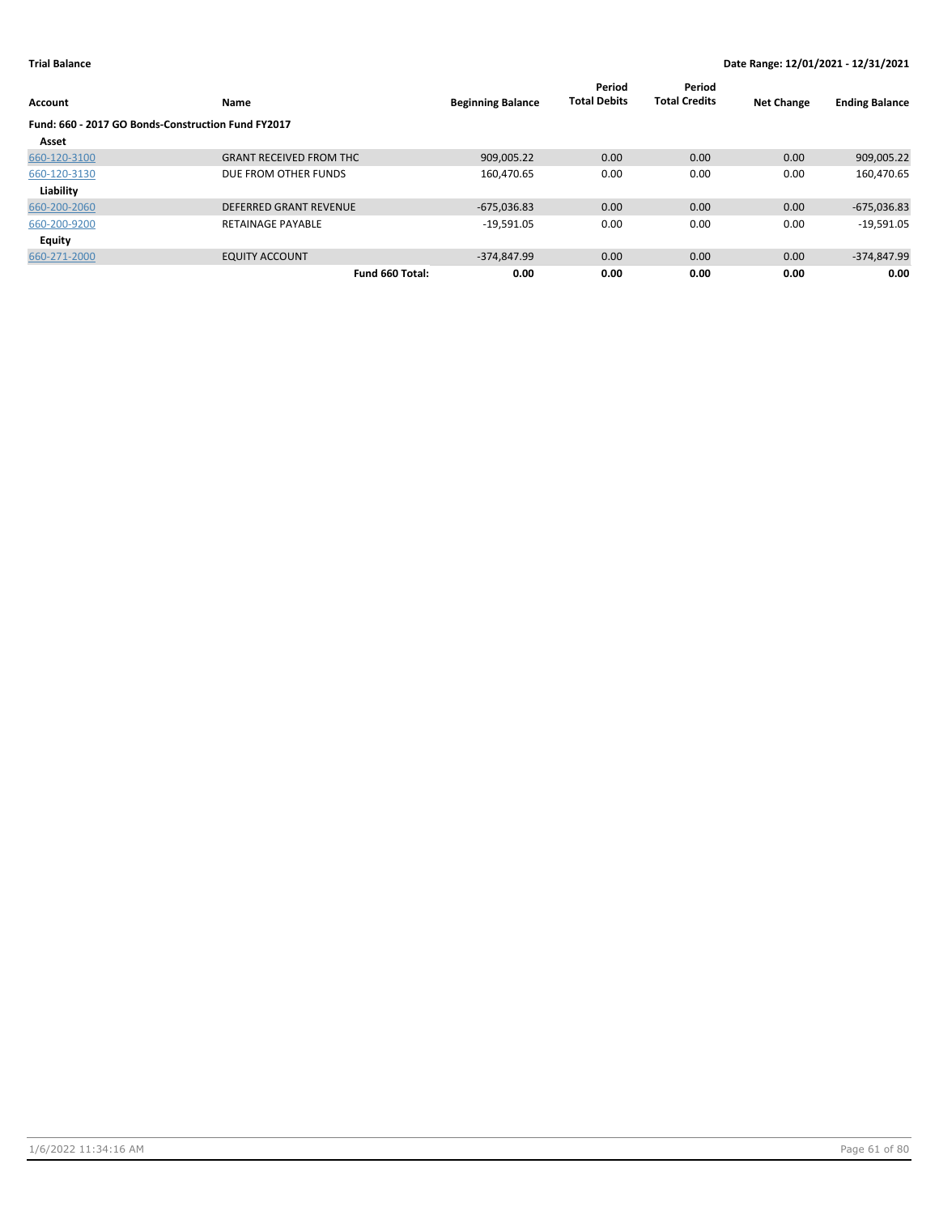**Trial Balance** — Date Range: 12/01/2021 - 12/31/2021

| Account | Name | Beginning Balance | Period Total Debits | Period Total Credits | Net Change | Ending Balance |
|---|---|---|---|---|---|---|
| **Fund: 660 - 2017 GO Bonds-Construction Fund FY2017** | | | | | | |
| **Asset** | | | | | | |
| 660-120-3100 | GRANT RECEIVED FROM THC | 909,005.22 | 0.00 | 0.00 | 0.00 | 909,005.22 |
| 660-120-3130 | DUE FROM OTHER FUNDS | 160,470.65 | 0.00 | 0.00 | 0.00 | 160,470.65 |
| **Liability** | | | | | | |
| 660-200-2060 | DEFERRED GRANT REVENUE | -675,036.83 | 0.00 | 0.00 | 0.00 | -675,036.83 |
| 660-200-9200 | RETAINAGE PAYABLE | -19,591.05 | 0.00 | 0.00 | 0.00 | -19,591.05 |
| **Equity** | | | | | | |
| 660-271-2000 | EQUITY ACCOUNT | -374,847.99 | 0.00 | 0.00 | 0.00 | -374,847.99 |
| | **Fund 660 Total:** | **0.00** | **0.00** | **0.00** | **0.00** | **0.00** |

1/6/2022 11:34:16 AM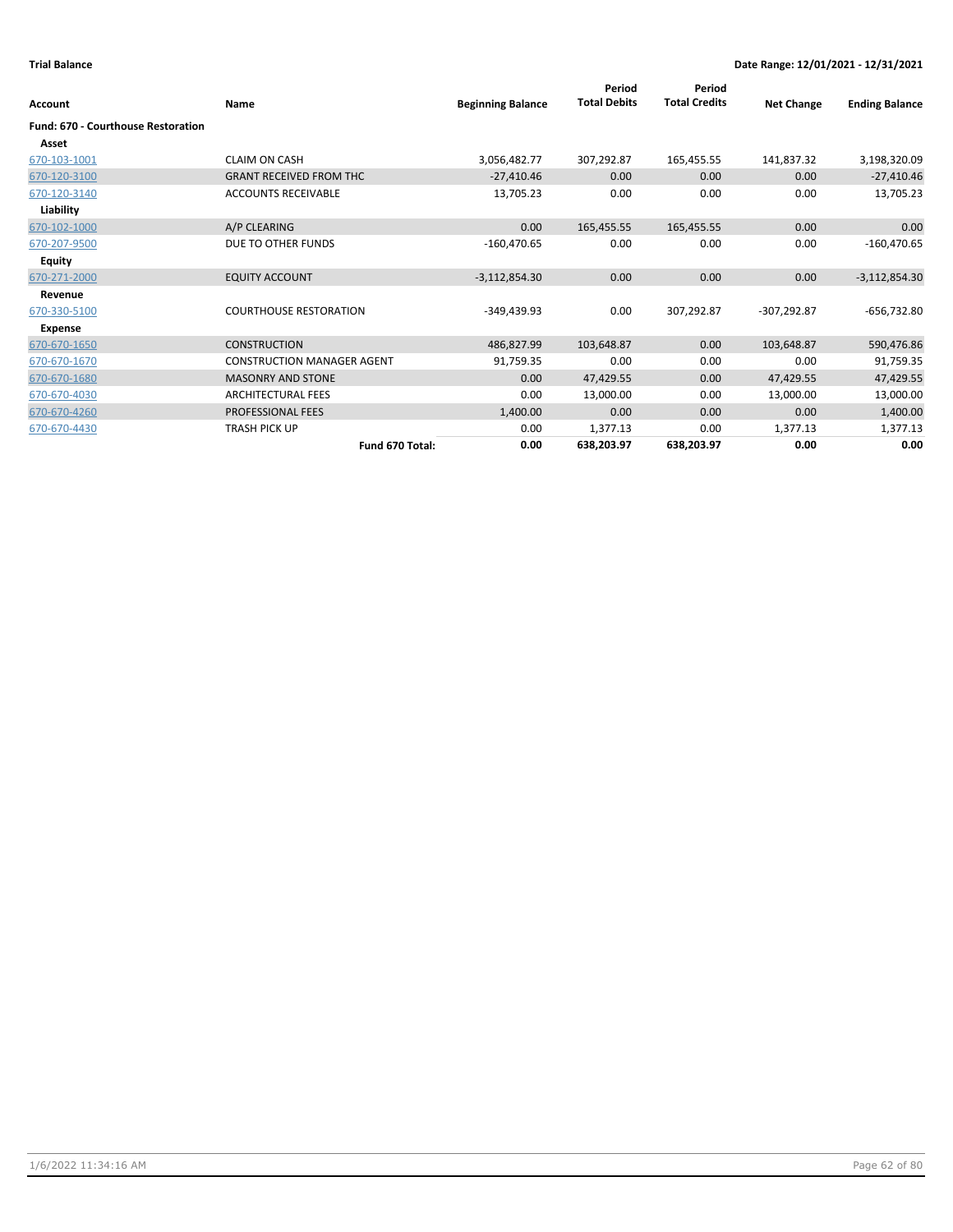**Trial Balance** | **Date Range: 12/01/2021 - 12/31/2021**

| Account | Name | Beginning Balance | Period Total Debits | Period Total Credits | Net Change | Ending Balance |
|---|---|---|---|---|---|---|
| **Fund: 670 - Courthouse Restoration** | | | | | | |
| **Asset** | | | | | | |
| 670-103-1001 | CLAIM ON CASH | 3,056,482.77 | 307,292.87 | 165,455.55 | 141,837.32 | 3,198,320.09 |
| 670-120-3100 | GRANT RECEIVED FROM THC | -27,410.46 | 0.00 | 0.00 | 0.00 | -27,410.46 |
| 670-120-3140 | ACCOUNTS RECEIVABLE | 13,705.23 | 0.00 | 0.00 | 0.00 | 13,705.23 |
| **Liability** | | | | | | |
| 670-102-1000 | A/P CLEARING | 0.00 | 165,455.55 | 165,455.55 | 0.00 | 0.00 |
| 670-207-9500 | DUE TO OTHER FUNDS | -160,470.65 | 0.00 | 0.00 | 0.00 | -160,470.65 |
| **Equity** | | | | | | |
| 670-271-2000 | EQUITY ACCOUNT | -3,112,854.30 | 0.00 | 0.00 | 0.00 | -3,112,854.30 |
| **Revenue** | | | | | | |
| 670-330-5100 | COURTHOUSE RESTORATION | -349,439.93 | 0.00 | 307,292.87 | -307,292.87 | -656,732.80 |
| **Expense** | | | | | | |
| 670-670-1650 | CONSTRUCTION | 486,827.99 | 103,648.87 | 0.00 | 103,648.87 | 590,476.86 |
| 670-670-1670 | CONSTRUCTION MANAGER AGENT | 91,759.35 | 0.00 | 0.00 | 0.00 | 91,759.35 |
| 670-670-1680 | MASONRY AND STONE | 0.00 | 47,429.55 | 0.00 | 47,429.55 | 47,429.55 |
| 670-670-4030 | ARCHITECTURAL FEES | 0.00 | 13,000.00 | 0.00 | 13,000.00 | 13,000.00 |
| 670-670-4260 | PROFESSIONAL FEES | 1,400.00 | 0.00 | 0.00 | 0.00 | 1,400.00 |
| 670-670-4430 | TRASH PICK UP | 0.00 | 1,377.13 | 0.00 | 1,377.13 | 1,377.13 |
| | **Fund 670 Total:** | **0.00** | **638,203.97** | **638,203.97** | **0.00** | **0.00** |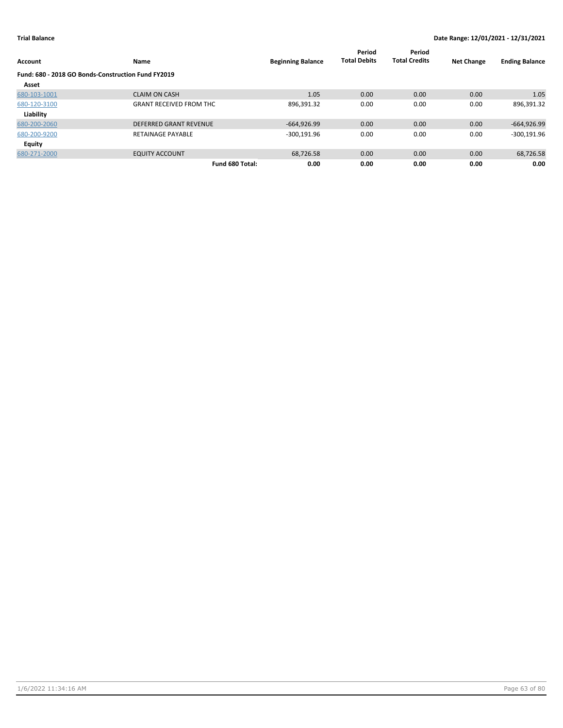**Trial Balance** **Date Range: 12/01/2021 - 12/31/2021**

| Account | Name | Beginning Balance | Period Total Debits | Period Total Credits | Net Change | Ending Balance |
|---|---|---|---|---|---|---|
| **Fund: 680 - 2018 GO Bonds-Construction Fund FY2019** | | | | | | |
| **Asset** | | | | | | |
| 680-103-1001 | CLAIM ON CASH | 1.05 | 0.00 | 0.00 | 0.00 | 1.05 |
| 680-120-3100 | GRANT RECEIVED FROM THC | 896,391.32 | 0.00 | 0.00 | 0.00 | 896,391.32 |
| **Liability** | | | | | | |
| 680-200-2060 | DEFERRED GRANT REVENUE | -664,926.99 | 0.00 | 0.00 | 0.00 | -664,926.99 |
| 680-200-9200 | RETAINAGE PAYABLE | -300,191.96 | 0.00 | 0.00 | 0.00 | -300,191.96 |
| **Equity** | | | | | | |
| 680-271-2000 | EQUITY ACCOUNT | 68,726.58 | 0.00 | 0.00 | 0.00 | 68,726.58 |
| | **Fund 680 Total:** | **0.00** | **0.00** | **0.00** | **0.00** | **0.00** |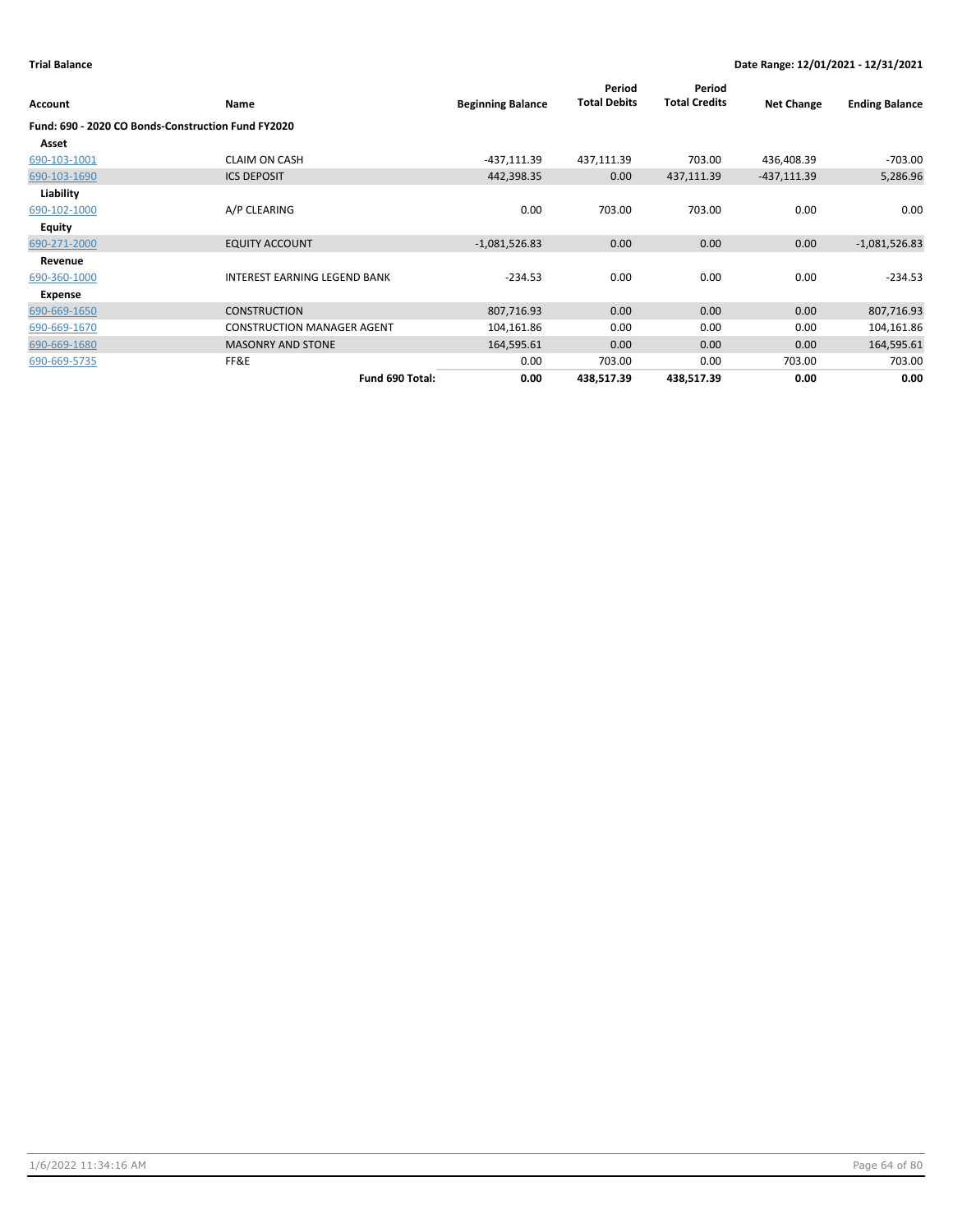**Trial Balance** | **Date Range: 12/01/2021 - 12/31/2021**

| Account | Name | Beginning Balance | Period Total Debits | Period Total Credits | Net Change | Ending Balance |
|---|---|---|---|---|---|---|
| **Fund: 690 - 2020 CO Bonds-Construction Fund FY2020** | | | | | | |
| **Asset** | | | | | | |
| 690-103-1001 | CLAIM ON CASH | -437,111.39 | 437,111.39 | 703.00 | 436,408.39 | -703.00 |
| 690-103-1690 | ICS DEPOSIT | 442,398.35 | 0.00 | 437,111.39 | -437,111.39 | 5,286.96 |
| **Liability** | | | | | | |
| 690-102-1000 | A/P CLEARING | 0.00 | 703.00 | 703.00 | 0.00 | 0.00 |
| **Equity** | | | | | | |
| 690-271-2000 | EQUITY ACCOUNT | -1,081,526.83 | 0.00 | 0.00 | 0.00 | -1,081,526.83 |
| **Revenue** | | | | | | |
| 690-360-1000 | INTEREST EARNING LEGEND BANK | -234.53 | 0.00 | 0.00 | 0.00 | -234.53 |
| **Expense** | | | | | | |
| 690-669-1650 | CONSTRUCTION | 807,716.93 | 0.00 | 0.00 | 0.00 | 807,716.93 |
| 690-669-1670 | CONSTRUCTION MANAGER AGENT | 104,161.86 | 0.00 | 0.00 | 0.00 | 104,161.86 |
| 690-669-1680 | MASONRY AND STONE | 164,595.61 | 0.00 | 0.00 | 0.00 | 164,595.61 |
| 690-669-5735 | FF&E | 0.00 | 703.00 | 0.00 | 703.00 | 703.00 |
| | **Fund 690 Total:** | **0.00** | **438,517.39** | **438,517.39** | **0.00** | **0.00** |

1/6/2022 11:34:16 AM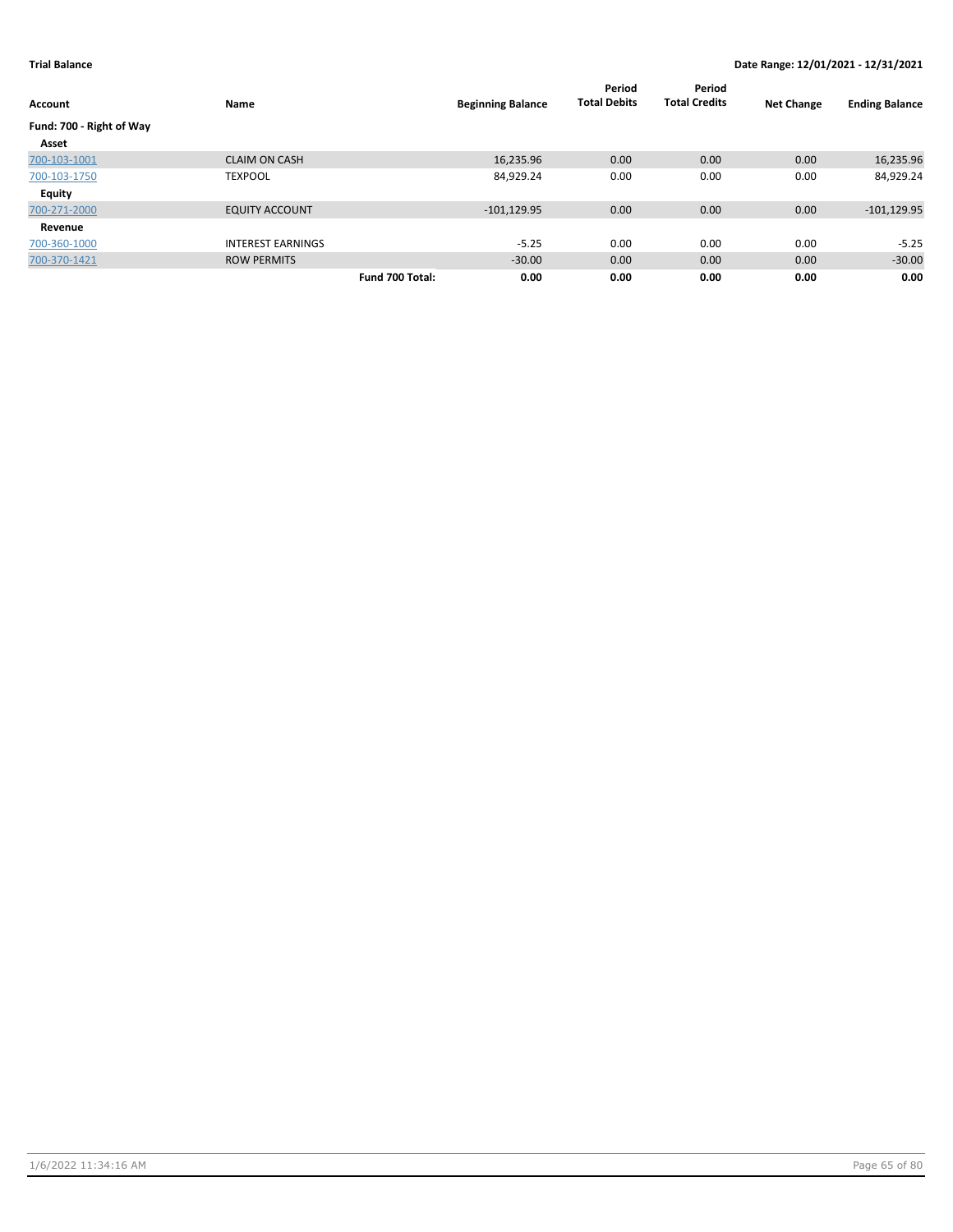**Trial Balance** **Date Range: 12/01/2021 - 12/31/2021**

| Account | Name | | Beginning Balance | Period Total Debits | Period Total Credits | Net Change | Ending Balance |
|---|---|---|---|---|---|---|---|
| **Fund: 700 - Right of Way** | | | | | | | |
| **Asset** | | | | | | | |
| 700-103-1001 | CLAIM ON CASH | | 16,235.96 | 0.00 | 0.00 | 0.00 | 16,235.96 |
| 700-103-1750 | TEXPOOL | | 84,929.24 | 0.00 | 0.00 | 0.00 | 84,929.24 |
| **Equity** | | | | | | | |
| 700-271-2000 | EQUITY ACCOUNT | | -101,129.95 | 0.00 | 0.00 | 0.00 | -101,129.95 |
| **Revenue** | | | | | | | |
| 700-360-1000 | INTEREST EARNINGS | | -5.25 | 0.00 | 0.00 | 0.00 | -5.25 |
| 700-370-1421 | ROW PERMITS | | -30.00 | 0.00 | 0.00 | 0.00 | -30.00 |
| | | **Fund 700 Total:** | **0.00** | **0.00** | **0.00** | **0.00** | **0.00** |

1/6/2022 11:34:16 AM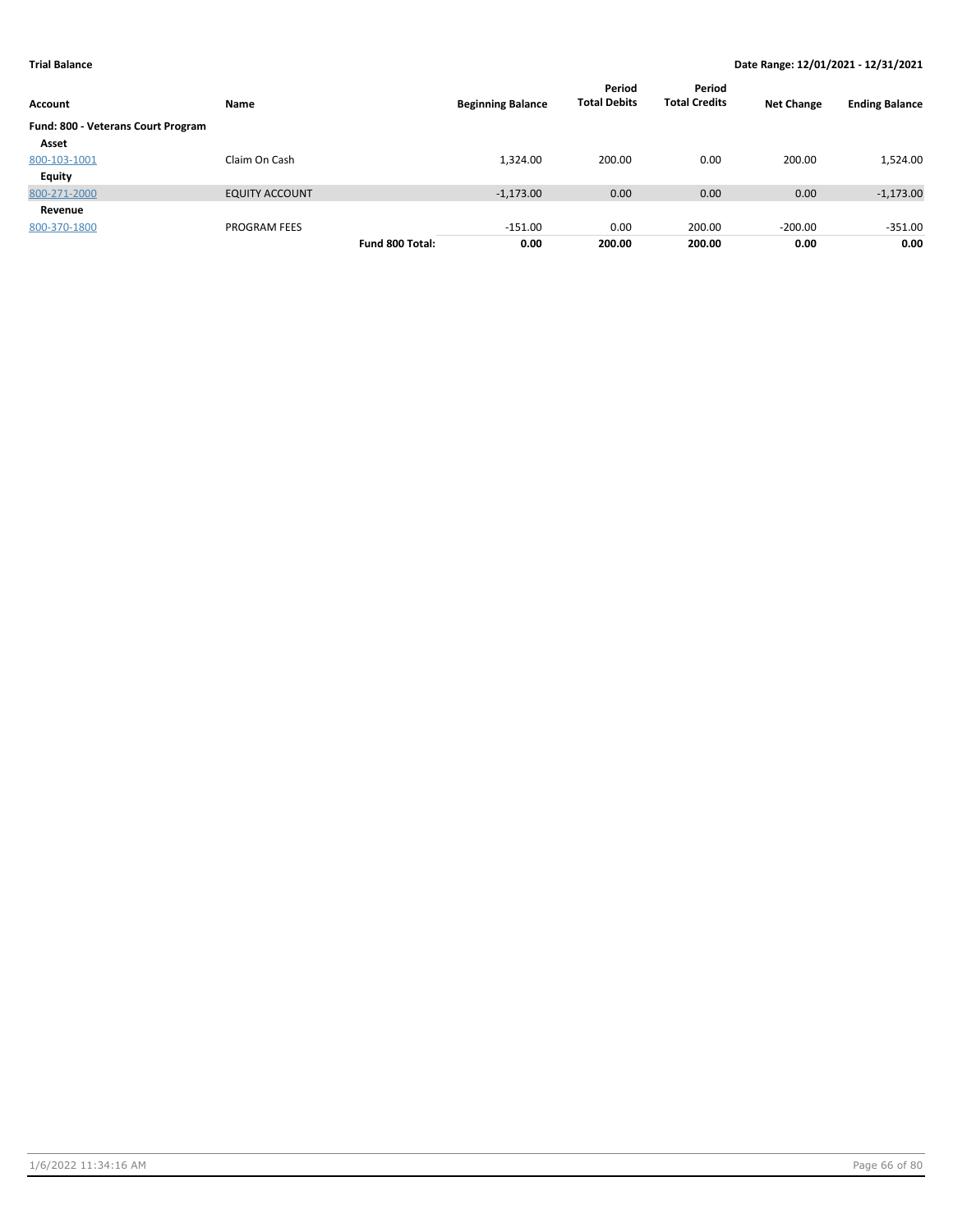**Trial Balance** **Date Range: 12/01/2021 - 12/31/2021**

| Account | Name | | Beginning Balance | Period Total Debits | Period Total Credits | Net Change | Ending Balance |
|---|---|---|---|---|---|---|---|
| **Fund: 800 - Veterans Court Program** | | | | | | | |
| **Asset** | | | | | | | |
| 800-103-1001 | Claim On Cash | | 1,324.00 | 200.00 | 0.00 | 200.00 | 1,524.00 |
| **Equity** | | | | | | | |
| 800-271-2000 | EQUITY ACCOUNT | | -1,173.00 | 0.00 | 0.00 | 0.00 | -1,173.00 |
| **Revenue** | | | | | | | |
| 800-370-1800 | PROGRAM FEES | | -151.00 | 0.00 | 200.00 | -200.00 | -351.00 |
| | | **Fund 800 Total:** | **0.00** | **200.00** | **200.00** | **0.00** | **0.00** |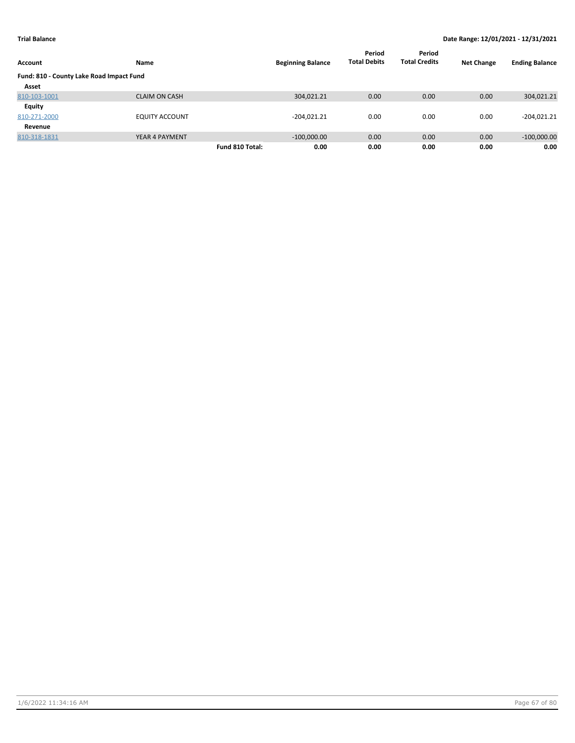**Trial Balance** **Date Range: 12/01/2021 - 12/31/2021**

| Account | Name | | Beginning Balance | Period Total Debits | Period Total Credits | Net Change | Ending Balance |
|---|---|---|---|---|---|---|---|
| **Fund: 810 - County Lake Road Impact Fund** | | | | | | | |
| **Asset** | | | | | | | |
| 810-103-1001 | CLAIM ON CASH | | 304,021.21 | 0.00 | 0.00 | 0.00 | 304,021.21 |
| **Equity** | | | | | | | |
| 810-271-2000 | EQUITY ACCOUNT | | -204,021.21 | 0.00 | 0.00 | 0.00 | -204,021.21 |
| **Revenue** | | | | | | | |
| 810-318-1831 | YEAR 4 PAYMENT | | -100,000.00 | 0.00 | 0.00 | 0.00 | -100,000.00 |
| | | **Fund 810 Total:** | **0.00** | **0.00** | **0.00** | **0.00** | **0.00** |

1/6/2022 11:34:16 AM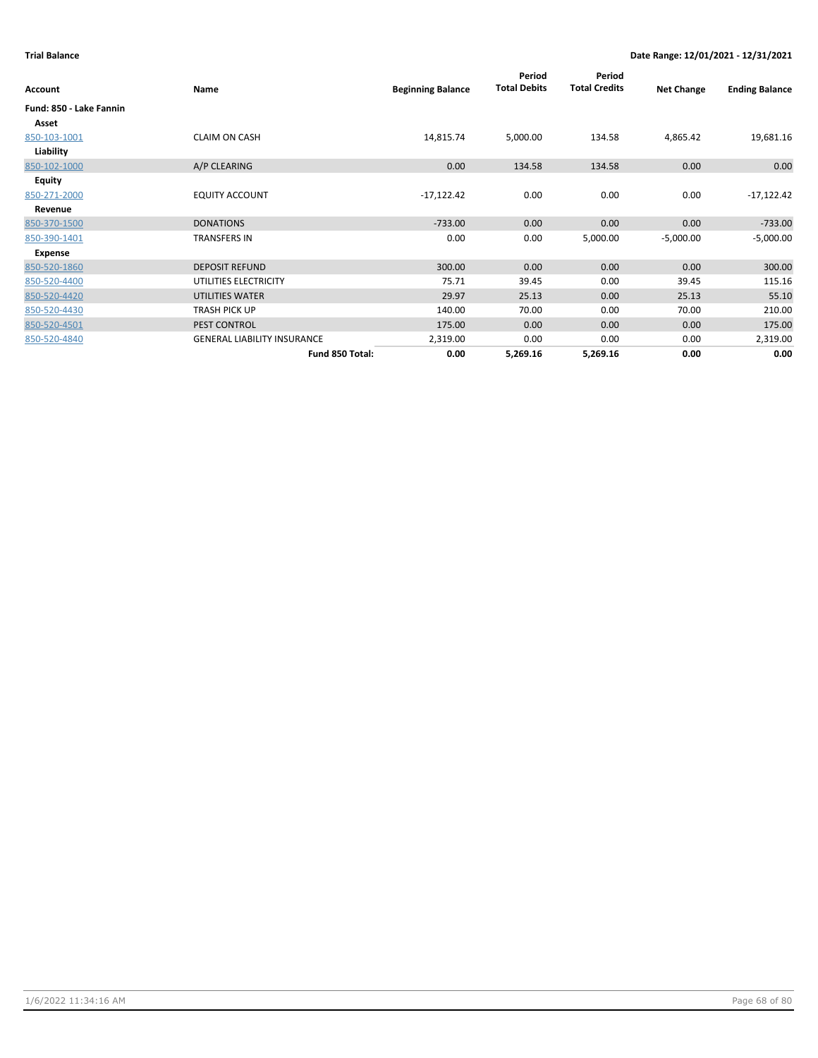**Trial Balance** | **Date Range: 12/01/2021 - 12/31/2021**

| Account | Name | Beginning Balance | Period Total Debits | Period Total Credits | Net Change | Ending Balance |
|---|---|---|---|---|---|---|
| **Fund: 850 - Lake Fannin** | | | | | | |
| **Asset** | | | | | | |
| 850-103-1001 | CLAIM ON CASH | 14,815.74 | 5,000.00 | 134.58 | 4,865.42 | 19,681.16 |
| **Liability** | | | | | | |
| 850-102-1000 | A/P CLEARING | 0.00 | 134.58 | 134.58 | 0.00 | 0.00 |
| **Equity** | | | | | | |
| 850-271-2000 | EQUITY ACCOUNT | -17,122.42 | 0.00 | 0.00 | 0.00 | -17,122.42 |
| **Revenue** | | | | | | |
| 850-370-1500 | DONATIONS | -733.00 | 0.00 | 0.00 | 0.00 | -733.00 |
| 850-390-1401 | TRANSFERS IN | 0.00 | 0.00 | 5,000.00 | -5,000.00 | -5,000.00 |
| **Expense** | | | | | | |
| 850-520-1860 | DEPOSIT REFUND | 300.00 | 0.00 | 0.00 | 0.00 | 300.00 |
| 850-520-4400 | UTILITIES ELECTRICITY | 75.71 | 39.45 | 0.00 | 39.45 | 115.16 |
| 850-520-4420 | UTILITIES WATER | 29.97 | 25.13 | 0.00 | 25.13 | 55.10 |
| 850-520-4430 | TRASH PICK UP | 140.00 | 70.00 | 0.00 | 70.00 | 210.00 |
| 850-520-4501 | PEST CONTROL | 175.00 | 0.00 | 0.00 | 0.00 | 175.00 |
| 850-520-4840 | GENERAL LIABILITY INSURANCE | 2,319.00 | 0.00 | 0.00 | 0.00 | 2,319.00 |
| | **Fund 850 Total:** | **0.00** | **5,269.16** | **5,269.16** | **0.00** | **0.00** |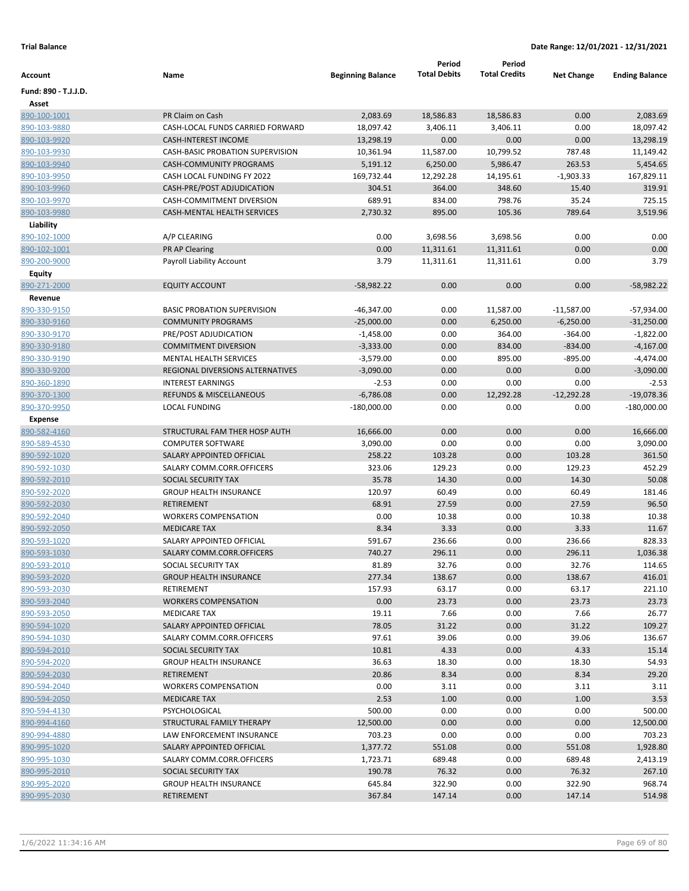**Trial Balance** **Date Range: 12/01/2021 - 12/31/2021**

| Account | Name | Beginning Balance | Period Total Debits | Period Total Credits | Net Change | Ending Balance |
|---|---|---|---|---|---|---|
| **Fund: 890 - T.J.J.D.** | | | | | | |
| **Asset** | | | | | | |
| 890-100-1001 | PR Claim on Cash | 2,083.69 | 18,586.83 | 18,586.83 | 0.00 | 2,083.69 |
| 890-103-9880 | CASH-LOCAL FUNDS CARRIED FORWARD | 18,097.42 | 3,406.11 | 3,406.11 | 0.00 | 18,097.42 |
| 890-103-9920 | CASH-INTEREST INCOME | 13,298.19 | 0.00 | 0.00 | 0.00 | 13,298.19 |
| 890-103-9930 | CASH-BASIC PROBATION SUPERVISION | 10,361.94 | 11,587.00 | 10,799.52 | 787.48 | 11,149.42 |
| 890-103-9940 | CASH-COMMUNITY PROGRAMS | 5,191.12 | 6,250.00 | 5,986.47 | 263.53 | 5,454.65 |
| 890-103-9950 | CASH LOCAL FUNDING FY 2022 | 169,732.44 | 12,292.28 | 14,195.61 | -1,903.33 | 167,829.11 |
| 890-103-9960 | CASH-PRE/POST ADJUDICATION | 304.51 | 364.00 | 348.60 | 15.40 | 319.91 |
| 890-103-9970 | CASH-COMMITMENT DIVERSION | 689.91 | 834.00 | 798.76 | 35.24 | 725.15 |
| 890-103-9980 | CASH-MENTAL HEALTH SERVICES | 2,730.32 | 895.00 | 105.36 | 789.64 | 3,519.96 |
| **Liability** | | | | | | |
| 890-102-1000 | A/P CLEARING | 0.00 | 3,698.56 | 3,698.56 | 0.00 | 0.00 |
| 890-102-1001 | PR AP Clearing | 0.00 | 11,311.61 | 11,311.61 | 0.00 | 0.00 |
| 890-200-9000 | Payroll Liability Account | 3.79 | 11,311.61 | 11,311.61 | 0.00 | 3.79 |
| **Equity** | | | | | | |
| 890-271-2000 | EQUITY ACCOUNT | -58,982.22 | 0.00 | 0.00 | 0.00 | -58,982.22 |
| **Revenue** | | | | | | |
| 890-330-9150 | BASIC PROBATION SUPERVISION | -46,347.00 | 0.00 | 11,587.00 | -11,587.00 | -57,934.00 |
| 890-330-9160 | COMMUNITY PROGRAMS | -25,000.00 | 0.00 | 6,250.00 | -6,250.00 | -31,250.00 |
| 890-330-9170 | PRE/POST ADJUDICATION | -1,458.00 | 0.00 | 364.00 | -364.00 | -1,822.00 |
| 890-330-9180 | COMMITMENT DIVERSION | -3,333.00 | 0.00 | 834.00 | -834.00 | -4,167.00 |
| 890-330-9190 | MENTAL HEALTH SERVICES | -3,579.00 | 0.00 | 895.00 | -895.00 | -4,474.00 |
| 890-330-9200 | REGIONAL DIVERSIONS ALTERNATIVES | -3,090.00 | 0.00 | 0.00 | 0.00 | -3,090.00 |
| 890-360-1890 | INTEREST EARNINGS | -2.53 | 0.00 | 0.00 | 0.00 | -2.53 |
| 890-370-1300 | REFUNDS & MISCELLANEOUS | -6,786.08 | 0.00 | 12,292.28 | -12,292.28 | -19,078.36 |
| 890-370-9950 | LOCAL FUNDING | -180,000.00 | 0.00 | 0.00 | 0.00 | -180,000.00 |
| **Expense** | | | | | | |
| 890-582-4160 | STRUCTURAL FAM THER HOSP AUTH | 16,666.00 | 0.00 | 0.00 | 0.00 | 16,666.00 |
| 890-589-4530 | COMPUTER SOFTWARE | 3,090.00 | 0.00 | 0.00 | 0.00 | 3,090.00 |
| 890-592-1020 | SALARY APPOINTED OFFICIAL | 258.22 | 103.28 | 0.00 | 103.28 | 361.50 |
| 890-592-1030 | SALARY COMM.CORR.OFFICERS | 323.06 | 129.23 | 0.00 | 129.23 | 452.29 |
| 890-592-2010 | SOCIAL SECURITY TAX | 35.78 | 14.30 | 0.00 | 14.30 | 50.08 |
| 890-592-2020 | GROUP HEALTH INSURANCE | 120.97 | 60.49 | 0.00 | 60.49 | 181.46 |
| 890-592-2030 | RETIREMENT | 68.91 | 27.59 | 0.00 | 27.59 | 96.50 |
| 890-592-2040 | WORKERS COMPENSATION | 0.00 | 10.38 | 0.00 | 10.38 | 10.38 |
| 890-592-2050 | MEDICARE TAX | 8.34 | 3.33 | 0.00 | 3.33 | 11.67 |
| 890-593-1020 | SALARY APPOINTED OFFICIAL | 591.67 | 236.66 | 0.00 | 236.66 | 828.33 |
| 890-593-1030 | SALARY COMM.CORR.OFFICERS | 740.27 | 296.11 | 0.00 | 296.11 | 1,036.38 |
| 890-593-2010 | SOCIAL SECURITY TAX | 81.89 | 32.76 | 0.00 | 32.76 | 114.65 |
| 890-593-2020 | GROUP HEALTH INSURANCE | 277.34 | 138.67 | 0.00 | 138.67 | 416.01 |
| 890-593-2030 | RETIREMENT | 157.93 | 63.17 | 0.00 | 63.17 | 221.10 |
| 890-593-2040 | WORKERS COMPENSATION | 0.00 | 23.73 | 0.00 | 23.73 | 23.73 |
| 890-593-2050 | MEDICARE TAX | 19.11 | 7.66 | 0.00 | 7.66 | 26.77 |
| 890-594-1020 | SALARY APPOINTED OFFICIAL | 78.05 | 31.22 | 0.00 | 31.22 | 109.27 |
| 890-594-1030 | SALARY COMM.CORR.OFFICERS | 97.61 | 39.06 | 0.00 | 39.06 | 136.67 |
| 890-594-2010 | SOCIAL SECURITY TAX | 10.81 | 4.33 | 0.00 | 4.33 | 15.14 |
| 890-594-2020 | GROUP HEALTH INSURANCE | 36.63 | 18.30 | 0.00 | 18.30 | 54.93 |
| 890-594-2030 | RETIREMENT | 20.86 | 8.34 | 0.00 | 8.34 | 29.20 |
| 890-594-2040 | WORKERS COMPENSATION | 0.00 | 3.11 | 0.00 | 3.11 | 3.11 |
| 890-594-2050 | MEDICARE TAX | 2.53 | 1.00 | 0.00 | 1.00 | 3.53 |
| 890-594-4130 | PSYCHOLOGICAL | 500.00 | 0.00 | 0.00 | 0.00 | 500.00 |
| 890-994-4160 | STRUCTURAL FAMILY THERAPY | 12,500.00 | 0.00 | 0.00 | 0.00 | 12,500.00 |
| 890-994-4880 | LAW ENFORCEMENT INSURANCE | 703.23 | 0.00 | 0.00 | 0.00 | 703.23 |
| 890-995-1020 | SALARY APPOINTED OFFICIAL | 1,377.72 | 551.08 | 0.00 | 551.08 | 1,928.80 |
| 890-995-1030 | SALARY COMM.CORR.OFFICERS | 1,723.71 | 689.48 | 0.00 | 689.48 | 2,413.19 |
| 890-995-2010 | SOCIAL SECURITY TAX | 190.78 | 76.32 | 0.00 | 76.32 | 267.10 |
| 890-995-2020 | GROUP HEALTH INSURANCE | 645.84 | 322.90 | 0.00 | 322.90 | 968.74 |
| 890-995-2030 | RETIREMENT | 367.84 | 147.14 | 0.00 | 147.14 | 514.98 |

1/6/2022 11:34:16 AM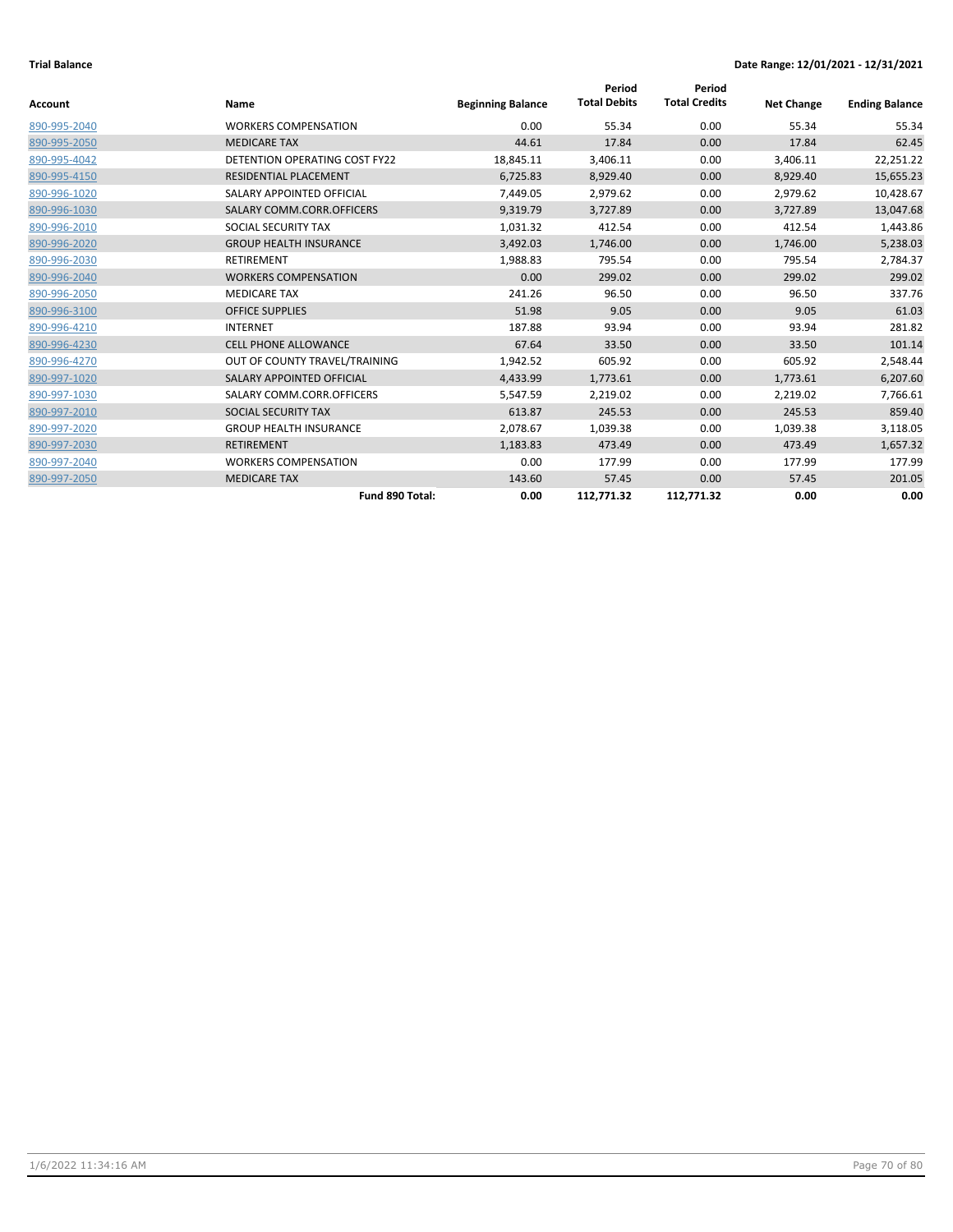**Trial Balance** | **Date Range: 12/01/2021 - 12/31/2021**

| Account | Name | Beginning Balance | Period Total Debits | Period Total Credits | Net Change | Ending Balance |
|---|---|---|---|---|---|---|
| 890-995-2040 | WORKERS COMPENSATION | 0.00 | 55.34 | 0.00 | 55.34 | 55.34 |
| 890-995-2050 | MEDICARE TAX | 44.61 | 17.84 | 0.00 | 17.84 | 62.45 |
| 890-995-4042 | DETENTION OPERATING COST FY22 | 18,845.11 | 3,406.11 | 0.00 | 3,406.11 | 22,251.22 |
| 890-995-4150 | RESIDENTIAL PLACEMENT | 6,725.83 | 8,929.40 | 0.00 | 8,929.40 | 15,655.23 |
| 890-996-1020 | SALARY APPOINTED OFFICIAL | 7,449.05 | 2,979.62 | 0.00 | 2,979.62 | 10,428.67 |
| 890-996-1030 | SALARY COMM.CORR.OFFICERS | 9,319.79 | 3,727.89 | 0.00 | 3,727.89 | 13,047.68 |
| 890-996-2010 | SOCIAL SECURITY TAX | 1,031.32 | 412.54 | 0.00 | 412.54 | 1,443.86 |
| 890-996-2020 | GROUP HEALTH INSURANCE | 3,492.03 | 1,746.00 | 0.00 | 1,746.00 | 5,238.03 |
| 890-996-2030 | RETIREMENT | 1,988.83 | 795.54 | 0.00 | 795.54 | 2,784.37 |
| 890-996-2040 | WORKERS COMPENSATION | 0.00 | 299.02 | 0.00 | 299.02 | 299.02 |
| 890-996-2050 | MEDICARE TAX | 241.26 | 96.50 | 0.00 | 96.50 | 337.76 |
| 890-996-3100 | OFFICE SUPPLIES | 51.98 | 9.05 | 0.00 | 9.05 | 61.03 |
| 890-996-4210 | INTERNET | 187.88 | 93.94 | 0.00 | 93.94 | 281.82 |
| 890-996-4230 | CELL PHONE ALLOWANCE | 67.64 | 33.50 | 0.00 | 33.50 | 101.14 |
| 890-996-4270 | OUT OF COUNTY TRAVEL/TRAINING | 1,942.52 | 605.92 | 0.00 | 605.92 | 2,548.44 |
| 890-997-1020 | SALARY APPOINTED OFFICIAL | 4,433.99 | 1,773.61 | 0.00 | 1,773.61 | 6,207.60 |
| 890-997-1030 | SALARY COMM.CORR.OFFICERS | 5,547.59 | 2,219.02 | 0.00 | 2,219.02 | 7,766.61 |
| 890-997-2010 | SOCIAL SECURITY TAX | 613.87 | 245.53 | 0.00 | 245.53 | 859.40 |
| 890-997-2020 | GROUP HEALTH INSURANCE | 2,078.67 | 1,039.38 | 0.00 | 1,039.38 | 3,118.05 |
| 890-997-2030 | RETIREMENT | 1,183.83 | 473.49 | 0.00 | 473.49 | 1,657.32 |
| 890-997-2040 | WORKERS COMPENSATION | 0.00 | 177.99 | 0.00 | 177.99 | 177.99 |
| 890-997-2050 | MEDICARE TAX | 143.60 | 57.45 | 0.00 | 57.45 | 201.05 |
| | **Fund 890 Total:** | **0.00** | **112,771.32** | **112,771.32** | **0.00** | **0.00** |

1/6/2022 11:34:16 AM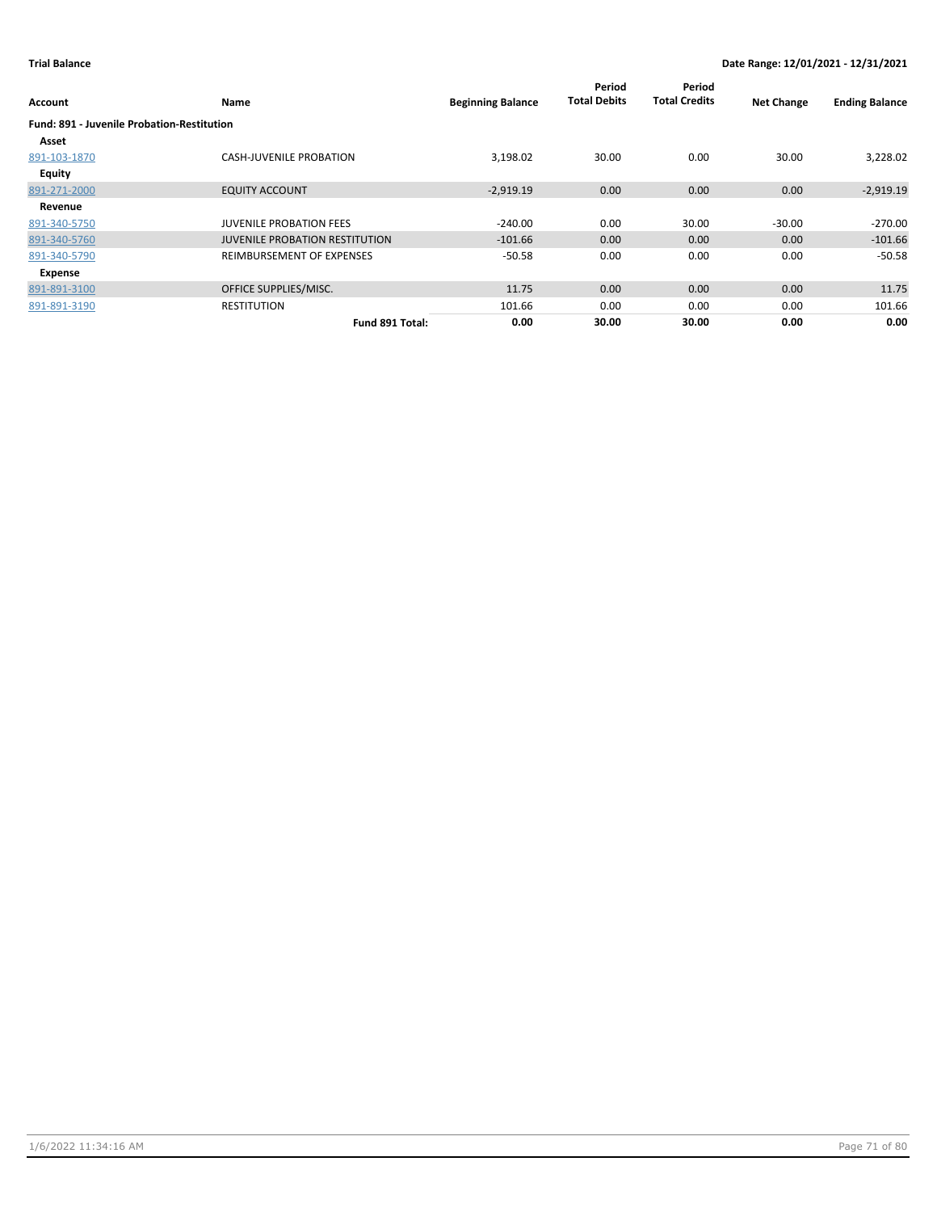**Trial Balance** — **Date Range: 12/01/2021 - 12/31/2021**

| Account | Name | Beginning Balance | Period Total Debits | Period Total Credits | Net Change | Ending Balance |
|---|---|---|---|---|---|---|
| **Fund: 891 - Juvenile Probation-Restitution** | | | | | | |
| **Asset** | | | | | | |
| 891-103-1870 | CASH-JUVENILE PROBATION | 3,198.02 | 30.00 | 0.00 | 30.00 | 3,228.02 |
| **Equity** | | | | | | |
| 891-271-2000 | EQUITY ACCOUNT | -2,919.19 | 0.00 | 0.00 | 0.00 | -2,919.19 |
| **Revenue** | | | | | | |
| 891-340-5750 | JUVENILE PROBATION FEES | -240.00 | 0.00 | 30.00 | -30.00 | -270.00 |
| 891-340-5760 | JUVENILE PROBATION RESTITUTION | -101.66 | 0.00 | 0.00 | 0.00 | -101.66 |
| 891-340-5790 | REIMBURSEMENT OF EXPENSES | -50.58 | 0.00 | 0.00 | 0.00 | -50.58 |
| **Expense** | | | | | | |
| 891-891-3100 | OFFICE SUPPLIES/MISC. | 11.75 | 0.00 | 0.00 | 0.00 | 11.75 |
| 891-891-3190 | RESTITUTION | 101.66 | 0.00 | 0.00 | 0.00 | 101.66 |
| | **Fund 891 Total:** | **0.00** | **30.00** | **30.00** | **0.00** | **0.00** |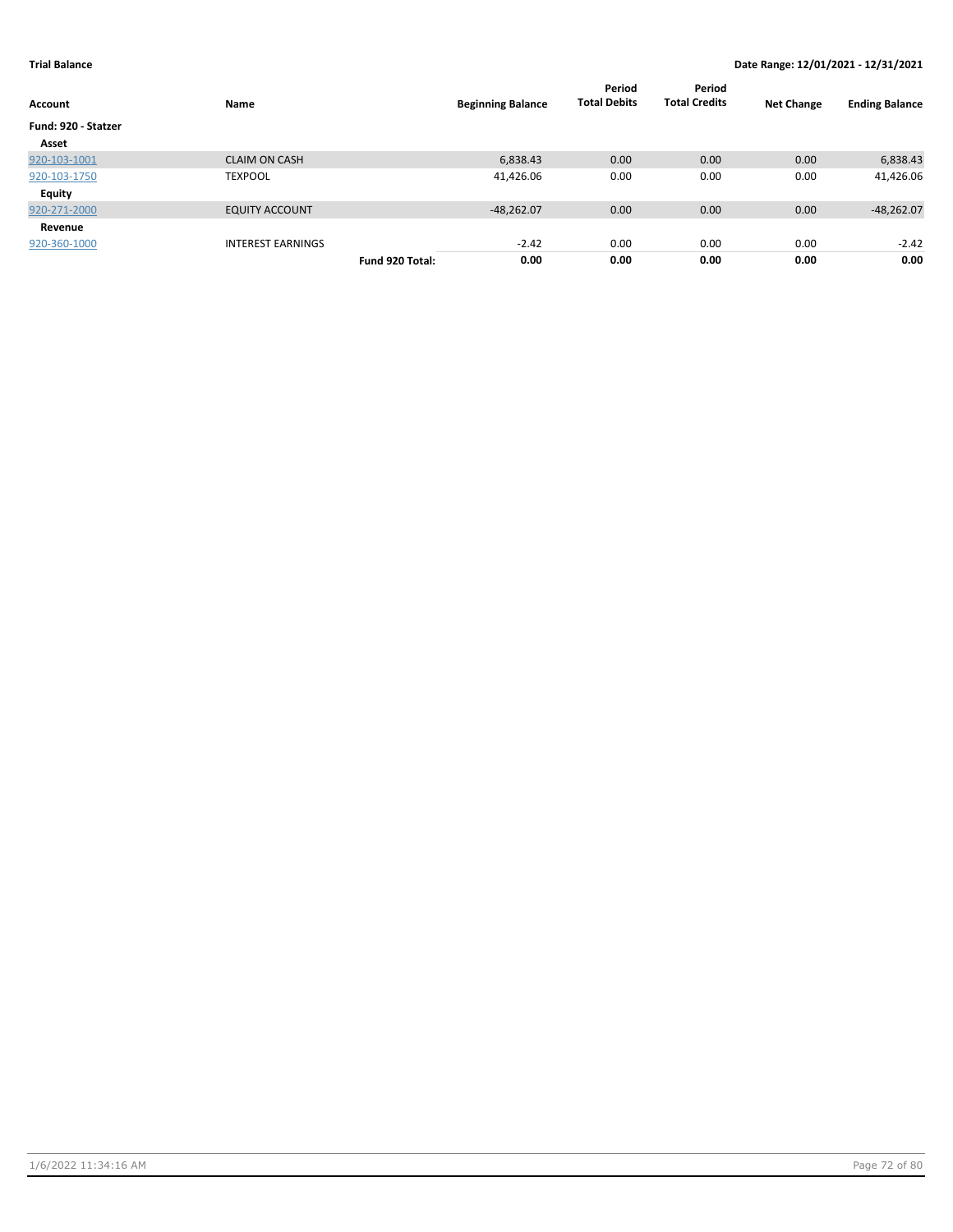**Trial Balance** **Date Range: 12/01/2021 - 12/31/2021**

| Account | Name | | Beginning Balance | Period Total Debits | Period Total Credits | Net Change | Ending Balance |
|---|---|---|---|---|---|---|---|
| **Fund: 920 - Statzer** | | | | | | | |
| **Asset** | | | | | | | |
| 920-103-1001 | CLAIM ON CASH | | 6,838.43 | 0.00 | 0.00 | 0.00 | 6,838.43 |
| 920-103-1750 | TEXPOOL | | 41,426.06 | 0.00 | 0.00 | 0.00 | 41,426.06 |
| **Equity** | | | | | | | |
| 920-271-2000 | EQUITY ACCOUNT | | -48,262.07 | 0.00 | 0.00 | 0.00 | -48,262.07 |
| **Revenue** | | | | | | | |
| 920-360-1000 | INTEREST EARNINGS | | -2.42 | 0.00 | 0.00 | 0.00 | -2.42 |
| | | **Fund 920 Total:** | **0.00** | **0.00** | **0.00** | **0.00** | **0.00** |

1/6/2022 11:34:16 AM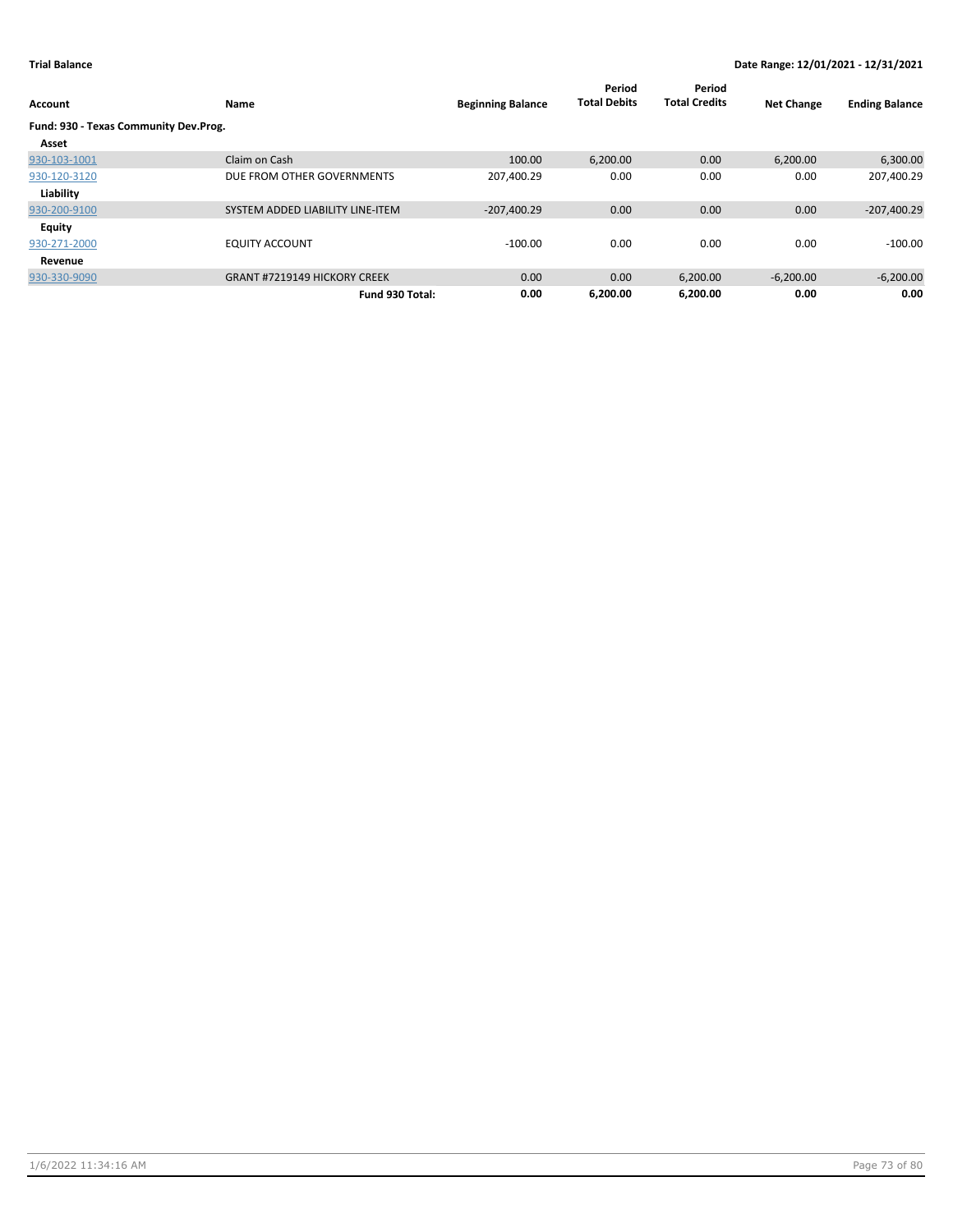**Trial Balance**

**Date Range: 12/01/2021 - 12/31/2021**

| Account | Name | Beginning Balance | Period Total Debits | Period Total Credits | Net Change | Ending Balance |
|---|---|---|---|---|---|---|
| **Fund: 930 - Texas Community Dev.Prog.** | | | | | | |
| **Asset** | | | | | | |
| 930-103-1001 | Claim on Cash | 100.00 | 6,200.00 | 0.00 | 6,200.00 | 6,300.00 |
| 930-120-3120 | DUE FROM OTHER GOVERNMENTS | 207,400.29 | 0.00 | 0.00 | 0.00 | 207,400.29 |
| **Liability** | | | | | | |
| 930-200-9100 | SYSTEM ADDED LIABILITY LINE-ITEM | -207,400.29 | 0.00 | 0.00 | 0.00 | -207,400.29 |
| **Equity** | | | | | | |
| 930-271-2000 | EQUITY ACCOUNT | -100.00 | 0.00 | 0.00 | 0.00 | -100.00 |
| **Revenue** | | | | | | |
| 930-330-9090 | GRANT #7219149 HICKORY CREEK | 0.00 | 0.00 | 6,200.00 | -6,200.00 | -6,200.00 |
| | **Fund 930 Total:** | **0.00** | **6,200.00** | **6,200.00** | **0.00** | **0.00** |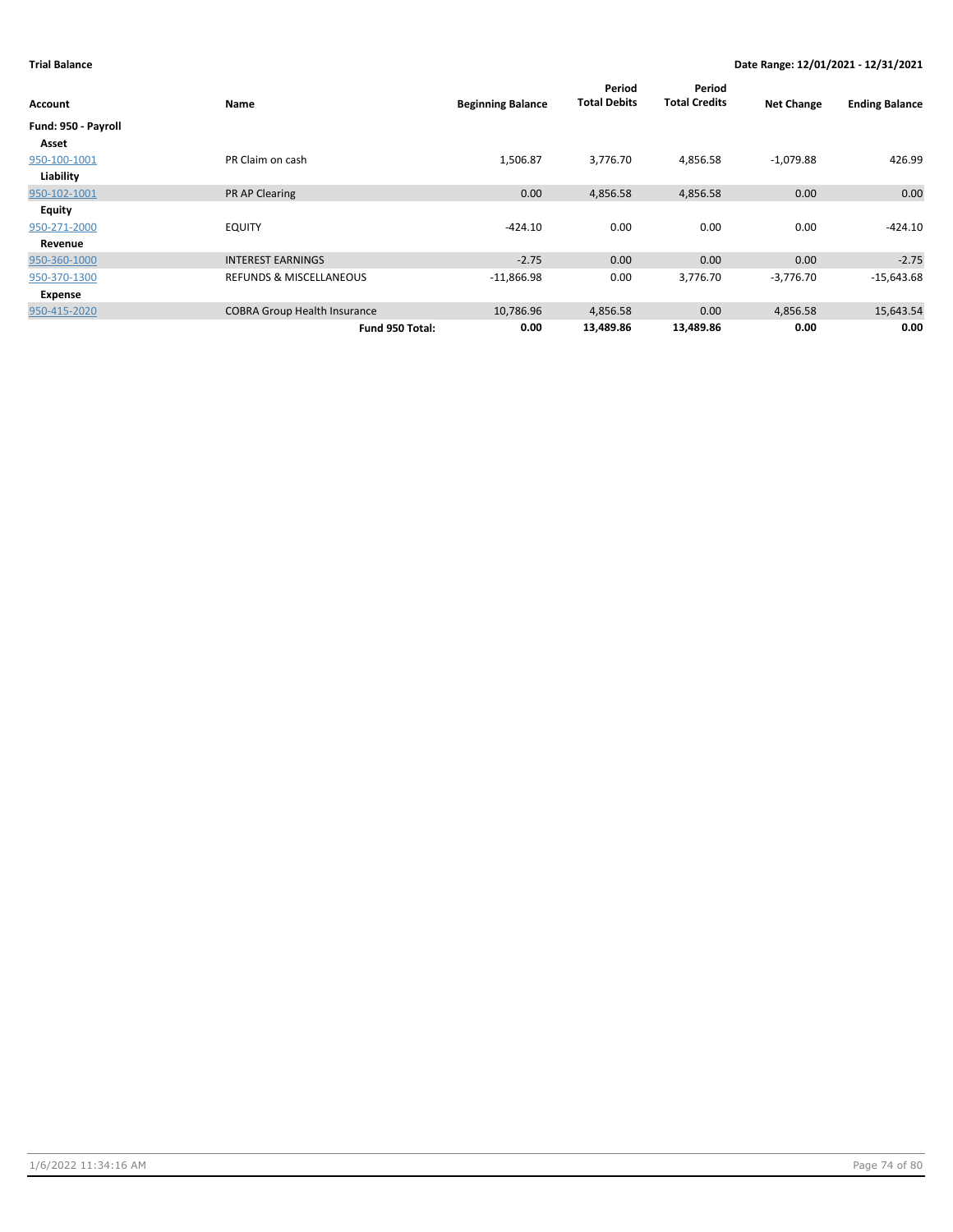**Trial Balance** **Date Range: 12/01/2021 - 12/31/2021**

| Account | Name | Beginning Balance | Period Total Debits | Period Total Credits | Net Change | Ending Balance |
|---|---|---|---|---|---|---|
| **Fund: 950 - Payroll** | | | | | | |
| **Asset** | | | | | | |
| 950-100-1001 | PR Claim on cash | 1,506.87 | 3,776.70 | 4,856.58 | -1,079.88 | 426.99 |
| **Liability** | | | | | | |
| 950-102-1001 | PR AP Clearing | 0.00 | 4,856.58 | 4,856.58 | 0.00 | 0.00 |
| **Equity** | | | | | | |
| 950-271-2000 | EQUITY | -424.10 | 0.00 | 0.00 | 0.00 | -424.10 |
| **Revenue** | | | | | | |
| 950-360-1000 | INTEREST EARNINGS | -2.75 | 0.00 | 0.00 | 0.00 | -2.75 |
| 950-370-1300 | REFUNDS & MISCELLANEOUS | -11,866.98 | 0.00 | 3,776.70 | -3,776.70 | -15,643.68 |
| **Expense** | | | | | | |
| 950-415-2020 | COBRA Group Health Insurance | 10,786.96 | 4,856.58 | 0.00 | 4,856.58 | 15,643.54 |
| | **Fund 950 Total:** | **0.00** | **13,489.86** | **13,489.86** | **0.00** | **0.00** |

1/6/2022 11:34:16 AM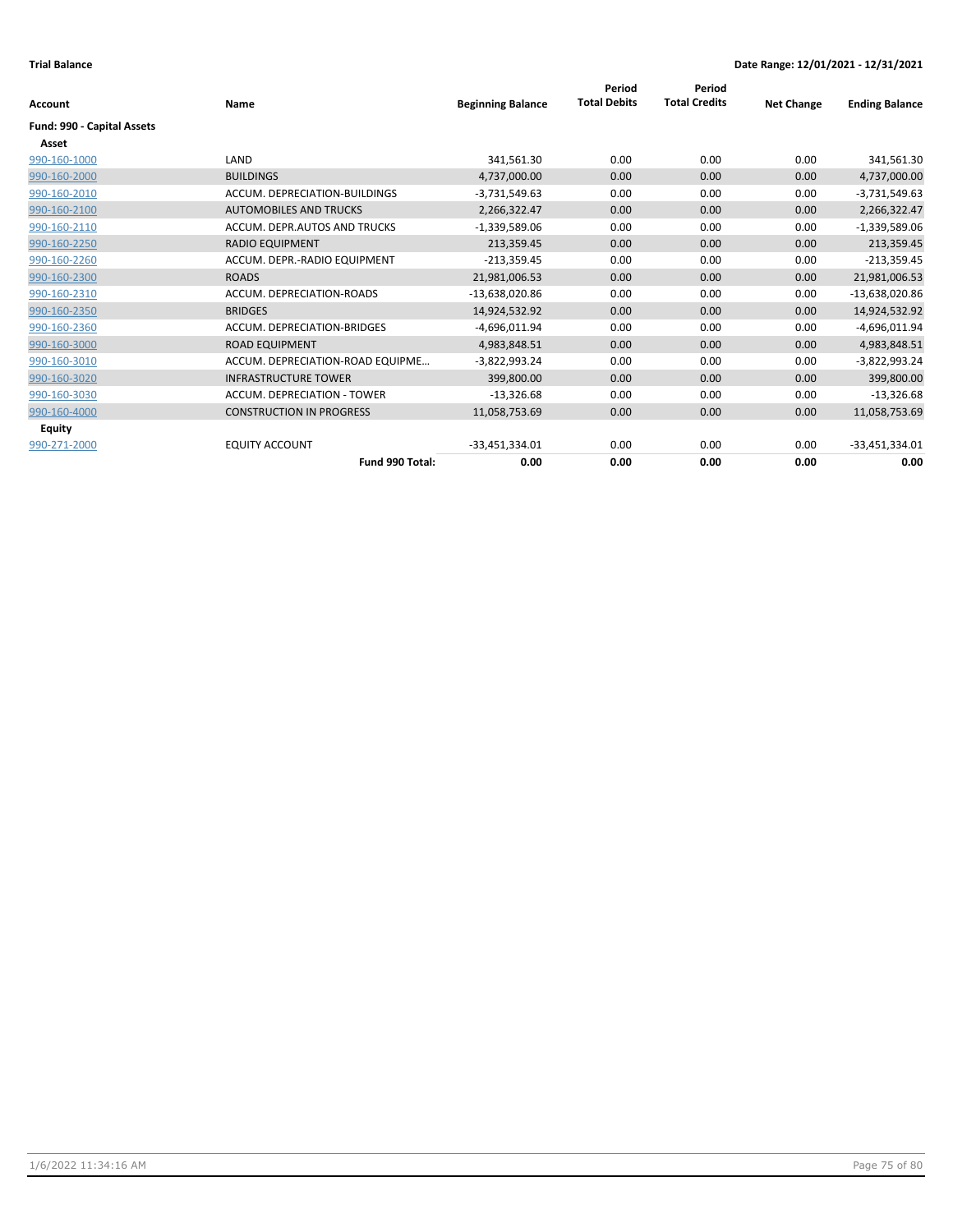**Trial Balance** | **Date Range: 12/01/2021 - 12/31/2021**

| Account | Name | Beginning Balance | Period Total Debits | Period Total Credits | Net Change | Ending Balance |
|---|---|---|---|---|---|---|
| **Fund: 990 - Capital Assets** | | | | | | |
| **Asset** | | | | | | |
| 990-160-1000 | LAND | 341,561.30 | 0.00 | 0.00 | 0.00 | 341,561.30 |
| 990-160-2000 | BUILDINGS | 4,737,000.00 | 0.00 | 0.00 | 0.00 | 4,737,000.00 |
| 990-160-2010 | ACCUM. DEPRECIATION-BUILDINGS | -3,731,549.63 | 0.00 | 0.00 | 0.00 | -3,731,549.63 |
| 990-160-2100 | AUTOMOBILES AND TRUCKS | 2,266,322.47 | 0.00 | 0.00 | 0.00 | 2,266,322.47 |
| 990-160-2110 | ACCUM. DEPR.AUTOS AND TRUCKS | -1,339,589.06 | 0.00 | 0.00 | 0.00 | -1,339,589.06 |
| 990-160-2250 | RADIO EQUIPMENT | 213,359.45 | 0.00 | 0.00 | 0.00 | 213,359.45 |
| 990-160-2260 | ACCUM. DEPR.-RADIO EQUIPMENT | -213,359.45 | 0.00 | 0.00 | 0.00 | -213,359.45 |
| 990-160-2300 | ROADS | 21,981,006.53 | 0.00 | 0.00 | 0.00 | 21,981,006.53 |
| 990-160-2310 | ACCUM. DEPRECIATION-ROADS | -13,638,020.86 | 0.00 | 0.00 | 0.00 | -13,638,020.86 |
| 990-160-2350 | BRIDGES | 14,924,532.92 | 0.00 | 0.00 | 0.00 | 14,924,532.92 |
| 990-160-2360 | ACCUM. DEPRECIATION-BRIDGES | -4,696,011.94 | 0.00 | 0.00 | 0.00 | -4,696,011.94 |
| 990-160-3000 | ROAD EQUIPMENT | 4,983,848.51 | 0.00 | 0.00 | 0.00 | 4,983,848.51 |
| 990-160-3010 | ACCUM. DEPRECIATION-ROAD EQUIPME... | -3,822,993.24 | 0.00 | 0.00 | 0.00 | -3,822,993.24 |
| 990-160-3020 | INFRASTRUCTURE TOWER | 399,800.00 | 0.00 | 0.00 | 0.00 | 399,800.00 |
| 990-160-3030 | ACCUM. DEPRECIATION - TOWER | -13,326.68 | 0.00 | 0.00 | 0.00 | -13,326.68 |
| 990-160-4000 | CONSTRUCTION IN PROGRESS | 11,058,753.69 | 0.00 | 0.00 | 0.00 | 11,058,753.69 |
| **Equity** | | | | | | |
| 990-271-2000 | EQUITY ACCOUNT | -33,451,334.01 | 0.00 | 0.00 | 0.00 | -33,451,334.01 |
| | **Fund 990 Total:** | **0.00** | **0.00** | **0.00** | **0.00** | **0.00** |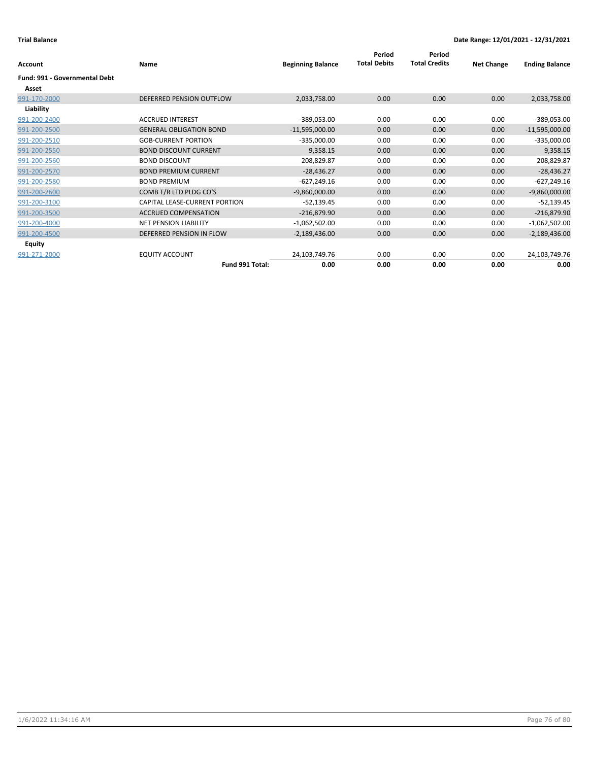**Trial Balance** **Date Range: 12/01/2021 - 12/31/2021**

| Account | Name | Beginning Balance | Period Total Debits | Period Total Credits | Net Change | Ending Balance |
|---|---|---|---|---|---|---|
| **Fund: 991 - Governmental Debt** | | | | | | |
| **Asset** | | | | | | |
| 991-170-2000 | DEFERRED PENSION OUTFLOW | 2,033,758.00 | 0.00 | 0.00 | 0.00 | 2,033,758.00 |
| **Liability** | | | | | | |
| 991-200-2400 | ACCRUED INTEREST | -389,053.00 | 0.00 | 0.00 | 0.00 | -389,053.00 |
| 991-200-2500 | GENERAL OBLIGATION BOND | -11,595,000.00 | 0.00 | 0.00 | 0.00 | -11,595,000.00 |
| 991-200-2510 | GOB-CURRENT PORTION | -335,000.00 | 0.00 | 0.00 | 0.00 | -335,000.00 |
| 991-200-2550 | BOND DISCOUNT CURRENT | 9,358.15 | 0.00 | 0.00 | 0.00 | 9,358.15 |
| 991-200-2560 | BOND DISCOUNT | 208,829.87 | 0.00 | 0.00 | 0.00 | 208,829.87 |
| 991-200-2570 | BOND PREMIUM CURRENT | -28,436.27 | 0.00 | 0.00 | 0.00 | -28,436.27 |
| 991-200-2580 | BOND PREMIUM | -627,249.16 | 0.00 | 0.00 | 0.00 | -627,249.16 |
| 991-200-2600 | COMB T/R LTD PLDG CO'S | -9,860,000.00 | 0.00 | 0.00 | 0.00 | -9,860,000.00 |
| 991-200-3100 | CAPITAL LEASE-CURRENT PORTION | -52,139.45 | 0.00 | 0.00 | 0.00 | -52,139.45 |
| 991-200-3500 | ACCRUED COMPENSATION | -216,879.90 | 0.00 | 0.00 | 0.00 | -216,879.90 |
| 991-200-4000 | NET PENSION LIABILITY | -1,062,502.00 | 0.00 | 0.00 | 0.00 | -1,062,502.00 |
| 991-200-4500 | DEFERRED PENSION IN FLOW | -2,189,436.00 | 0.00 | 0.00 | 0.00 | -2,189,436.00 |
| **Equity** | | | | | | |
| 991-271-2000 | EQUITY ACCOUNT | 24,103,749.76 | 0.00 | 0.00 | 0.00 | 24,103,749.76 |
| | **Fund 991 Total:** | **0.00** | **0.00** | **0.00** | **0.00** | **0.00** |

1/6/2022 11:34:16 AM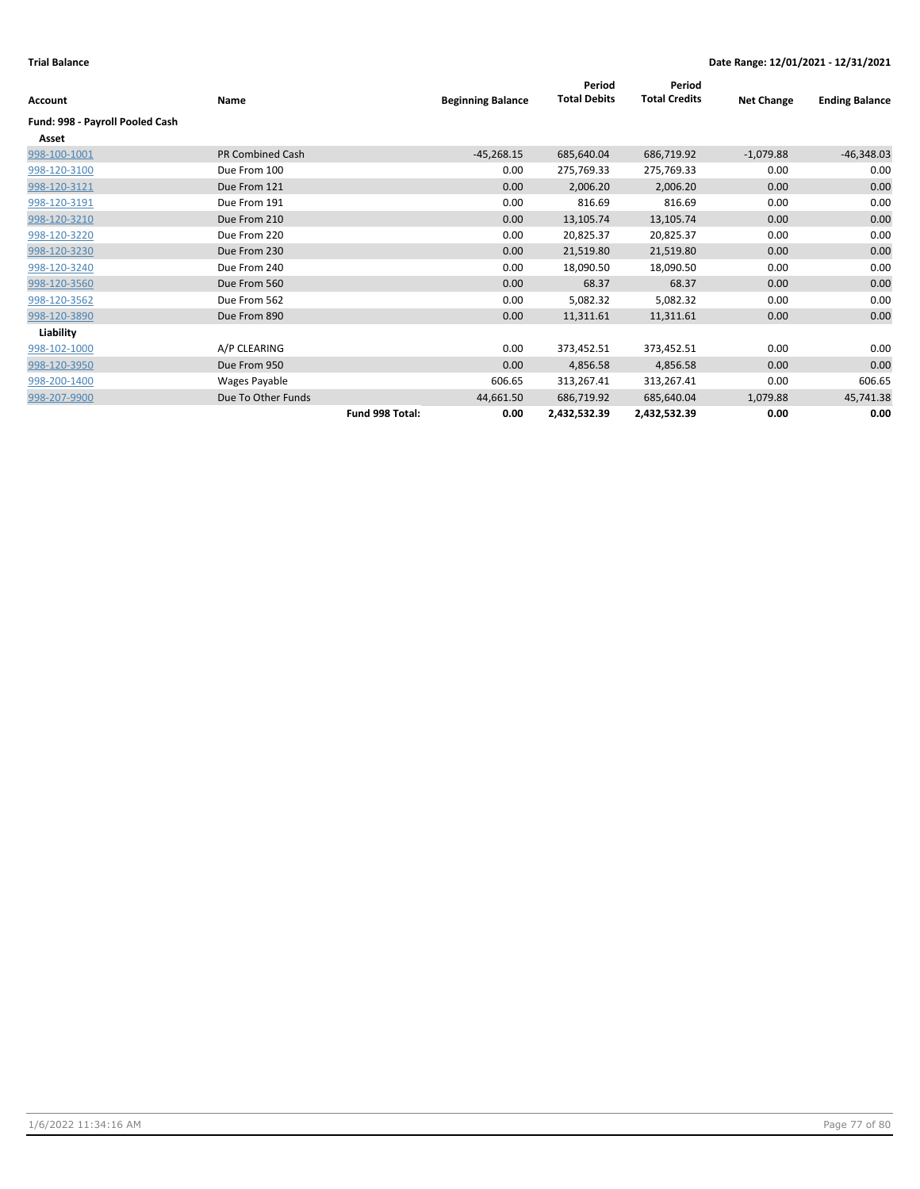**Trial Balance** **Date Range: 12/01/2021 - 12/31/2021**

| Account | Name | | Beginning Balance | Period Total Debits | Period Total Credits | Net Change | Ending Balance |
|---|---|---|---|---|---|---|---|
| **Fund: 998 - Payroll Pooled Cash** | | | | | | | |
| **Asset** | | | | | | | |
| 998-100-1001 | PR Combined Cash | | -45,268.15 | 685,640.04 | 686,719.92 | -1,079.88 | -46,348.03 |
| 998-120-3100 | Due From 100 | | 0.00 | 275,769.33 | 275,769.33 | 0.00 | 0.00 |
| 998-120-3121 | Due From 121 | | 0.00 | 2,006.20 | 2,006.20 | 0.00 | 0.00 |
| 998-120-3191 | Due From 191 | | 0.00 | 816.69 | 816.69 | 0.00 | 0.00 |
| 998-120-3210 | Due From 210 | | 0.00 | 13,105.74 | 13,105.74 | 0.00 | 0.00 |
| 998-120-3220 | Due From 220 | | 0.00 | 20,825.37 | 20,825.37 | 0.00 | 0.00 |
| 998-120-3230 | Due From 230 | | 0.00 | 21,519.80 | 21,519.80 | 0.00 | 0.00 |
| 998-120-3240 | Due From 240 | | 0.00 | 18,090.50 | 18,090.50 | 0.00 | 0.00 |
| 998-120-3560 | Due From 560 | | 0.00 | 68.37 | 68.37 | 0.00 | 0.00 |
| 998-120-3562 | Due From 562 | | 0.00 | 5,082.32 | 5,082.32 | 0.00 | 0.00 |
| 998-120-3890 | Due From 890 | | 0.00 | 11,311.61 | 11,311.61 | 0.00 | 0.00 |
| **Liability** | | | | | | | |
| 998-102-1000 | A/P CLEARING | | 0.00 | 373,452.51 | 373,452.51 | 0.00 | 0.00 |
| 998-120-3950 | Due From 950 | | 0.00 | 4,856.58 | 4,856.58 | 0.00 | 0.00 |
| 998-200-1400 | Wages Payable | | 606.65 | 313,267.41 | 313,267.41 | 0.00 | 606.65 |
| 998-207-9900 | Due To Other Funds | | 44,661.50 | 686,719.92 | 685,640.04 | 1,079.88 | 45,741.38 |
| | | **Fund 998 Total:** | **0.00** | **2,432,532.39** | **2,432,532.39** | **0.00** | **0.00** |

1/6/2022 11:34:16 AM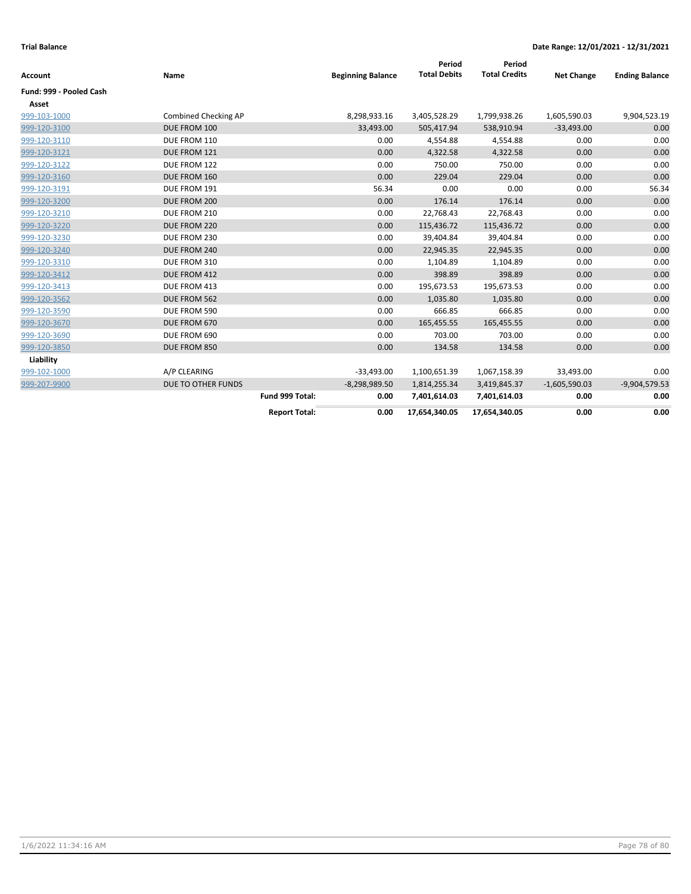**Trial Balance**

**Date Range: 12/01/2021 - 12/31/2021**

| Account | Name | Beginning Balance | Period Total Debits | Period Total Credits | Net Change | Ending Balance |
|---|---|---|---|---|---|---|
| **Fund: 999 - Pooled Cash** | | | | | | |
| **Asset** | | | | | | |
| 999-103-1000 | Combined Checking AP | 8,298,933.16 | 3,405,528.29 | 1,799,938.26 | 1,605,590.03 | 9,904,523.19 |
| 999-120-3100 | DUE FROM 100 | 33,493.00 | 505,417.94 | 538,910.94 | -33,493.00 | 0.00 |
| 999-120-3110 | DUE FROM 110 | 0.00 | 4,554.88 | 4,554.88 | 0.00 | 0.00 |
| 999-120-3121 | DUE FROM 121 | 0.00 | 4,322.58 | 4,322.58 | 0.00 | 0.00 |
| 999-120-3122 | DUE FROM 122 | 0.00 | 750.00 | 750.00 | 0.00 | 0.00 |
| 999-120-3160 | DUE FROM 160 | 0.00 | 229.04 | 229.04 | 0.00 | 0.00 |
| 999-120-3191 | DUE FROM 191 | 56.34 | 0.00 | 0.00 | 0.00 | 56.34 |
| 999-120-3200 | DUE FROM 200 | 0.00 | 176.14 | 176.14 | 0.00 | 0.00 |
| 999-120-3210 | DUE FROM 210 | 0.00 | 22,768.43 | 22,768.43 | 0.00 | 0.00 |
| 999-120-3220 | DUE FROM 220 | 0.00 | 115,436.72 | 115,436.72 | 0.00 | 0.00 |
| 999-120-3230 | DUE FROM 230 | 0.00 | 39,404.84 | 39,404.84 | 0.00 | 0.00 |
| 999-120-3240 | DUE FROM 240 | 0.00 | 22,945.35 | 22,945.35 | 0.00 | 0.00 |
| 999-120-3310 | DUE FROM 310 | 0.00 | 1,104.89 | 1,104.89 | 0.00 | 0.00 |
| 999-120-3412 | DUE FROM 412 | 0.00 | 398.89 | 398.89 | 0.00 | 0.00 |
| 999-120-3413 | DUE FROM 413 | 0.00 | 195,673.53 | 195,673.53 | 0.00 | 0.00 |
| 999-120-3562 | DUE FROM 562 | 0.00 | 1,035.80 | 1,035.80 | 0.00 | 0.00 |
| 999-120-3590 | DUE FROM 590 | 0.00 | 666.85 | 666.85 | 0.00 | 0.00 |
| 999-120-3670 | DUE FROM 670 | 0.00 | 165,455.55 | 165,455.55 | 0.00 | 0.00 |
| 999-120-3690 | DUE FROM 690 | 0.00 | 703.00 | 703.00 | 0.00 | 0.00 |
| 999-120-3850 | DUE FROM 850 | 0.00 | 134.58 | 134.58 | 0.00 | 0.00 |
| **Liability** | | | | | | |
| 999-102-1000 | A/P CLEARING | -33,493.00 | 1,100,651.39 | 1,067,158.39 | 33,493.00 | 0.00 |
| 999-207-9900 | DUE TO OTHER FUNDS | -8,298,989.50 | 1,814,255.34 | 3,419,845.37 | -1,605,590.03 | -9,904,579.53 |
| | **Fund 999 Total:** | **0.00** | **7,401,614.03** | **7,401,614.03** | **0.00** | **0.00** |
| | **Report Total:** | **0.00** | **17,654,340.05** | **17,654,340.05** | **0.00** | **0.00** |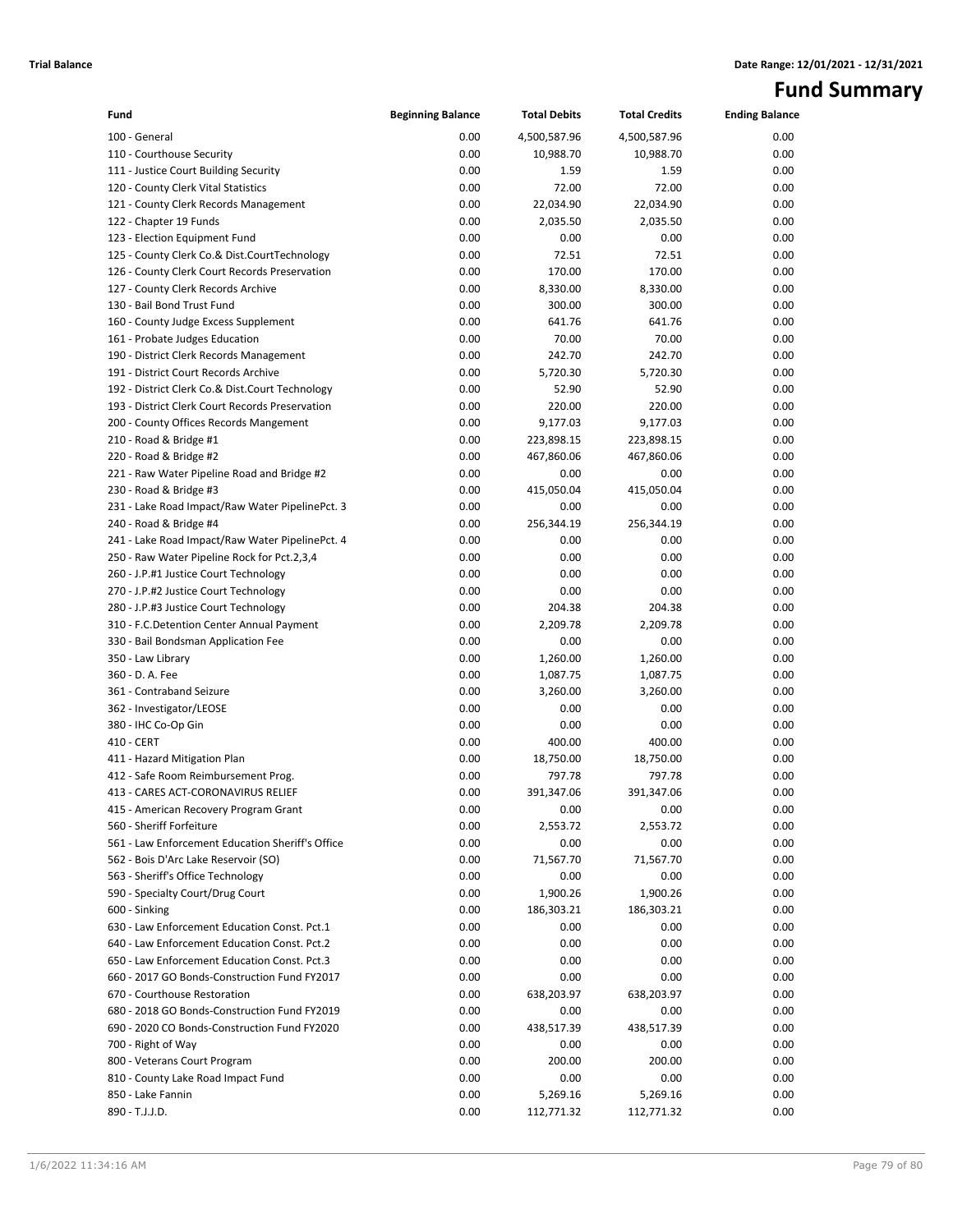**Trial Balance** **Date Range: 12/01/2021 - 12/31/2021**

# Fund Summary

| Fund | Beginning Balance | Total Debits | Total Credits | Ending Balance |
|---|---|---|---|---|
| 100 - General | 0.00 | 4,500,587.96 | 4,500,587.96 | 0.00 |
| 110 - Courthouse Security | 0.00 | 10,988.70 | 10,988.70 | 0.00 |
| 111 - Justice Court Building Security | 0.00 | 1.59 | 1.59 | 0.00 |
| 120 - County Clerk Vital Statistics | 0.00 | 72.00 | 72.00 | 0.00 |
| 121 - County Clerk Records Management | 0.00 | 22,034.90 | 22,034.90 | 0.00 |
| 122 - Chapter 19 Funds | 0.00 | 2,035.50 | 2,035.50 | 0.00 |
| 123 - Election Equipment Fund | 0.00 | 0.00 | 0.00 | 0.00 |
| 125 - County Clerk Co.& Dist.CourtTechnology | 0.00 | 72.51 | 72.51 | 0.00 |
| 126 - County Clerk Court Records Preservation | 0.00 | 170.00 | 170.00 | 0.00 |
| 127 - County Clerk Records Archive | 0.00 | 8,330.00 | 8,330.00 | 0.00 |
| 130 - Bail Bond Trust Fund | 0.00 | 300.00 | 300.00 | 0.00 |
| 160 - County Judge Excess Supplement | 0.00 | 641.76 | 641.76 | 0.00 |
| 161 - Probate Judges Education | 0.00 | 70.00 | 70.00 | 0.00 |
| 190 - District Clerk Records Management | 0.00 | 242.70 | 242.70 | 0.00 |
| 191 - District Court Records Archive | 0.00 | 5,720.30 | 5,720.30 | 0.00 |
| 192 - District Clerk Co.& Dist.Court Technology | 0.00 | 52.90 | 52.90 | 0.00 |
| 193 - District Clerk Court Records Preservation | 0.00 | 220.00 | 220.00 | 0.00 |
| 200 - County Offices Records Mangement | 0.00 | 9,177.03 | 9,177.03 | 0.00 |
| 210 - Road & Bridge #1 | 0.00 | 223,898.15 | 223,898.15 | 0.00 |
| 220 - Road & Bridge #2 | 0.00 | 467,860.06 | 467,860.06 | 0.00 |
| 221 - Raw Water Pipeline Road and Bridge #2 | 0.00 | 0.00 | 0.00 | 0.00 |
| 230 - Road & Bridge #3 | 0.00 | 415,050.04 | 415,050.04 | 0.00 |
| 231 - Lake Road Impact/Raw Water PipelinePct. 3 | 0.00 | 0.00 | 0.00 | 0.00 |
| 240 - Road & Bridge #4 | 0.00 | 256,344.19 | 256,344.19 | 0.00 |
| 241 - Lake Road Impact/Raw Water PipelinePct. 4 | 0.00 | 0.00 | 0.00 | 0.00 |
| 250 - Raw Water Pipeline Rock for Pct.2,3,4 | 0.00 | 0.00 | 0.00 | 0.00 |
| 260 - J.P.#1 Justice Court Technology | 0.00 | 0.00 | 0.00 | 0.00 |
| 270 - J.P.#2 Justice Court Technology | 0.00 | 0.00 | 0.00 | 0.00 |
| 280 - J.P.#3 Justice Court Technology | 0.00 | 204.38 | 204.38 | 0.00 |
| 310 - F.C.Detention Center Annual Payment | 0.00 | 2,209.78 | 2,209.78 | 0.00 |
| 330 - Bail Bondsman Application Fee | 0.00 | 0.00 | 0.00 | 0.00 |
| 350 - Law Library | 0.00 | 1,260.00 | 1,260.00 | 0.00 |
| 360 - D. A. Fee | 0.00 | 1,087.75 | 1,087.75 | 0.00 |
| 361 - Contraband Seizure | 0.00 | 3,260.00 | 3,260.00 | 0.00 |
| 362 - Investigator/LEOSE | 0.00 | 0.00 | 0.00 | 0.00 |
| 380 - IHC Co-Op Gin | 0.00 | 0.00 | 0.00 | 0.00 |
| 410 - CERT | 0.00 | 400.00 | 400.00 | 0.00 |
| 411 - Hazard Mitigation Plan | 0.00 | 18,750.00 | 18,750.00 | 0.00 |
| 412 - Safe Room Reimbursement Prog. | 0.00 | 797.78 | 797.78 | 0.00 |
| 413 - CARES ACT-CORONAVIRUS RELIEF | 0.00 | 391,347.06 | 391,347.06 | 0.00 |
| 415 - American Recovery Program Grant | 0.00 | 0.00 | 0.00 | 0.00 |
| 560 - Sheriff Forfeiture | 0.00 | 2,553.72 | 2,553.72 | 0.00 |
| 561 - Law Enforcement Education Sheriff's Office | 0.00 | 0.00 | 0.00 | 0.00 |
| 562 - Bois D'Arc Lake Reservoir (SO) | 0.00 | 71,567.70 | 71,567.70 | 0.00 |
| 563 - Sheriff's Office Technology | 0.00 | 0.00 | 0.00 | 0.00 |
| 590 - Specialty Court/Drug Court | 0.00 | 1,900.26 | 1,900.26 | 0.00 |
| 600 - Sinking | 0.00 | 186,303.21 | 186,303.21 | 0.00 |
| 630 - Law Enforcement Education Const. Pct.1 | 0.00 | 0.00 | 0.00 | 0.00 |
| 640 - Law Enforcement Education Const. Pct.2 | 0.00 | 0.00 | 0.00 | 0.00 |
| 650 - Law Enforcement Education Const. Pct.3 | 0.00 | 0.00 | 0.00 | 0.00 |
| 660 - 2017 GO Bonds-Construction Fund FY2017 | 0.00 | 0.00 | 0.00 | 0.00 |
| 670 - Courthouse Restoration | 0.00 | 638,203.97 | 638,203.97 | 0.00 |
| 680 - 2018 GO Bonds-Construction Fund FY2019 | 0.00 | 0.00 | 0.00 | 0.00 |
| 690 - 2020 CO Bonds-Construction Fund FY2020 | 0.00 | 438,517.39 | 438,517.39 | 0.00 |
| 700 - Right of Way | 0.00 | 0.00 | 0.00 | 0.00 |
| 800 - Veterans Court Program | 0.00 | 200.00 | 200.00 | 0.00 |
| 810 - County Lake Road Impact Fund | 0.00 | 0.00 | 0.00 | 0.00 |
| 850 - Lake Fannin | 0.00 | 5,269.16 | 5,269.16 | 0.00 |
| 890 - T.J.J.D. | 0.00 | 112,771.32 | 112,771.32 | 0.00 |

1/6/2022 11:34:16 AM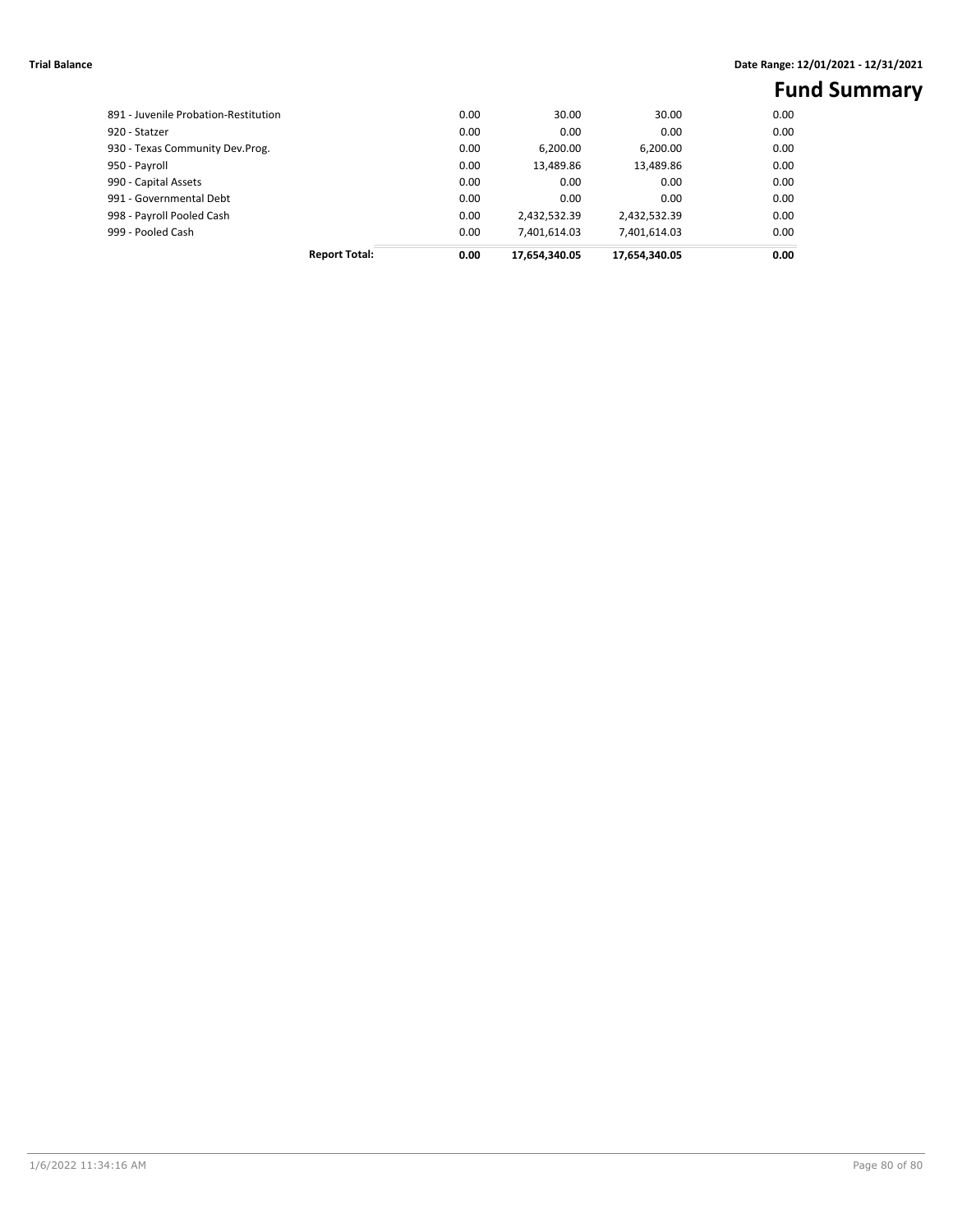# Fund Summary

| | | | | |
|---|---|---|---|---|
| 891 - Juvenile Probation-Restitution | 0.00 | 30.00 | 30.00 | 0.00 |
| 920 - Statzer | 0.00 | 0.00 | 0.00 | 0.00 |
| 930 - Texas Community Dev.Prog. | 0.00 | 6,200.00 | 6,200.00 | 0.00 |
| 950 - Payroll | 0.00 | 13,489.86 | 13,489.86 | 0.00 |
| 990 - Capital Assets | 0.00 | 0.00 | 0.00 | 0.00 |
| 991 - Governmental Debt | 0.00 | 0.00 | 0.00 | 0.00 |
| 998 - Payroll Pooled Cash | 0.00 | 2,432,532.39 | 2,432,532.39 | 0.00 |
| 999 - Pooled Cash | 0.00 | 7,401,614.03 | 7,401,614.03 | 0.00 |
| **Report Total:** | **0.00** | **17,654,340.05** | **17,654,340.05** | **0.00** |